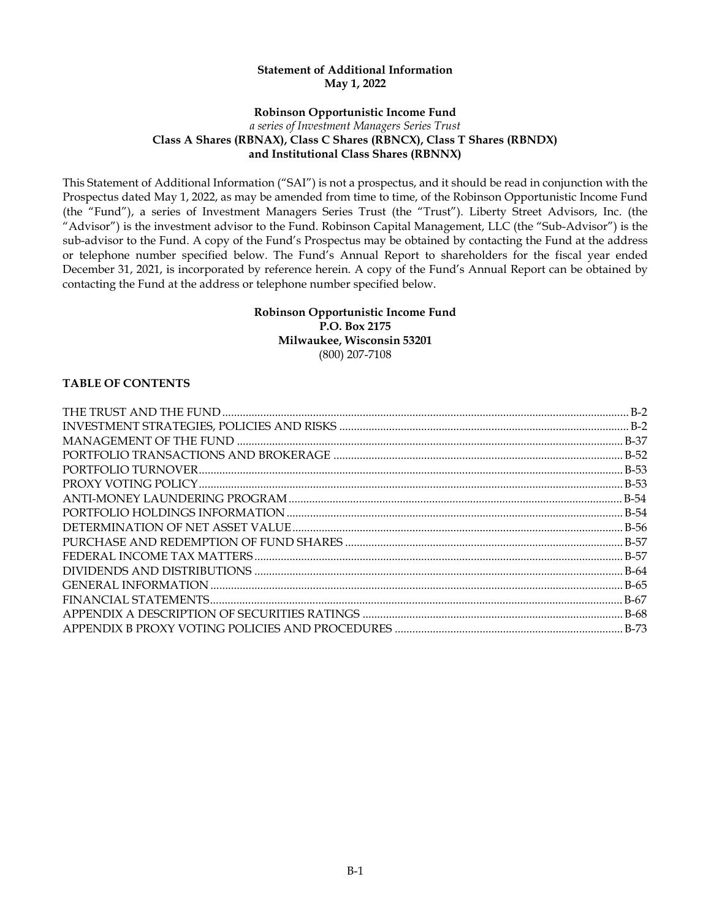**Statement of Additional Information**
**May 1, 2022**

**Robinson Opportunistic Income Fund**
*a series of Investment Managers Series Trust*
**Class A Shares (RBNAX), Class C Shares (RBNCX), Class T Shares (RBNDX) and Institutional Class Shares (RBNNX)**

This Statement of Additional Information ("SAI") is not a prospectus, and it should be read in conjunction with the Prospectus dated May 1, 2022, as may be amended from time to time, of the Robinson Opportunistic Income Fund (the "Fund"), a series of Investment Managers Series Trust (the "Trust"). Liberty Street Advisors, Inc. (the "Advisor") is the investment advisor to the Fund. Robinson Capital Management, LLC (the "Sub-Advisor") is the sub-advisor to the Fund. A copy of the Fund's Prospectus may be obtained by contacting the Fund at the address or telephone number specified below. The Fund's Annual Report to shareholders for the fiscal year ended December 31, 2021, is incorporated by reference herein. A copy of the Fund's Annual Report can be obtained by contacting the Fund at the address or telephone number specified below.

**Robinson Opportunistic Income Fund**
**P.O. Box 2175**
**Milwaukee, Wisconsin 53201**
(800) 207-7108

**TABLE OF CONTENTS**

| | |
|---|---|
| THE TRUST AND THE FUND | B-2 |
| INVESTMENT STRATEGIES, POLICIES AND RISKS | B-2 |
| MANAGEMENT OF THE FUND | B-37 |
| PORTFOLIO TRANSACTIONS AND BROKERAGE | B-52 |
| PORTFOLIO TURNOVER | B-53 |
| PROXY VOTING POLICY | B-53 |
| ANTI-MONEY LAUNDERING PROGRAM | B-54 |
| PORTFOLIO HOLDINGS INFORMATION | B-54 |
| DETERMINATION OF NET ASSET VALUE | B-56 |
| PURCHASE AND REDEMPTION OF FUND SHARES | B-57 |
| FEDERAL INCOME TAX MATTERS | B-57 |
| DIVIDENDS AND DISTRIBUTIONS | B-64 |
| GENERAL INFORMATION | B-65 |
| FINANCIAL STATEMENTS | B-67 |
| APPENDIX A DESCRIPTION OF SECURITIES RATINGS | B-68 |
| APPENDIX B PROXY VOTING POLICIES AND PROCEDURES | B-73 |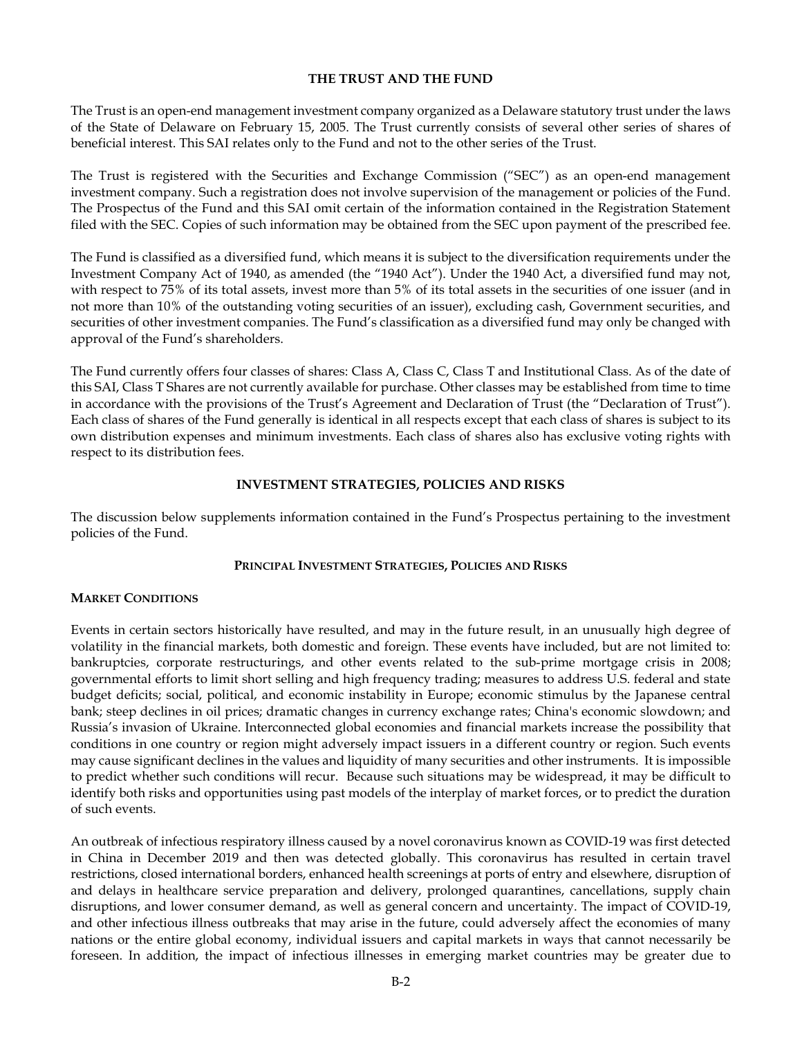## THE TRUST AND THE FUND

The Trust is an open-end management investment company organized as a Delaware statutory trust under the laws of the State of Delaware on February 15, 2005. The Trust currently consists of several other series of shares of beneficial interest. This SAI relates only to the Fund and not to the other series of the Trust.

The Trust is registered with the Securities and Exchange Commission ("SEC") as an open-end management investment company. Such a registration does not involve supervision of the management or policies of the Fund. The Prospectus of the Fund and this SAI omit certain of the information contained in the Registration Statement filed with the SEC. Copies of such information may be obtained from the SEC upon payment of the prescribed fee.

The Fund is classified as a diversified fund, which means it is subject to the diversification requirements under the Investment Company Act of 1940, as amended (the "1940 Act"). Under the 1940 Act, a diversified fund may not, with respect to 75% of its total assets, invest more than 5% of its total assets in the securities of one issuer (and in not more than 10% of the outstanding voting securities of an issuer), excluding cash, Government securities, and securities of other investment companies. The Fund's classification as a diversified fund may only be changed with approval of the Fund's shareholders.

The Fund currently offers four classes of shares: Class A, Class C, Class T and Institutional Class. As of the date of this SAI, Class T Shares are not currently available for purchase. Other classes may be established from time to time in accordance with the provisions of the Trust's Agreement and Declaration of Trust (the "Declaration of Trust"). Each class of shares of the Fund generally is identical in all respects except that each class of shares is subject to its own distribution expenses and minimum investments. Each class of shares also has exclusive voting rights with respect to its distribution fees.

## INVESTMENT STRATEGIES, POLICIES AND RISKS

The discussion below supplements information contained in the Fund's Prospectus pertaining to the investment policies of the Fund.

### PRINCIPAL INVESTMENT STRATEGIES, POLICIES AND RISKS

#### MARKET CONDITIONS

Events in certain sectors historically have resulted, and may in the future result, in an unusually high degree of volatility in the financial markets, both domestic and foreign. These events have included, but are not limited to: bankruptcies, corporate restructurings, and other events related to the sub-prime mortgage crisis in 2008; governmental efforts to limit short selling and high frequency trading; measures to address U.S. federal and state budget deficits; social, political, and economic instability in Europe; economic stimulus by the Japanese central bank; steep declines in oil prices; dramatic changes in currency exchange rates; China's economic slowdown; and Russia's invasion of Ukraine. Interconnected global economies and financial markets increase the possibility that conditions in one country or region might adversely impact issuers in a different country or region. Such events may cause significant declines in the values and liquidity of many securities and other instruments. It is impossible to predict whether such conditions will recur. Because such situations may be widespread, it may be difficult to identify both risks and opportunities using past models of the interplay of market forces, or to predict the duration of such events.

An outbreak of infectious respiratory illness caused by a novel coronavirus known as COVID-19 was first detected in China in December 2019 and then was detected globally. This coronavirus has resulted in certain travel restrictions, closed international borders, enhanced health screenings at ports of entry and elsewhere, disruption of and delays in healthcare service preparation and delivery, prolonged quarantines, cancellations, supply chain disruptions, and lower consumer demand, as well as general concern and uncertainty. The impact of COVID-19, and other infectious illness outbreaks that may arise in the future, could adversely affect the economies of many nations or the entire global economy, individual issuers and capital markets in ways that cannot necessarily be foreseen. In addition, the impact of infectious illnesses in emerging market countries may be greater due to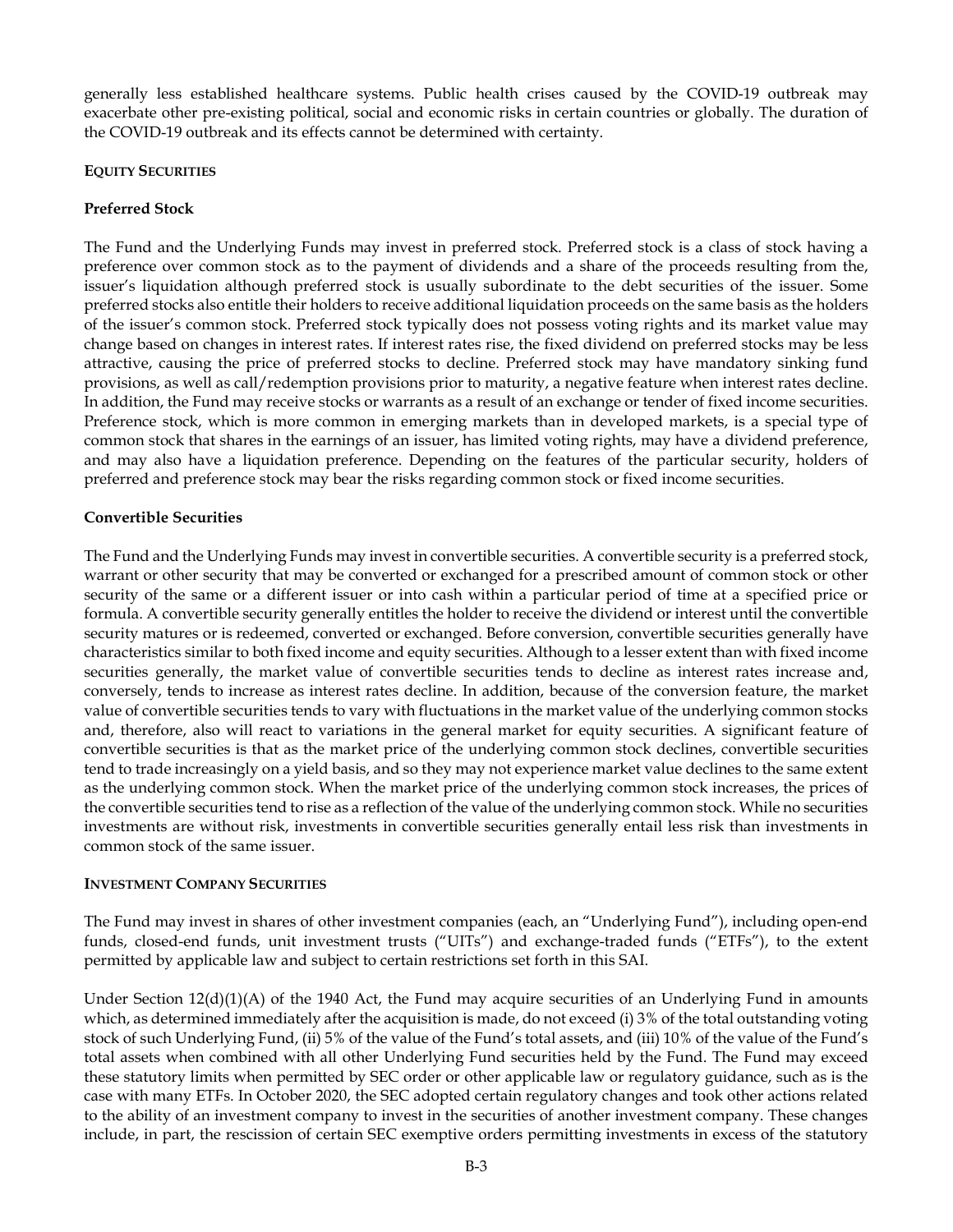generally less established healthcare systems. Public health crises caused by the COVID-19 outbreak may exacerbate other pre-existing political, social and economic risks in certain countries or globally. The duration of the COVID-19 outbreak and its effects cannot be determined with certainty.

## EQUITY SECURITIES

### Preferred Stock

The Fund and the Underlying Funds may invest in preferred stock. Preferred stock is a class of stock having a preference over common stock as to the payment of dividends and a share of the proceeds resulting from the, issuer's liquidation although preferred stock is usually subordinate to the debt securities of the issuer. Some preferred stocks also entitle their holders to receive additional liquidation proceeds on the same basis as the holders of the issuer's common stock. Preferred stock typically does not possess voting rights and its market value may change based on changes in interest rates. If interest rates rise, the fixed dividend on preferred stocks may be less attractive, causing the price of preferred stocks to decline. Preferred stock may have mandatory sinking fund provisions, as well as call/redemption provisions prior to maturity, a negative feature when interest rates decline. In addition, the Fund may receive stocks or warrants as a result of an exchange or tender of fixed income securities. Preference stock, which is more common in emerging markets than in developed markets, is a special type of common stock that shares in the earnings of an issuer, has limited voting rights, may have a dividend preference, and may also have a liquidation preference. Depending on the features of the particular security, holders of preferred and preference stock may bear the risks regarding common stock or fixed income securities.

### Convertible Securities

The Fund and the Underlying Funds may invest in convertible securities. A convertible security is a preferred stock, warrant or other security that may be converted or exchanged for a prescribed amount of common stock or other security of the same or a different issuer or into cash within a particular period of time at a specified price or formula. A convertible security generally entitles the holder to receive the dividend or interest until the convertible security matures or is redeemed, converted or exchanged. Before conversion, convertible securities generally have characteristics similar to both fixed income and equity securities. Although to a lesser extent than with fixed income securities generally, the market value of convertible securities tends to decline as interest rates increase and, conversely, tends to increase as interest rates decline. In addition, because of the conversion feature, the market value of convertible securities tends to vary with fluctuations in the market value of the underlying common stocks and, therefore, also will react to variations in the general market for equity securities. A significant feature of convertible securities is that as the market price of the underlying common stock declines, convertible securities tend to trade increasingly on a yield basis, and so they may not experience market value declines to the same extent as the underlying common stock. When the market price of the underlying common stock increases, the prices of the convertible securities tend to rise as a reflection of the value of the underlying common stock. While no securities investments are without risk, investments in convertible securities generally entail less risk than investments in common stock of the same issuer.

## INVESTMENT COMPANY SECURITIES

The Fund may invest in shares of other investment companies (each, an "Underlying Fund"), including open-end funds, closed-end funds, unit investment trusts ("UITs") and exchange-traded funds ("ETFs"), to the extent permitted by applicable law and subject to certain restrictions set forth in this SAI.

Under Section 12(d)(1)(A) of the 1940 Act, the Fund may acquire securities of an Underlying Fund in amounts which, as determined immediately after the acquisition is made, do not exceed (i) 3% of the total outstanding voting stock of such Underlying Fund, (ii) 5% of the value of the Fund's total assets, and (iii) 10% of the value of the Fund's total assets when combined with all other Underlying Fund securities held by the Fund. The Fund may exceed these statutory limits when permitted by SEC order or other applicable law or regulatory guidance, such as is the case with many ETFs. In October 2020, the SEC adopted certain regulatory changes and took other actions related to the ability of an investment company to invest in the securities of another investment company. These changes include, in part, the rescission of certain SEC exemptive orders permitting investments in excess of the statutory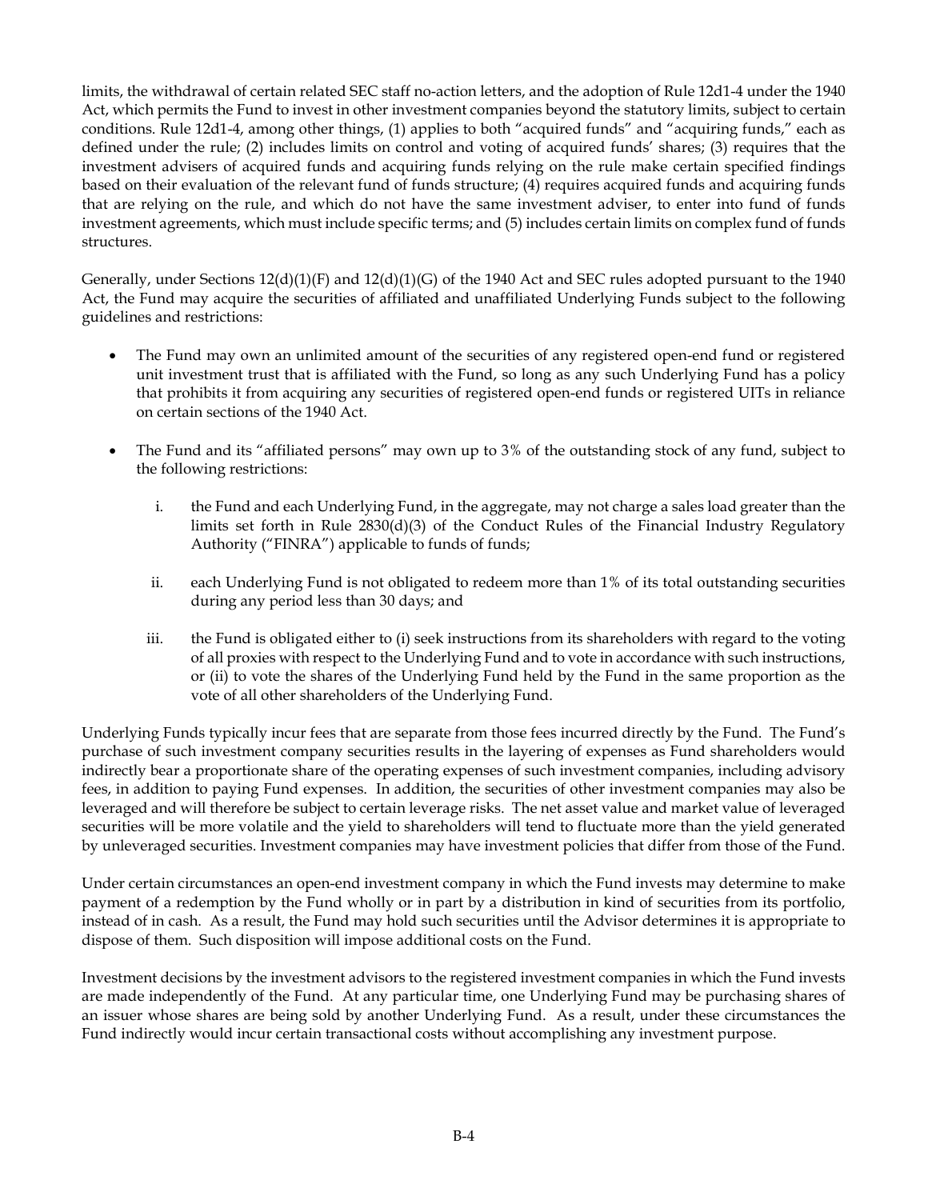limits, the withdrawal of certain related SEC staff no-action letters, and the adoption of Rule 12d1-4 under the 1940 Act, which permits the Fund to invest in other investment companies beyond the statutory limits, subject to certain conditions. Rule 12d1-4, among other things, (1) applies to both "acquired funds" and "acquiring funds," each as defined under the rule; (2) includes limits on control and voting of acquired funds' shares; (3) requires that the investment advisers of acquired funds and acquiring funds relying on the rule make certain specified findings based on their evaluation of the relevant fund of funds structure; (4) requires acquired funds and acquiring funds that are relying on the rule, and which do not have the same investment adviser, to enter into fund of funds investment agreements, which must include specific terms; and (5) includes certain limits on complex fund of funds structures.

Generally, under Sections 12(d)(1)(F) and 12(d)(1)(G) of the 1940 Act and SEC rules adopted pursuant to the 1940 Act, the Fund may acquire the securities of affiliated and unaffiliated Underlying Funds subject to the following guidelines and restrictions:

- The Fund may own an unlimited amount of the securities of any registered open-end fund or registered unit investment trust that is affiliated with the Fund, so long as any such Underlying Fund has a policy that prohibits it from acquiring any securities of registered open-end funds or registered UITs in reliance on certain sections of the 1940 Act.
- The Fund and its "affiliated persons" may own up to 3% of the outstanding stock of any fund, subject to the following restrictions:
    i. the Fund and each Underlying Fund, in the aggregate, may not charge a sales load greater than the limits set forth in Rule 2830(d)(3) of the Conduct Rules of the Financial Industry Regulatory Authority ("FINRA") applicable to funds of funds;
    ii. each Underlying Fund is not obligated to redeem more than 1% of its total outstanding securities during any period less than 30 days; and
    iii. the Fund is obligated either to (i) seek instructions from its shareholders with regard to the voting of all proxies with respect to the Underlying Fund and to vote in accordance with such instructions, or (ii) to vote the shares of the Underlying Fund held by the Fund in the same proportion as the vote of all other shareholders of the Underlying Fund.

Underlying Funds typically incur fees that are separate from those fees incurred directly by the Fund. The Fund's purchase of such investment company securities results in the layering of expenses as Fund shareholders would indirectly bear a proportionate share of the operating expenses of such investment companies, including advisory fees, in addition to paying Fund expenses. In addition, the securities of other investment companies may also be leveraged and will therefore be subject to certain leverage risks. The net asset value and market value of leveraged securities will be more volatile and the yield to shareholders will tend to fluctuate more than the yield generated by unleveraged securities. Investment companies may have investment policies that differ from those of the Fund.

Under certain circumstances an open-end investment company in which the Fund invests may determine to make payment of a redemption by the Fund wholly or in part by a distribution in kind of securities from its portfolio, instead of in cash. As a result, the Fund may hold such securities until the Advisor determines it is appropriate to dispose of them. Such disposition will impose additional costs on the Fund.

Investment decisions by the investment advisors to the registered investment companies in which the Fund invests are made independently of the Fund. At any particular time, one Underlying Fund may be purchasing shares of an issuer whose shares are being sold by another Underlying Fund. As a result, under these circumstances the Fund indirectly would incur certain transactional costs without accomplishing any investment purpose.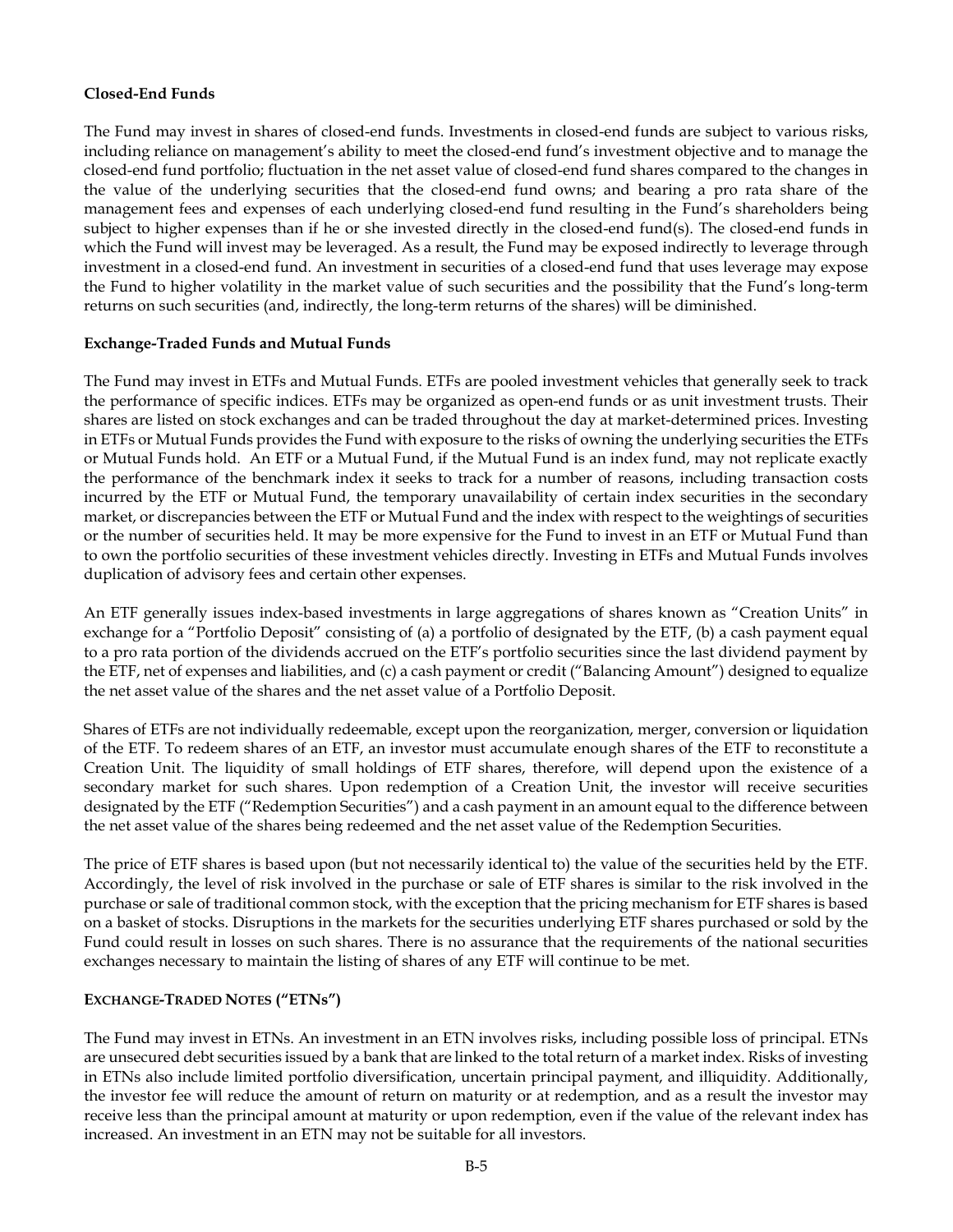**Closed-End Funds**

The Fund may invest in shares of closed-end funds. Investments in closed-end funds are subject to various risks, including reliance on management's ability to meet the closed-end fund's investment objective and to manage the closed-end fund portfolio; fluctuation in the net asset value of closed-end fund shares compared to the changes in the value of the underlying securities that the closed-end fund owns; and bearing a pro rata share of the management fees and expenses of each underlying closed-end fund resulting in the Fund's shareholders being subject to higher expenses than if he or she invested directly in the closed-end fund(s). The closed-end funds in which the Fund will invest may be leveraged. As a result, the Fund may be exposed indirectly to leverage through investment in a closed-end fund. An investment in securities of a closed-end fund that uses leverage may expose the Fund to higher volatility in the market value of such securities and the possibility that the Fund's long-term returns on such securities (and, indirectly, the long-term returns of the shares) will be diminished.

**Exchange-Traded Funds and Mutual Funds**

The Fund may invest in ETFs and Mutual Funds. ETFs are pooled investment vehicles that generally seek to track the performance of specific indices. ETFs may be organized as open-end funds or as unit investment trusts. Their shares are listed on stock exchanges and can be traded throughout the day at market-determined prices. Investing in ETFs or Mutual Funds provides the Fund with exposure to the risks of owning the underlying securities the ETFs or Mutual Funds hold. An ETF or a Mutual Fund, if the Mutual Fund is an index fund, may not replicate exactly the performance of the benchmark index it seeks to track for a number of reasons, including transaction costs incurred by the ETF or Mutual Fund, the temporary unavailability of certain index securities in the secondary market, or discrepancies between the ETF or Mutual Fund and the index with respect to the weightings of securities or the number of securities held. It may be more expensive for the Fund to invest in an ETF or Mutual Fund than to own the portfolio securities of these investment vehicles directly. Investing in ETFs and Mutual Funds involves duplication of advisory fees and certain other expenses.

An ETF generally issues index-based investments in large aggregations of shares known as "Creation Units" in exchange for a "Portfolio Deposit" consisting of (a) a portfolio of designated by the ETF, (b) a cash payment equal to a pro rata portion of the dividends accrued on the ETF's portfolio securities since the last dividend payment by the ETF, net of expenses and liabilities, and (c) a cash payment or credit ("Balancing Amount") designed to equalize the net asset value of the shares and the net asset value of a Portfolio Deposit.

Shares of ETFs are not individually redeemable, except upon the reorganization, merger, conversion or liquidation of the ETF. To redeem shares of an ETF, an investor must accumulate enough shares of the ETF to reconstitute a Creation Unit. The liquidity of small holdings of ETF shares, therefore, will depend upon the existence of a secondary market for such shares. Upon redemption of a Creation Unit, the investor will receive securities designated by the ETF ("Redemption Securities") and a cash payment in an amount equal to the difference between the net asset value of the shares being redeemed and the net asset value of the Redemption Securities.

The price of ETF shares is based upon (but not necessarily identical to) the value of the securities held by the ETF. Accordingly, the level of risk involved in the purchase or sale of ETF shares is similar to the risk involved in the purchase or sale of traditional common stock, with the exception that the pricing mechanism for ETF shares is based on a basket of stocks. Disruptions in the markets for the securities underlying ETF shares purchased or sold by the Fund could result in losses on such shares. There is no assurance that the requirements of the national securities exchanges necessary to maintain the listing of shares of any ETF will continue to be met.

**EXCHANGE-TRADED NOTES ("ETNs")**

The Fund may invest in ETNs. An investment in an ETN involves risks, including possible loss of principal. ETNs are unsecured debt securities issued by a bank that are linked to the total return of a market index. Risks of investing in ETNs also include limited portfolio diversification, uncertain principal payment, and illiquidity. Additionally, the investor fee will reduce the amount of return on maturity or at redemption, and as a result the investor may receive less than the principal amount at maturity or upon redemption, even if the value of the relevant index has increased. An investment in an ETN may not be suitable for all investors.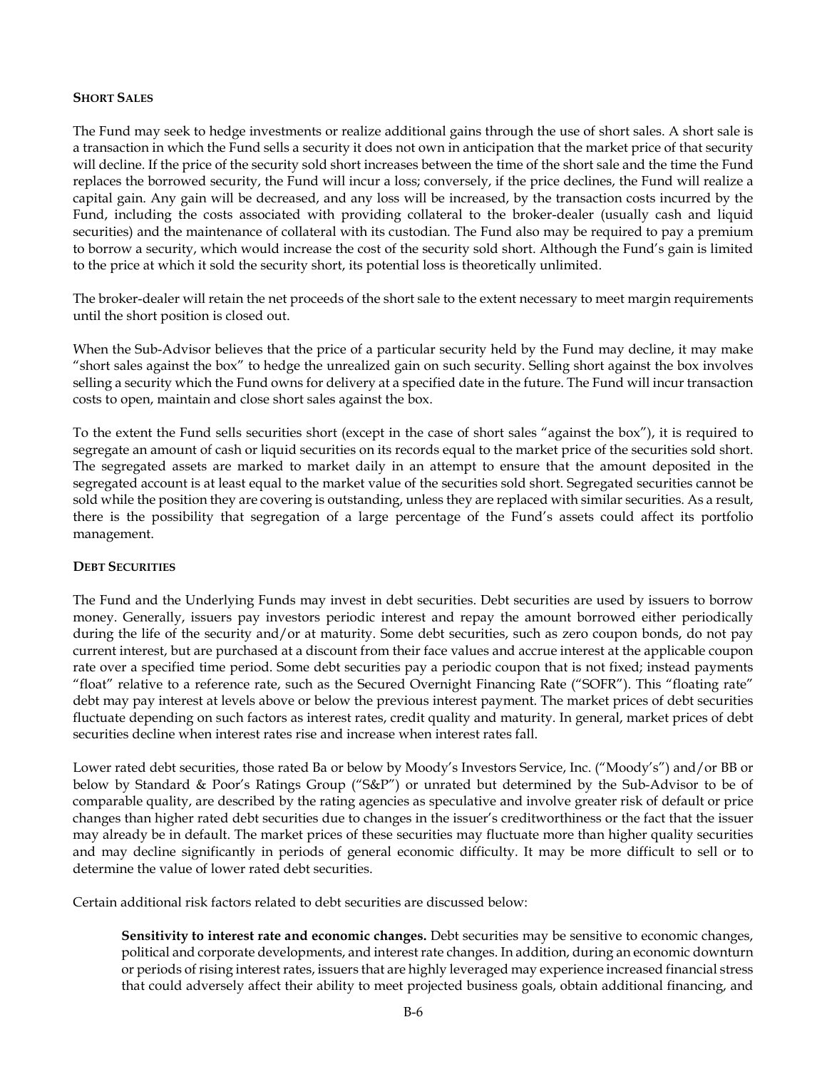### SHORT SALES

The Fund may seek to hedge investments or realize additional gains through the use of short sales. A short sale is a transaction in which the Fund sells a security it does not own in anticipation that the market price of that security will decline. If the price of the security sold short increases between the time of the short sale and the time the Fund replaces the borrowed security, the Fund will incur a loss; conversely, if the price declines, the Fund will realize a capital gain. Any gain will be decreased, and any loss will be increased, by the transaction costs incurred by the Fund, including the costs associated with providing collateral to the broker-dealer (usually cash and liquid securities) and the maintenance of collateral with its custodian. The Fund also may be required to pay a premium to borrow a security, which would increase the cost of the security sold short. Although the Fund's gain is limited to the price at which it sold the security short, its potential loss is theoretically unlimited.

The broker-dealer will retain the net proceeds of the short sale to the extent necessary to meet margin requirements until the short position is closed out.

When the Sub-Advisor believes that the price of a particular security held by the Fund may decline, it may make "short sales against the box" to hedge the unrealized gain on such security. Selling short against the box involves selling a security which the Fund owns for delivery at a specified date in the future. The Fund will incur transaction costs to open, maintain and close short sales against the box.

To the extent the Fund sells securities short (except in the case of short sales "against the box"), it is required to segregate an amount of cash or liquid securities on its records equal to the market price of the securities sold short. The segregated assets are marked to market daily in an attempt to ensure that the amount deposited in the segregated account is at least equal to the market value of the securities sold short. Segregated securities cannot be sold while the position they are covering is outstanding, unless they are replaced with similar securities. As a result, there is the possibility that segregation of a large percentage of the Fund's assets could affect its portfolio management.

### DEBT SECURITIES

The Fund and the Underlying Funds may invest in debt securities. Debt securities are used by issuers to borrow money. Generally, issuers pay investors periodic interest and repay the amount borrowed either periodically during the life of the security and/or at maturity. Some debt securities, such as zero coupon bonds, do not pay current interest, but are purchased at a discount from their face values and accrue interest at the applicable coupon rate over a specified time period. Some debt securities pay a periodic coupon that is not fixed; instead payments "float" relative to a reference rate, such as the Secured Overnight Financing Rate ("SOFR"). This "floating rate" debt may pay interest at levels above or below the previous interest payment. The market prices of debt securities fluctuate depending on such factors as interest rates, credit quality and maturity. In general, market prices of debt securities decline when interest rates rise and increase when interest rates fall.

Lower rated debt securities, those rated Ba or below by Moody's Investors Service, Inc. ("Moody's") and/or BB or below by Standard & Poor's Ratings Group ("S&P") or unrated but determined by the Sub-Advisor to be of comparable quality, are described by the rating agencies as speculative and involve greater risk of default or price changes than higher rated debt securities due to changes in the issuer's creditworthiness or the fact that the issuer may already be in default. The market prices of these securities may fluctuate more than higher quality securities and may decline significantly in periods of general economic difficulty. It may be more difficult to sell or to determine the value of lower rated debt securities.

Certain additional risk factors related to debt securities are discussed below:

**Sensitivity to interest rate and economic changes.** Debt securities may be sensitive to economic changes, political and corporate developments, and interest rate changes. In addition, during an economic downturn or periods of rising interest rates, issuers that are highly leveraged may experience increased financial stress that could adversely affect their ability to meet projected business goals, obtain additional financing, and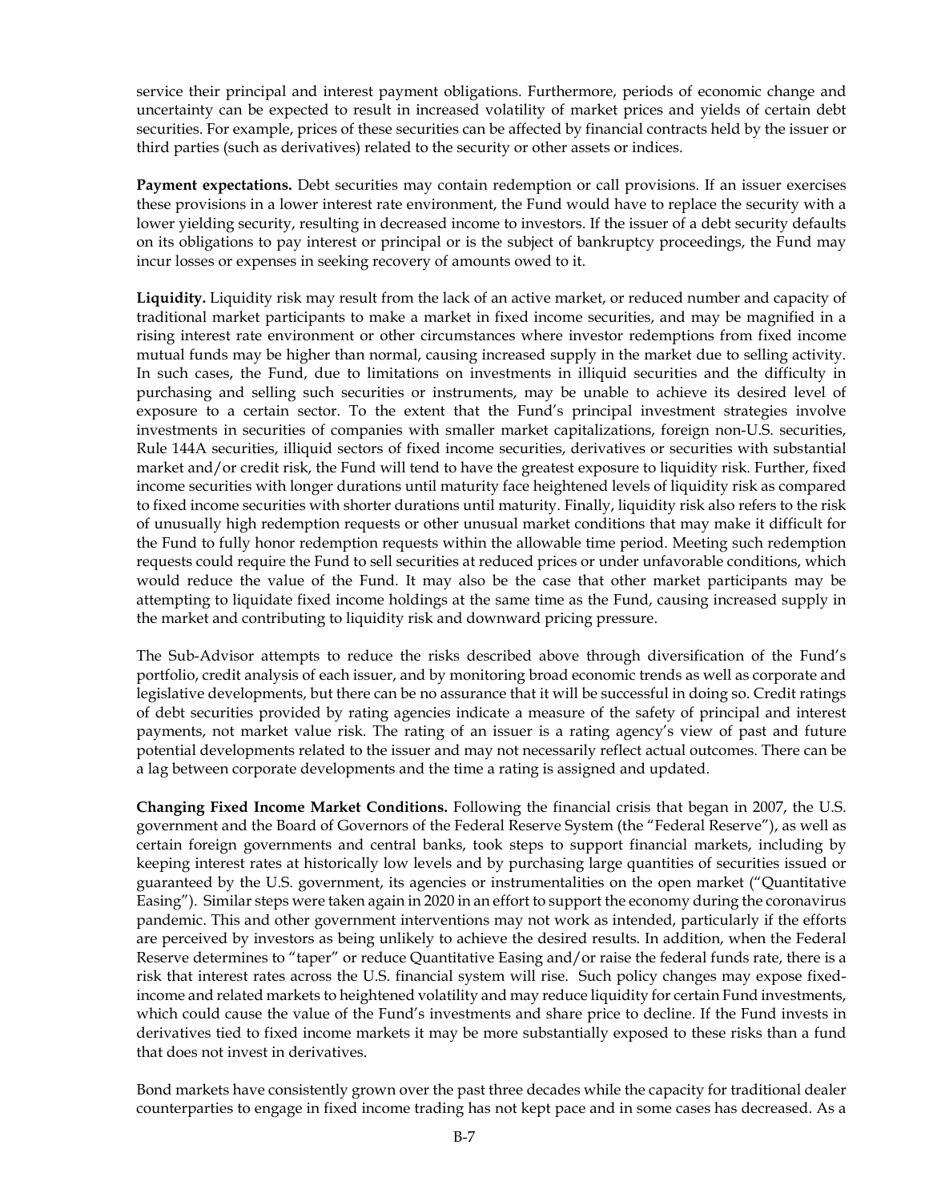service their principal and interest payment obligations. Furthermore, periods of economic change and uncertainty can be expected to result in increased volatility of market prices and yields of certain debt securities. For example, prices of these securities can be affected by financial contracts held by the issuer or third parties (such as derivatives) related to the security or other assets or indices.

**Payment expectations.** Debt securities may contain redemption or call provisions. If an issuer exercises these provisions in a lower interest rate environment, the Fund would have to replace the security with a lower yielding security, resulting in decreased income to investors. If the issuer of a debt security defaults on its obligations to pay interest or principal or is the subject of bankruptcy proceedings, the Fund may incur losses or expenses in seeking recovery of amounts owed to it.

**Liquidity.** Liquidity risk may result from the lack of an active market, or reduced number and capacity of traditional market participants to make a market in fixed income securities, and may be magnified in a rising interest rate environment or other circumstances where investor redemptions from fixed income mutual funds may be higher than normal, causing increased supply in the market due to selling activity. In such cases, the Fund, due to limitations on investments in illiquid securities and the difficulty in purchasing and selling such securities or instruments, may be unable to achieve its desired level of exposure to a certain sector. To the extent that the Fund's principal investment strategies involve investments in securities of companies with smaller market capitalizations, foreign non-U.S. securities, Rule 144A securities, illiquid sectors of fixed income securities, derivatives or securities with substantial market and/or credit risk, the Fund will tend to have the greatest exposure to liquidity risk. Further, fixed income securities with longer durations until maturity face heightened levels of liquidity risk as compared to fixed income securities with shorter durations until maturity. Finally, liquidity risk also refers to the risk of unusually high redemption requests or other unusual market conditions that may make it difficult for the Fund to fully honor redemption requests within the allowable time period. Meeting such redemption requests could require the Fund to sell securities at reduced prices or under unfavorable conditions, which would reduce the value of the Fund. It may also be the case that other market participants may be attempting to liquidate fixed income holdings at the same time as the Fund, causing increased supply in the market and contributing to liquidity risk and downward pricing pressure.

The Sub-Advisor attempts to reduce the risks described above through diversification of the Fund's portfolio, credit analysis of each issuer, and by monitoring broad economic trends as well as corporate and legislative developments, but there can be no assurance that it will be successful in doing so. Credit ratings of debt securities provided by rating agencies indicate a measure of the safety of principal and interest payments, not market value risk. The rating of an issuer is a rating agency's view of past and future potential developments related to the issuer and may not necessarily reflect actual outcomes. There can be a lag between corporate developments and the time a rating is assigned and updated.

**Changing Fixed Income Market Conditions.** Following the financial crisis that began in 2007, the U.S. government and the Board of Governors of the Federal Reserve System (the "Federal Reserve"), as well as certain foreign governments and central banks, took steps to support financial markets, including by keeping interest rates at historically low levels and by purchasing large quantities of securities issued or guaranteed by the U.S. government, its agencies or instrumentalities on the open market ("Quantitative Easing"). Similar steps were taken again in 2020 in an effort to support the economy during the coronavirus pandemic. This and other government interventions may not work as intended, particularly if the efforts are perceived by investors as being unlikely to achieve the desired results. In addition, when the Federal Reserve determines to "taper" or reduce Quantitative Easing and/or raise the federal funds rate, there is a risk that interest rates across the U.S. financial system will rise. Such policy changes may expose fixed-income and related markets to heightened volatility and may reduce liquidity for certain Fund investments, which could cause the value of the Fund's investments and share price to decline. If the Fund invests in derivatives tied to fixed income markets it may be more substantially exposed to these risks than a fund that does not invest in derivatives.

Bond markets have consistently grown over the past three decades while the capacity for traditional dealer counterparties to engage in fixed income trading has not kept pace and in some cases has decreased. As a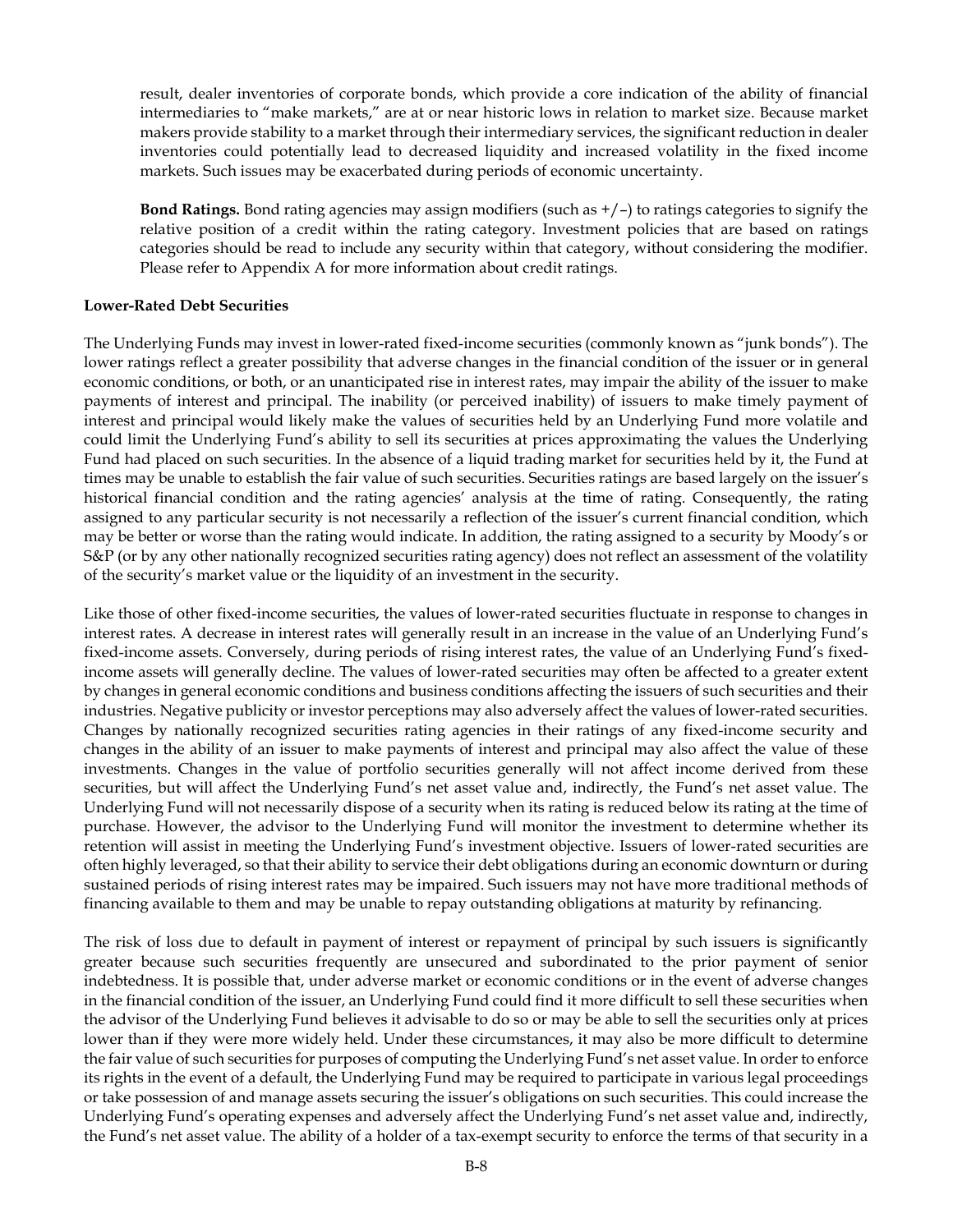result, dealer inventories of corporate bonds, which provide a core indication of the ability of financial intermediaries to "make markets," are at or near historic lows in relation to market size. Because market makers provide stability to a market through their intermediary services, the significant reduction in dealer inventories could potentially lead to decreased liquidity and increased volatility in the fixed income markets. Such issues may be exacerbated during periods of economic uncertainty.

**Bond Ratings.** Bond rating agencies may assign modifiers (such as +/–) to ratings categories to signify the relative position of a credit within the rating category. Investment policies that are based on ratings categories should be read to include any security within that category, without considering the modifier. Please refer to Appendix A for more information about credit ratings.

**Lower-Rated Debt Securities**

The Underlying Funds may invest in lower-rated fixed-income securities (commonly known as "junk bonds"). The lower ratings reflect a greater possibility that adverse changes in the financial condition of the issuer or in general economic conditions, or both, or an unanticipated rise in interest rates, may impair the ability of the issuer to make payments of interest and principal. The inability (or perceived inability) of issuers to make timely payment of interest and principal would likely make the values of securities held by an Underlying Fund more volatile and could limit the Underlying Fund's ability to sell its securities at prices approximating the values the Underlying Fund had placed on such securities. In the absence of a liquid trading market for securities held by it, the Fund at times may be unable to establish the fair value of such securities. Securities ratings are based largely on the issuer's historical financial condition and the rating agencies' analysis at the time of rating. Consequently, the rating assigned to any particular security is not necessarily a reflection of the issuer's current financial condition, which may be better or worse than the rating would indicate. In addition, the rating assigned to a security by Moody's or S&P (or by any other nationally recognized securities rating agency) does not reflect an assessment of the volatility of the security's market value or the liquidity of an investment in the security.

Like those of other fixed-income securities, the values of lower-rated securities fluctuate in response to changes in interest rates. A decrease in interest rates will generally result in an increase in the value of an Underlying Fund's fixed-income assets. Conversely, during periods of rising interest rates, the value of an Underlying Fund's fixed-income assets will generally decline. The values of lower-rated securities may often be affected to a greater extent by changes in general economic conditions and business conditions affecting the issuers of such securities and their industries. Negative publicity or investor perceptions may also adversely affect the values of lower-rated securities. Changes by nationally recognized securities rating agencies in their ratings of any fixed-income security and changes in the ability of an issuer to make payments of interest and principal may also affect the value of these investments. Changes in the value of portfolio securities generally will not affect income derived from these securities, but will affect the Underlying Fund's net asset value and, indirectly, the Fund's net asset value. The Underlying Fund will not necessarily dispose of a security when its rating is reduced below its rating at the time of purchase. However, the advisor to the Underlying Fund will monitor the investment to determine whether its retention will assist in meeting the Underlying Fund's investment objective. Issuers of lower-rated securities are often highly leveraged, so that their ability to service their debt obligations during an economic downturn or during sustained periods of rising interest rates may be impaired. Such issuers may not have more traditional methods of financing available to them and may be unable to repay outstanding obligations at maturity by refinancing.

The risk of loss due to default in payment of interest or repayment of principal by such issuers is significantly greater because such securities frequently are unsecured and subordinated to the prior payment of senior indebtedness. It is possible that, under adverse market or economic conditions or in the event of adverse changes in the financial condition of the issuer, an Underlying Fund could find it more difficult to sell these securities when the advisor of the Underlying Fund believes it advisable to do so or may be able to sell the securities only at prices lower than if they were more widely held. Under these circumstances, it may also be more difficult to determine the fair value of such securities for purposes of computing the Underlying Fund's net asset value. In order to enforce its rights in the event of a default, the Underlying Fund may be required to participate in various legal proceedings or take possession of and manage assets securing the issuer's obligations on such securities. This could increase the Underlying Fund's operating expenses and adversely affect the Underlying Fund's net asset value and, indirectly, the Fund's net asset value. The ability of a holder of a tax-exempt security to enforce the terms of that security in a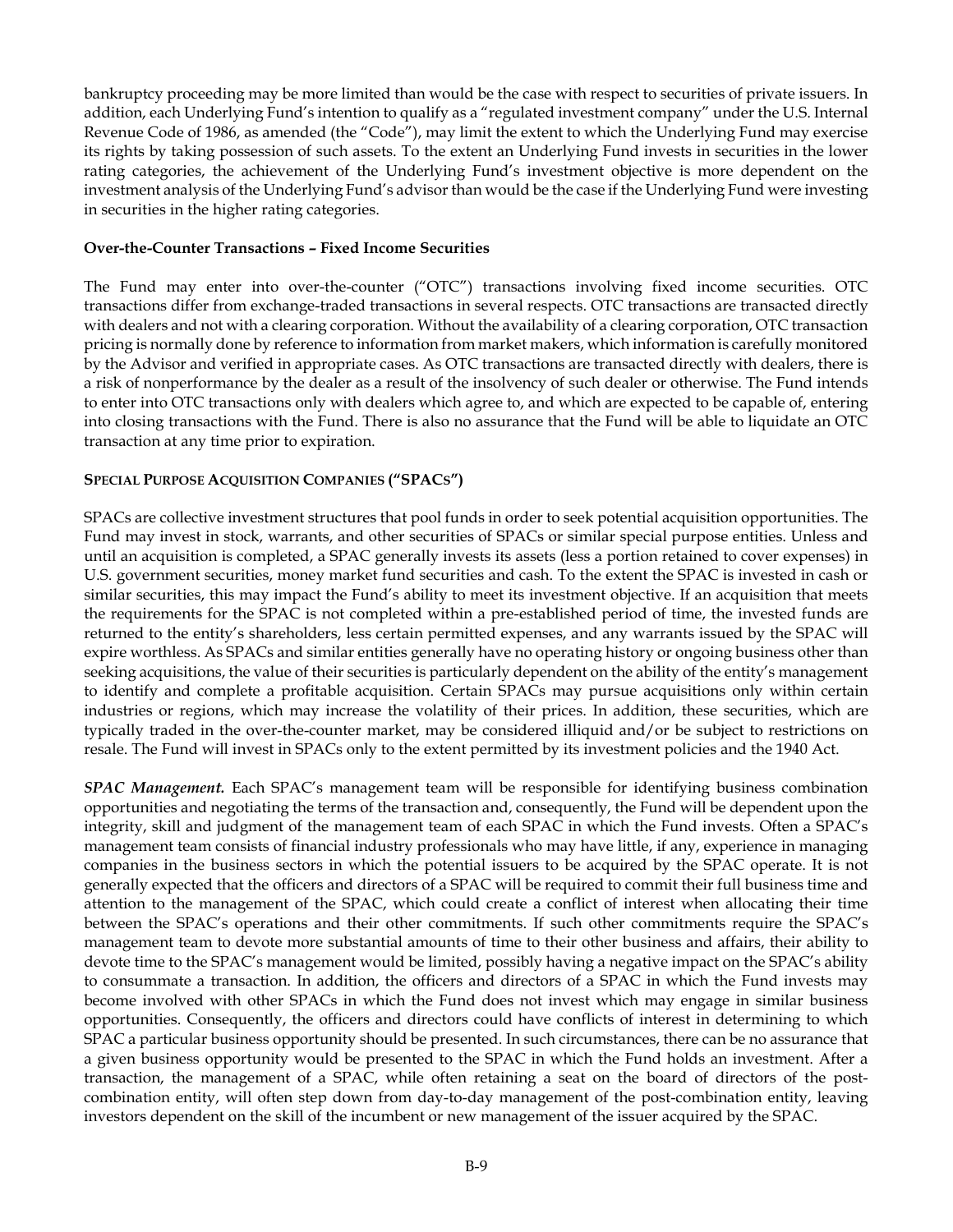bankruptcy proceeding may be more limited than would be the case with respect to securities of private issuers. In addition, each Underlying Fund's intention to qualify as a "regulated investment company" under the U.S. Internal Revenue Code of 1986, as amended (the "Code"), may limit the extent to which the Underlying Fund may exercise its rights by taking possession of such assets. To the extent an Underlying Fund invests in securities in the lower rating categories, the achievement of the Underlying Fund's investment objective is more dependent on the investment analysis of the Underlying Fund's advisor than would be the case if the Underlying Fund were investing in securities in the higher rating categories.

**Over-the-Counter Transactions – Fixed Income Securities**

The Fund may enter into over-the-counter ("OTC") transactions involving fixed income securities. OTC transactions differ from exchange-traded transactions in several respects. OTC transactions are transacted directly with dealers and not with a clearing corporation. Without the availability of a clearing corporation, OTC transaction pricing is normally done by reference to information from market makers, which information is carefully monitored by the Advisor and verified in appropriate cases. As OTC transactions are transacted directly with dealers, there is a risk of nonperformance by the dealer as a result of the insolvency of such dealer or otherwise. The Fund intends to enter into OTC transactions only with dealers which agree to, and which are expected to be capable of, entering into closing transactions with the Fund. There is also no assurance that the Fund will be able to liquidate an OTC transaction at any time prior to expiration.

**SPECIAL PURPOSE ACQUISITION COMPANIES ("SPACs")**

SPACs are collective investment structures that pool funds in order to seek potential acquisition opportunities. The Fund may invest in stock, warrants, and other securities of SPACs or similar special purpose entities. Unless and until an acquisition is completed, a SPAC generally invests its assets (less a portion retained to cover expenses) in U.S. government securities, money market fund securities and cash. To the extent the SPAC is invested in cash or similar securities, this may impact the Fund's ability to meet its investment objective. If an acquisition that meets the requirements for the SPAC is not completed within a pre-established period of time, the invested funds are returned to the entity's shareholders, less certain permitted expenses, and any warrants issued by the SPAC will expire worthless. As SPACs and similar entities generally have no operating history or ongoing business other than seeking acquisitions, the value of their securities is particularly dependent on the ability of the entity's management to identify and complete a profitable acquisition. Certain SPACs may pursue acquisitions only within certain industries or regions, which may increase the volatility of their prices. In addition, these securities, which are typically traded in the over-the-counter market, may be considered illiquid and/or be subject to restrictions on resale. The Fund will invest in SPACs only to the extent permitted by its investment policies and the 1940 Act.

***SPAC Management.*** Each SPAC's management team will be responsible for identifying business combination opportunities and negotiating the terms of the transaction and, consequently, the Fund will be dependent upon the integrity, skill and judgment of the management team of each SPAC in which the Fund invests. Often a SPAC's management team consists of financial industry professionals who may have little, if any, experience in managing companies in the business sectors in which the potential issuers to be acquired by the SPAC operate. It is not generally expected that the officers and directors of a SPAC will be required to commit their full business time and attention to the management of the SPAC, which could create a conflict of interest when allocating their time between the SPAC's operations and their other commitments. If such other commitments require the SPAC's management team to devote more substantial amounts of time to their other business and affairs, their ability to devote time to the SPAC's management would be limited, possibly having a negative impact on the SPAC's ability to consummate a transaction. In addition, the officers and directors of a SPAC in which the Fund invests may become involved with other SPACs in which the Fund does not invest which may engage in similar business opportunities. Consequently, the officers and directors could have conflicts of interest in determining to which SPAC a particular business opportunity should be presented. In such circumstances, there can be no assurance that a given business opportunity would be presented to the SPAC in which the Fund holds an investment. After a transaction, the management of a SPAC, while often retaining a seat on the board of directors of the post-combination entity, will often step down from day-to-day management of the post-combination entity, leaving investors dependent on the skill of the incumbent or new management of the issuer acquired by the SPAC.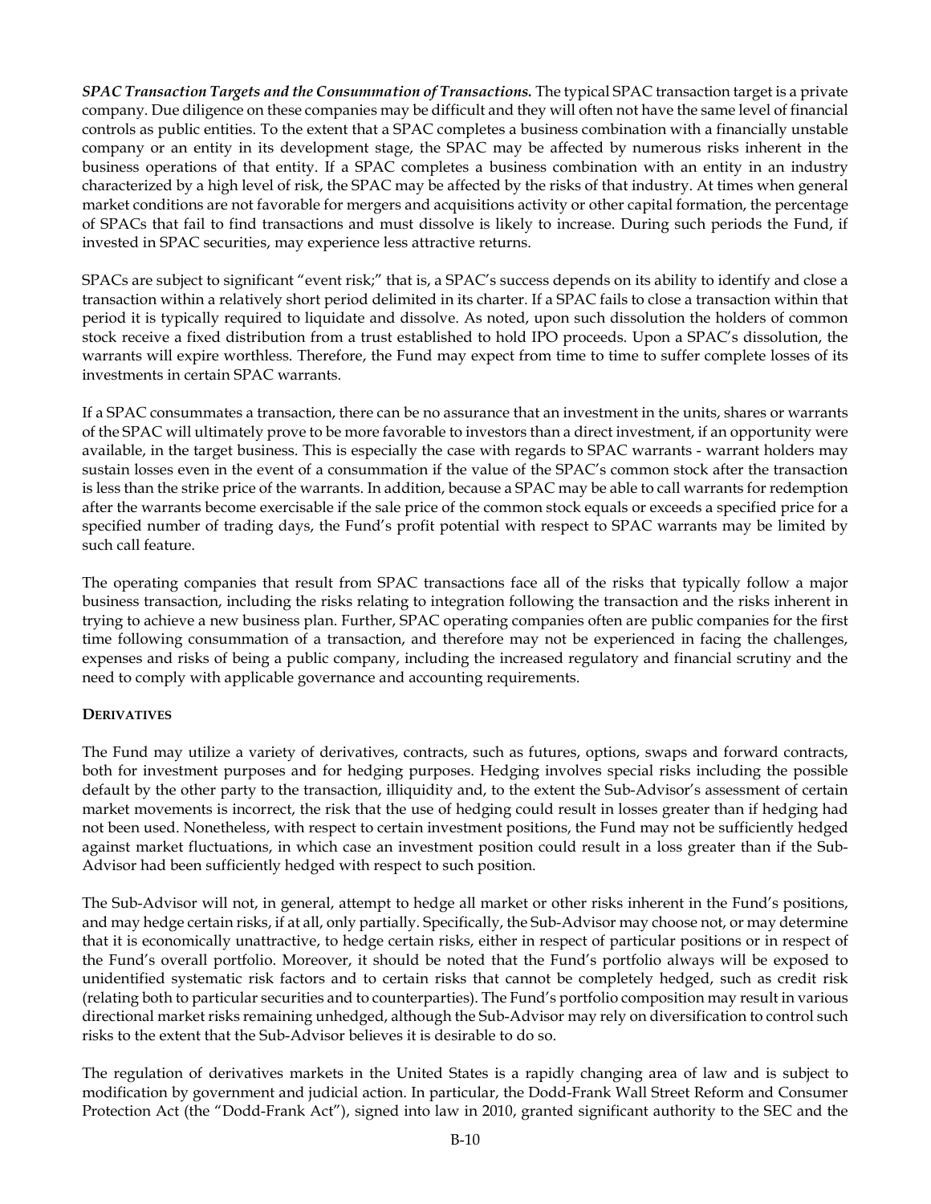***SPAC Transaction Targets and the Consummation of Transactions.*** The typical SPAC transaction target is a private company. Due diligence on these companies may be difficult and they will often not have the same level of financial controls as public entities. To the extent that a SPAC completes a business combination with a financially unstable company or an entity in its development stage, the SPAC may be affected by numerous risks inherent in the business operations of that entity. If a SPAC completes a business combination with an entity in an industry characterized by a high level of risk, the SPAC may be affected by the risks of that industry. At times when general market conditions are not favorable for mergers and acquisitions activity or other capital formation, the percentage of SPACs that fail to find transactions and must dissolve is likely to increase. During such periods the Fund, if invested in SPAC securities, may experience less attractive returns.

SPACs are subject to significant "event risk;" that is, a SPAC's success depends on its ability to identify and close a transaction within a relatively short period delimited in its charter. If a SPAC fails to close a transaction within that period it is typically required to liquidate and dissolve. As noted, upon such dissolution the holders of common stock receive a fixed distribution from a trust established to hold IPO proceeds. Upon a SPAC's dissolution, the warrants will expire worthless. Therefore, the Fund may expect from time to time to suffer complete losses of its investments in certain SPAC warrants.

If a SPAC consummates a transaction, there can be no assurance that an investment in the units, shares or warrants of the SPAC will ultimately prove to be more favorable to investors than a direct investment, if an opportunity were available, in the target business. This is especially the case with regards to SPAC warrants - warrant holders may sustain losses even in the event of a consummation if the value of the SPAC's common stock after the transaction is less than the strike price of the warrants. In addition, because a SPAC may be able to call warrants for redemption after the warrants become exercisable if the sale price of the common stock equals or exceeds a specified price for a specified number of trading days, the Fund's profit potential with respect to SPAC warrants may be limited by such call feature.

The operating companies that result from SPAC transactions face all of the risks that typically follow a major business transaction, including the risks relating to integration following the transaction and the risks inherent in trying to achieve a new business plan. Further, SPAC operating companies often are public companies for the first time following consummation of a transaction, and therefore may not be experienced in facing the challenges, expenses and risks of being a public company, including the increased regulatory and financial scrutiny and the need to comply with applicable governance and accounting requirements.

**DERIVATIVES**

The Fund may utilize a variety of derivatives, contracts, such as futures, options, swaps and forward contracts, both for investment purposes and for hedging purposes. Hedging involves special risks including the possible default by the other party to the transaction, illiquidity and, to the extent the Sub-Advisor's assessment of certain market movements is incorrect, the risk that the use of hedging could result in losses greater than if hedging had not been used. Nonetheless, with respect to certain investment positions, the Fund may not be sufficiently hedged against market fluctuations, in which case an investment position could result in a loss greater than if the Sub-Advisor had been sufficiently hedged with respect to such position.

The Sub-Advisor will not, in general, attempt to hedge all market or other risks inherent in the Fund's positions, and may hedge certain risks, if at all, only partially. Specifically, the Sub-Advisor may choose not, or may determine that it is economically unattractive, to hedge certain risks, either in respect of particular positions or in respect of the Fund's overall portfolio. Moreover, it should be noted that the Fund's portfolio always will be exposed to unidentified systematic risk factors and to certain risks that cannot be completely hedged, such as credit risk (relating both to particular securities and to counterparties). The Fund's portfolio composition may result in various directional market risks remaining unhedged, although the Sub-Advisor may rely on diversification to control such risks to the extent that the Sub-Advisor believes it is desirable to do so.

The regulation of derivatives markets in the United States is a rapidly changing area of law and is subject to modification by government and judicial action. In particular, the Dodd-Frank Wall Street Reform and Consumer Protection Act (the "Dodd-Frank Act"), signed into law in 2010, granted significant authority to the SEC and the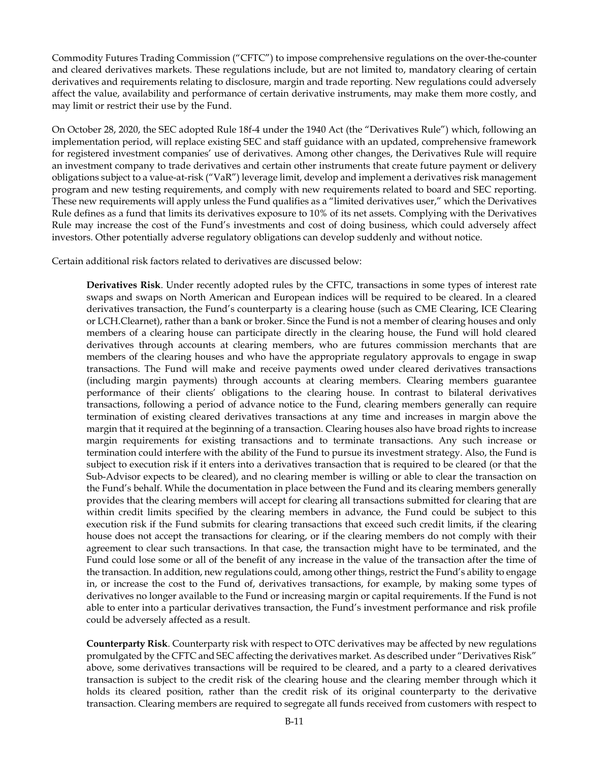Commodity Futures Trading Commission ("CFTC") to impose comprehensive regulations on the over-the-counter and cleared derivatives markets. These regulations include, but are not limited to, mandatory clearing of certain derivatives and requirements relating to disclosure, margin and trade reporting. New regulations could adversely affect the value, availability and performance of certain derivative instruments, may make them more costly, and may limit or restrict their use by the Fund.

On October 28, 2020, the SEC adopted Rule 18f-4 under the 1940 Act (the "Derivatives Rule") which, following an implementation period, will replace existing SEC and staff guidance with an updated, comprehensive framework for registered investment companies' use of derivatives. Among other changes, the Derivatives Rule will require an investment company to trade derivatives and certain other instruments that create future payment or delivery obligations subject to a value-at-risk ("VaR") leverage limit, develop and implement a derivatives risk management program and new testing requirements, and comply with new requirements related to board and SEC reporting. These new requirements will apply unless the Fund qualifies as a "limited derivatives user," which the Derivatives Rule defines as a fund that limits its derivatives exposure to 10% of its net assets. Complying with the Derivatives Rule may increase the cost of the Fund's investments and cost of doing business, which could adversely affect investors. Other potentially adverse regulatory obligations can develop suddenly and without notice.

Certain additional risk factors related to derivatives are discussed below:

**Derivatives Risk**. Under recently adopted rules by the CFTC, transactions in some types of interest rate swaps and swaps on North American and European indices will be required to be cleared. In a cleared derivatives transaction, the Fund's counterparty is a clearing house (such as CME Clearing, ICE Clearing or LCH.Clearnet), rather than a bank or broker. Since the Fund is not a member of clearing houses and only members of a clearing house can participate directly in the clearing house, the Fund will hold cleared derivatives through accounts at clearing members, who are futures commission merchants that are members of the clearing houses and who have the appropriate regulatory approvals to engage in swap transactions. The Fund will make and receive payments owed under cleared derivatives transactions (including margin payments) through accounts at clearing members. Clearing members guarantee performance of their clients' obligations to the clearing house. In contrast to bilateral derivatives transactions, following a period of advance notice to the Fund, clearing members generally can require termination of existing cleared derivatives transactions at any time and increases in margin above the margin that it required at the beginning of a transaction. Clearing houses also have broad rights to increase margin requirements for existing transactions and to terminate transactions. Any such increase or termination could interfere with the ability of the Fund to pursue its investment strategy. Also, the Fund is subject to execution risk if it enters into a derivatives transaction that is required to be cleared (or that the Sub-Advisor expects to be cleared), and no clearing member is willing or able to clear the transaction on the Fund's behalf. While the documentation in place between the Fund and its clearing members generally provides that the clearing members will accept for clearing all transactions submitted for clearing that are within credit limits specified by the clearing members in advance, the Fund could be subject to this execution risk if the Fund submits for clearing transactions that exceed such credit limits, if the clearing house does not accept the transactions for clearing, or if the clearing members do not comply with their agreement to clear such transactions. In that case, the transaction might have to be terminated, and the Fund could lose some or all of the benefit of any increase in the value of the transaction after the time of the transaction. In addition, new regulations could, among other things, restrict the Fund's ability to engage in, or increase the cost to the Fund of, derivatives transactions, for example, by making some types of derivatives no longer available to the Fund or increasing margin or capital requirements. If the Fund is not able to enter into a particular derivatives transaction, the Fund's investment performance and risk profile could be adversely affected as a result.

**Counterparty Risk**. Counterparty risk with respect to OTC derivatives may be affected by new regulations promulgated by the CFTC and SEC affecting the derivatives market. As described under "Derivatives Risk" above, some derivatives transactions will be required to be cleared, and a party to a cleared derivatives transaction is subject to the credit risk of the clearing house and the clearing member through which it holds its cleared position, rather than the credit risk of its original counterparty to the derivative transaction. Clearing members are required to segregate all funds received from customers with respect to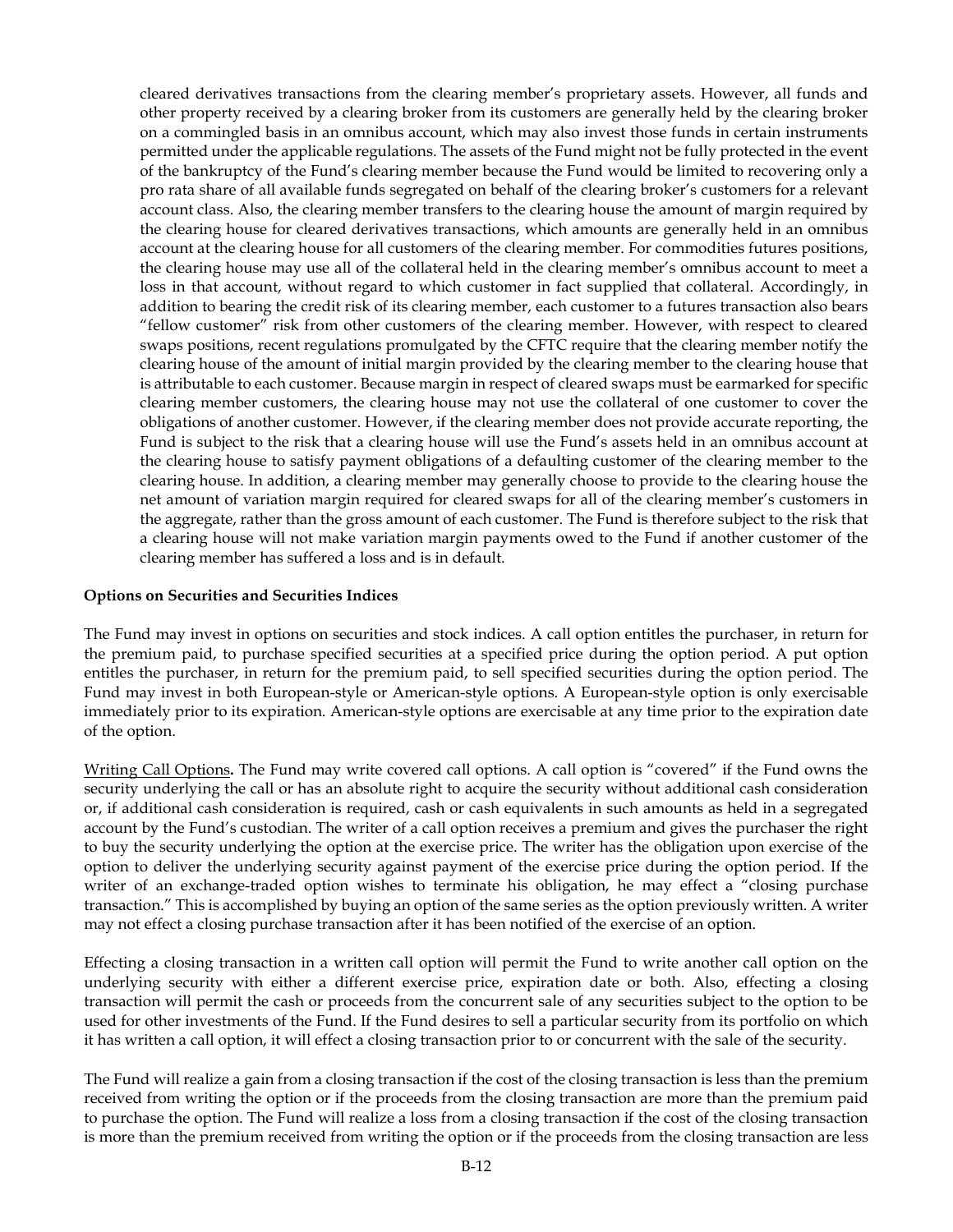cleared derivatives transactions from the clearing member's proprietary assets. However, all funds and other property received by a clearing broker from its customers are generally held by the clearing broker on a commingled basis in an omnibus account, which may also invest those funds in certain instruments permitted under the applicable regulations. The assets of the Fund might not be fully protected in the event of the bankruptcy of the Fund's clearing member because the Fund would be limited to recovering only a pro rata share of all available funds segregated on behalf of the clearing broker's customers for a relevant account class. Also, the clearing member transfers to the clearing house the amount of margin required by the clearing house for cleared derivatives transactions, which amounts are generally held in an omnibus account at the clearing house for all customers of the clearing member. For commodities futures positions, the clearing house may use all of the collateral held in the clearing member's omnibus account to meet a loss in that account, without regard to which customer in fact supplied that collateral. Accordingly, in addition to bearing the credit risk of its clearing member, each customer to a futures transaction also bears "fellow customer" risk from other customers of the clearing member. However, with respect to cleared swaps positions, recent regulations promulgated by the CFTC require that the clearing member notify the clearing house of the amount of initial margin provided by the clearing member to the clearing house that is attributable to each customer. Because margin in respect of cleared swaps must be earmarked for specific clearing member customers, the clearing house may not use the collateral of one customer to cover the obligations of another customer. However, if the clearing member does not provide accurate reporting, the Fund is subject to the risk that a clearing house will use the Fund's assets held in an omnibus account at the clearing house to satisfy payment obligations of a defaulting customer of the clearing member to the clearing house. In addition, a clearing member may generally choose to provide to the clearing house the net amount of variation margin required for cleared swaps for all of the clearing member's customers in the aggregate, rather than the gross amount of each customer. The Fund is therefore subject to the risk that a clearing house will not make variation margin payments owed to the Fund if another customer of the clearing member has suffered a loss and is in default.

**Options on Securities and Securities Indices**

The Fund may invest in options on securities and stock indices. A call option entitles the purchaser, in return for the premium paid, to purchase specified securities at a specified price during the option period. A put option entitles the purchaser, in return for the premium paid, to sell specified securities during the option period. The Fund may invest in both European-style or American-style options. A European-style option is only exercisable immediately prior to its expiration. American-style options are exercisable at any time prior to the expiration date of the option.

Writing Call Options**.** The Fund may write covered call options. A call option is "covered" if the Fund owns the security underlying the call or has an absolute right to acquire the security without additional cash consideration or, if additional cash consideration is required, cash or cash equivalents in such amounts as held in a segregated account by the Fund's custodian. The writer of a call option receives a premium and gives the purchaser the right to buy the security underlying the option at the exercise price. The writer has the obligation upon exercise of the option to deliver the underlying security against payment of the exercise price during the option period. If the writer of an exchange-traded option wishes to terminate his obligation, he may effect a "closing purchase transaction." This is accomplished by buying an option of the same series as the option previously written. A writer may not effect a closing purchase transaction after it has been notified of the exercise of an option.

Effecting a closing transaction in a written call option will permit the Fund to write another call option on the underlying security with either a different exercise price, expiration date or both. Also, effecting a closing transaction will permit the cash or proceeds from the concurrent sale of any securities subject to the option to be used for other investments of the Fund. If the Fund desires to sell a particular security from its portfolio on which it has written a call option, it will effect a closing transaction prior to or concurrent with the sale of the security.

The Fund will realize a gain from a closing transaction if the cost of the closing transaction is less than the premium received from writing the option or if the proceeds from the closing transaction are more than the premium paid to purchase the option. The Fund will realize a loss from a closing transaction if the cost of the closing transaction is more than the premium received from writing the option or if the proceeds from the closing transaction are less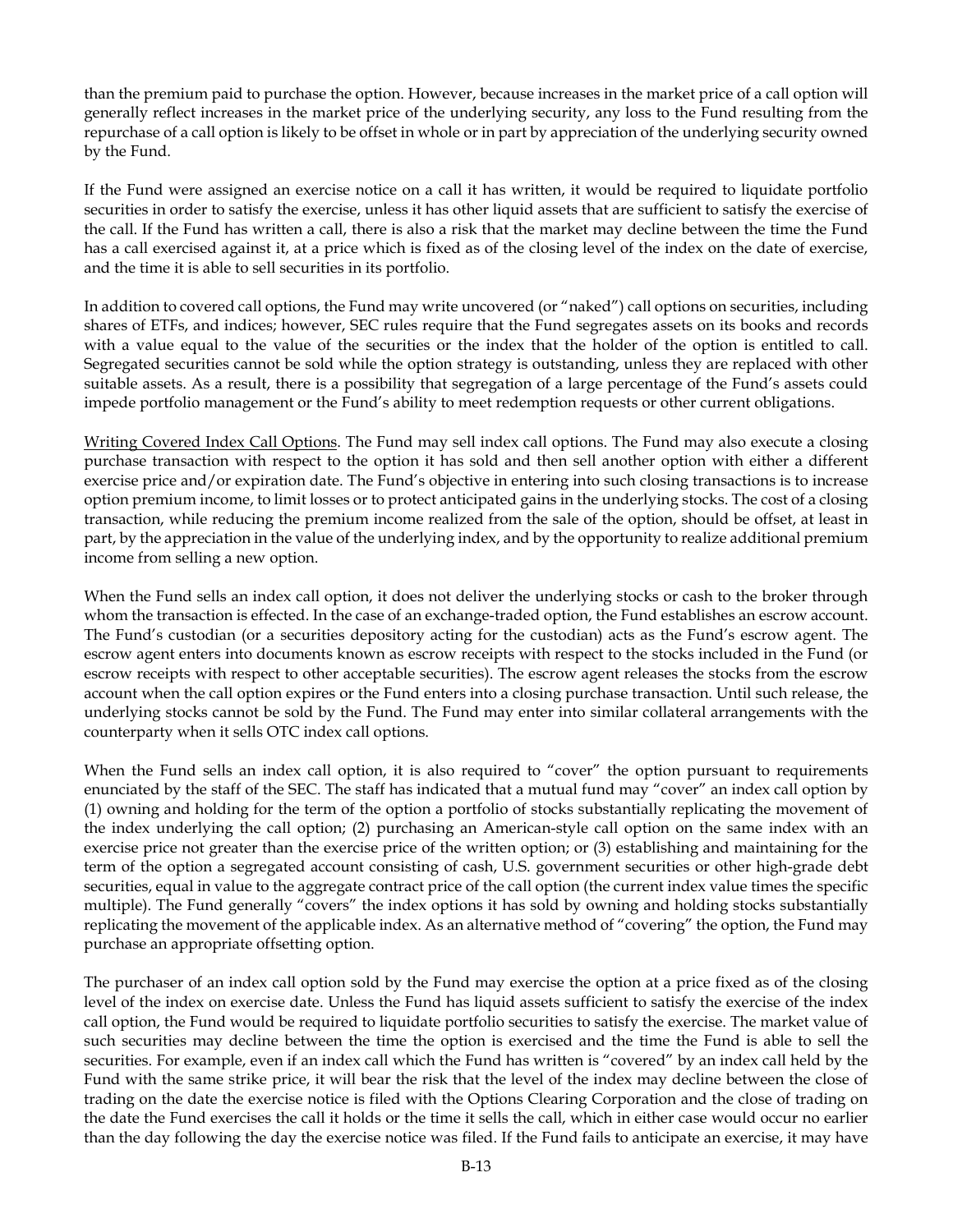than the premium paid to purchase the option. However, because increases in the market price of a call option will generally reflect increases in the market price of the underlying security, any loss to the Fund resulting from the repurchase of a call option is likely to be offset in whole or in part by appreciation of the underlying security owned by the Fund.

If the Fund were assigned an exercise notice on a call it has written, it would be required to liquidate portfolio securities in order to satisfy the exercise, unless it has other liquid assets that are sufficient to satisfy the exercise of the call. If the Fund has written a call, there is also a risk that the market may decline between the time the Fund has a call exercised against it, at a price which is fixed as of the closing level of the index on the date of exercise, and the time it is able to sell securities in its portfolio.

In addition to covered call options, the Fund may write uncovered (or "naked") call options on securities, including shares of ETFs, and indices; however, SEC rules require that the Fund segregates assets on its books and records with a value equal to the value of the securities or the index that the holder of the option is entitled to call. Segregated securities cannot be sold while the option strategy is outstanding, unless they are replaced with other suitable assets. As a result, there is a possibility that segregation of a large percentage of the Fund's assets could impede portfolio management or the Fund's ability to meet redemption requests or other current obligations.

<u>Writing Covered Index Call Options</u>. The Fund may sell index call options. The Fund may also execute a closing purchase transaction with respect to the option it has sold and then sell another option with either a different exercise price and/or expiration date. The Fund's objective in entering into such closing transactions is to increase option premium income, to limit losses or to protect anticipated gains in the underlying stocks. The cost of a closing transaction, while reducing the premium income realized from the sale of the option, should be offset, at least in part, by the appreciation in the value of the underlying index, and by the opportunity to realize additional premium income from selling a new option.

When the Fund sells an index call option, it does not deliver the underlying stocks or cash to the broker through whom the transaction is effected. In the case of an exchange-traded option, the Fund establishes an escrow account. The Fund's custodian (or a securities depository acting for the custodian) acts as the Fund's escrow agent. The escrow agent enters into documents known as escrow receipts with respect to the stocks included in the Fund (or escrow receipts with respect to other acceptable securities). The escrow agent releases the stocks from the escrow account when the call option expires or the Fund enters into a closing purchase transaction. Until such release, the underlying stocks cannot be sold by the Fund. The Fund may enter into similar collateral arrangements with the counterparty when it sells OTC index call options.

When the Fund sells an index call option, it is also required to "cover" the option pursuant to requirements enunciated by the staff of the SEC. The staff has indicated that a mutual fund may "cover" an index call option by (1) owning and holding for the term of the option a portfolio of stocks substantially replicating the movement of the index underlying the call option; (2) purchasing an American-style call option on the same index with an exercise price not greater than the exercise price of the written option; or (3) establishing and maintaining for the term of the option a segregated account consisting of cash, U.S. government securities or other high-grade debt securities, equal in value to the aggregate contract price of the call option (the current index value times the specific multiple). The Fund generally "covers" the index options it has sold by owning and holding stocks substantially replicating the movement of the applicable index. As an alternative method of "covering" the option, the Fund may purchase an appropriate offsetting option.

The purchaser of an index call option sold by the Fund may exercise the option at a price fixed as of the closing level of the index on exercise date. Unless the Fund has liquid assets sufficient to satisfy the exercise of the index call option, the Fund would be required to liquidate portfolio securities to satisfy the exercise. The market value of such securities may decline between the time the option is exercised and the time the Fund is able to sell the securities. For example, even if an index call which the Fund has written is "covered" by an index call held by the Fund with the same strike price, it will bear the risk that the level of the index may decline between the close of trading on the date the exercise notice is filed with the Options Clearing Corporation and the close of trading on the date the Fund exercises the call it holds or the time it sells the call, which in either case would occur no earlier than the day following the day the exercise notice was filed. If the Fund fails to anticipate an exercise, it may have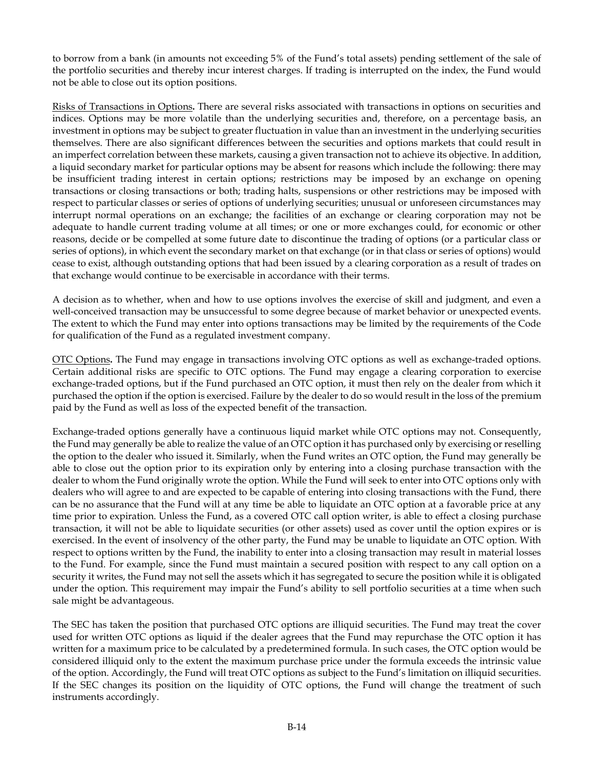to borrow from a bank (in amounts not exceeding 5% of the Fund's total assets) pending settlement of the sale of the portfolio securities and thereby incur interest charges. If trading is interrupted on the index, the Fund would not be able to close out its option positions.

Risks of Transactions in Options**.** There are several risks associated with transactions in options on securities and indices. Options may be more volatile than the underlying securities and, therefore, on a percentage basis, an investment in options may be subject to greater fluctuation in value than an investment in the underlying securities themselves. There are also significant differences between the securities and options markets that could result in an imperfect correlation between these markets, causing a given transaction not to achieve its objective. In addition, a liquid secondary market for particular options may be absent for reasons which include the following: there may be insufficient trading interest in certain options; restrictions may be imposed by an exchange on opening transactions or closing transactions or both; trading halts, suspensions or other restrictions may be imposed with respect to particular classes or series of options of underlying securities; unusual or unforeseen circumstances may interrupt normal operations on an exchange; the facilities of an exchange or clearing corporation may not be adequate to handle current trading volume at all times; or one or more exchanges could, for economic or other reasons, decide or be compelled at some future date to discontinue the trading of options (or a particular class or series of options), in which event the secondary market on that exchange (or in that class or series of options) would cease to exist, although outstanding options that had been issued by a clearing corporation as a result of trades on that exchange would continue to be exercisable in accordance with their terms.

A decision as to whether, when and how to use options involves the exercise of skill and judgment, and even a well-conceived transaction may be unsuccessful to some degree because of market behavior or unexpected events. The extent to which the Fund may enter into options transactions may be limited by the requirements of the Code for qualification of the Fund as a regulated investment company.

OTC Options**.** The Fund may engage in transactions involving OTC options as well as exchange-traded options. Certain additional risks are specific to OTC options. The Fund may engage a clearing corporation to exercise exchange-traded options, but if the Fund purchased an OTC option, it must then rely on the dealer from which it purchased the option if the option is exercised. Failure by the dealer to do so would result in the loss of the premium paid by the Fund as well as loss of the expected benefit of the transaction.

Exchange-traded options generally have a continuous liquid market while OTC options may not. Consequently, the Fund may generally be able to realize the value of an OTC option it has purchased only by exercising or reselling the option to the dealer who issued it. Similarly, when the Fund writes an OTC option, the Fund may generally be able to close out the option prior to its expiration only by entering into a closing purchase transaction with the dealer to whom the Fund originally wrote the option. While the Fund will seek to enter into OTC options only with dealers who will agree to and are expected to be capable of entering into closing transactions with the Fund, there can be no assurance that the Fund will at any time be able to liquidate an OTC option at a favorable price at any time prior to expiration. Unless the Fund, as a covered OTC call option writer, is able to effect a closing purchase transaction, it will not be able to liquidate securities (or other assets) used as cover until the option expires or is exercised. In the event of insolvency of the other party, the Fund may be unable to liquidate an OTC option. With respect to options written by the Fund, the inability to enter into a closing transaction may result in material losses to the Fund. For example, since the Fund must maintain a secured position with respect to any call option on a security it writes, the Fund may not sell the assets which it has segregated to secure the position while it is obligated under the option. This requirement may impair the Fund's ability to sell portfolio securities at a time when such sale might be advantageous.

The SEC has taken the position that purchased OTC options are illiquid securities. The Fund may treat the cover used for written OTC options as liquid if the dealer agrees that the Fund may repurchase the OTC option it has written for a maximum price to be calculated by a predetermined formula. In such cases, the OTC option would be considered illiquid only to the extent the maximum purchase price under the formula exceeds the intrinsic value of the option. Accordingly, the Fund will treat OTC options as subject to the Fund's limitation on illiquid securities. If the SEC changes its position on the liquidity of OTC options, the Fund will change the treatment of such instruments accordingly.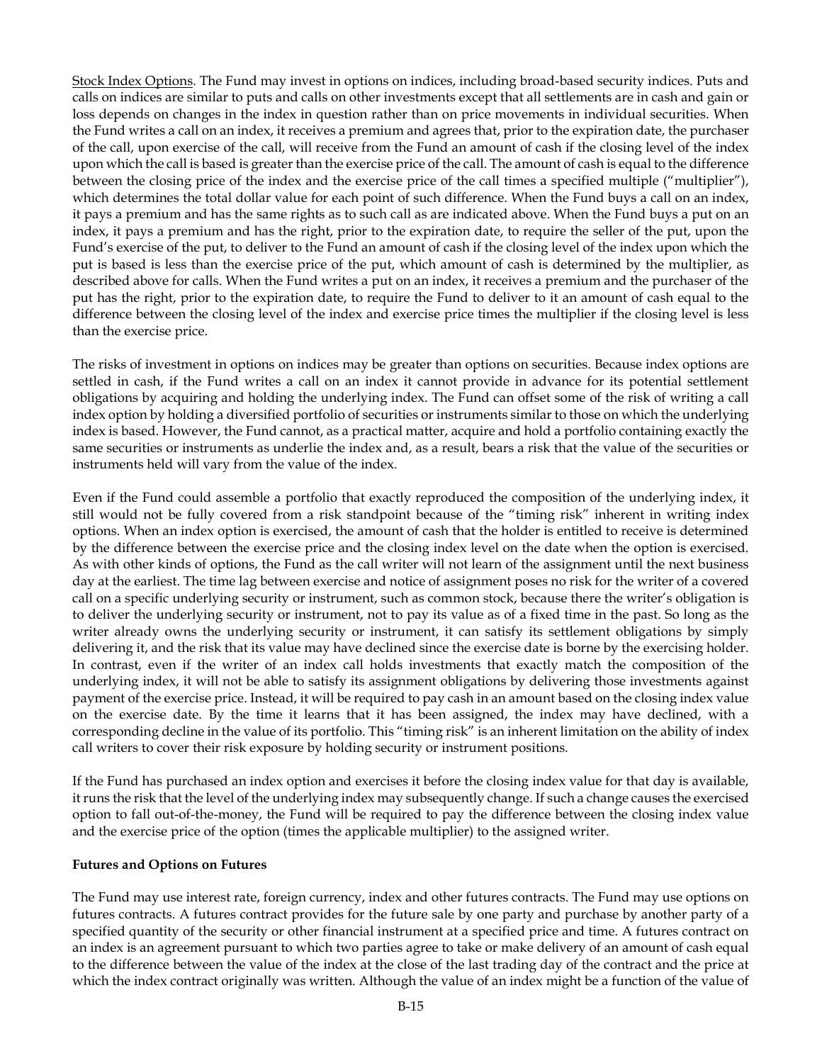Stock Index Options. The Fund may invest in options on indices, including broad-based security indices. Puts and calls on indices are similar to puts and calls on other investments except that all settlements are in cash and gain or loss depends on changes in the index in question rather than on price movements in individual securities. When the Fund writes a call on an index, it receives a premium and agrees that, prior to the expiration date, the purchaser of the call, upon exercise of the call, will receive from the Fund an amount of cash if the closing level of the index upon which the call is based is greater than the exercise price of the call. The amount of cash is equal to the difference between the closing price of the index and the exercise price of the call times a specified multiple ("multiplier"), which determines the total dollar value for each point of such difference. When the Fund buys a call on an index, it pays a premium and has the same rights as to such call as are indicated above. When the Fund buys a put on an index, it pays a premium and has the right, prior to the expiration date, to require the seller of the put, upon the Fund's exercise of the put, to deliver to the Fund an amount of cash if the closing level of the index upon which the put is based is less than the exercise price of the put, which amount of cash is determined by the multiplier, as described above for calls. When the Fund writes a put on an index, it receives a premium and the purchaser of the put has the right, prior to the expiration date, to require the Fund to deliver to it an amount of cash equal to the difference between the closing level of the index and exercise price times the multiplier if the closing level is less than the exercise price.

The risks of investment in options on indices may be greater than options on securities. Because index options are settled in cash, if the Fund writes a call on an index it cannot provide in advance for its potential settlement obligations by acquiring and holding the underlying index. The Fund can offset some of the risk of writing a call index option by holding a diversified portfolio of securities or instruments similar to those on which the underlying index is based. However, the Fund cannot, as a practical matter, acquire and hold a portfolio containing exactly the same securities or instruments as underlie the index and, as a result, bears a risk that the value of the securities or instruments held will vary from the value of the index.

Even if the Fund could assemble a portfolio that exactly reproduced the composition of the underlying index, it still would not be fully covered from a risk standpoint because of the "timing risk" inherent in writing index options. When an index option is exercised, the amount of cash that the holder is entitled to receive is determined by the difference between the exercise price and the closing index level on the date when the option is exercised. As with other kinds of options, the Fund as the call writer will not learn of the assignment until the next business day at the earliest. The time lag between exercise and notice of assignment poses no risk for the writer of a covered call on a specific underlying security or instrument, such as common stock, because there the writer's obligation is to deliver the underlying security or instrument, not to pay its value as of a fixed time in the past. So long as the writer already owns the underlying security or instrument, it can satisfy its settlement obligations by simply delivering it, and the risk that its value may have declined since the exercise date is borne by the exercising holder. In contrast, even if the writer of an index call holds investments that exactly match the composition of the underlying index, it will not be able to satisfy its assignment obligations by delivering those investments against payment of the exercise price. Instead, it will be required to pay cash in an amount based on the closing index value on the exercise date. By the time it learns that it has been assigned, the index may have declined, with a corresponding decline in the value of its portfolio. This "timing risk" is an inherent limitation on the ability of index call writers to cover their risk exposure by holding security or instrument positions.

If the Fund has purchased an index option and exercises it before the closing index value for that day is available, it runs the risk that the level of the underlying index may subsequently change. If such a change causes the exercised option to fall out-of-the-money, the Fund will be required to pay the difference between the closing index value and the exercise price of the option (times the applicable multiplier) to the assigned writer.

**Futures and Options on Futures**

The Fund may use interest rate, foreign currency, index and other futures contracts. The Fund may use options on futures contracts. A futures contract provides for the future sale by one party and purchase by another party of a specified quantity of the security or other financial instrument at a specified price and time. A futures contract on an index is an agreement pursuant to which two parties agree to take or make delivery of an amount of cash equal to the difference between the value of the index at the close of the last trading day of the contract and the price at which the index contract originally was written. Although the value of an index might be a function of the value of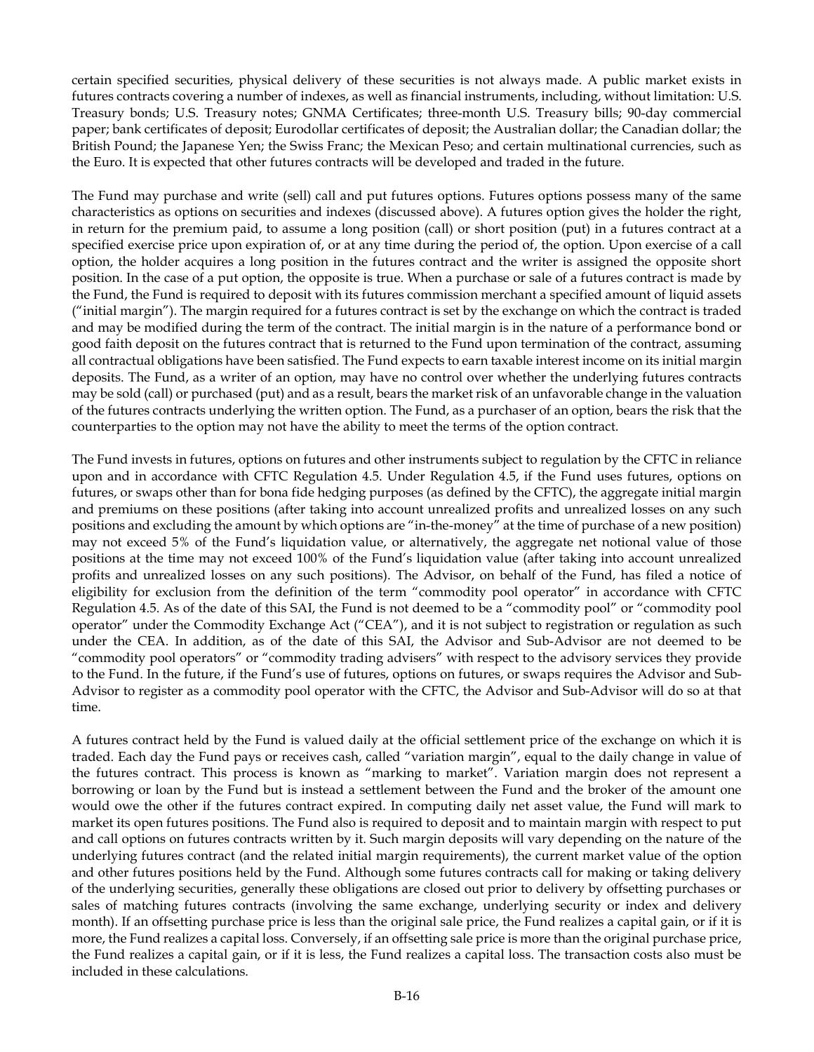certain specified securities, physical delivery of these securities is not always made. A public market exists in futures contracts covering a number of indexes, as well as financial instruments, including, without limitation: U.S. Treasury bonds; U.S. Treasury notes; GNMA Certificates; three-month U.S. Treasury bills; 90-day commercial paper; bank certificates of deposit; Eurodollar certificates of deposit; the Australian dollar; the Canadian dollar; the British Pound; the Japanese Yen; the Swiss Franc; the Mexican Peso; and certain multinational currencies, such as the Euro. It is expected that other futures contracts will be developed and traded in the future.

The Fund may purchase and write (sell) call and put futures options. Futures options possess many of the same characteristics as options on securities and indexes (discussed above). A futures option gives the holder the right, in return for the premium paid, to assume a long position (call) or short position (put) in a futures contract at a specified exercise price upon expiration of, or at any time during the period of, the option. Upon exercise of a call option, the holder acquires a long position in the futures contract and the writer is assigned the opposite short position. In the case of a put option, the opposite is true. When a purchase or sale of a futures contract is made by the Fund, the Fund is required to deposit with its futures commission merchant a specified amount of liquid assets ("initial margin"). The margin required for a futures contract is set by the exchange on which the contract is traded and may be modified during the term of the contract. The initial margin is in the nature of a performance bond or good faith deposit on the futures contract that is returned to the Fund upon termination of the contract, assuming all contractual obligations have been satisfied. The Fund expects to earn taxable interest income on its initial margin deposits. The Fund, as a writer of an option, may have no control over whether the underlying futures contracts may be sold (call) or purchased (put) and as a result, bears the market risk of an unfavorable change in the valuation of the futures contracts underlying the written option. The Fund, as a purchaser of an option, bears the risk that the counterparties to the option may not have the ability to meet the terms of the option contract.

The Fund invests in futures, options on futures and other instruments subject to regulation by the CFTC in reliance upon and in accordance with CFTC Regulation 4.5. Under Regulation 4.5, if the Fund uses futures, options on futures, or swaps other than for bona fide hedging purposes (as defined by the CFTC), the aggregate initial margin and premiums on these positions (after taking into account unrealized profits and unrealized losses on any such positions and excluding the amount by which options are "in-the-money" at the time of purchase of a new position) may not exceed 5% of the Fund's liquidation value, or alternatively, the aggregate net notional value of those positions at the time may not exceed 100% of the Fund's liquidation value (after taking into account unrealized profits and unrealized losses on any such positions). The Advisor, on behalf of the Fund, has filed a notice of eligibility for exclusion from the definition of the term "commodity pool operator" in accordance with CFTC Regulation 4.5. As of the date of this SAI, the Fund is not deemed to be a "commodity pool" or "commodity pool operator" under the Commodity Exchange Act ("CEA"), and it is not subject to registration or regulation as such under the CEA. In addition, as of the date of this SAI, the Advisor and Sub-Advisor are not deemed to be "commodity pool operators" or "commodity trading advisers" with respect to the advisory services they provide to the Fund. In the future, if the Fund's use of futures, options on futures, or swaps requires the Advisor and Sub-Advisor to register as a commodity pool operator with the CFTC, the Advisor and Sub-Advisor will do so at that time.

A futures contract held by the Fund is valued daily at the official settlement price of the exchange on which it is traded. Each day the Fund pays or receives cash, called "variation margin", equal to the daily change in value of the futures contract. This process is known as "marking to market". Variation margin does not represent a borrowing or loan by the Fund but is instead a settlement between the Fund and the broker of the amount one would owe the other if the futures contract expired. In computing daily net asset value, the Fund will mark to market its open futures positions. The Fund also is required to deposit and to maintain margin with respect to put and call options on futures contracts written by it. Such margin deposits will vary depending on the nature of the underlying futures contract (and the related initial margin requirements), the current market value of the option and other futures positions held by the Fund. Although some futures contracts call for making or taking delivery of the underlying securities, generally these obligations are closed out prior to delivery by offsetting purchases or sales of matching futures contracts (involving the same exchange, underlying security or index and delivery month). If an offsetting purchase price is less than the original sale price, the Fund realizes a capital gain, or if it is more, the Fund realizes a capital loss. Conversely, if an offsetting sale price is more than the original purchase price, the Fund realizes a capital gain, or if it is less, the Fund realizes a capital loss. The transaction costs also must be included in these calculations.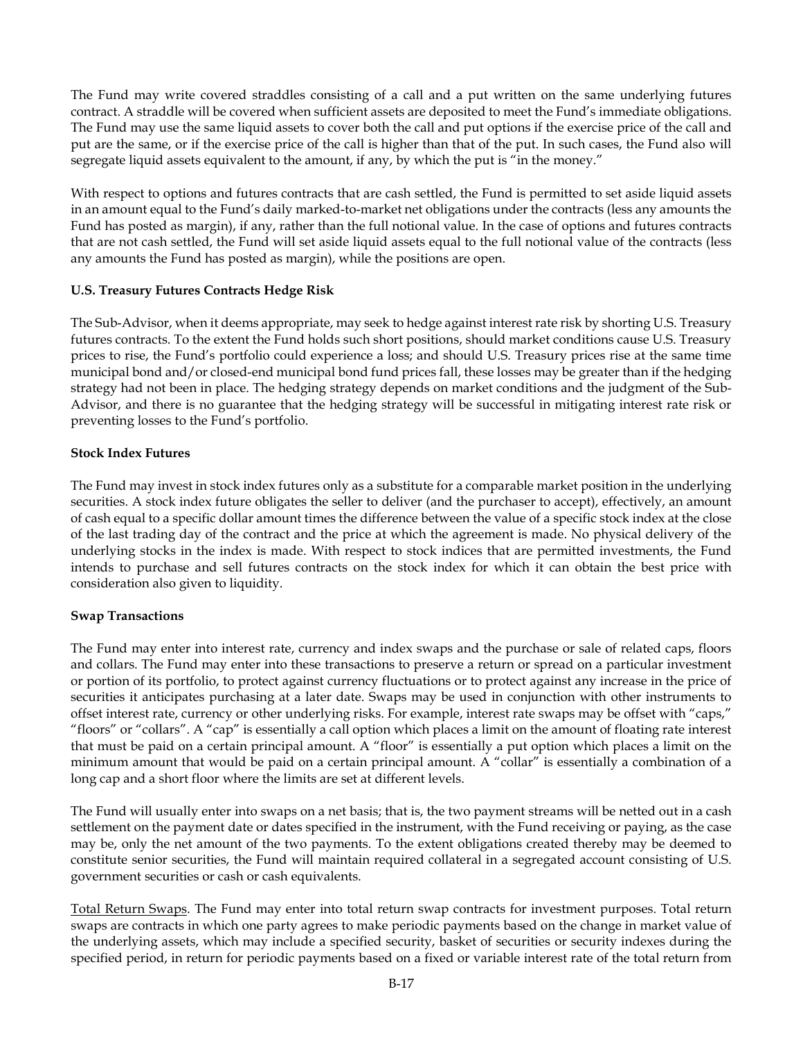The Fund may write covered straddles consisting of a call and a put written on the same underlying futures contract. A straddle will be covered when sufficient assets are deposited to meet the Fund's immediate obligations. The Fund may use the same liquid assets to cover both the call and put options if the exercise price of the call and put are the same, or if the exercise price of the call is higher than that of the put. In such cases, the Fund also will segregate liquid assets equivalent to the amount, if any, by which the put is "in the money."

With respect to options and futures contracts that are cash settled, the Fund is permitted to set aside liquid assets in an amount equal to the Fund's daily marked-to-market net obligations under the contracts (less any amounts the Fund has posted as margin), if any, rather than the full notional value. In the case of options and futures contracts that are not cash settled, the Fund will set aside liquid assets equal to the full notional value of the contracts (less any amounts the Fund has posted as margin), while the positions are open.

**U.S. Treasury Futures Contracts Hedge Risk**

The Sub-Advisor, when it deems appropriate, may seek to hedge against interest rate risk by shorting U.S. Treasury futures contracts. To the extent the Fund holds such short positions, should market conditions cause U.S. Treasury prices to rise, the Fund's portfolio could experience a loss; and should U.S. Treasury prices rise at the same time municipal bond and/or closed-end municipal bond fund prices fall, these losses may be greater than if the hedging strategy had not been in place. The hedging strategy depends on market conditions and the judgment of the Sub-Advisor, and there is no guarantee that the hedging strategy will be successful in mitigating interest rate risk or preventing losses to the Fund's portfolio.

**Stock Index Futures**

The Fund may invest in stock index futures only as a substitute for a comparable market position in the underlying securities. A stock index future obligates the seller to deliver (and the purchaser to accept), effectively, an amount of cash equal to a specific dollar amount times the difference between the value of a specific stock index at the close of the last trading day of the contract and the price at which the agreement is made. No physical delivery of the underlying stocks in the index is made. With respect to stock indices that are permitted investments, the Fund intends to purchase and sell futures contracts on the stock index for which it can obtain the best price with consideration also given to liquidity.

**Swap Transactions**

The Fund may enter into interest rate, currency and index swaps and the purchase or sale of related caps, floors and collars. The Fund may enter into these transactions to preserve a return or spread on a particular investment or portion of its portfolio, to protect against currency fluctuations or to protect against any increase in the price of securities it anticipates purchasing at a later date. Swaps may be used in conjunction with other instruments to offset interest rate, currency or other underlying risks. For example, interest rate swaps may be offset with "caps," "floors" or "collars". A "cap" is essentially a call option which places a limit on the amount of floating rate interest that must be paid on a certain principal amount. A "floor" is essentially a put option which places a limit on the minimum amount that would be paid on a certain principal amount. A "collar" is essentially a combination of a long cap and a short floor where the limits are set at different levels.

The Fund will usually enter into swaps on a net basis; that is, the two payment streams will be netted out in a cash settlement on the payment date or dates specified in the instrument, with the Fund receiving or paying, as the case may be, only the net amount of the two payments. To the extent obligations created thereby may be deemed to constitute senior securities, the Fund will maintain required collateral in a segregated account consisting of U.S. government securities or cash or cash equivalents.

Total Return Swaps. The Fund may enter into total return swap contracts for investment purposes. Total return swaps are contracts in which one party agrees to make periodic payments based on the change in market value of the underlying assets, which may include a specified security, basket of securities or security indexes during the specified period, in return for periodic payments based on a fixed or variable interest rate of the total return from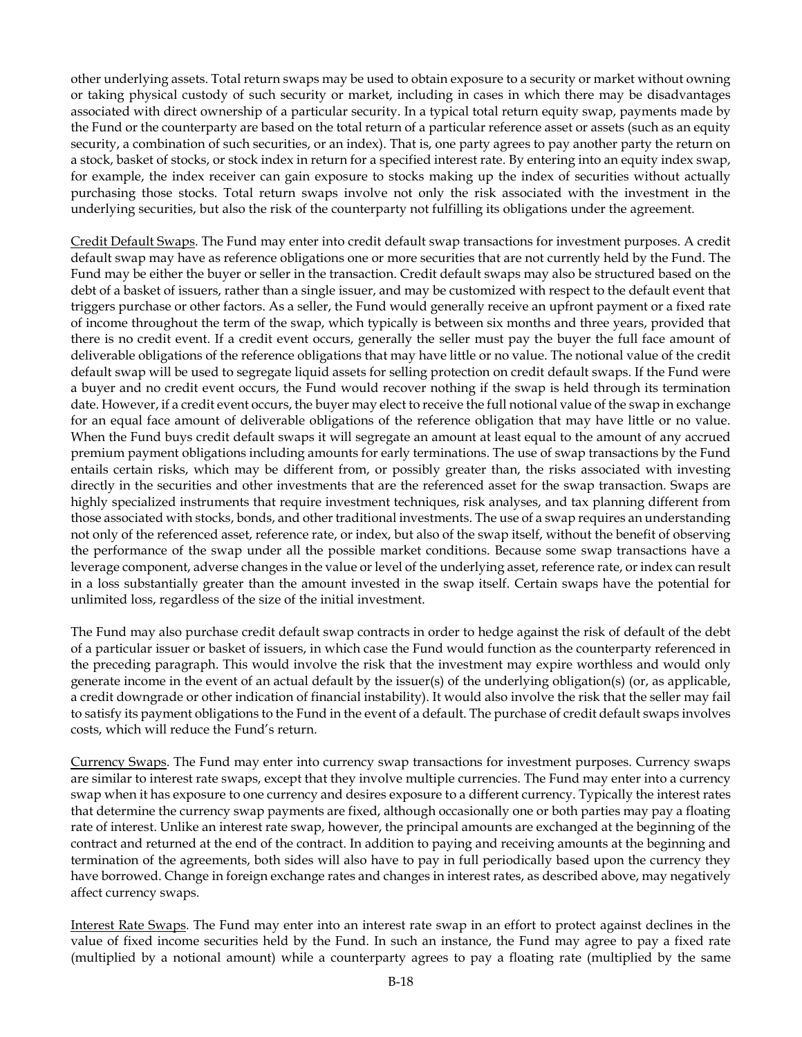other underlying assets. Total return swaps may be used to obtain exposure to a security or market without owning or taking physical custody of such security or market, including in cases in which there may be disadvantages associated with direct ownership of a particular security. In a typical total return equity swap, payments made by the Fund or the counterparty are based on the total return of a particular reference asset or assets (such as an equity security, a combination of such securities, or an index). That is, one party agrees to pay another party the return on a stock, basket of stocks, or stock index in return for a specified interest rate. By entering into an equity index swap, for example, the index receiver can gain exposure to stocks making up the index of securities without actually purchasing those stocks. Total return swaps involve not only the risk associated with the investment in the underlying securities, but also the risk of the counterparty not fulfilling its obligations under the agreement.

Credit Default Swaps. The Fund may enter into credit default swap transactions for investment purposes. A credit default swap may have as reference obligations one or more securities that are not currently held by the Fund. The Fund may be either the buyer or seller in the transaction. Credit default swaps may also be structured based on the debt of a basket of issuers, rather than a single issuer, and may be customized with respect to the default event that triggers purchase or other factors. As a seller, the Fund would generally receive an upfront payment or a fixed rate of income throughout the term of the swap, which typically is between six months and three years, provided that there is no credit event. If a credit event occurs, generally the seller must pay the buyer the full face amount of deliverable obligations of the reference obligations that may have little or no value. The notional value of the credit default swap will be used to segregate liquid assets for selling protection on credit default swaps. If the Fund were a buyer and no credit event occurs, the Fund would recover nothing if the swap is held through its termination date. However, if a credit event occurs, the buyer may elect to receive the full notional value of the swap in exchange for an equal face amount of deliverable obligations of the reference obligation that may have little or no value. When the Fund buys credit default swaps it will segregate an amount at least equal to the amount of any accrued premium payment obligations including amounts for early terminations. The use of swap transactions by the Fund entails certain risks, which may be different from, or possibly greater than, the risks associated with investing directly in the securities and other investments that are the referenced asset for the swap transaction. Swaps are highly specialized instruments that require investment techniques, risk analyses, and tax planning different from those associated with stocks, bonds, and other traditional investments. The use of a swap requires an understanding not only of the referenced asset, reference rate, or index, but also of the swap itself, without the benefit of observing the performance of the swap under all the possible market conditions. Because some swap transactions have a leverage component, adverse changes in the value or level of the underlying asset, reference rate, or index can result in a loss substantially greater than the amount invested in the swap itself. Certain swaps have the potential for unlimited loss, regardless of the size of the initial investment.

The Fund may also purchase credit default swap contracts in order to hedge against the risk of default of the debt of a particular issuer or basket of issuers, in which case the Fund would function as the counterparty referenced in the preceding paragraph. This would involve the risk that the investment may expire worthless and would only generate income in the event of an actual default by the issuer(s) of the underlying obligation(s) (or, as applicable, a credit downgrade or other indication of financial instability). It would also involve the risk that the seller may fail to satisfy its payment obligations to the Fund in the event of a default. The purchase of credit default swaps involves costs, which will reduce the Fund's return.

Currency Swaps. The Fund may enter into currency swap transactions for investment purposes. Currency swaps are similar to interest rate swaps, except that they involve multiple currencies. The Fund may enter into a currency swap when it has exposure to one currency and desires exposure to a different currency. Typically the interest rates that determine the currency swap payments are fixed, although occasionally one or both parties may pay a floating rate of interest. Unlike an interest rate swap, however, the principal amounts are exchanged at the beginning of the contract and returned at the end of the contract. In addition to paying and receiving amounts at the beginning and termination of the agreements, both sides will also have to pay in full periodically based upon the currency they have borrowed. Change in foreign exchange rates and changes in interest rates, as described above, may negatively affect currency swaps.

Interest Rate Swaps. The Fund may enter into an interest rate swap in an effort to protect against declines in the value of fixed income securities held by the Fund. In such an instance, the Fund may agree to pay a fixed rate (multiplied by a notional amount) while a counterparty agrees to pay a floating rate (multiplied by the same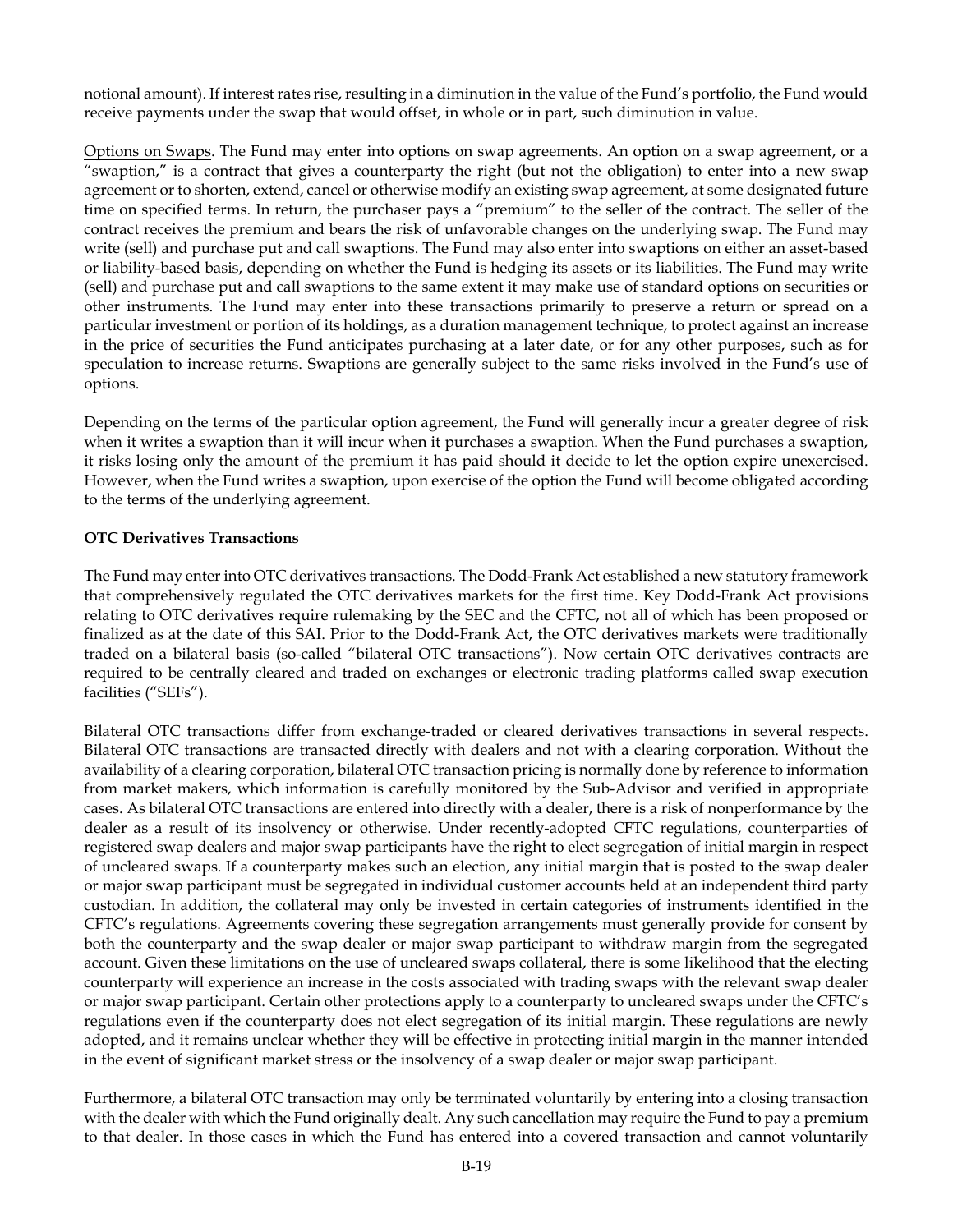notional amount). If interest rates rise, resulting in a diminution in the value of the Fund's portfolio, the Fund would receive payments under the swap that would offset, in whole or in part, such diminution in value.

Options on Swaps. The Fund may enter into options on swap agreements. An option on a swap agreement, or a "swaption," is a contract that gives a counterparty the right (but not the obligation) to enter into a new swap agreement or to shorten, extend, cancel or otherwise modify an existing swap agreement, at some designated future time on specified terms. In return, the purchaser pays a "premium" to the seller of the contract. The seller of the contract receives the premium and bears the risk of unfavorable changes on the underlying swap. The Fund may write (sell) and purchase put and call swaptions. The Fund may also enter into swaptions on either an asset-based or liability-based basis, depending on whether the Fund is hedging its assets or its liabilities. The Fund may write (sell) and purchase put and call swaptions to the same extent it may make use of standard options on securities or other instruments. The Fund may enter into these transactions primarily to preserve a return or spread on a particular investment or portion of its holdings, as a duration management technique, to protect against an increase in the price of securities the Fund anticipates purchasing at a later date, or for any other purposes, such as for speculation to increase returns. Swaptions are generally subject to the same risks involved in the Fund's use of options.

Depending on the terms of the particular option agreement, the Fund will generally incur a greater degree of risk when it writes a swaption than it will incur when it purchases a swaption. When the Fund purchases a swaption, it risks losing only the amount of the premium it has paid should it decide to let the option expire unexercised. However, when the Fund writes a swaption, upon exercise of the option the Fund will become obligated according to the terms of the underlying agreement.

**OTC Derivatives Transactions**

The Fund may enter into OTC derivatives transactions. The Dodd-Frank Act established a new statutory framework that comprehensively regulated the OTC derivatives markets for the first time. Key Dodd-Frank Act provisions relating to OTC derivatives require rulemaking by the SEC and the CFTC, not all of which has been proposed or finalized as at the date of this SAI. Prior to the Dodd-Frank Act, the OTC derivatives markets were traditionally traded on a bilateral basis (so-called "bilateral OTC transactions"). Now certain OTC derivatives contracts are required to be centrally cleared and traded on exchanges or electronic trading platforms called swap execution facilities ("SEFs").

Bilateral OTC transactions differ from exchange-traded or cleared derivatives transactions in several respects. Bilateral OTC transactions are transacted directly with dealers and not with a clearing corporation. Without the availability of a clearing corporation, bilateral OTC transaction pricing is normally done by reference to information from market makers, which information is carefully monitored by the Sub-Advisor and verified in appropriate cases. As bilateral OTC transactions are entered into directly with a dealer, there is a risk of nonperformance by the dealer as a result of its insolvency or otherwise. Under recently-adopted CFTC regulations, counterparties of registered swap dealers and major swap participants have the right to elect segregation of initial margin in respect of uncleared swaps. If a counterparty makes such an election, any initial margin that is posted to the swap dealer or major swap participant must be segregated in individual customer accounts held at an independent third party custodian. In addition, the collateral may only be invested in certain categories of instruments identified in the CFTC's regulations. Agreements covering these segregation arrangements must generally provide for consent by both the counterparty and the swap dealer or major swap participant to withdraw margin from the segregated account. Given these limitations on the use of uncleared swaps collateral, there is some likelihood that the electing counterparty will experience an increase in the costs associated with trading swaps with the relevant swap dealer or major swap participant. Certain other protections apply to a counterparty to uncleared swaps under the CFTC's regulations even if the counterparty does not elect segregation of its initial margin. These regulations are newly adopted, and it remains unclear whether they will be effective in protecting initial margin in the manner intended in the event of significant market stress or the insolvency of a swap dealer or major swap participant.

Furthermore, a bilateral OTC transaction may only be terminated voluntarily by entering into a closing transaction with the dealer with which the Fund originally dealt. Any such cancellation may require the Fund to pay a premium to that dealer. In those cases in which the Fund has entered into a covered transaction and cannot voluntarily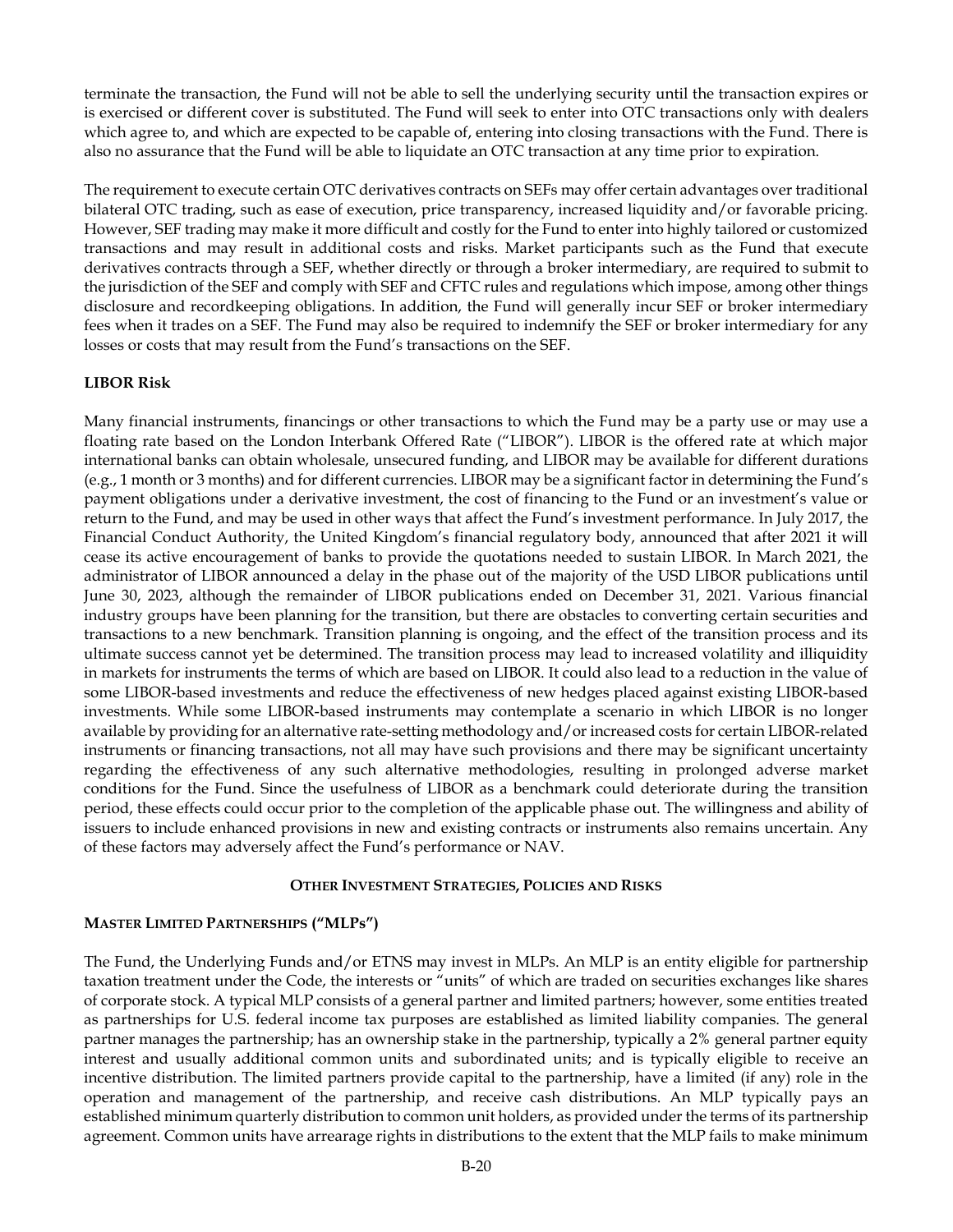terminate the transaction, the Fund will not be able to sell the underlying security until the transaction expires or is exercised or different cover is substituted. The Fund will seek to enter into OTC transactions only with dealers which agree to, and which are expected to be capable of, entering into closing transactions with the Fund. There is also no assurance that the Fund will be able to liquidate an OTC transaction at any time prior to expiration.

The requirement to execute certain OTC derivatives contracts on SEFs may offer certain advantages over traditional bilateral OTC trading, such as ease of execution, price transparency, increased liquidity and/or favorable pricing. However, SEF trading may make it more difficult and costly for the Fund to enter into highly tailored or customized transactions and may result in additional costs and risks. Market participants such as the Fund that execute derivatives contracts through a SEF, whether directly or through a broker intermediary, are required to submit to the jurisdiction of the SEF and comply with SEF and CFTC rules and regulations which impose, among other things disclosure and recordkeeping obligations. In addition, the Fund will generally incur SEF or broker intermediary fees when it trades on a SEF. The Fund may also be required to indemnify the SEF or broker intermediary for any losses or costs that may result from the Fund's transactions on the SEF.

**LIBOR Risk**

Many financial instruments, financings or other transactions to which the Fund may be a party use or may use a floating rate based on the London Interbank Offered Rate ("LIBOR"). LIBOR is the offered rate at which major international banks can obtain wholesale, unsecured funding, and LIBOR may be available for different durations (e.g., 1 month or 3 months) and for different currencies. LIBOR may be a significant factor in determining the Fund's payment obligations under a derivative investment, the cost of financing to the Fund or an investment's value or return to the Fund, and may be used in other ways that affect the Fund's investment performance. In July 2017, the Financial Conduct Authority, the United Kingdom's financial regulatory body, announced that after 2021 it will cease its active encouragement of banks to provide the quotations needed to sustain LIBOR. In March 2021, the administrator of LIBOR announced a delay in the phase out of the majority of the USD LIBOR publications until June 30, 2023, although the remainder of LIBOR publications ended on December 31, 2021. Various financial industry groups have been planning for the transition, but there are obstacles to converting certain securities and transactions to a new benchmark. Transition planning is ongoing, and the effect of the transition process and its ultimate success cannot yet be determined. The transition process may lead to increased volatility and illiquidity in markets for instruments the terms of which are based on LIBOR. It could also lead to a reduction in the value of some LIBOR-based investments and reduce the effectiveness of new hedges placed against existing LIBOR-based investments. While some LIBOR-based instruments may contemplate a scenario in which LIBOR is no longer available by providing for an alternative rate-setting methodology and/or increased costs for certain LIBOR-related instruments or financing transactions, not all may have such provisions and there may be significant uncertainty regarding the effectiveness of any such alternative methodologies, resulting in prolonged adverse market conditions for the Fund. Since the usefulness of LIBOR as a benchmark could deteriorate during the transition period, these effects could occur prior to the completion of the applicable phase out. The willingness and ability of issuers to include enhanced provisions in new and existing contracts or instruments also remains uncertain. Any of these factors may adversely affect the Fund's performance or NAV.

## OTHER INVESTMENT STRATEGIES, POLICIES AND RISKS

**MASTER LIMITED PARTNERSHIPS ("MLPs")**

The Fund, the Underlying Funds and/or ETNS may invest in MLPs. An MLP is an entity eligible for partnership taxation treatment under the Code, the interests or "units" of which are traded on securities exchanges like shares of corporate stock. A typical MLP consists of a general partner and limited partners; however, some entities treated as partnerships for U.S. federal income tax purposes are established as limited liability companies. The general partner manages the partnership; has an ownership stake in the partnership, typically a 2% general partner equity interest and usually additional common units and subordinated units; and is typically eligible to receive an incentive distribution. The limited partners provide capital to the partnership, have a limited (if any) role in the operation and management of the partnership, and receive cash distributions. An MLP typically pays an established minimum quarterly distribution to common unit holders, as provided under the terms of its partnership agreement. Common units have arrearage rights in distributions to the extent that the MLP fails to make minimum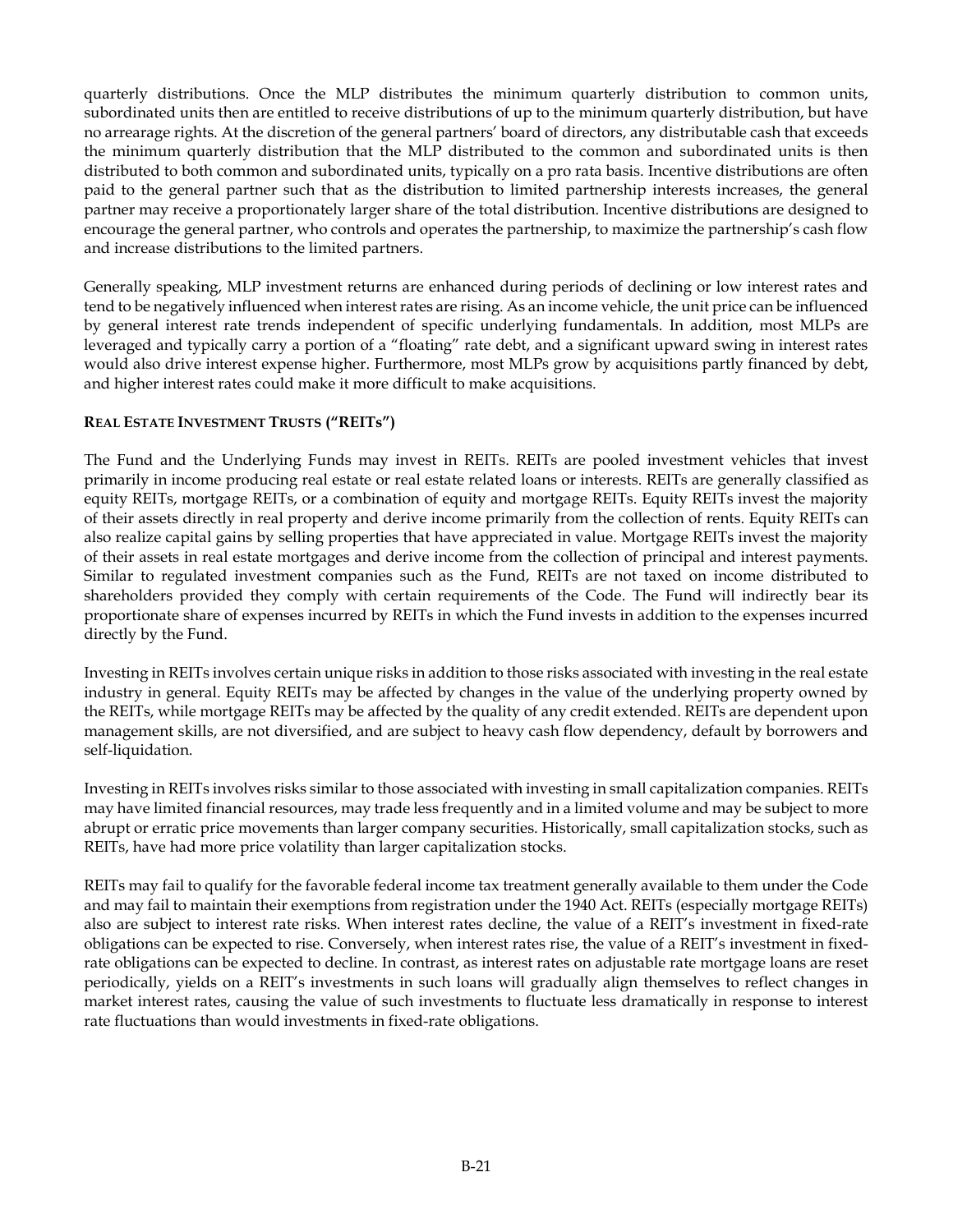quarterly distributions. Once the MLP distributes the minimum quarterly distribution to common units, subordinated units then are entitled to receive distributions of up to the minimum quarterly distribution, but have no arrearage rights. At the discretion of the general partners' board of directors, any distributable cash that exceeds the minimum quarterly distribution that the MLP distributed to the common and subordinated units is then distributed to both common and subordinated units, typically on a pro rata basis. Incentive distributions are often paid to the general partner such that as the distribution to limited partnership interests increases, the general partner may receive a proportionately larger share of the total distribution. Incentive distributions are designed to encourage the general partner, who controls and operates the partnership, to maximize the partnership's cash flow and increase distributions to the limited partners.

Generally speaking, MLP investment returns are enhanced during periods of declining or low interest rates and tend to be negatively influenced when interest rates are rising. As an income vehicle, the unit price can be influenced by general interest rate trends independent of specific underlying fundamentals. In addition, most MLPs are leveraged and typically carry a portion of a "floating" rate debt, and a significant upward swing in interest rates would also drive interest expense higher. Furthermore, most MLPs grow by acquisitions partly financed by debt, and higher interest rates could make it more difficult to make acquisitions.

**REAL ESTATE INVESTMENT TRUSTS ("REITs")**

The Fund and the Underlying Funds may invest in REITs. REITs are pooled investment vehicles that invest primarily in income producing real estate or real estate related loans or interests. REITs are generally classified as equity REITs, mortgage REITs, or a combination of equity and mortgage REITs. Equity REITs invest the majority of their assets directly in real property and derive income primarily from the collection of rents. Equity REITs can also realize capital gains by selling properties that have appreciated in value. Mortgage REITs invest the majority of their assets in real estate mortgages and derive income from the collection of principal and interest payments. Similar to regulated investment companies such as the Fund, REITs are not taxed on income distributed to shareholders provided they comply with certain requirements of the Code. The Fund will indirectly bear its proportionate share of expenses incurred by REITs in which the Fund invests in addition to the expenses incurred directly by the Fund.

Investing in REITs involves certain unique risks in addition to those risks associated with investing in the real estate industry in general. Equity REITs may be affected by changes in the value of the underlying property owned by the REITs, while mortgage REITs may be affected by the quality of any credit extended. REITs are dependent upon management skills, are not diversified, and are subject to heavy cash flow dependency, default by borrowers and self-liquidation.

Investing in REITs involves risks similar to those associated with investing in small capitalization companies. REITs may have limited financial resources, may trade less frequently and in a limited volume and may be subject to more abrupt or erratic price movements than larger company securities. Historically, small capitalization stocks, such as REITs, have had more price volatility than larger capitalization stocks.

REITs may fail to qualify for the favorable federal income tax treatment generally available to them under the Code and may fail to maintain their exemptions from registration under the 1940 Act. REITs (especially mortgage REITs) also are subject to interest rate risks. When interest rates decline, the value of a REIT's investment in fixed-rate obligations can be expected to rise. Conversely, when interest rates rise, the value of a REIT's investment in fixed-rate obligations can be expected to decline. In contrast, as interest rates on adjustable rate mortgage loans are reset periodically, yields on a REIT's investments in such loans will gradually align themselves to reflect changes in market interest rates, causing the value of such investments to fluctuate less dramatically in response to interest rate fluctuations than would investments in fixed-rate obligations.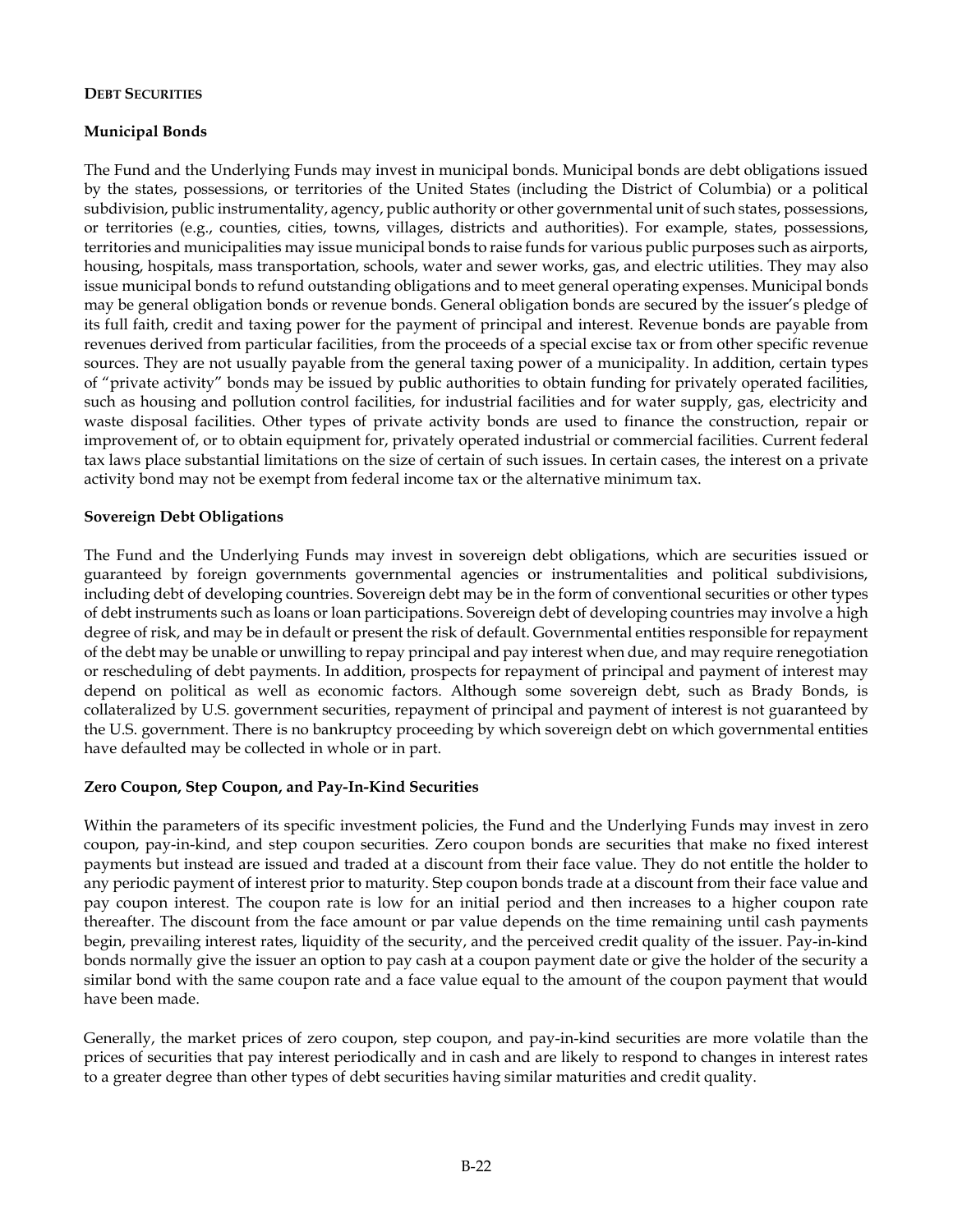## DEBT SECURITIES

### Municipal Bonds

The Fund and the Underlying Funds may invest in municipal bonds. Municipal bonds are debt obligations issued by the states, possessions, or territories of the United States (including the District of Columbia) or a political subdivision, public instrumentality, agency, public authority or other governmental unit of such states, possessions, or territories (e.g., counties, cities, towns, villages, districts and authorities). For example, states, possessions, territories and municipalities may issue municipal bonds to raise funds for various public purposes such as airports, housing, hospitals, mass transportation, schools, water and sewer works, gas, and electric utilities. They may also issue municipal bonds to refund outstanding obligations and to meet general operating expenses. Municipal bonds may be general obligation bonds or revenue bonds. General obligation bonds are secured by the issuer's pledge of its full faith, credit and taxing power for the payment of principal and interest. Revenue bonds are payable from revenues derived from particular facilities, from the proceeds of a special excise tax or from other specific revenue sources. They are not usually payable from the general taxing power of a municipality. In addition, certain types of "private activity" bonds may be issued by public authorities to obtain funding for privately operated facilities, such as housing and pollution control facilities, for industrial facilities and for water supply, gas, electricity and waste disposal facilities. Other types of private activity bonds are used to finance the construction, repair or improvement of, or to obtain equipment for, privately operated industrial or commercial facilities. Current federal tax laws place substantial limitations on the size of certain of such issues. In certain cases, the interest on a private activity bond may not be exempt from federal income tax or the alternative minimum tax.

### Sovereign Debt Obligations

The Fund and the Underlying Funds may invest in sovereign debt obligations, which are securities issued or guaranteed by foreign governments governmental agencies or instrumentalities and political subdivisions, including debt of developing countries. Sovereign debt may be in the form of conventional securities or other types of debt instruments such as loans or loan participations. Sovereign debt of developing countries may involve a high degree of risk, and may be in default or present the risk of default. Governmental entities responsible for repayment of the debt may be unable or unwilling to repay principal and pay interest when due, and may require renegotiation or rescheduling of debt payments. In addition, prospects for repayment of principal and payment of interest may depend on political as well as economic factors. Although some sovereign debt, such as Brady Bonds, is collateralized by U.S. government securities, repayment of principal and payment of interest is not guaranteed by the U.S. government. There is no bankruptcy proceeding by which sovereign debt on which governmental entities have defaulted may be collected in whole or in part.

### Zero Coupon, Step Coupon, and Pay-In-Kind Securities

Within the parameters of its specific investment policies, the Fund and the Underlying Funds may invest in zero coupon, pay-in-kind, and step coupon securities. Zero coupon bonds are securities that make no fixed interest payments but instead are issued and traded at a discount from their face value. They do not entitle the holder to any periodic payment of interest prior to maturity. Step coupon bonds trade at a discount from their face value and pay coupon interest. The coupon rate is low for an initial period and then increases to a higher coupon rate thereafter. The discount from the face amount or par value depends on the time remaining until cash payments begin, prevailing interest rates, liquidity of the security, and the perceived credit quality of the issuer. Pay-in-kind bonds normally give the issuer an option to pay cash at a coupon payment date or give the holder of the security a similar bond with the same coupon rate and a face value equal to the amount of the coupon payment that would have been made.

Generally, the market prices of zero coupon, step coupon, and pay-in-kind securities are more volatile than the prices of securities that pay interest periodically and in cash and are likely to respond to changes in interest rates to a greater degree than other types of debt securities having similar maturities and credit quality.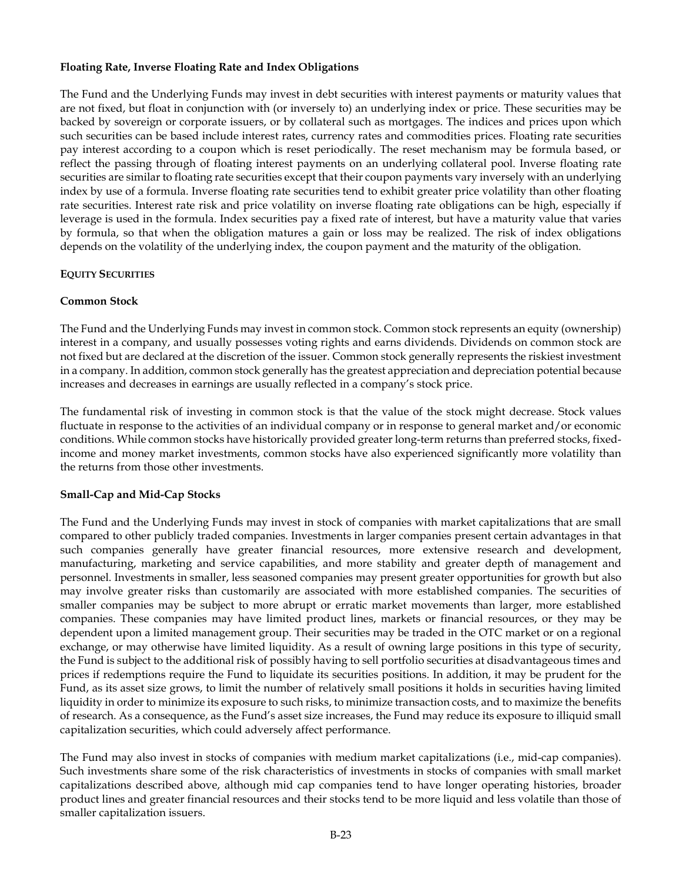**Floating Rate, Inverse Floating Rate and Index Obligations**

The Fund and the Underlying Funds may invest in debt securities with interest payments or maturity values that are not fixed, but float in conjunction with (or inversely to) an underlying index or price. These securities may be backed by sovereign or corporate issuers, or by collateral such as mortgages. The indices and prices upon which such securities can be based include interest rates, currency rates and commodities prices. Floating rate securities pay interest according to a coupon which is reset periodically. The reset mechanism may be formula based, or reflect the passing through of floating interest payments on an underlying collateral pool. Inverse floating rate securities are similar to floating rate securities except that their coupon payments vary inversely with an underlying index by use of a formula. Inverse floating rate securities tend to exhibit greater price volatility than other floating rate securities. Interest rate risk and price volatility on inverse floating rate obligations can be high, especially if leverage is used in the formula. Index securities pay a fixed rate of interest, but have a maturity value that varies by formula, so that when the obligation matures a gain or loss may be realized. The risk of index obligations depends on the volatility of the underlying index, the coupon payment and the maturity of the obligation.

**EQUITY SECURITIES**

**Common Stock**

The Fund and the Underlying Funds may invest in common stock. Common stock represents an equity (ownership) interest in a company, and usually possesses voting rights and earns dividends. Dividends on common stock are not fixed but are declared at the discretion of the issuer. Common stock generally represents the riskiest investment in a company. In addition, common stock generally has the greatest appreciation and depreciation potential because increases and decreases in earnings are usually reflected in a company's stock price.

The fundamental risk of investing in common stock is that the value of the stock might decrease. Stock values fluctuate in response to the activities of an individual company or in response to general market and/or economic conditions. While common stocks have historically provided greater long-term returns than preferred stocks, fixed-income and money market investments, common stocks have also experienced significantly more volatility than the returns from those other investments.

**Small-Cap and Mid-Cap Stocks**

The Fund and the Underlying Funds may invest in stock of companies with market capitalizations that are small compared to other publicly traded companies. Investments in larger companies present certain advantages in that such companies generally have greater financial resources, more extensive research and development, manufacturing, marketing and service capabilities, and more stability and greater depth of management and personnel. Investments in smaller, less seasoned companies may present greater opportunities for growth but also may involve greater risks than customarily are associated with more established companies. The securities of smaller companies may be subject to more abrupt or erratic market movements than larger, more established companies. These companies may have limited product lines, markets or financial resources, or they may be dependent upon a limited management group. Their securities may be traded in the OTC market or on a regional exchange, or may otherwise have limited liquidity. As a result of owning large positions in this type of security, the Fund is subject to the additional risk of possibly having to sell portfolio securities at disadvantageous times and prices if redemptions require the Fund to liquidate its securities positions. In addition, it may be prudent for the Fund, as its asset size grows, to limit the number of relatively small positions it holds in securities having limited liquidity in order to minimize its exposure to such risks, to minimize transaction costs, and to maximize the benefits of research. As a consequence, as the Fund's asset size increases, the Fund may reduce its exposure to illiquid small capitalization securities, which could adversely affect performance.

The Fund may also invest in stocks of companies with medium market capitalizations (i.e., mid-cap companies). Such investments share some of the risk characteristics of investments in stocks of companies with small market capitalizations described above, although mid cap companies tend to have longer operating histories, broader product lines and greater financial resources and their stocks tend to be more liquid and less volatile than those of smaller capitalization issuers.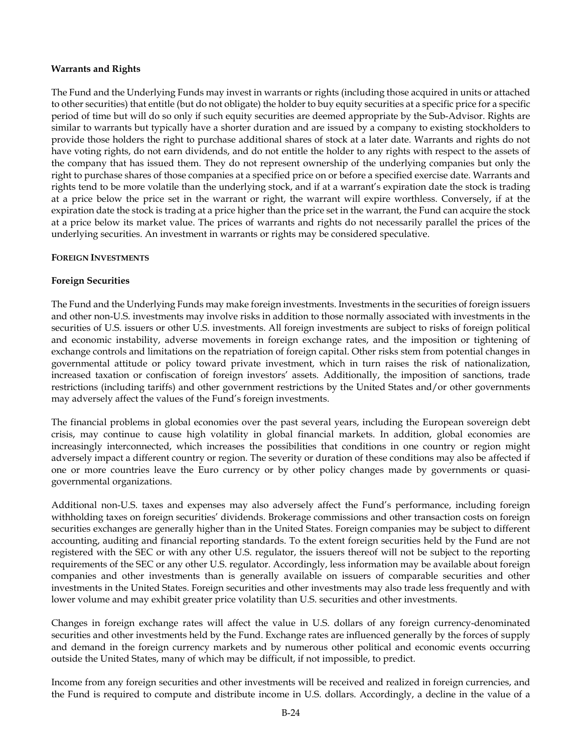**Warrants and Rights**

The Fund and the Underlying Funds may invest in warrants or rights (including those acquired in units or attached to other securities) that entitle (but do not obligate) the holder to buy equity securities at a specific price for a specific period of time but will do so only if such equity securities are deemed appropriate by the Sub-Advisor. Rights are similar to warrants but typically have a shorter duration and are issued by a company to existing stockholders to provide those holders the right to purchase additional shares of stock at a later date. Warrants and rights do not have voting rights, do not earn dividends, and do not entitle the holder to any rights with respect to the assets of the company that has issued them. They do not represent ownership of the underlying companies but only the right to purchase shares of those companies at a specified price on or before a specified exercise date. Warrants and rights tend to be more volatile than the underlying stock, and if at a warrant's expiration date the stock is trading at a price below the price set in the warrant or right, the warrant will expire worthless. Conversely, if at the expiration date the stock is trading at a price higher than the price set in the warrant, the Fund can acquire the stock at a price below its market value. The prices of warrants and rights do not necessarily parallel the prices of the underlying securities. An investment in warrants or rights may be considered speculative.

**FOREIGN INVESTMENTS**

**Foreign Securities**

The Fund and the Underlying Funds may make foreign investments. Investments in the securities of foreign issuers and other non-U.S. investments may involve risks in addition to those normally associated with investments in the securities of U.S. issuers or other U.S. investments. All foreign investments are subject to risks of foreign political and economic instability, adverse movements in foreign exchange rates, and the imposition or tightening of exchange controls and limitations on the repatriation of foreign capital. Other risks stem from potential changes in governmental attitude or policy toward private investment, which in turn raises the risk of nationalization, increased taxation or confiscation of foreign investors' assets. Additionally, the imposition of sanctions, trade restrictions (including tariffs) and other government restrictions by the United States and/or other governments may adversely affect the values of the Fund's foreign investments.

The financial problems in global economies over the past several years, including the European sovereign debt crisis, may continue to cause high volatility in global financial markets. In addition, global economies are increasingly interconnected, which increases the possibilities that conditions in one country or region might adversely impact a different country or region. The severity or duration of these conditions may also be affected if one or more countries leave the Euro currency or by other policy changes made by governments or quasi-governmental organizations.

Additional non-U.S. taxes and expenses may also adversely affect the Fund's performance, including foreign withholding taxes on foreign securities' dividends. Brokerage commissions and other transaction costs on foreign securities exchanges are generally higher than in the United States. Foreign companies may be subject to different accounting, auditing and financial reporting standards. To the extent foreign securities held by the Fund are not registered with the SEC or with any other U.S. regulator, the issuers thereof will not be subject to the reporting requirements of the SEC or any other U.S. regulator. Accordingly, less information may be available about foreign companies and other investments than is generally available on issuers of comparable securities and other investments in the United States. Foreign securities and other investments may also trade less frequently and with lower volume and may exhibit greater price volatility than U.S. securities and other investments.

Changes in foreign exchange rates will affect the value in U.S. dollars of any foreign currency-denominated securities and other investments held by the Fund. Exchange rates are influenced generally by the forces of supply and demand in the foreign currency markets and by numerous other political and economic events occurring outside the United States, many of which may be difficult, if not impossible, to predict.

Income from any foreign securities and other investments will be received and realized in foreign currencies, and the Fund is required to compute and distribute income in U.S. dollars. Accordingly, a decline in the value of a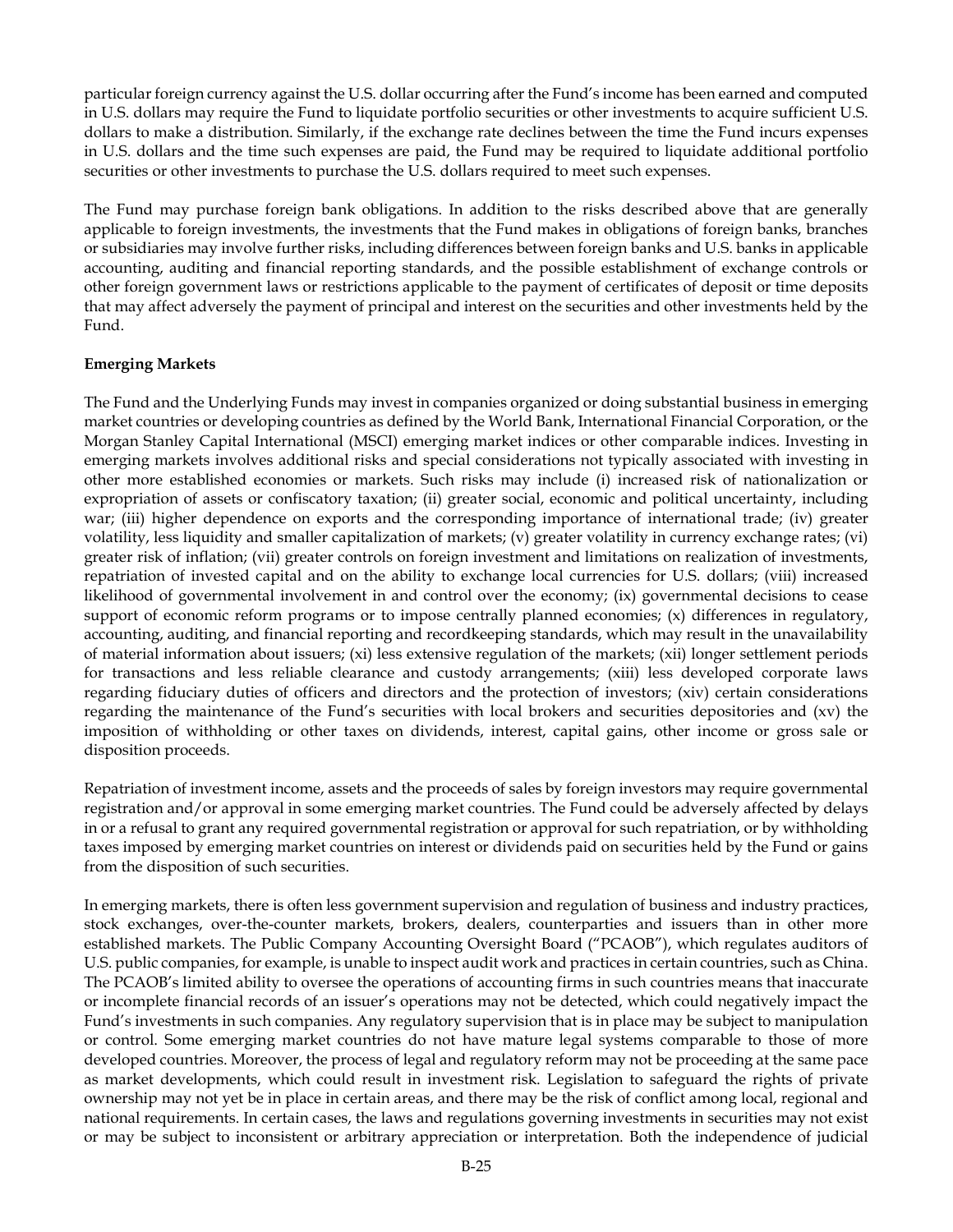particular foreign currency against the U.S. dollar occurring after the Fund's income has been earned and computed in U.S. dollars may require the Fund to liquidate portfolio securities or other investments to acquire sufficient U.S. dollars to make a distribution. Similarly, if the exchange rate declines between the time the Fund incurs expenses in U.S. dollars and the time such expenses are paid, the Fund may be required to liquidate additional portfolio securities or other investments to purchase the U.S. dollars required to meet such expenses.

The Fund may purchase foreign bank obligations. In addition to the risks described above that are generally applicable to foreign investments, the investments that the Fund makes in obligations of foreign banks, branches or subsidiaries may involve further risks, including differences between foreign banks and U.S. banks in applicable accounting, auditing and financial reporting standards, and the possible establishment of exchange controls or other foreign government laws or restrictions applicable to the payment of certificates of deposit or time deposits that may affect adversely the payment of principal and interest on the securities and other investments held by the Fund.

**Emerging Markets**

The Fund and the Underlying Funds may invest in companies organized or doing substantial business in emerging market countries or developing countries as defined by the World Bank, International Financial Corporation, or the Morgan Stanley Capital International (MSCI) emerging market indices or other comparable indices. Investing in emerging markets involves additional risks and special considerations not typically associated with investing in other more established economies or markets. Such risks may include (i) increased risk of nationalization or expropriation of assets or confiscatory taxation; (ii) greater social, economic and political uncertainty, including war; (iii) higher dependence on exports and the corresponding importance of international trade; (iv) greater volatility, less liquidity and smaller capitalization of markets; (v) greater volatility in currency exchange rates; (vi) greater risk of inflation; (vii) greater controls on foreign investment and limitations on realization of investments, repatriation of invested capital and on the ability to exchange local currencies for U.S. dollars; (viii) increased likelihood of governmental involvement in and control over the economy; (ix) governmental decisions to cease support of economic reform programs or to impose centrally planned economies; (x) differences in regulatory, accounting, auditing, and financial reporting and recordkeeping standards, which may result in the unavailability of material information about issuers; (xi) less extensive regulation of the markets; (xii) longer settlement periods for transactions and less reliable clearance and custody arrangements; (xiii) less developed corporate laws regarding fiduciary duties of officers and directors and the protection of investors; (xiv) certain considerations regarding the maintenance of the Fund's securities with local brokers and securities depositories and (xv) the imposition of withholding or other taxes on dividends, interest, capital gains, other income or gross sale or disposition proceeds.

Repatriation of investment income, assets and the proceeds of sales by foreign investors may require governmental registration and/or approval in some emerging market countries. The Fund could be adversely affected by delays in or a refusal to grant any required governmental registration or approval for such repatriation, or by withholding taxes imposed by emerging market countries on interest or dividends paid on securities held by the Fund or gains from the disposition of such securities.

In emerging markets, there is often less government supervision and regulation of business and industry practices, stock exchanges, over-the-counter markets, brokers, dealers, counterparties and issuers than in other more established markets. The Public Company Accounting Oversight Board ("PCAOB"), which regulates auditors of U.S. public companies, for example, is unable to inspect audit work and practices in certain countries, such as China. The PCAOB's limited ability to oversee the operations of accounting firms in such countries means that inaccurate or incomplete financial records of an issuer's operations may not be detected, which could negatively impact the Fund's investments in such companies. Any regulatory supervision that is in place may be subject to manipulation or control. Some emerging market countries do not have mature legal systems comparable to those of more developed countries. Moreover, the process of legal and regulatory reform may not be proceeding at the same pace as market developments, which could result in investment risk. Legislation to safeguard the rights of private ownership may not yet be in place in certain areas, and there may be the risk of conflict among local, regional and national requirements. In certain cases, the laws and regulations governing investments in securities may not exist or may be subject to inconsistent or arbitrary appreciation or interpretation. Both the independence of judicial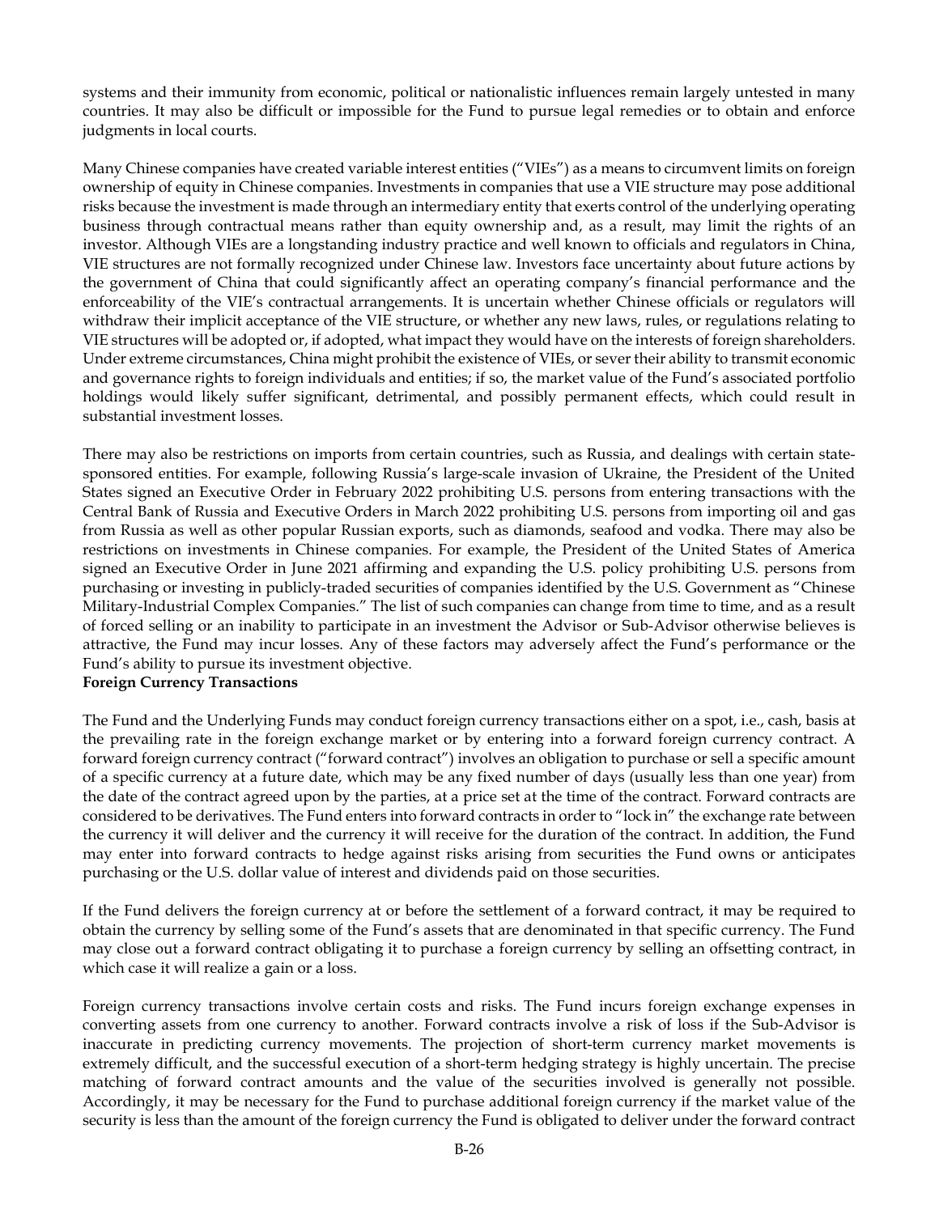systems and their immunity from economic, political or nationalistic influences remain largely untested in many countries. It may also be difficult or impossible for the Fund to pursue legal remedies or to obtain and enforce judgments in local courts.

Many Chinese companies have created variable interest entities ("VIEs") as a means to circumvent limits on foreign ownership of equity in Chinese companies. Investments in companies that use a VIE structure may pose additional risks because the investment is made through an intermediary entity that exerts control of the underlying operating business through contractual means rather than equity ownership and, as a result, may limit the rights of an investor. Although VIEs are a longstanding industry practice and well known to officials and regulators in China, VIE structures are not formally recognized under Chinese law. Investors face uncertainty about future actions by the government of China that could significantly affect an operating company's financial performance and the enforceability of the VIE's contractual arrangements. It is uncertain whether Chinese officials or regulators will withdraw their implicit acceptance of the VIE structure, or whether any new laws, rules, or regulations relating to VIE structures will be adopted or, if adopted, what impact they would have on the interests of foreign shareholders. Under extreme circumstances, China might prohibit the existence of VIEs, or sever their ability to transmit economic and governance rights to foreign individuals and entities; if so, the market value of the Fund's associated portfolio holdings would likely suffer significant, detrimental, and possibly permanent effects, which could result in substantial investment losses.

There may also be restrictions on imports from certain countries, such as Russia, and dealings with certain state-sponsored entities. For example, following Russia's large-scale invasion of Ukraine, the President of the United States signed an Executive Order in February 2022 prohibiting U.S. persons from entering transactions with the Central Bank of Russia and Executive Orders in March 2022 prohibiting U.S. persons from importing oil and gas from Russia as well as other popular Russian exports, such as diamonds, seafood and vodka. There may also be restrictions on investments in Chinese companies. For example, the President of the United States of America signed an Executive Order in June 2021 affirming and expanding the U.S. policy prohibiting U.S. persons from purchasing or investing in publicly-traded securities of companies identified by the U.S. Government as "Chinese Military-Industrial Complex Companies." The list of such companies can change from time to time, and as a result of forced selling or an inability to participate in an investment the Advisor or Sub-Advisor otherwise believes is attractive, the Fund may incur losses. Any of these factors may adversely affect the Fund's performance or the Fund's ability to pursue its investment objective.

**Foreign Currency Transactions**

The Fund and the Underlying Funds may conduct foreign currency transactions either on a spot, i.e., cash, basis at the prevailing rate in the foreign exchange market or by entering into a forward foreign currency contract. A forward foreign currency contract ("forward contract") involves an obligation to purchase or sell a specific amount of a specific currency at a future date, which may be any fixed number of days (usually less than one year) from the date of the contract agreed upon by the parties, at a price set at the time of the contract. Forward contracts are considered to be derivatives. The Fund enters into forward contracts in order to "lock in" the exchange rate between the currency it will deliver and the currency it will receive for the duration of the contract. In addition, the Fund may enter into forward contracts to hedge against risks arising from securities the Fund owns or anticipates purchasing or the U.S. dollar value of interest and dividends paid on those securities.

If the Fund delivers the foreign currency at or before the settlement of a forward contract, it may be required to obtain the currency by selling some of the Fund's assets that are denominated in that specific currency. The Fund may close out a forward contract obligating it to purchase a foreign currency by selling an offsetting contract, in which case it will realize a gain or a loss.

Foreign currency transactions involve certain costs and risks. The Fund incurs foreign exchange expenses in converting assets from one currency to another. Forward contracts involve a risk of loss if the Sub-Advisor is inaccurate in predicting currency movements. The projection of short-term currency market movements is extremely difficult, and the successful execution of a short-term hedging strategy is highly uncertain. The precise matching of forward contract amounts and the value of the securities involved is generally not possible. Accordingly, it may be necessary for the Fund to purchase additional foreign currency if the market value of the security is less than the amount of the foreign currency the Fund is obligated to deliver under the forward contract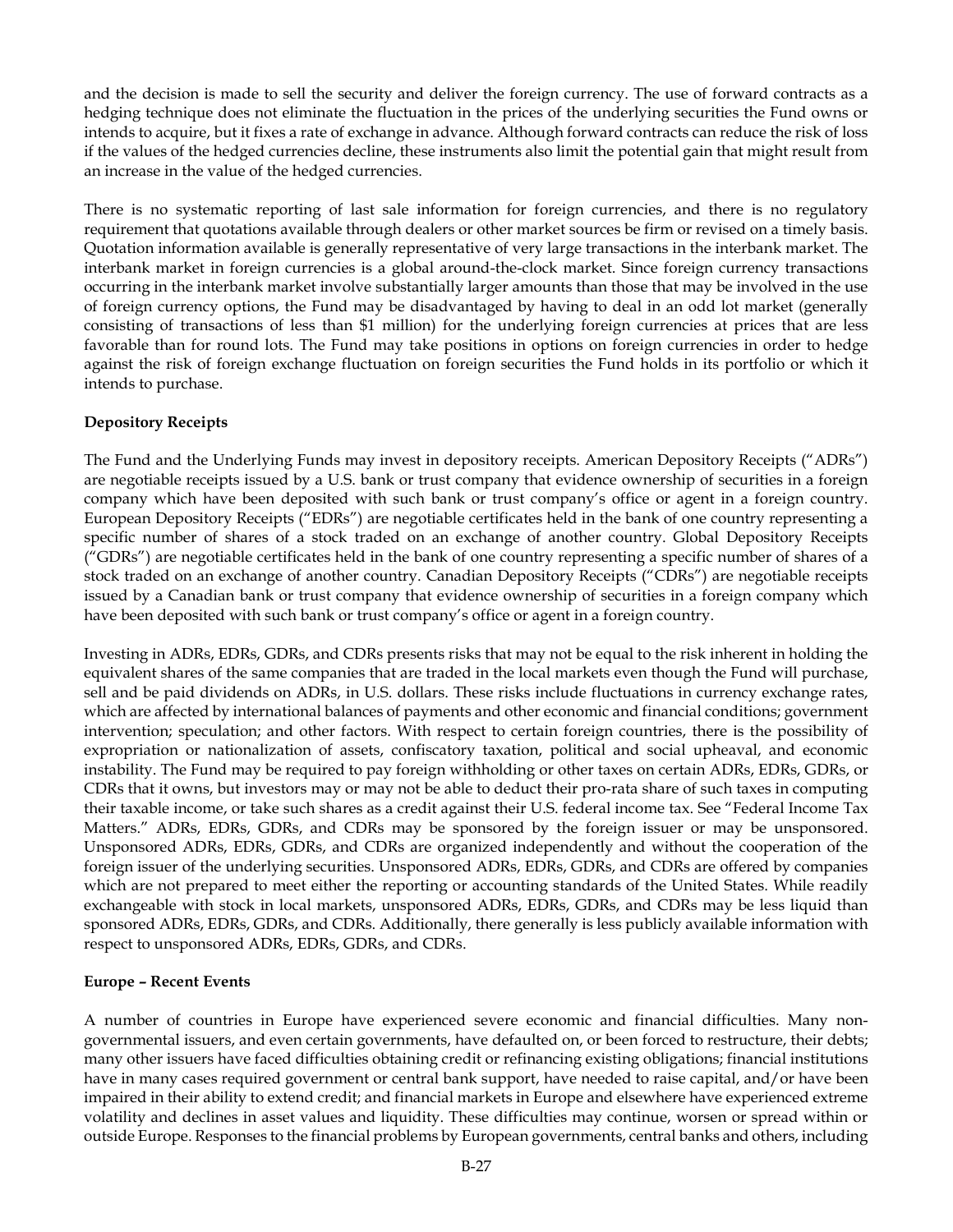and the decision is made to sell the security and deliver the foreign currency. The use of forward contracts as a hedging technique does not eliminate the fluctuation in the prices of the underlying securities the Fund owns or intends to acquire, but it fixes a rate of exchange in advance. Although forward contracts can reduce the risk of loss if the values of the hedged currencies decline, these instruments also limit the potential gain that might result from an increase in the value of the hedged currencies.

There is no systematic reporting of last sale information for foreign currencies, and there is no regulatory requirement that quotations available through dealers or other market sources be firm or revised on a timely basis. Quotation information available is generally representative of very large transactions in the interbank market. The interbank market in foreign currencies is a global around-the-clock market. Since foreign currency transactions occurring in the interbank market involve substantially larger amounts than those that may be involved in the use of foreign currency options, the Fund may be disadvantaged by having to deal in an odd lot market (generally consisting of transactions of less than $1 million) for the underlying foreign currencies at prices that are less favorable than for round lots. The Fund may take positions in options on foreign currencies in order to hedge against the risk of foreign exchange fluctuation on foreign securities the Fund holds in its portfolio or which it intends to purchase.

**Depository Receipts**

The Fund and the Underlying Funds may invest in depository receipts. American Depository Receipts ("ADRs") are negotiable receipts issued by a U.S. bank or trust company that evidence ownership of securities in a foreign company which have been deposited with such bank or trust company's office or agent in a foreign country. European Depository Receipts ("EDRs") are negotiable certificates held in the bank of one country representing a specific number of shares of a stock traded on an exchange of another country. Global Depository Receipts ("GDRs") are negotiable certificates held in the bank of one country representing a specific number of shares of a stock traded on an exchange of another country. Canadian Depository Receipts ("CDRs") are negotiable receipts issued by a Canadian bank or trust company that evidence ownership of securities in a foreign company which have been deposited with such bank or trust company's office or agent in a foreign country.

Investing in ADRs, EDRs, GDRs, and CDRs presents risks that may not be equal to the risk inherent in holding the equivalent shares of the same companies that are traded in the local markets even though the Fund will purchase, sell and be paid dividends on ADRs, in U.S. dollars. These risks include fluctuations in currency exchange rates, which are affected by international balances of payments and other economic and financial conditions; government intervention; speculation; and other factors. With respect to certain foreign countries, there is the possibility of expropriation or nationalization of assets, confiscatory taxation, political and social upheaval, and economic instability. The Fund may be required to pay foreign withholding or other taxes on certain ADRs, EDRs, GDRs, or CDRs that it owns, but investors may or may not be able to deduct their pro-rata share of such taxes in computing their taxable income, or take such shares as a credit against their U.S. federal income tax. See "Federal Income Tax Matters." ADRs, EDRs, GDRs, and CDRs may be sponsored by the foreign issuer or may be unsponsored. Unsponsored ADRs, EDRs, GDRs, and CDRs are organized independently and without the cooperation of the foreign issuer of the underlying securities. Unsponsored ADRs, EDRs, GDRs, and CDRs are offered by companies which are not prepared to meet either the reporting or accounting standards of the United States. While readily exchangeable with stock in local markets, unsponsored ADRs, EDRs, GDRs, and CDRs may be less liquid than sponsored ADRs, EDRs, GDRs, and CDRs. Additionally, there generally is less publicly available information with respect to unsponsored ADRs, EDRs, GDRs, and CDRs.

**Europe – Recent Events**

A number of countries in Europe have experienced severe economic and financial difficulties. Many non-governmental issuers, and even certain governments, have defaulted on, or been forced to restructure, their debts; many other issuers have faced difficulties obtaining credit or refinancing existing obligations; financial institutions have in many cases required government or central bank support, have needed to raise capital, and/or have been impaired in their ability to extend credit; and financial markets in Europe and elsewhere have experienced extreme volatility and declines in asset values and liquidity. These difficulties may continue, worsen or spread within or outside Europe. Responses to the financial problems by European governments, central banks and others, including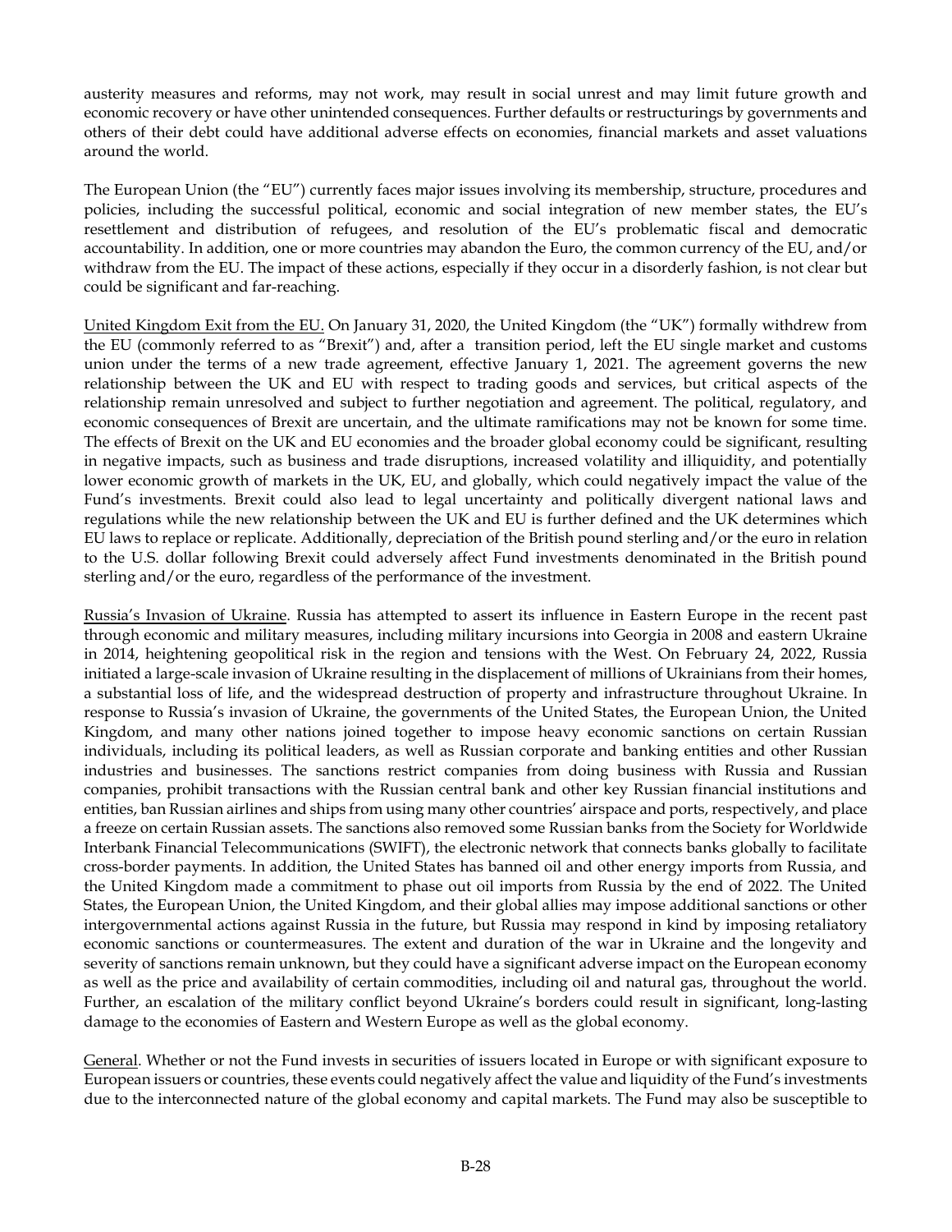austerity measures and reforms, may not work, may result in social unrest and may limit future growth and economic recovery or have other unintended consequences. Further defaults or restructurings by governments and others of their debt could have additional adverse effects on economies, financial markets and asset valuations around the world.

The European Union (the "EU") currently faces major issues involving its membership, structure, procedures and policies, including the successful political, economic and social integration of new member states, the EU's resettlement and distribution of refugees, and resolution of the EU's problematic fiscal and democratic accountability. In addition, one or more countries may abandon the Euro, the common currency of the EU, and/or withdraw from the EU. The impact of these actions, especially if they occur in a disorderly fashion, is not clear but could be significant and far-reaching.

United Kingdom Exit from the EU. On January 31, 2020, the United Kingdom (the "UK") formally withdrew from the EU (commonly referred to as "Brexit") and, after a transition period, left the EU single market and customs union under the terms of a new trade agreement, effective January 1, 2021. The agreement governs the new relationship between the UK and EU with respect to trading goods and services, but critical aspects of the relationship remain unresolved and subject to further negotiation and agreement. The political, regulatory, and economic consequences of Brexit are uncertain, and the ultimate ramifications may not be known for some time. The effects of Brexit on the UK and EU economies and the broader global economy could be significant, resulting in negative impacts, such as business and trade disruptions, increased volatility and illiquidity, and potentially lower economic growth of markets in the UK, EU, and globally, which could negatively impact the value of the Fund's investments. Brexit could also lead to legal uncertainty and politically divergent national laws and regulations while the new relationship between the UK and EU is further defined and the UK determines which EU laws to replace or replicate. Additionally, depreciation of the British pound sterling and/or the euro in relation to the U.S. dollar following Brexit could adversely affect Fund investments denominated in the British pound sterling and/or the euro, regardless of the performance of the investment.

Russia's Invasion of Ukraine. Russia has attempted to assert its influence in Eastern Europe in the recent past through economic and military measures, including military incursions into Georgia in 2008 and eastern Ukraine in 2014, heightening geopolitical risk in the region and tensions with the West. On February 24, 2022, Russia initiated a large-scale invasion of Ukraine resulting in the displacement of millions of Ukrainians from their homes, a substantial loss of life, and the widespread destruction of property and infrastructure throughout Ukraine. In response to Russia's invasion of Ukraine, the governments of the United States, the European Union, the United Kingdom, and many other nations joined together to impose heavy economic sanctions on certain Russian individuals, including its political leaders, as well as Russian corporate and banking entities and other Russian industries and businesses. The sanctions restrict companies from doing business with Russia and Russian companies, prohibit transactions with the Russian central bank and other key Russian financial institutions and entities, ban Russian airlines and ships from using many other countries' airspace and ports, respectively, and place a freeze on certain Russian assets. The sanctions also removed some Russian banks from the Society for Worldwide Interbank Financial Telecommunications (SWIFT), the electronic network that connects banks globally to facilitate cross-border payments. In addition, the United States has banned oil and other energy imports from Russia, and the United Kingdom made a commitment to phase out oil imports from Russia by the end of 2022. The United States, the European Union, the United Kingdom, and their global allies may impose additional sanctions or other intergovernmental actions against Russia in the future, but Russia may respond in kind by imposing retaliatory economic sanctions or countermeasures. The extent and duration of the war in Ukraine and the longevity and severity of sanctions remain unknown, but they could have a significant adverse impact on the European economy as well as the price and availability of certain commodities, including oil and natural gas, throughout the world. Further, an escalation of the military conflict beyond Ukraine's borders could result in significant, long-lasting damage to the economies of Eastern and Western Europe as well as the global economy.

General. Whether or not the Fund invests in securities of issuers located in Europe or with significant exposure to European issuers or countries, these events could negatively affect the value and liquidity of the Fund's investments due to the interconnected nature of the global economy and capital markets. The Fund may also be susceptible to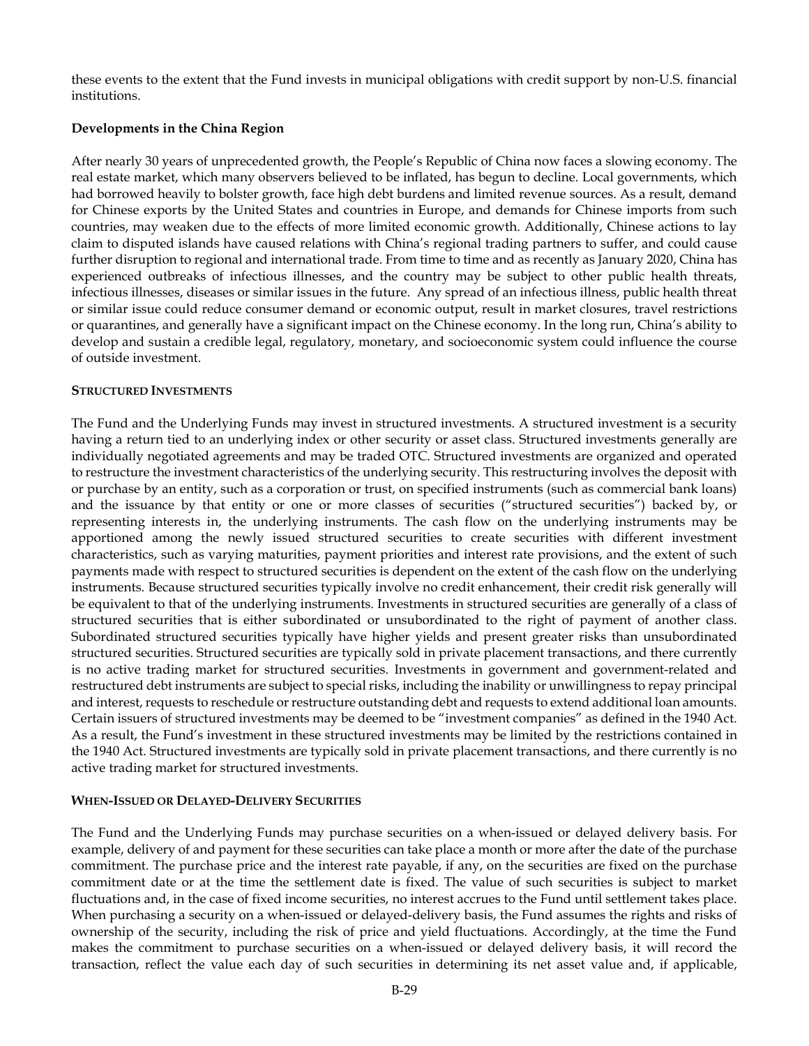these events to the extent that the Fund invests in municipal obligations with credit support by non-U.S. financial institutions.

**Developments in the China Region**

After nearly 30 years of unprecedented growth, the People's Republic of China now faces a slowing economy. The real estate market, which many observers believed to be inflated, has begun to decline. Local governments, which had borrowed heavily to bolster growth, face high debt burdens and limited revenue sources. As a result, demand for Chinese exports by the United States and countries in Europe, and demands for Chinese imports from such countries, may weaken due to the effects of more limited economic growth. Additionally, Chinese actions to lay claim to disputed islands have caused relations with China's regional trading partners to suffer, and could cause further disruption to regional and international trade. From time to time and as recently as January 2020, China has experienced outbreaks of infectious illnesses, and the country may be subject to other public health threats, infectious illnesses, diseases or similar issues in the future. Any spread of an infectious illness, public health threat or similar issue could reduce consumer demand or economic output, result in market closures, travel restrictions or quarantines, and generally have a significant impact on the Chinese economy. In the long run, China's ability to develop and sustain a credible legal, regulatory, monetary, and socioeconomic system could influence the course of outside investment.

**STRUCTURED INVESTMENTS**

The Fund and the Underlying Funds may invest in structured investments. A structured investment is a security having a return tied to an underlying index or other security or asset class. Structured investments generally are individually negotiated agreements and may be traded OTC. Structured investments are organized and operated to restructure the investment characteristics of the underlying security. This restructuring involves the deposit with or purchase by an entity, such as a corporation or trust, on specified instruments (such as commercial bank loans) and the issuance by that entity or one or more classes of securities ("structured securities") backed by, or representing interests in, the underlying instruments. The cash flow on the underlying instruments may be apportioned among the newly issued structured securities to create securities with different investment characteristics, such as varying maturities, payment priorities and interest rate provisions, and the extent of such payments made with respect to structured securities is dependent on the extent of the cash flow on the underlying instruments. Because structured securities typically involve no credit enhancement, their credit risk generally will be equivalent to that of the underlying instruments. Investments in structured securities are generally of a class of structured securities that is either subordinated or unsubordinated to the right of payment of another class. Subordinated structured securities typically have higher yields and present greater risks than unsubordinated structured securities. Structured securities are typically sold in private placement transactions, and there currently is no active trading market for structured securities. Investments in government and government-related and restructured debt instruments are subject to special risks, including the inability or unwillingness to repay principal and interest, requests to reschedule or restructure outstanding debt and requests to extend additional loan amounts. Certain issuers of structured investments may be deemed to be "investment companies" as defined in the 1940 Act. As a result, the Fund's investment in these structured investments may be limited by the restrictions contained in the 1940 Act. Structured investments are typically sold in private placement transactions, and there currently is no active trading market for structured investments.

**WHEN-ISSUED OR DELAYED-DELIVERY SECURITIES**

The Fund and the Underlying Funds may purchase securities on a when-issued or delayed delivery basis. For example, delivery of and payment for these securities can take place a month or more after the date of the purchase commitment. The purchase price and the interest rate payable, if any, on the securities are fixed on the purchase commitment date or at the time the settlement date is fixed. The value of such securities is subject to market fluctuations and, in the case of fixed income securities, no interest accrues to the Fund until settlement takes place. When purchasing a security on a when-issued or delayed-delivery basis, the Fund assumes the rights and risks of ownership of the security, including the risk of price and yield fluctuations. Accordingly, at the time the Fund makes the commitment to purchase securities on a when-issued or delayed delivery basis, it will record the transaction, reflect the value each day of such securities in determining its net asset value and, if applicable,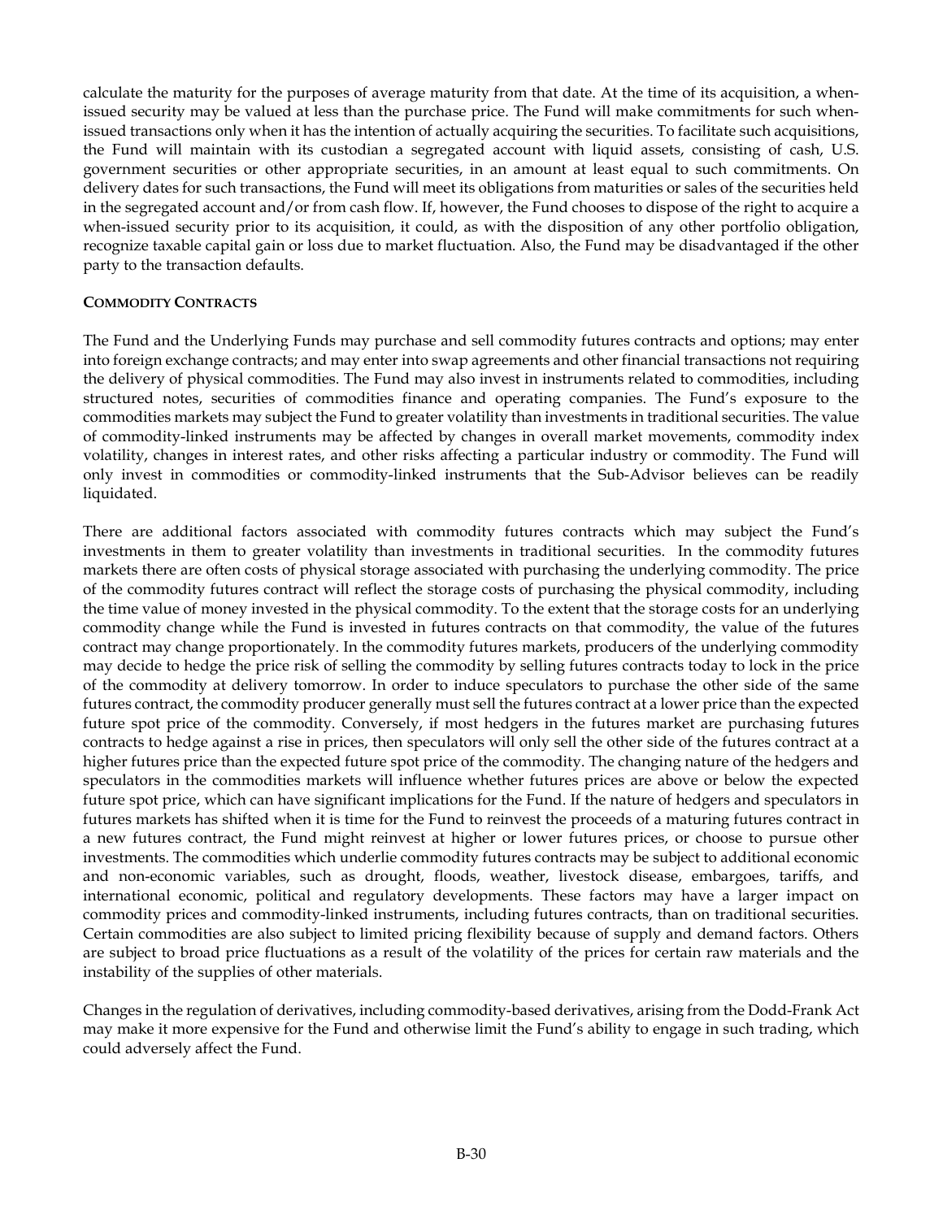calculate the maturity for the purposes of average maturity from that date. At the time of its acquisition, a when-issued security may be valued at less than the purchase price. The Fund will make commitments for such when-issued transactions only when it has the intention of actually acquiring the securities. To facilitate such acquisitions, the Fund will maintain with its custodian a segregated account with liquid assets, consisting of cash, U.S. government securities or other appropriate securities, in an amount at least equal to such commitments. On delivery dates for such transactions, the Fund will meet its obligations from maturities or sales of the securities held in the segregated account and/or from cash flow. If, however, the Fund chooses to dispose of the right to acquire a when-issued security prior to its acquisition, it could, as with the disposition of any other portfolio obligation, recognize taxable capital gain or loss due to market fluctuation. Also, the Fund may be disadvantaged if the other party to the transaction defaults.

**COMMODITY CONTRACTS**

The Fund and the Underlying Funds may purchase and sell commodity futures contracts and options; may enter into foreign exchange contracts; and may enter into swap agreements and other financial transactions not requiring the delivery of physical commodities. The Fund may also invest in instruments related to commodities, including structured notes, securities of commodities finance and operating companies. The Fund's exposure to the commodities markets may subject the Fund to greater volatility than investments in traditional securities. The value of commodity-linked instruments may be affected by changes in overall market movements, commodity index volatility, changes in interest rates, and other risks affecting a particular industry or commodity. The Fund will only invest in commodities or commodity-linked instruments that the Sub-Advisor believes can be readily liquidated.

There are additional factors associated with commodity futures contracts which may subject the Fund's investments in them to greater volatility than investments in traditional securities. In the commodity futures markets there are often costs of physical storage associated with purchasing the underlying commodity. The price of the commodity futures contract will reflect the storage costs of purchasing the physical commodity, including the time value of money invested in the physical commodity. To the extent that the storage costs for an underlying commodity change while the Fund is invested in futures contracts on that commodity, the value of the futures contract may change proportionately. In the commodity futures markets, producers of the underlying commodity may decide to hedge the price risk of selling the commodity by selling futures contracts today to lock in the price of the commodity at delivery tomorrow. In order to induce speculators to purchase the other side of the same futures contract, the commodity producer generally must sell the futures contract at a lower price than the expected future spot price of the commodity. Conversely, if most hedgers in the futures market are purchasing futures contracts to hedge against a rise in prices, then speculators will only sell the other side of the futures contract at a higher futures price than the expected future spot price of the commodity. The changing nature of the hedgers and speculators in the commodities markets will influence whether futures prices are above or below the expected future spot price, which can have significant implications for the Fund. If the nature of hedgers and speculators in futures markets has shifted when it is time for the Fund to reinvest the proceeds of a maturing futures contract in a new futures contract, the Fund might reinvest at higher or lower futures prices, or choose to pursue other investments. The commodities which underlie commodity futures contracts may be subject to additional economic and non-economic variables, such as drought, floods, weather, livestock disease, embargoes, tariffs, and international economic, political and regulatory developments. These factors may have a larger impact on commodity prices and commodity-linked instruments, including futures contracts, than on traditional securities. Certain commodities are also subject to limited pricing flexibility because of supply and demand factors. Others are subject to broad price fluctuations as a result of the volatility of the prices for certain raw materials and the instability of the supplies of other materials.

Changes in the regulation of derivatives, including commodity-based derivatives, arising from the Dodd-Frank Act may make it more expensive for the Fund and otherwise limit the Fund's ability to engage in such trading, which could adversely affect the Fund.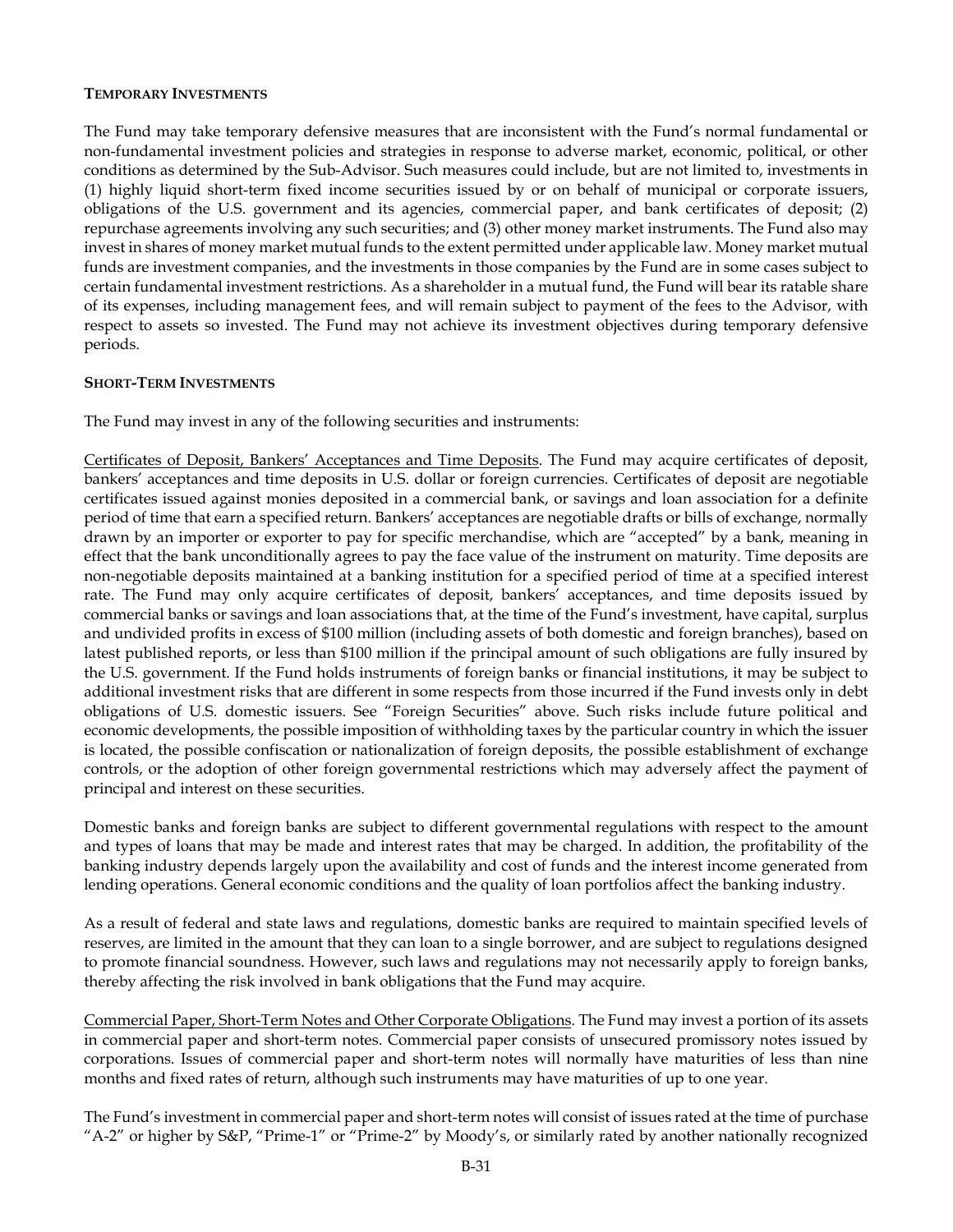**TEMPORARY INVESTMENTS**

The Fund may take temporary defensive measures that are inconsistent with the Fund's normal fundamental or non-fundamental investment policies and strategies in response to adverse market, economic, political, or other conditions as determined by the Sub-Advisor. Such measures could include, but are not limited to, investments in (1) highly liquid short-term fixed income securities issued by or on behalf of municipal or corporate issuers, obligations of the U.S. government and its agencies, commercial paper, and bank certificates of deposit; (2) repurchase agreements involving any such securities; and (3) other money market instruments. The Fund also may invest in shares of money market mutual funds to the extent permitted under applicable law. Money market mutual funds are investment companies, and the investments in those companies by the Fund are in some cases subject to certain fundamental investment restrictions. As a shareholder in a mutual fund, the Fund will bear its ratable share of its expenses, including management fees, and will remain subject to payment of the fees to the Advisor, with respect to assets so invested. The Fund may not achieve its investment objectives during temporary defensive periods.

**SHORT-TERM INVESTMENTS**

The Fund may invest in any of the following securities and instruments:

Certificates of Deposit, Bankers' Acceptances and Time Deposits. The Fund may acquire certificates of deposit, bankers' acceptances and time deposits in U.S. dollar or foreign currencies. Certificates of deposit are negotiable certificates issued against monies deposited in a commercial bank, or savings and loan association for a definite period of time that earn a specified return. Bankers' acceptances are negotiable drafts or bills of exchange, normally drawn by an importer or exporter to pay for specific merchandise, which are "accepted" by a bank, meaning in effect that the bank unconditionally agrees to pay the face value of the instrument on maturity. Time deposits are non-negotiable deposits maintained at a banking institution for a specified period of time at a specified interest rate. The Fund may only acquire certificates of deposit, bankers' acceptances, and time deposits issued by commercial banks or savings and loan associations that, at the time of the Fund's investment, have capital, surplus and undivided profits in excess of $100 million (including assets of both domestic and foreign branches), based on latest published reports, or less than $100 million if the principal amount of such obligations are fully insured by the U.S. government. If the Fund holds instruments of foreign banks or financial institutions, it may be subject to additional investment risks that are different in some respects from those incurred if the Fund invests only in debt obligations of U.S. domestic issuers. See "Foreign Securities" above. Such risks include future political and economic developments, the possible imposition of withholding taxes by the particular country in which the issuer is located, the possible confiscation or nationalization of foreign deposits, the possible establishment of exchange controls, or the adoption of other foreign governmental restrictions which may adversely affect the payment of principal and interest on these securities.

Domestic banks and foreign banks are subject to different governmental regulations with respect to the amount and types of loans that may be made and interest rates that may be charged. In addition, the profitability of the banking industry depends largely upon the availability and cost of funds and the interest income generated from lending operations. General economic conditions and the quality of loan portfolios affect the banking industry.

As a result of federal and state laws and regulations, domestic banks are required to maintain specified levels of reserves, are limited in the amount that they can loan to a single borrower, and are subject to regulations designed to promote financial soundness. However, such laws and regulations may not necessarily apply to foreign banks, thereby affecting the risk involved in bank obligations that the Fund may acquire.

Commercial Paper, Short-Term Notes and Other Corporate Obligations. The Fund may invest a portion of its assets in commercial paper and short-term notes. Commercial paper consists of unsecured promissory notes issued by corporations. Issues of commercial paper and short-term notes will normally have maturities of less than nine months and fixed rates of return, although such instruments may have maturities of up to one year.

The Fund's investment in commercial paper and short-term notes will consist of issues rated at the time of purchase "A-2" or higher by S&P, "Prime-1" or "Prime-2" by Moody's, or similarly rated by another nationally recognized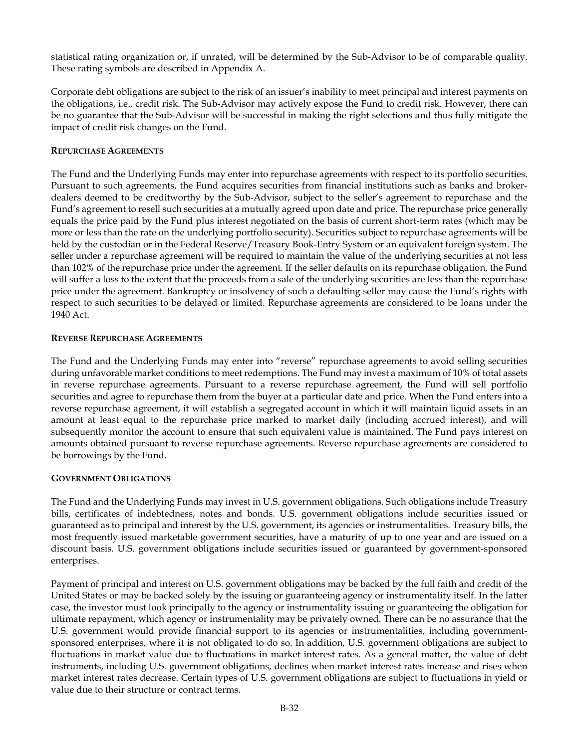statistical rating organization or, if unrated, will be determined by the Sub-Advisor to be of comparable quality. These rating symbols are described in Appendix A.

Corporate debt obligations are subject to the risk of an issuer's inability to meet principal and interest payments on the obligations, i.e., credit risk. The Sub-Advisor may actively expose the Fund to credit risk. However, there can be no guarantee that the Sub-Advisor will be successful in making the right selections and thus fully mitigate the impact of credit risk changes on the Fund.

**REPURCHASE AGREEMENTS**

The Fund and the Underlying Funds may enter into repurchase agreements with respect to its portfolio securities. Pursuant to such agreements, the Fund acquires securities from financial institutions such as banks and broker-dealers deemed to be creditworthy by the Sub-Advisor, subject to the seller's agreement to repurchase and the Fund's agreement to resell such securities at a mutually agreed upon date and price. The repurchase price generally equals the price paid by the Fund plus interest negotiated on the basis of current short-term rates (which may be more or less than the rate on the underlying portfolio security). Securities subject to repurchase agreements will be held by the custodian or in the Federal Reserve/Treasury Book-Entry System or an equivalent foreign system. The seller under a repurchase agreement will be required to maintain the value of the underlying securities at not less than 102% of the repurchase price under the agreement. If the seller defaults on its repurchase obligation, the Fund will suffer a loss to the extent that the proceeds from a sale of the underlying securities are less than the repurchase price under the agreement. Bankruptcy or insolvency of such a defaulting seller may cause the Fund's rights with respect to such securities to be delayed or limited. Repurchase agreements are considered to be loans under the 1940 Act.

**REVERSE REPURCHASE AGREEMENTS**

The Fund and the Underlying Funds may enter into "reverse" repurchase agreements to avoid selling securities during unfavorable market conditions to meet redemptions. The Fund may invest a maximum of 10% of total assets in reverse repurchase agreements. Pursuant to a reverse repurchase agreement, the Fund will sell portfolio securities and agree to repurchase them from the buyer at a particular date and price. When the Fund enters into a reverse repurchase agreement, it will establish a segregated account in which it will maintain liquid assets in an amount at least equal to the repurchase price marked to market daily (including accrued interest), and will subsequently monitor the account to ensure that such equivalent value is maintained. The Fund pays interest on amounts obtained pursuant to reverse repurchase agreements. Reverse repurchase agreements are considered to be borrowings by the Fund.

**GOVERNMENT OBLIGATIONS**

The Fund and the Underlying Funds may invest in U.S. government obligations. Such obligations include Treasury bills, certificates of indebtedness, notes and bonds. U.S. government obligations include securities issued or guaranteed as to principal and interest by the U.S. government, its agencies or instrumentalities. Treasury bills, the most frequently issued marketable government securities, have a maturity of up to one year and are issued on a discount basis. U.S. government obligations include securities issued or guaranteed by government-sponsored enterprises.

Payment of principal and interest on U.S. government obligations may be backed by the full faith and credit of the United States or may be backed solely by the issuing or guaranteeing agency or instrumentality itself. In the latter case, the investor must look principally to the agency or instrumentality issuing or guaranteeing the obligation for ultimate repayment, which agency or instrumentality may be privately owned. There can be no assurance that the U.S. government would provide financial support to its agencies or instrumentalities, including government-sponsored enterprises, where it is not obligated to do so. In addition, U.S. government obligations are subject to fluctuations in market value due to fluctuations in market interest rates. As a general matter, the value of debt instruments, including U.S. government obligations, declines when market interest rates increase and rises when market interest rates decrease. Certain types of U.S. government obligations are subject to fluctuations in yield or value due to their structure or contract terms.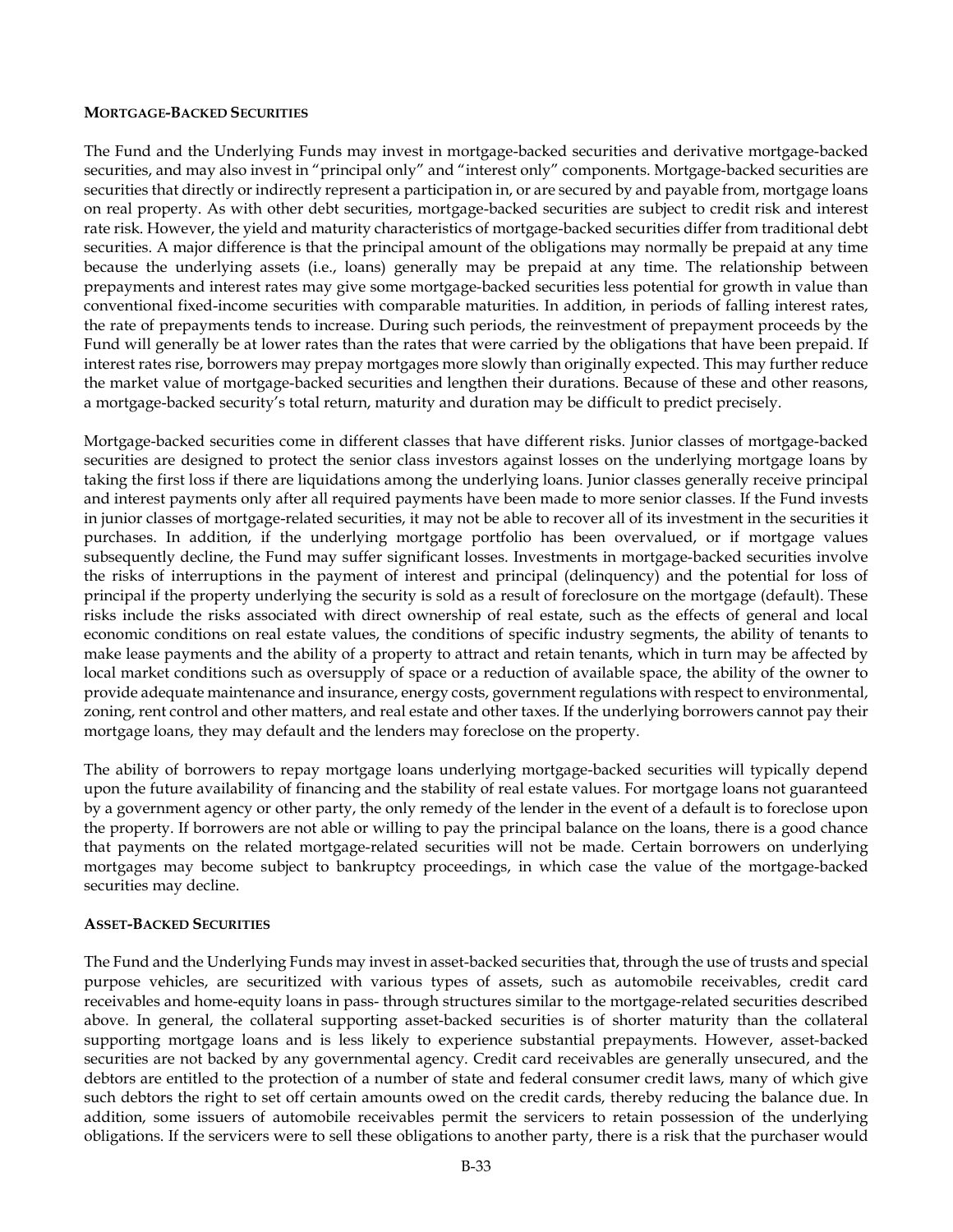#### MORTGAGE-BACKED SECURITIES

The Fund and the Underlying Funds may invest in mortgage-backed securities and derivative mortgage-backed securities, and may also invest in "principal only" and "interest only" components. Mortgage-backed securities are securities that directly or indirectly represent a participation in, or are secured by and payable from, mortgage loans on real property. As with other debt securities, mortgage-backed securities are subject to credit risk and interest rate risk. However, the yield and maturity characteristics of mortgage-backed securities differ from traditional debt securities. A major difference is that the principal amount of the obligations may normally be prepaid at any time because the underlying assets (i.e., loans) generally may be prepaid at any time. The relationship between prepayments and interest rates may give some mortgage-backed securities less potential for growth in value than conventional fixed-income securities with comparable maturities. In addition, in periods of falling interest rates, the rate of prepayments tends to increase. During such periods, the reinvestment of prepayment proceeds by the Fund will generally be at lower rates than the rates that were carried by the obligations that have been prepaid. If interest rates rise, borrowers may prepay mortgages more slowly than originally expected. This may further reduce the market value of mortgage-backed securities and lengthen their durations. Because of these and other reasons, a mortgage-backed security's total return, maturity and duration may be difficult to predict precisely.

Mortgage-backed securities come in different classes that have different risks. Junior classes of mortgage-backed securities are designed to protect the senior class investors against losses on the underlying mortgage loans by taking the first loss if there are liquidations among the underlying loans. Junior classes generally receive principal and interest payments only after all required payments have been made to more senior classes. If the Fund invests in junior classes of mortgage-related securities, it may not be able to recover all of its investment in the securities it purchases. In addition, if the underlying mortgage portfolio has been overvalued, or if mortgage values subsequently decline, the Fund may suffer significant losses. Investments in mortgage-backed securities involve the risks of interruptions in the payment of interest and principal (delinquency) and the potential for loss of principal if the property underlying the security is sold as a result of foreclosure on the mortgage (default). These risks include the risks associated with direct ownership of real estate, such as the effects of general and local economic conditions on real estate values, the conditions of specific industry segments, the ability of tenants to make lease payments and the ability of a property to attract and retain tenants, which in turn may be affected by local market conditions such as oversupply of space or a reduction of available space, the ability of the owner to provide adequate maintenance and insurance, energy costs, government regulations with respect to environmental, zoning, rent control and other matters, and real estate and other taxes. If the underlying borrowers cannot pay their mortgage loans, they may default and the lenders may foreclose on the property.

The ability of borrowers to repay mortgage loans underlying mortgage-backed securities will typically depend upon the future availability of financing and the stability of real estate values. For mortgage loans not guaranteed by a government agency or other party, the only remedy of the lender in the event of a default is to foreclose upon the property. If borrowers are not able or willing to pay the principal balance on the loans, there is a good chance that payments on the related mortgage-related securities will not be made. Certain borrowers on underlying mortgages may become subject to bankruptcy proceedings, in which case the value of the mortgage-backed securities may decline.

#### ASSET-BACKED SECURITIES

The Fund and the Underlying Funds may invest in asset-backed securities that, through the use of trusts and special purpose vehicles, are securitized with various types of assets, such as automobile receivables, credit card receivables and home-equity loans in pass- through structures similar to the mortgage-related securities described above. In general, the collateral supporting asset-backed securities is of shorter maturity than the collateral supporting mortgage loans and is less likely to experience substantial prepayments. However, asset-backed securities are not backed by any governmental agency. Credit card receivables are generally unsecured, and the debtors are entitled to the protection of a number of state and federal consumer credit laws, many of which give such debtors the right to set off certain amounts owed on the credit cards, thereby reducing the balance due. In addition, some issuers of automobile receivables permit the servicers to retain possession of the underlying obligations. If the servicers were to sell these obligations to another party, there is a risk that the purchaser would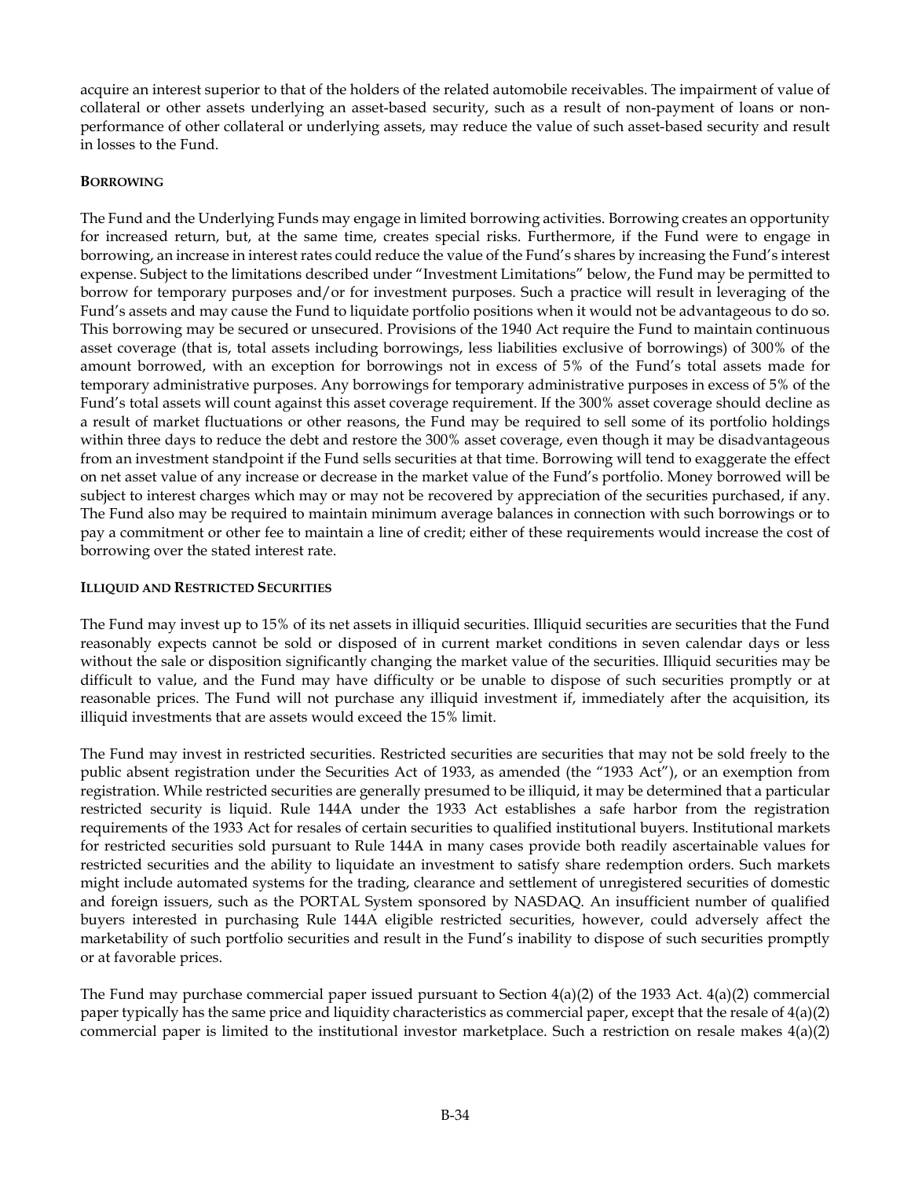acquire an interest superior to that of the holders of the related automobile receivables. The impairment of value of collateral or other assets underlying an asset-based security, such as a result of non-payment of loans or non-performance of other collateral or underlying assets, may reduce the value of such asset-based security and result in losses to the Fund.

**BORROWING**

The Fund and the Underlying Funds may engage in limited borrowing activities. Borrowing creates an opportunity for increased return, but, at the same time, creates special risks. Furthermore, if the Fund were to engage in borrowing, an increase in interest rates could reduce the value of the Fund's shares by increasing the Fund's interest expense. Subject to the limitations described under "Investment Limitations" below, the Fund may be permitted to borrow for temporary purposes and/or for investment purposes. Such a practice will result in leveraging of the Fund's assets and may cause the Fund to liquidate portfolio positions when it would not be advantageous to do so. This borrowing may be secured or unsecured. Provisions of the 1940 Act require the Fund to maintain continuous asset coverage (that is, total assets including borrowings, less liabilities exclusive of borrowings) of 300% of the amount borrowed, with an exception for borrowings not in excess of 5% of the Fund's total assets made for temporary administrative purposes. Any borrowings for temporary administrative purposes in excess of 5% of the Fund's total assets will count against this asset coverage requirement. If the 300% asset coverage should decline as a result of market fluctuations or other reasons, the Fund may be required to sell some of its portfolio holdings within three days to reduce the debt and restore the 300% asset coverage, even though it may be disadvantageous from an investment standpoint if the Fund sells securities at that time. Borrowing will tend to exaggerate the effect on net asset value of any increase or decrease in the market value of the Fund's portfolio. Money borrowed will be subject to interest charges which may or may not be recovered by appreciation of the securities purchased, if any. The Fund also may be required to maintain minimum average balances in connection with such borrowings or to pay a commitment or other fee to maintain a line of credit; either of these requirements would increase the cost of borrowing over the stated interest rate.

**ILLIQUID AND RESTRICTED SECURITIES**

The Fund may invest up to 15% of its net assets in illiquid securities. Illiquid securities are securities that the Fund reasonably expects cannot be sold or disposed of in current market conditions in seven calendar days or less without the sale or disposition significantly changing the market value of the securities. Illiquid securities may be difficult to value, and the Fund may have difficulty or be unable to dispose of such securities promptly or at reasonable prices. The Fund will not purchase any illiquid investment if, immediately after the acquisition, its illiquid investments that are assets would exceed the 15% limit.

The Fund may invest in restricted securities. Restricted securities are securities that may not be sold freely to the public absent registration under the Securities Act of 1933, as amended (the "1933 Act"), or an exemption from registration. While restricted securities are generally presumed to be illiquid, it may be determined that a particular restricted security is liquid. Rule 144A under the 1933 Act establishes a safe harbor from the registration requirements of the 1933 Act for resales of certain securities to qualified institutional buyers. Institutional markets for restricted securities sold pursuant to Rule 144A in many cases provide both readily ascertainable values for restricted securities and the ability to liquidate an investment to satisfy share redemption orders. Such markets might include automated systems for the trading, clearance and settlement of unregistered securities of domestic and foreign issuers, such as the PORTAL System sponsored by NASDAQ. An insufficient number of qualified buyers interested in purchasing Rule 144A eligible restricted securities, however, could adversely affect the marketability of such portfolio securities and result in the Fund's inability to dispose of such securities promptly or at favorable prices.

The Fund may purchase commercial paper issued pursuant to Section 4(a)(2) of the 1933 Act. 4(a)(2) commercial paper typically has the same price and liquidity characteristics as commercial paper, except that the resale of 4(a)(2) commercial paper is limited to the institutional investor marketplace. Such a restriction on resale makes 4(a)(2)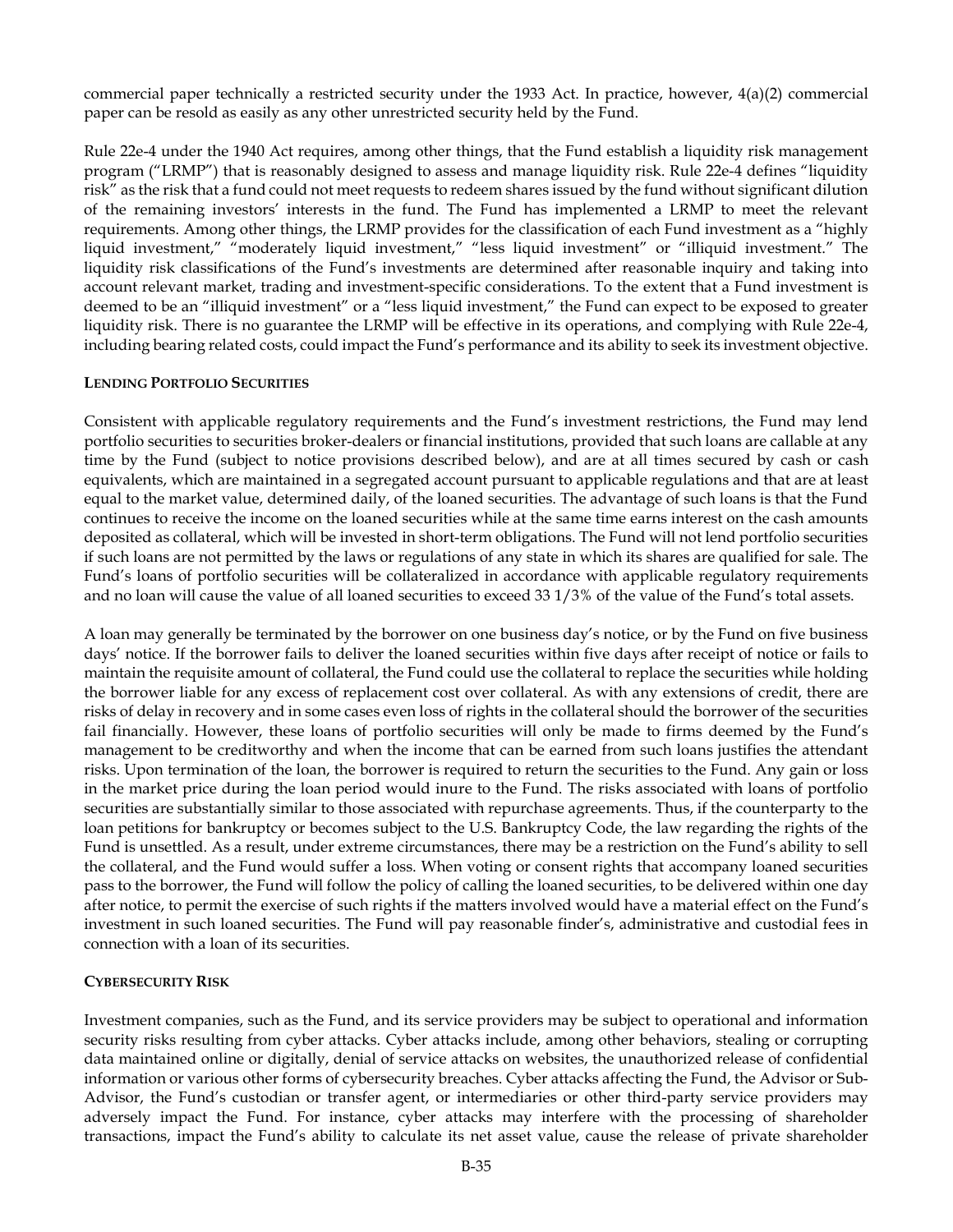commercial paper technically a restricted security under the 1933 Act. In practice, however, 4(a)(2) commercial paper can be resold as easily as any other unrestricted security held by the Fund.

Rule 22e-4 under the 1940 Act requires, among other things, that the Fund establish a liquidity risk management program ("LRMP") that is reasonably designed to assess and manage liquidity risk. Rule 22e-4 defines "liquidity risk" as the risk that a fund could not meet requests to redeem shares issued by the fund without significant dilution of the remaining investors' interests in the fund. The Fund has implemented a LRMP to meet the relevant requirements. Among other things, the LRMP provides for the classification of each Fund investment as a "highly liquid investment," "moderately liquid investment," "less liquid investment" or "illiquid investment." The liquidity risk classifications of the Fund's investments are determined after reasonable inquiry and taking into account relevant market, trading and investment-specific considerations. To the extent that a Fund investment is deemed to be an "illiquid investment" or a "less liquid investment," the Fund can expect to be exposed to greater liquidity risk. There is no guarantee the LRMP will be effective in its operations, and complying with Rule 22e-4, including bearing related costs, could impact the Fund's performance and its ability to seek its investment objective.

**LENDING PORTFOLIO SECURITIES**

Consistent with applicable regulatory requirements and the Fund's investment restrictions, the Fund may lend portfolio securities to securities broker-dealers or financial institutions, provided that such loans are callable at any time by the Fund (subject to notice provisions described below), and are at all times secured by cash or cash equivalents, which are maintained in a segregated account pursuant to applicable regulations and that are at least equal to the market value, determined daily, of the loaned securities. The advantage of such loans is that the Fund continues to receive the income on the loaned securities while at the same time earns interest on the cash amounts deposited as collateral, which will be invested in short-term obligations. The Fund will not lend portfolio securities if such loans are not permitted by the laws or regulations of any state in which its shares are qualified for sale. The Fund's loans of portfolio securities will be collateralized in accordance with applicable regulatory requirements and no loan will cause the value of all loaned securities to exceed 33 1/3% of the value of the Fund's total assets.

A loan may generally be terminated by the borrower on one business day's notice, or by the Fund on five business days' notice. If the borrower fails to deliver the loaned securities within five days after receipt of notice or fails to maintain the requisite amount of collateral, the Fund could use the collateral to replace the securities while holding the borrower liable for any excess of replacement cost over collateral. As with any extensions of credit, there are risks of delay in recovery and in some cases even loss of rights in the collateral should the borrower of the securities fail financially. However, these loans of portfolio securities will only be made to firms deemed by the Fund's management to be creditworthy and when the income that can be earned from such loans justifies the attendant risks. Upon termination of the loan, the borrower is required to return the securities to the Fund. Any gain or loss in the market price during the loan period would inure to the Fund. The risks associated with loans of portfolio securities are substantially similar to those associated with repurchase agreements. Thus, if the counterparty to the loan petitions for bankruptcy or becomes subject to the U.S. Bankruptcy Code, the law regarding the rights of the Fund is unsettled. As a result, under extreme circumstances, there may be a restriction on the Fund's ability to sell the collateral, and the Fund would suffer a loss. When voting or consent rights that accompany loaned securities pass to the borrower, the Fund will follow the policy of calling the loaned securities, to be delivered within one day after notice, to permit the exercise of such rights if the matters involved would have a material effect on the Fund's investment in such loaned securities. The Fund will pay reasonable finder's, administrative and custodial fees in connection with a loan of its securities.

**CYBERSECURITY RISK**

Investment companies, such as the Fund, and its service providers may be subject to operational and information security risks resulting from cyber attacks. Cyber attacks include, among other behaviors, stealing or corrupting data maintained online or digitally, denial of service attacks on websites, the unauthorized release of confidential information or various other forms of cybersecurity breaches. Cyber attacks affecting the Fund, the Advisor or Sub-Advisor, the Fund's custodian or transfer agent, or intermediaries or other third-party service providers may adversely impact the Fund. For instance, cyber attacks may interfere with the processing of shareholder transactions, impact the Fund's ability to calculate its net asset value, cause the release of private shareholder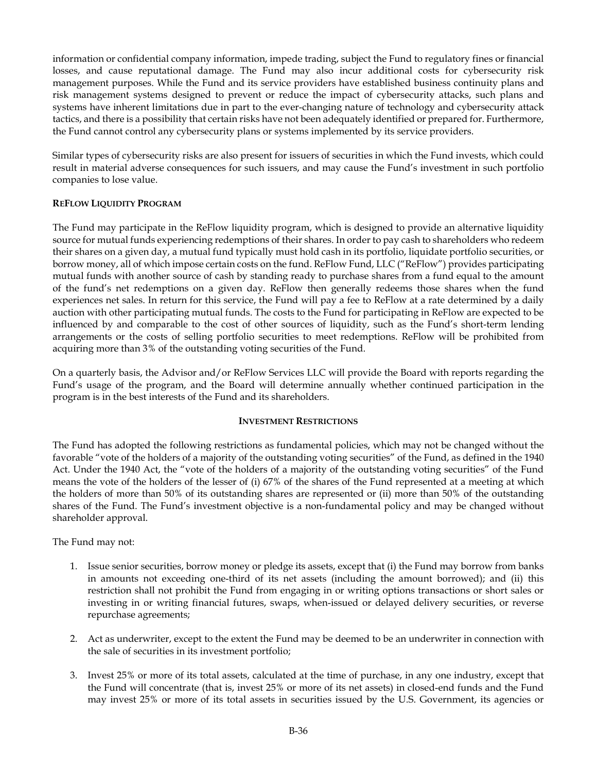information or confidential company information, impede trading, subject the Fund to regulatory fines or financial losses, and cause reputational damage. The Fund may also incur additional costs for cybersecurity risk management purposes. While the Fund and its service providers have established business continuity plans and risk management systems designed to prevent or reduce the impact of cybersecurity attacks, such plans and systems have inherent limitations due in part to the ever-changing nature of technology and cybersecurity attack tactics, and there is a possibility that certain risks have not been adequately identified or prepared for. Furthermore, the Fund cannot control any cybersecurity plans or systems implemented by its service providers.

Similar types of cybersecurity risks are also present for issuers of securities in which the Fund invests, which could result in material adverse consequences for such issuers, and may cause the Fund's investment in such portfolio companies to lose value.

**REFLOW LIQUIDITY PROGRAM**

The Fund may participate in the ReFlow liquidity program, which is designed to provide an alternative liquidity source for mutual funds experiencing redemptions of their shares. In order to pay cash to shareholders who redeem their shares on a given day, a mutual fund typically must hold cash in its portfolio, liquidate portfolio securities, or borrow money, all of which impose certain costs on the fund. ReFlow Fund, LLC ("ReFlow") provides participating mutual funds with another source of cash by standing ready to purchase shares from a fund equal to the amount of the fund's net redemptions on a given day. ReFlow then generally redeems those shares when the fund experiences net sales. In return for this service, the Fund will pay a fee to ReFlow at a rate determined by a daily auction with other participating mutual funds. The costs to the Fund for participating in ReFlow are expected to be influenced by and comparable to the cost of other sources of liquidity, such as the Fund's short-term lending arrangements or the costs of selling portfolio securities to meet redemptions. ReFlow will be prohibited from acquiring more than 3% of the outstanding voting securities of the Fund.

On a quarterly basis, the Advisor and/or ReFlow Services LLC will provide the Board with reports regarding the Fund's usage of the program, and the Board will determine annually whether continued participation in the program is in the best interests of the Fund and its shareholders.

## INVESTMENT RESTRICTIONS

The Fund has adopted the following restrictions as fundamental policies, which may not be changed without the favorable "vote of the holders of a majority of the outstanding voting securities" of the Fund, as defined in the 1940 Act. Under the 1940 Act, the "vote of the holders of a majority of the outstanding voting securities" of the Fund means the vote of the holders of the lesser of (i) 67% of the shares of the Fund represented at a meeting at which the holders of more than 50% of its outstanding shares are represented or (ii) more than 50% of the outstanding shares of the Fund. The Fund's investment objective is a non-fundamental policy and may be changed without shareholder approval.

The Fund may not:

1. Issue senior securities, borrow money or pledge its assets, except that (i) the Fund may borrow from banks in amounts not exceeding one-third of its net assets (including the amount borrowed); and (ii) this restriction shall not prohibit the Fund from engaging in or writing options transactions or short sales or investing in or writing financial futures, swaps, when-issued or delayed delivery securities, or reverse repurchase agreements;

2. Act as underwriter, except to the extent the Fund may be deemed to be an underwriter in connection with the sale of securities in its investment portfolio;

3. Invest 25% or more of its total assets, calculated at the time of purchase, in any one industry, except that the Fund will concentrate (that is, invest 25% or more of its net assets) in closed-end funds and the Fund may invest 25% or more of its total assets in securities issued by the U.S. Government, its agencies or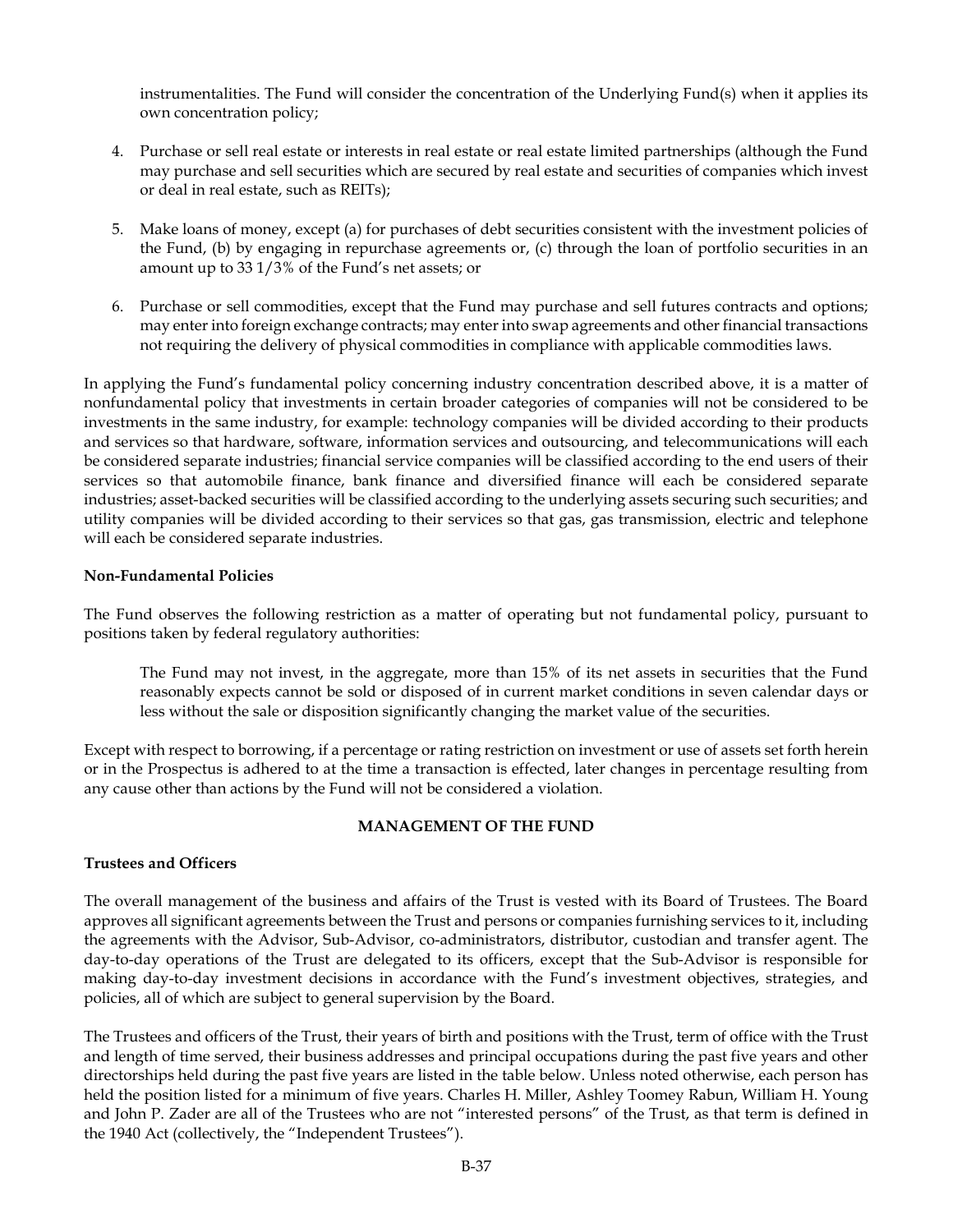instrumentalities. The Fund will consider the concentration of the Underlying Fund(s) when it applies its own concentration policy;

4. Purchase or sell real estate or interests in real estate or real estate limited partnerships (although the Fund may purchase and sell securities which are secured by real estate and securities of companies which invest or deal in real estate, such as REITs);

5. Make loans of money, except (a) for purchases of debt securities consistent with the investment policies of the Fund, (b) by engaging in repurchase agreements or, (c) through the loan of portfolio securities in an amount up to 33 1/3% of the Fund's net assets; or

6. Purchase or sell commodities, except that the Fund may purchase and sell futures contracts and options; may enter into foreign exchange contracts; may enter into swap agreements and other financial transactions not requiring the delivery of physical commodities in compliance with applicable commodities laws.

In applying the Fund's fundamental policy concerning industry concentration described above, it is a matter of nonfundamental policy that investments in certain broader categories of companies will not be considered to be investments in the same industry, for example: technology companies will be divided according to their products and services so that hardware, software, information services and outsourcing, and telecommunications will each be considered separate industries; financial service companies will be classified according to the end users of their services so that automobile finance, bank finance and diversified finance will each be considered separate industries; asset-backed securities will be classified according to the underlying assets securing such securities; and utility companies will be divided according to their services so that gas, gas transmission, electric and telephone will each be considered separate industries.

**Non-Fundamental Policies**

The Fund observes the following restriction as a matter of operating but not fundamental policy, pursuant to positions taken by federal regulatory authorities:

> The Fund may not invest, in the aggregate, more than 15% of its net assets in securities that the Fund reasonably expects cannot be sold or disposed of in current market conditions in seven calendar days or less without the sale or disposition significantly changing the market value of the securities.

Except with respect to borrowing, if a percentage or rating restriction on investment or use of assets set forth herein or in the Prospectus is adhered to at the time a transaction is effected, later changes in percentage resulting from any cause other than actions by the Fund will not be considered a violation.

## MANAGEMENT OF THE FUND

**Trustees and Officers**

The overall management of the business and affairs of the Trust is vested with its Board of Trustees. The Board approves all significant agreements between the Trust and persons or companies furnishing services to it, including the agreements with the Advisor, Sub-Advisor, co-administrators, distributor, custodian and transfer agent. The day-to-day operations of the Trust are delegated to its officers, except that the Sub-Advisor is responsible for making day-to-day investment decisions in accordance with the Fund's investment objectives, strategies, and policies, all of which are subject to general supervision by the Board.

The Trustees and officers of the Trust, their years of birth and positions with the Trust, term of office with the Trust and length of time served, their business addresses and principal occupations during the past five years and other directorships held during the past five years are listed in the table below. Unless noted otherwise, each person has held the position listed for a minimum of five years. Charles H. Miller, Ashley Toomey Rabun, William H. Young and John P. Zader are all of the Trustees who are not "interested persons" of the Trust, as that term is defined in the 1940 Act (collectively, the "Independent Trustees").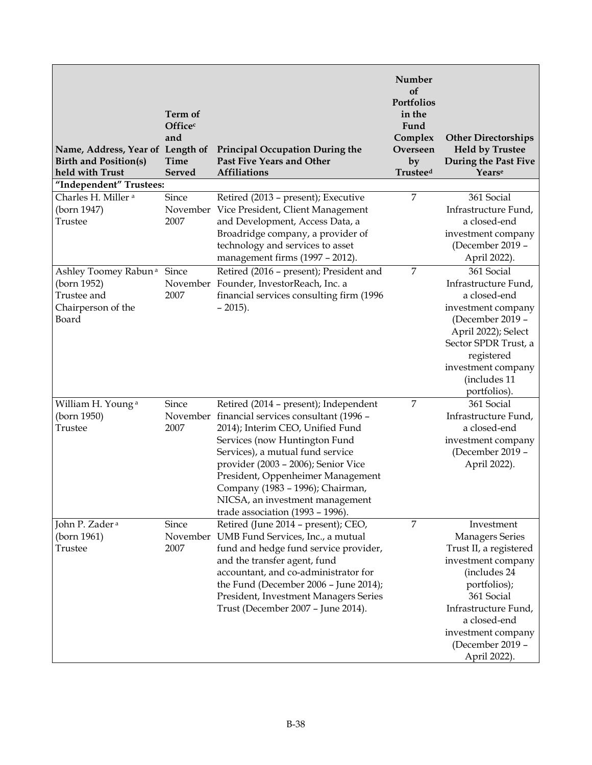| Name, Address, Year of Birth and Position(s) held with Trust | Term of Office[c] and Length of Time Served | Principal Occupation During the Past Five Years and Other Affiliations | Number of Portfolios in the Fund Complex Overseen by Trustee[d] | Other Directorships Held by Trustee During the Past Five Years[e] |
|---|---|---|---|---|
| **"Independent" Trustees:** | | | | |
| Charles H. Miller [a]<br>(born 1947)<br>Trustee | Since November 2007 | Retired (2013 – present); Executive Vice President, Client Management and Development, Access Data, a Broadridge company, a provider of technology and services to asset management firms (1997 – 2012). | 7 | 361 Social Infrastructure Fund, a closed-end investment company (December 2019 – April 2022). |
| Ashley Toomey Rabun [a]<br>(born 1952)<br>Trustee and Chairperson of the Board | Since November 2007 | Retired (2016 – present); President and Founder, InvestorReach, Inc. a financial services consulting firm (1996 – 2015). | 7 | 361 Social Infrastructure Fund, a closed-end investment company (December 2019 – April 2022); Select Sector SPDR Trust, a registered investment company (includes 11 portfolios). |
| William H. Young [a]<br>(born 1950)<br>Trustee | Since November 2007 | Retired (2014 – present); Independent financial services consultant (1996 – 2014); Interim CEO, Unified Fund Services (now Huntington Fund Services), a mutual fund service provider (2003 – 2006); Senior Vice President, Oppenheimer Management Company (1983 – 1996); Chairman, NICSA, an investment management trade association (1993 – 1996). | 7 | 361 Social Infrastructure Fund, a closed-end investment company (December 2019 – April 2022). |
| John P. Zader [a]<br>(born 1961)<br>Trustee | Since November 2007 | Retired (June 2014 – present); CEO, UMB Fund Services, Inc., a mutual fund and hedge fund service provider, and the transfer agent, fund accountant, and co-administrator for the Fund (December 2006 – June 2014); President, Investment Managers Series Trust (December 2007 – June 2014). | 7 | Investment Managers Series Trust II, a registered investment company (includes 24 portfolios); 361 Social Infrastructure Fund, a closed-end investment company (December 2019 – April 2022). |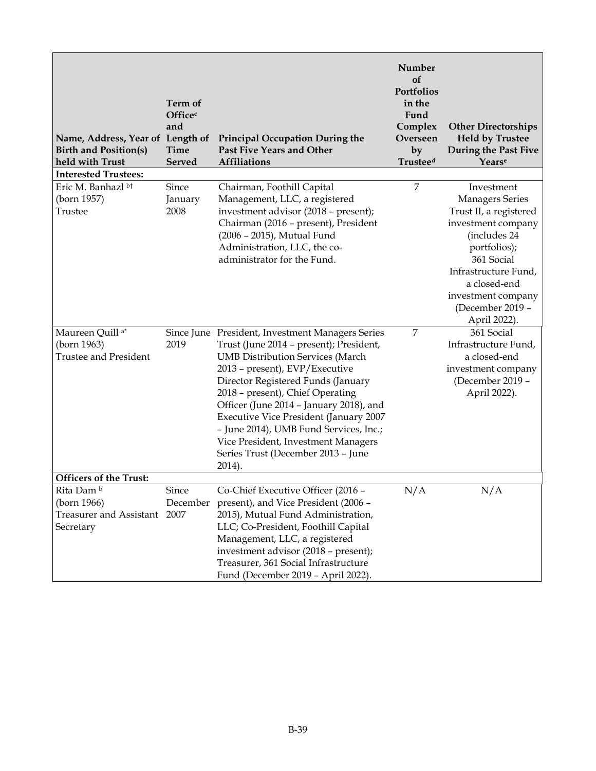| Name, Address, Year of Birth and Position(s) held with Trust | Term of Office[c] and Length of Time Served | Principal Occupation During the Past Five Years and Other Affiliations | Number of Portfolios in the Fund Complex Overseen by Trustee[d] | Other Directorships Held by Trustee During the Past Five Years[e] |
|---|---|---|---|---|
| **Interested Trustees:** | | | | |
| Eric M. Banhazl [b†]<br>(born 1957)<br>Trustee | Since January 2008 | Chairman, Foothill Capital Management, LLC, a registered investment advisor (2018 – present); Chairman (2016 – present), President (2006 – 2015), Mutual Fund Administration, LLC, the co-administrator for the Fund. | 7 | Investment Managers Series Trust II, a registered investment company (includes 24 portfolios); 361 Social Infrastructure Fund, a closed-end investment company (December 2019 – April 2022). |
| Maureen Quill [a*]<br>(born 1963)<br>Trustee and President | Since June 2019 | President, Investment Managers Series Trust (June 2014 – present); President, UMB Distribution Services (March 2013 – present), EVP/Executive Director Registered Funds (January 2018 – present), Chief Operating Officer (June 2014 – January 2018), and Executive Vice President (January 2007 – June 2014), UMB Fund Services, Inc.; Vice President, Investment Managers Series Trust (December 2013 – June 2014). | 7 | 361 Social Infrastructure Fund, a closed-end investment company (December 2019 – April 2022). |
| **Officers of the Trust:** | | | | |
| Rita Dam [b]<br>(born 1966)<br>Treasurer and Assistant Secretary | Since December 2007 | Co-Chief Executive Officer (2016 – present), and Vice President (2006 – 2015), Mutual Fund Administration, LLC; Co-President, Foothill Capital Management, LLC, a registered investment advisor (2018 – present); Treasurer, 361 Social Infrastructure Fund (December 2019 – April 2022). | N/A | N/A |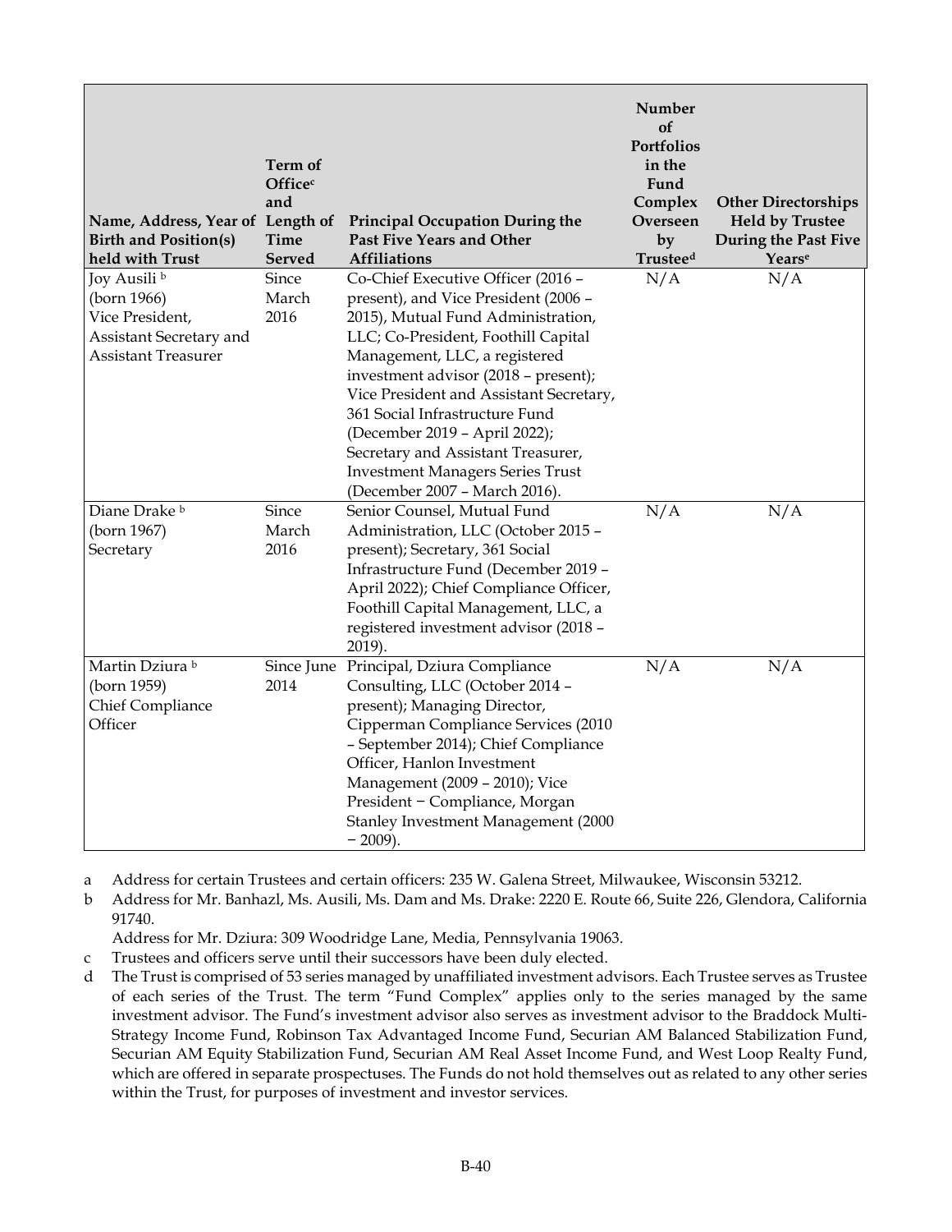| Name, Address, Year of Birth and Position(s) held with Trust | Term of Office[c] and Length of Time Served | Principal Occupation During the Past Five Years and Other Affiliations | Number of Portfolios in the Fund Complex Overseen by Trustee[d] | Other Directorships Held by Trustee During the Past Five Years[e] |
|---|---|---|---|---|
| Joy Ausili [b] (born 1966) Vice President, Assistant Secretary and Assistant Treasurer | Since March 2016 | Co-Chief Executive Officer (2016 – present), and Vice President (2006 – 2015), Mutual Fund Administration, LLC; Co-President, Foothill Capital Management, LLC, a registered investment advisor (2018 – present); Vice President and Assistant Secretary, 361 Social Infrastructure Fund (December 2019 – April 2022); Secretary and Assistant Treasurer, Investment Managers Series Trust (December 2007 – March 2016). | N/A | N/A |
| Diane Drake [b] (born 1967) Secretary | Since March 2016 | Senior Counsel, Mutual Fund Administration, LLC (October 2015 – present); Secretary, 361 Social Infrastructure Fund (December 2019 – April 2022); Chief Compliance Officer, Foothill Capital Management, LLC, a registered investment advisor (2018 – 2019). | N/A | N/A |
| Martin Dziura [b] (born 1959) Chief Compliance Officer | Since June 2014 | Principal, Dziura Compliance Consulting, LLC (October 2014 – present); Managing Director, Cipperman Compliance Services (2010 – September 2014); Chief Compliance Officer, Hanlon Investment Management (2009 – 2010); Vice President − Compliance, Morgan Stanley Investment Management (2000 − 2009). | N/A | N/A |

a Address for certain Trustees and certain officers: 235 W. Galena Street, Milwaukee, Wisconsin 53212.

b Address for Mr. Banhazl, Ms. Ausili, Ms. Dam and Ms. Drake: 2220 E. Route 66, Suite 226, Glendora, California 91740.
Address for Mr. Dziura: 309 Woodridge Lane, Media, Pennsylvania 19063.

c Trustees and officers serve until their successors have been duly elected.

d The Trust is comprised of 53 series managed by unaffiliated investment advisors. Each Trustee serves as Trustee of each series of the Trust. The term "Fund Complex" applies only to the series managed by the same investment advisor. The Fund's investment advisor also serves as investment advisor to the Braddock Multi-Strategy Income Fund, Robinson Tax Advantaged Income Fund, Securian AM Balanced Stabilization Fund, Securian AM Equity Stabilization Fund, Securian AM Real Asset Income Fund, and West Loop Realty Fund, which are offered in separate prospectuses. The Funds do not hold themselves out as related to any other series within the Trust, for purposes of investment and investor services.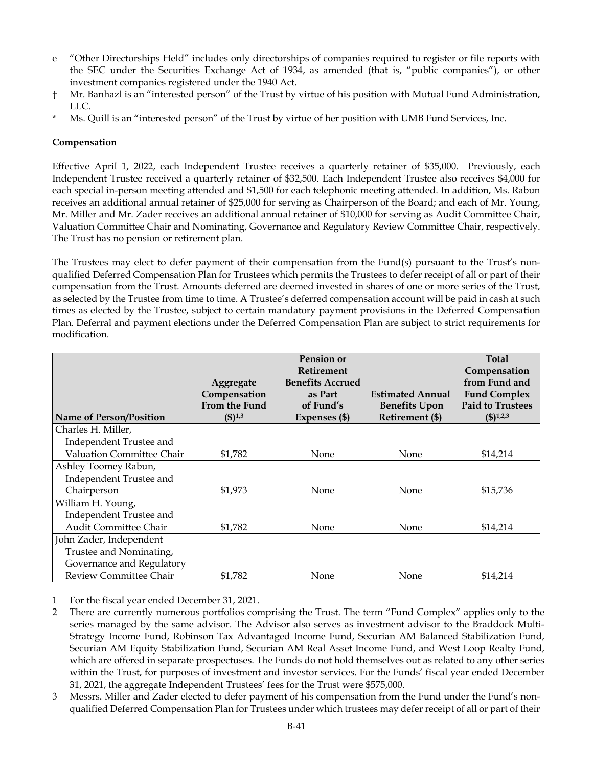e "Other Directorships Held" includes only directorships of companies required to register or file reports with the SEC under the Securities Exchange Act of 1934, as amended (that is, "public companies"), or other investment companies registered under the 1940 Act.

† Mr. Banhazl is an "interested person" of the Trust by virtue of his position with Mutual Fund Administration, LLC.

* Ms. Quill is an "interested person" of the Trust by virtue of her position with UMB Fund Services, Inc.

**Compensation**

Effective April 1, 2022, each Independent Trustee receives a quarterly retainer of $35,000. Previously, each Independent Trustee received a quarterly retainer of $32,500. Each Independent Trustee also receives $4,000 for each special in-person meeting attended and $1,500 for each telephonic meeting attended. In addition, Ms. Rabun receives an additional annual retainer of $25,000 for serving as Chairperson of the Board; and each of Mr. Young, Mr. Miller and Mr. Zader receives an additional annual retainer of $10,000 for serving as Audit Committee Chair, Valuation Committee Chair and Nominating, Governance and Regulatory Review Committee Chair, respectively. The Trust has no pension or retirement plan.

The Trustees may elect to defer payment of their compensation from the Fund(s) pursuant to the Trust's non-qualified Deferred Compensation Plan for Trustees which permits the Trustees to defer receipt of all or part of their compensation from the Trust. Amounts deferred are deemed invested in shares of one or more series of the Trust, as selected by the Trustee from time to time. A Trustee's deferred compensation account will be paid in cash at such times as elected by the Trustee, subject to certain mandatory payment provisions in the Deferred Compensation Plan. Deferral and payment elections under the Deferred Compensation Plan are subject to strict requirements for modification.

| Name of Person/Position | Aggregate Compensation From the Fund ($)[1,3] | Pension or Retirement Benefits Accrued as Part of Fund's Expenses ($) | Estimated Annual Benefits Upon Retirement ($) | Total Compensation from Fund and Fund Complex Paid to Trustees ($)[1,2,3] |
|---|---|---|---|---|
| Charles H. Miller, Independent Trustee and Valuation Committee Chair | $1,782 | None | None | $14,214 |
| Ashley Toomey Rabun, Independent Trustee and Chairperson | $1,973 | None | None | $15,736 |
| William H. Young, Independent Trustee and Audit Committee Chair | $1,782 | None | None | $14,214 |
| John Zader, Independent Trustee and Nominating, Governance and Regulatory Review Committee Chair | $1,782 | None | None | $14,214 |

1 For the fiscal year ended December 31, 2021.

2 There are currently numerous portfolios comprising the Trust. The term "Fund Complex" applies only to the series managed by the same advisor. The Advisor also serves as investment advisor to the Braddock Multi-Strategy Income Fund, Robinson Tax Advantaged Income Fund, Securian AM Balanced Stabilization Fund, Securian AM Equity Stabilization Fund, Securian AM Real Asset Income Fund, and West Loop Realty Fund, which are offered in separate prospectuses. The Funds do not hold themselves out as related to any other series within the Trust, for purposes of investment and investor services. For the Funds' fiscal year ended December 31, 2021, the aggregate Independent Trustees' fees for the Trust were $575,000.

3 Messrs. Miller and Zader elected to defer payment of his compensation from the Fund under the Fund's non-qualified Deferred Compensation Plan for Trustees under which trustees may defer receipt of all or part of their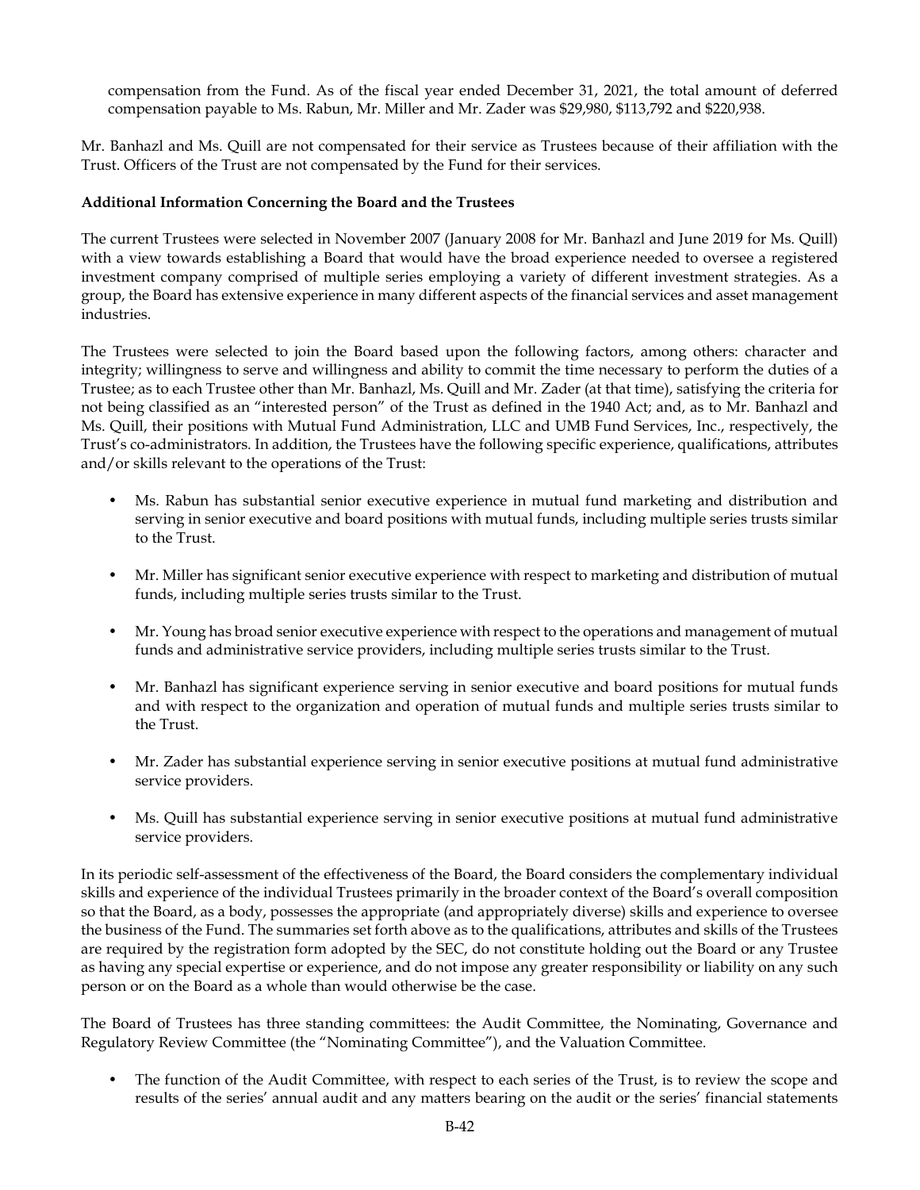compensation from the Fund. As of the fiscal year ended December 31, 2021, the total amount of deferred compensation payable to Ms. Rabun, Mr. Miller and Mr. Zader was $29,980, $113,792 and $220,938.

Mr. Banhazl and Ms. Quill are not compensated for their service as Trustees because of their affiliation with the Trust. Officers of the Trust are not compensated by the Fund for their services.

**Additional Information Concerning the Board and the Trustees**

The current Trustees were selected in November 2007 (January 2008 for Mr. Banhazl and June 2019 for Ms. Quill) with a view towards establishing a Board that would have the broad experience needed to oversee a registered investment company comprised of multiple series employing a variety of different investment strategies. As a group, the Board has extensive experience in many different aspects of the financial services and asset management industries.

The Trustees were selected to join the Board based upon the following factors, among others: character and integrity; willingness to serve and willingness and ability to commit the time necessary to perform the duties of a Trustee; as to each Trustee other than Mr. Banhazl, Ms. Quill and Mr. Zader (at that time), satisfying the criteria for not being classified as an "interested person" of the Trust as defined in the 1940 Act; and, as to Mr. Banhazl and Ms. Quill, their positions with Mutual Fund Administration, LLC and UMB Fund Services, Inc., respectively, the Trust's co-administrators. In addition, the Trustees have the following specific experience, qualifications, attributes and/or skills relevant to the operations of the Trust:

- Ms. Rabun has substantial senior executive experience in mutual fund marketing and distribution and serving in senior executive and board positions with mutual funds, including multiple series trusts similar to the Trust.
- Mr. Miller has significant senior executive experience with respect to marketing and distribution of mutual funds, including multiple series trusts similar to the Trust.
- Mr. Young has broad senior executive experience with respect to the operations and management of mutual funds and administrative service providers, including multiple series trusts similar to the Trust.
- Mr. Banhazl has significant experience serving in senior executive and board positions for mutual funds and with respect to the organization and operation of mutual funds and multiple series trusts similar to the Trust.
- Mr. Zader has substantial experience serving in senior executive positions at mutual fund administrative service providers.
- Ms. Quill has substantial experience serving in senior executive positions at mutual fund administrative service providers.

In its periodic self-assessment of the effectiveness of the Board, the Board considers the complementary individual skills and experience of the individual Trustees primarily in the broader context of the Board's overall composition so that the Board, as a body, possesses the appropriate (and appropriately diverse) skills and experience to oversee the business of the Fund. The summaries set forth above as to the qualifications, attributes and skills of the Trustees are required by the registration form adopted by the SEC, do not constitute holding out the Board or any Trustee as having any special expertise or experience, and do not impose any greater responsibility or liability on any such person or on the Board as a whole than would otherwise be the case.

The Board of Trustees has three standing committees: the Audit Committee, the Nominating, Governance and Regulatory Review Committee (the "Nominating Committee"), and the Valuation Committee.

- The function of the Audit Committee, with respect to each series of the Trust, is to review the scope and results of the series' annual audit and any matters bearing on the audit or the series' financial statements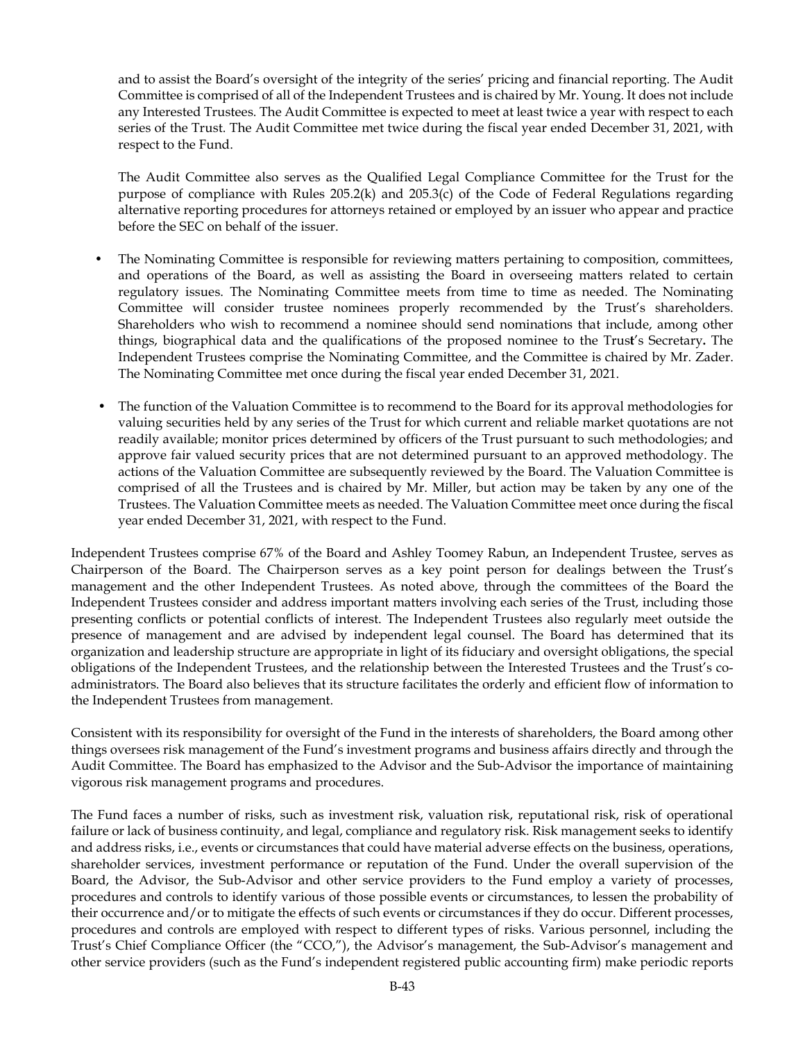and to assist the Board's oversight of the integrity of the series' pricing and financial reporting. The Audit Committee is comprised of all of the Independent Trustees and is chaired by Mr. Young. It does not include any Interested Trustees. The Audit Committee is expected to meet at least twice a year with respect to each series of the Trust. The Audit Committee met twice during the fiscal year ended December 31, 2021, with respect to the Fund.

The Audit Committee also serves as the Qualified Legal Compliance Committee for the Trust for the purpose of compliance with Rules 205.2(k) and 205.3(c) of the Code of Federal Regulations regarding alternative reporting procedures for attorneys retained or employed by an issuer who appear and practice before the SEC on behalf of the issuer.

- The Nominating Committee is responsible for reviewing matters pertaining to composition, committees, and operations of the Board, as well as assisting the Board in overseeing matters related to certain regulatory issues. The Nominating Committee meets from time to time as needed. The Nominating Committee will consider trustee nominees properly recommended by the Trust's shareholders. Shareholders who wish to recommend a nominee should send nominations that include, among other things, biographical data and the qualifications of the proposed nominee to the Trust's Secretary**.** The Independent Trustees comprise the Nominating Committee, and the Committee is chaired by Mr. Zader. The Nominating Committee met once during the fiscal year ended December 31, 2021.

- The function of the Valuation Committee is to recommend to the Board for its approval methodologies for valuing securities held by any series of the Trust for which current and reliable market quotations are not readily available; monitor prices determined by officers of the Trust pursuant to such methodologies; and approve fair valued security prices that are not determined pursuant to an approved methodology. The actions of the Valuation Committee are subsequently reviewed by the Board. The Valuation Committee is comprised of all the Trustees and is chaired by Mr. Miller, but action may be taken by any one of the Trustees. The Valuation Committee meets as needed. The Valuation Committee meet once during the fiscal year ended December 31, 2021, with respect to the Fund.

Independent Trustees comprise 67% of the Board and Ashley Toomey Rabun, an Independent Trustee, serves as Chairperson of the Board. The Chairperson serves as a key point person for dealings between the Trust's management and the other Independent Trustees. As noted above, through the committees of the Board the Independent Trustees consider and address important matters involving each series of the Trust, including those presenting conflicts or potential conflicts of interest. The Independent Trustees also regularly meet outside the presence of management and are advised by independent legal counsel. The Board has determined that its organization and leadership structure are appropriate in light of its fiduciary and oversight obligations, the special obligations of the Independent Trustees, and the relationship between the Interested Trustees and the Trust's co-administrators. The Board also believes that its structure facilitates the orderly and efficient flow of information to the Independent Trustees from management.

Consistent with its responsibility for oversight of the Fund in the interests of shareholders, the Board among other things oversees risk management of the Fund's investment programs and business affairs directly and through the Audit Committee. The Board has emphasized to the Advisor and the Sub-Advisor the importance of maintaining vigorous risk management programs and procedures.

The Fund faces a number of risks, such as investment risk, valuation risk, reputational risk, risk of operational failure or lack of business continuity, and legal, compliance and regulatory risk. Risk management seeks to identify and address risks, i.e., events or circumstances that could have material adverse effects on the business, operations, shareholder services, investment performance or reputation of the Fund. Under the overall supervision of the Board, the Advisor, the Sub-Advisor and other service providers to the Fund employ a variety of processes, procedures and controls to identify various of those possible events or circumstances, to lessen the probability of their occurrence and/or to mitigate the effects of such events or circumstances if they do occur. Different processes, procedures and controls are employed with respect to different types of risks. Various personnel, including the Trust's Chief Compliance Officer (the "CCO,"), the Advisor's management, the Sub-Advisor's management and other service providers (such as the Fund's independent registered public accounting firm) make periodic reports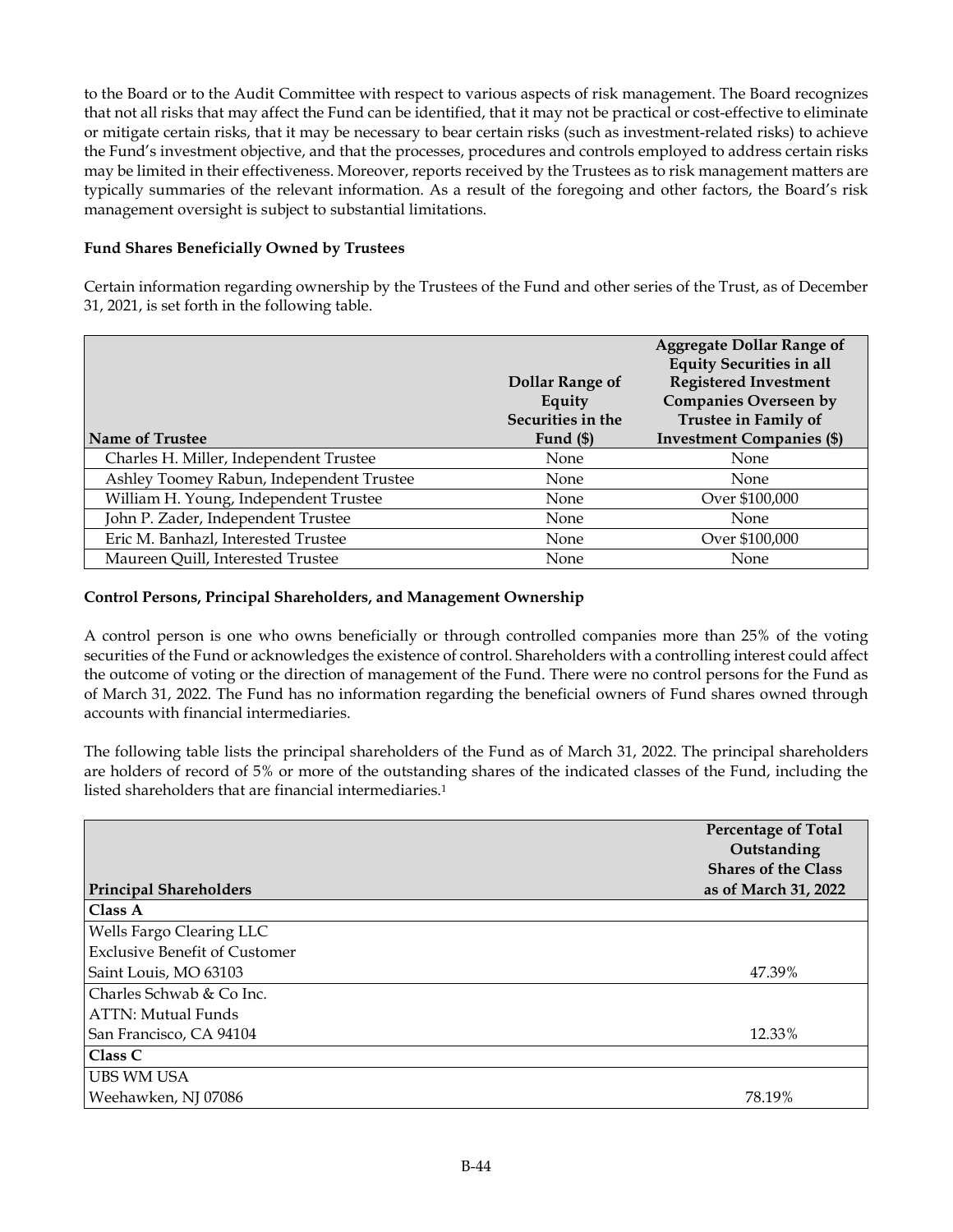to the Board or to the Audit Committee with respect to various aspects of risk management. The Board recognizes that not all risks that may affect the Fund can be identified, that it may not be practical or cost-effective to eliminate or mitigate certain risks, that it may be necessary to bear certain risks (such as investment-related risks) to achieve the Fund's investment objective, and that the processes, procedures and controls employed to address certain risks may be limited in their effectiveness. Moreover, reports received by the Trustees as to risk management matters are typically summaries of the relevant information. As a result of the foregoing and other factors, the Board's risk management oversight is subject to substantial limitations.

**Fund Shares Beneficially Owned by Trustees**

Certain information regarding ownership by the Trustees of the Fund and other series of the Trust, as of December 31, 2021, is set forth in the following table.

| Name of Trustee | Dollar Range of Equity Securities in the Fund ($) | Aggregate Dollar Range of Equity Securities in all Registered Investment Companies Overseen by Trustee in Family of Investment Companies ($) |
|---|---|---|
| Charles H. Miller, Independent Trustee | None | None |
| Ashley Toomey Rabun, Independent Trustee | None | None |
| William H. Young, Independent Trustee | None | Over $100,000 |
| John P. Zader, Independent Trustee | None | None |
| Eric M. Banhazl, Interested Trustee | None | Over $100,000 |
| Maureen Quill, Interested Trustee | None | None |

**Control Persons, Principal Shareholders, and Management Ownership**

A control person is one who owns beneficially or through controlled companies more than 25% of the voting securities of the Fund or acknowledges the existence of control. Shareholders with a controlling interest could affect the outcome of voting or the direction of management of the Fund. There were no control persons for the Fund as of March 31, 2022. The Fund has no information regarding the beneficial owners of Fund shares owned through accounts with financial intermediaries.

The following table lists the principal shareholders of the Fund as of March 31, 2022. The principal shareholders are holders of record of 5% or more of the outstanding shares of the indicated classes of the Fund, including the listed shareholders that are financial intermediaries.[1]

| Principal Shareholders | Percentage of Total Outstanding Shares of the Class as of March 31, 2022 |
|---|---|
| **Class A** | |
| Wells Fargo Clearing LLC<br>Exclusive Benefit of Customer<br>Saint Louis, MO 63103 | 47.39% |
| Charles Schwab & Co Inc.<br>ATTN: Mutual Funds<br>San Francisco, CA 94104 | 12.33% |
| **Class C** | |
| UBS WM USA<br>Weehawken, NJ 07086 | 78.19% |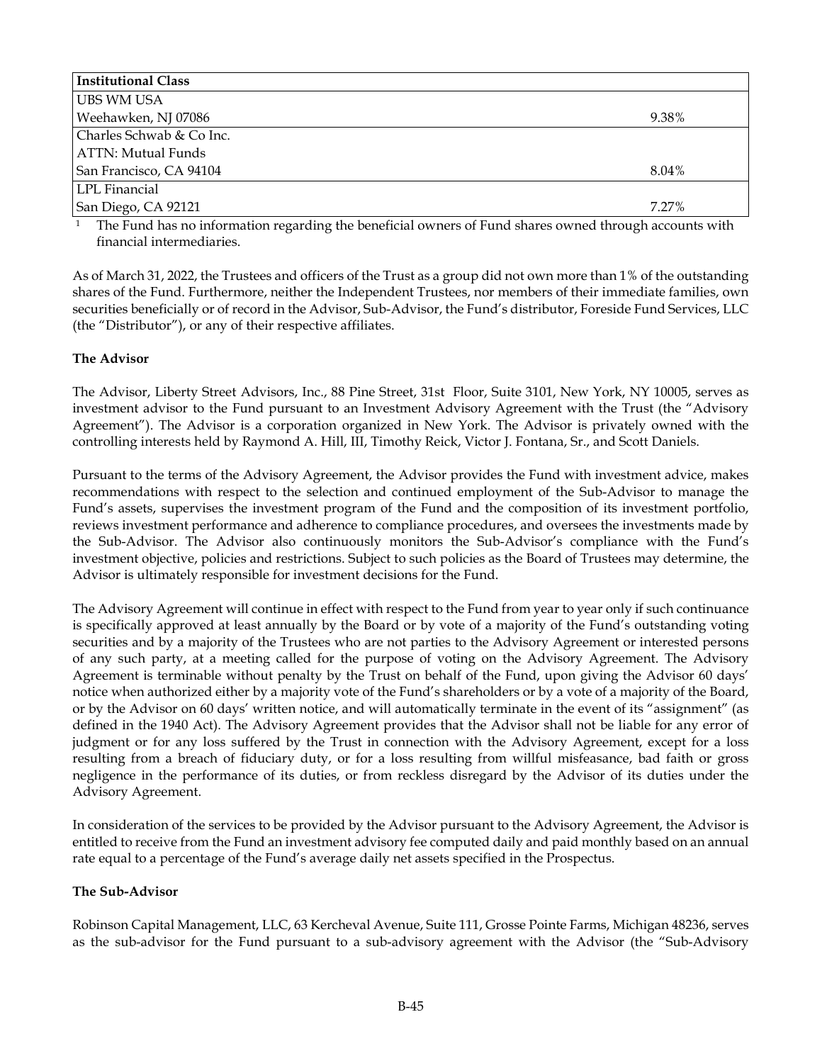| Institutional Class | |
|---|---|
| UBS WM USA<br>Weehawken, NJ 07086 | 9.38% |
| Charles Schwab & Co Inc.<br>ATTN: Mutual Funds<br>San Francisco, CA 94104 | 8.04% |
| LPL Financial<br>San Diego, CA 92121 | 7.27% |

[1] The Fund has no information regarding the beneficial owners of Fund shares owned through accounts with financial intermediaries.

As of March 31, 2022, the Trustees and officers of the Trust as a group did not own more than 1% of the outstanding shares of the Fund. Furthermore, neither the Independent Trustees, nor members of their immediate families, own securities beneficially or of record in the Advisor, Sub-Advisor, the Fund's distributor, Foreside Fund Services, LLC (the "Distributor"), or any of their respective affiliates.

**The Advisor**

The Advisor, Liberty Street Advisors, Inc., 88 Pine Street, 31st Floor, Suite 3101, New York, NY 10005, serves as investment advisor to the Fund pursuant to an Investment Advisory Agreement with the Trust (the "Advisory Agreement"). The Advisor is a corporation organized in New York. The Advisor is privately owned with the controlling interests held by Raymond A. Hill, III, Timothy Reick, Victor J. Fontana, Sr., and Scott Daniels.

Pursuant to the terms of the Advisory Agreement, the Advisor provides the Fund with investment advice, makes recommendations with respect to the selection and continued employment of the Sub-Advisor to manage the Fund's assets, supervises the investment program of the Fund and the composition of its investment portfolio, reviews investment performance and adherence to compliance procedures, and oversees the investments made by the Sub-Advisor. The Advisor also continuously monitors the Sub-Advisor's compliance with the Fund's investment objective, policies and restrictions. Subject to such policies as the Board of Trustees may determine, the Advisor is ultimately responsible for investment decisions for the Fund.

The Advisory Agreement will continue in effect with respect to the Fund from year to year only if such continuance is specifically approved at least annually by the Board or by vote of a majority of the Fund's outstanding voting securities and by a majority of the Trustees who are not parties to the Advisory Agreement or interested persons of any such party, at a meeting called for the purpose of voting on the Advisory Agreement. The Advisory Agreement is terminable without penalty by the Trust on behalf of the Fund, upon giving the Advisor 60 days' notice when authorized either by a majority vote of the Fund's shareholders or by a vote of a majority of the Board, or by the Advisor on 60 days' written notice, and will automatically terminate in the event of its "assignment" (as defined in the 1940 Act). The Advisory Agreement provides that the Advisor shall not be liable for any error of judgment or for any loss suffered by the Trust in connection with the Advisory Agreement, except for a loss resulting from a breach of fiduciary duty, or for a loss resulting from willful misfeasance, bad faith or gross negligence in the performance of its duties, or from reckless disregard by the Advisor of its duties under the Advisory Agreement.

In consideration of the services to be provided by the Advisor pursuant to the Advisory Agreement, the Advisor is entitled to receive from the Fund an investment advisory fee computed daily and paid monthly based on an annual rate equal to a percentage of the Fund's average daily net assets specified in the Prospectus.

**The Sub-Advisor**

Robinson Capital Management, LLC, 63 Kercheval Avenue, Suite 111, Grosse Pointe Farms, Michigan 48236, serves as the sub-advisor for the Fund pursuant to a sub-advisory agreement with the Advisor (the "Sub-Advisory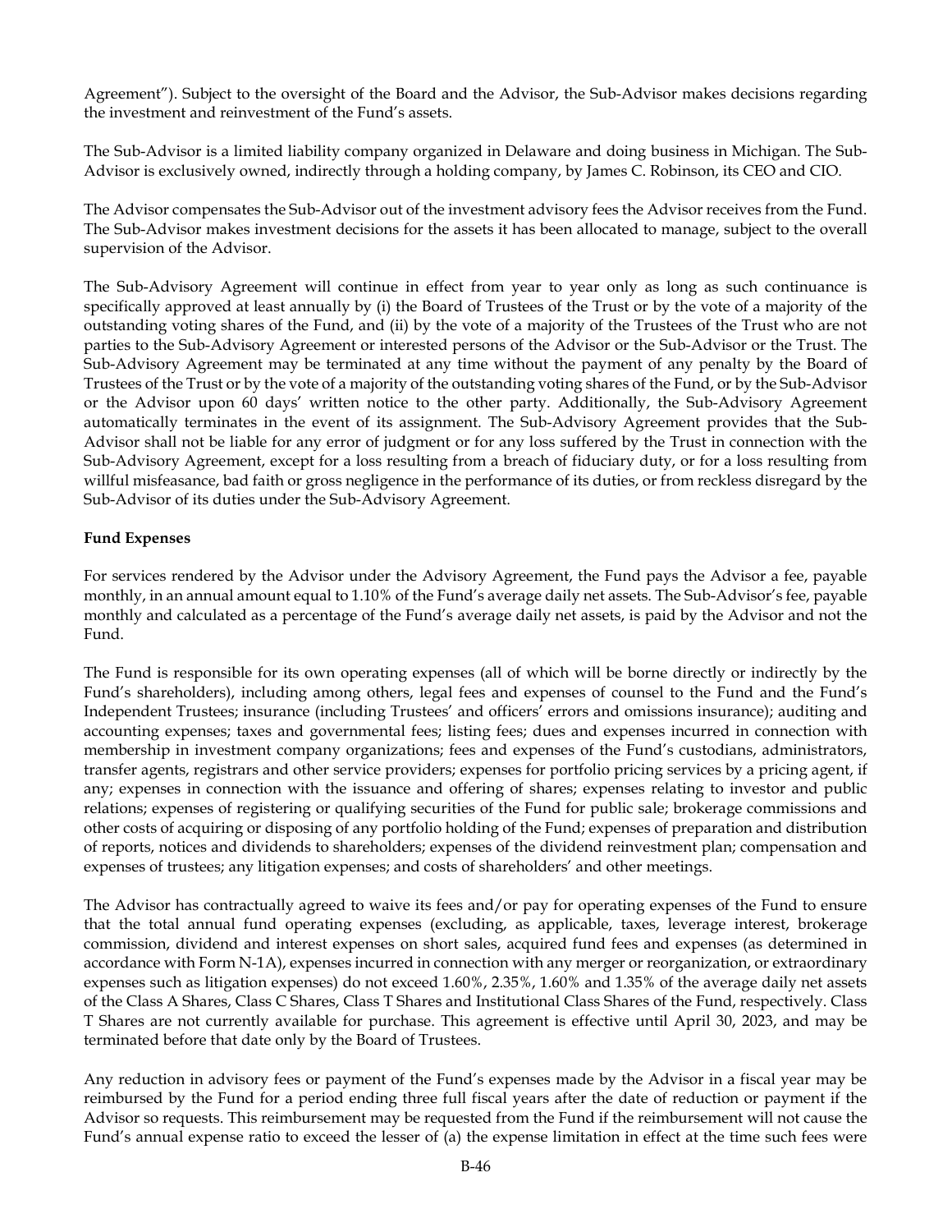Agreement"). Subject to the oversight of the Board and the Advisor, the Sub-Advisor makes decisions regarding the investment and reinvestment of the Fund's assets.

The Sub-Advisor is a limited liability company organized in Delaware and doing business in Michigan. The Sub-Advisor is exclusively owned, indirectly through a holding company, by James C. Robinson, its CEO and CIO.

The Advisor compensates the Sub-Advisor out of the investment advisory fees the Advisor receives from the Fund. The Sub-Advisor makes investment decisions for the assets it has been allocated to manage, subject to the overall supervision of the Advisor.

The Sub-Advisory Agreement will continue in effect from year to year only as long as such continuance is specifically approved at least annually by (i) the Board of Trustees of the Trust or by the vote of a majority of the outstanding voting shares of the Fund, and (ii) by the vote of a majority of the Trustees of the Trust who are not parties to the Sub-Advisory Agreement or interested persons of the Advisor or the Sub-Advisor or the Trust. The Sub-Advisory Agreement may be terminated at any time without the payment of any penalty by the Board of Trustees of the Trust or by the vote of a majority of the outstanding voting shares of the Fund, or by the Sub-Advisor or the Advisor upon 60 days' written notice to the other party. Additionally, the Sub-Advisory Agreement automatically terminates in the event of its assignment. The Sub-Advisory Agreement provides that the Sub-Advisor shall not be liable for any error of judgment or for any loss suffered by the Trust in connection with the Sub-Advisory Agreement, except for a loss resulting from a breach of fiduciary duty, or for a loss resulting from willful misfeasance, bad faith or gross negligence in the performance of its duties, or from reckless disregard by the Sub-Advisor of its duties under the Sub-Advisory Agreement.

**Fund Expenses**

For services rendered by the Advisor under the Advisory Agreement, the Fund pays the Advisor a fee, payable monthly, in an annual amount equal to 1.10% of the Fund's average daily net assets. The Sub-Advisor's fee, payable monthly and calculated as a percentage of the Fund's average daily net assets, is paid by the Advisor and not the Fund.

The Fund is responsible for its own operating expenses (all of which will be borne directly or indirectly by the Fund's shareholders), including among others, legal fees and expenses of counsel to the Fund and the Fund's Independent Trustees; insurance (including Trustees' and officers' errors and omissions insurance); auditing and accounting expenses; taxes and governmental fees; listing fees; dues and expenses incurred in connection with membership in investment company organizations; fees and expenses of the Fund's custodians, administrators, transfer agents, registrars and other service providers; expenses for portfolio pricing services by a pricing agent, if any; expenses in connection with the issuance and offering of shares; expenses relating to investor and public relations; expenses of registering or qualifying securities of the Fund for public sale; brokerage commissions and other costs of acquiring or disposing of any portfolio holding of the Fund; expenses of preparation and distribution of reports, notices and dividends to shareholders; expenses of the dividend reinvestment plan; compensation and expenses of trustees; any litigation expenses; and costs of shareholders' and other meetings.

The Advisor has contractually agreed to waive its fees and/or pay for operating expenses of the Fund to ensure that the total annual fund operating expenses (excluding, as applicable, taxes, leverage interest, brokerage commission, dividend and interest expenses on short sales, acquired fund fees and expenses (as determined in accordance with Form N-1A), expenses incurred in connection with any merger or reorganization, or extraordinary expenses such as litigation expenses) do not exceed 1.60%, 2.35%, 1.60% and 1.35% of the average daily net assets of the Class A Shares, Class C Shares, Class T Shares and Institutional Class Shares of the Fund, respectively. Class T Shares are not currently available for purchase. This agreement is effective until April 30, 2023, and may be terminated before that date only by the Board of Trustees.

Any reduction in advisory fees or payment of the Fund's expenses made by the Advisor in a fiscal year may be reimbursed by the Fund for a period ending three full fiscal years after the date of reduction or payment if the Advisor so requests. This reimbursement may be requested from the Fund if the reimbursement will not cause the Fund's annual expense ratio to exceed the lesser of (a) the expense limitation in effect at the time such fees were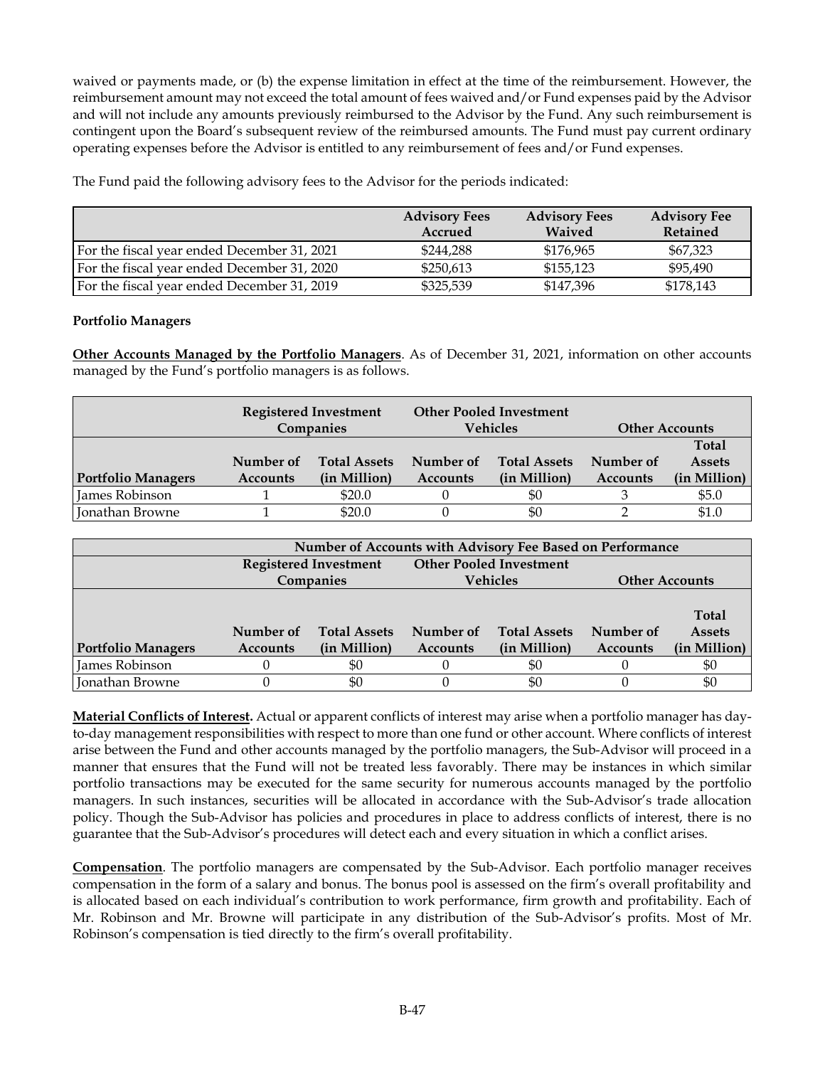waived or payments made, or (b) the expense limitation in effect at the time of the reimbursement. However, the reimbursement amount may not exceed the total amount of fees waived and/or Fund expenses paid by the Advisor and will not include any amounts previously reimbursed to the Advisor by the Fund. Any such reimbursement is contingent upon the Board's subsequent review of the reimbursed amounts. The Fund must pay current ordinary operating expenses before the Advisor is entitled to any reimbursement of fees and/or Fund expenses.

The Fund paid the following advisory fees to the Advisor for the periods indicated:

| | Advisory Fees Accrued | Advisory Fees Waived | Advisory Fee Retained |
|---|---|---|---|
| For the fiscal year ended December 31, 2021 | $244,288 | $176,965 | $67,323 |
| For the fiscal year ended December 31, 2020 | $250,613 | $155,123 | $95,490 |
| For the fiscal year ended December 31, 2019 | $325,539 | $147,396 | $178,143 |

**Portfolio Managers**

**Other Accounts Managed by the Portfolio Managers**. As of December 31, 2021, information on other accounts managed by the Fund's portfolio managers is as follows.

| | Registered Investment Companies | | Other Pooled Investment Vehicles | | Other Accounts | |
|---|---|---|---|---|---|---|
| **Portfolio Managers** | **Number of Accounts** | **Total Assets (in Million)** | **Number of Accounts** | **Total Assets (in Million)** | **Number of Accounts** | **Total Assets (in Million)** |
| James Robinson | 1 | $20.0 | 0 | $0 | 3 | $5.0 |
| Jonathan Browne | 1 | $20.0 | 0 | $0 | 2 | $1.0 |

| | Number of Accounts with Advisory Fee Based on Performance | | | | | |
|---|---|---|---|---|---|---|
| | Registered Investment Companies | | Other Pooled Investment Vehicles | | Other Accounts | |
| **Portfolio Managers** | **Number of Accounts** | **Total Assets (in Million)** | **Number of Accounts** | **Total Assets (in Million)** | **Number of Accounts** | **Total Assets (in Million)** |
| James Robinson | 0 | $0 | 0 | $0 | 0 | $0 |
| Jonathan Browne | 0 | $0 | 0 | $0 | 0 | $0 |

**Material Conflicts of Interest.** Actual or apparent conflicts of interest may arise when a portfolio manager has day-to-day management responsibilities with respect to more than one fund or other account. Where conflicts of interest arise between the Fund and other accounts managed by the portfolio managers, the Sub-Advisor will proceed in a manner that ensures that the Fund will not be treated less favorably. There may be instances in which similar portfolio transactions may be executed for the same security for numerous accounts managed by the portfolio managers. In such instances, securities will be allocated in accordance with the Sub-Advisor's trade allocation policy. Though the Sub-Advisor has policies and procedures in place to address conflicts of interest, there is no guarantee that the Sub-Advisor's procedures will detect each and every situation in which a conflict arises.

**Compensation**. The portfolio managers are compensated by the Sub-Advisor. Each portfolio manager receives compensation in the form of a salary and bonus. The bonus pool is assessed on the firm's overall profitability and is allocated based on each individual's contribution to work performance, firm growth and profitability. Each of Mr. Robinson and Mr. Browne will participate in any distribution of the Sub-Advisor's profits. Most of Mr. Robinson's compensation is tied directly to the firm's overall profitability.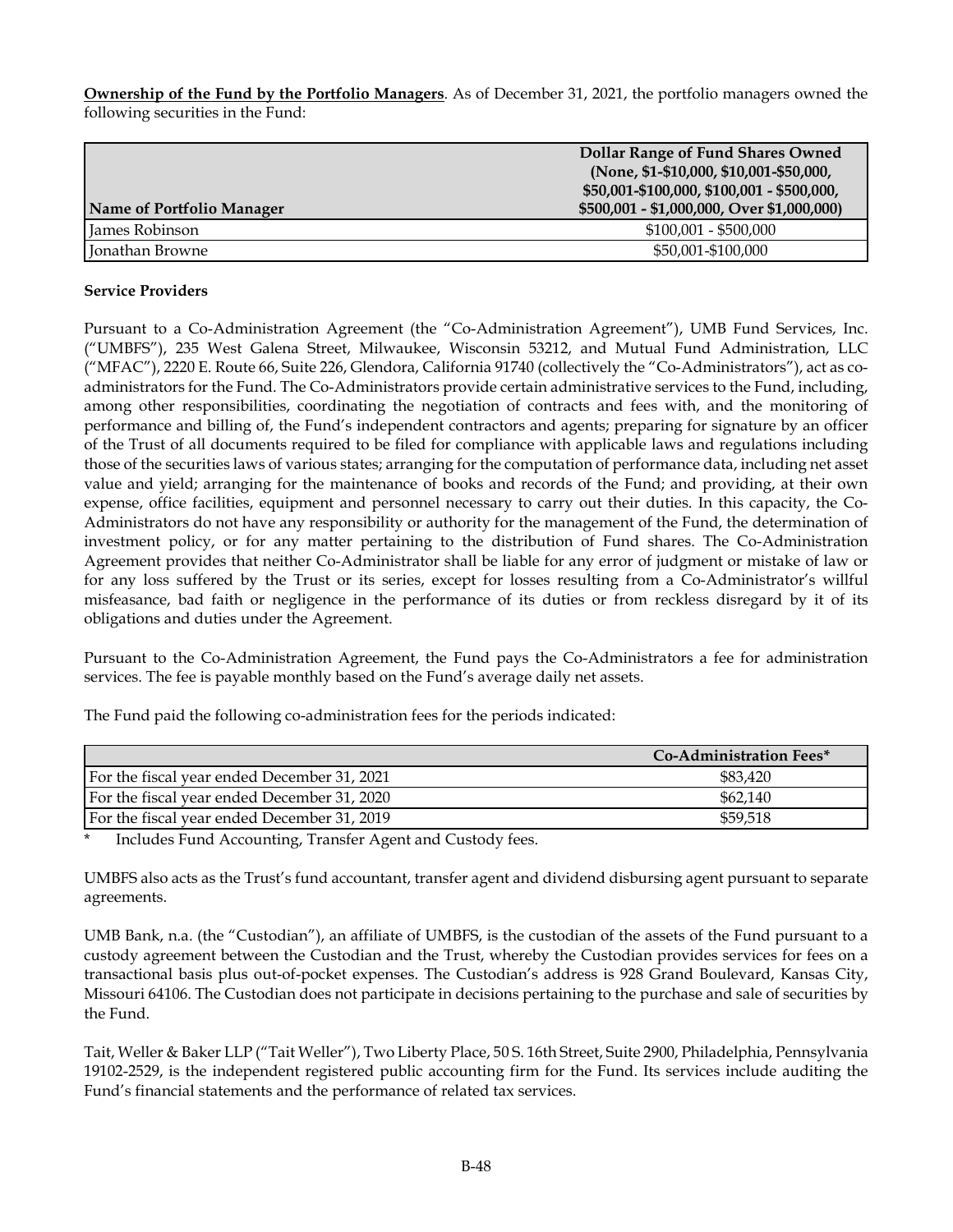**Ownership of the Fund by the Portfolio Managers**. As of December 31, 2021, the portfolio managers owned the following securities in the Fund:

| Name of Portfolio Manager | Dollar Range of Fund Shares Owned (None, $1-$10,000, $10,001-$50,000, $50,001-$100,000, $100,001 - $500,000, $500,001 - $1,000,000, Over $1,000,000) |
|---|---|
| James Robinson | $100,001 - $500,000 |
| Jonathan Browne | $50,001-$100,000 |

**Service Providers**

Pursuant to a Co-Administration Agreement (the "Co-Administration Agreement"), UMB Fund Services, Inc. ("UMBFS"), 235 West Galena Street, Milwaukee, Wisconsin 53212, and Mutual Fund Administration, LLC ("MFAC"), 2220 E. Route 66, Suite 226, Glendora, California 91740 (collectively the "Co-Administrators"), act as co-administrators for the Fund. The Co-Administrators provide certain administrative services to the Fund, including, among other responsibilities, coordinating the negotiation of contracts and fees with, and the monitoring of performance and billing of, the Fund's independent contractors and agents; preparing for signature by an officer of the Trust of all documents required to be filed for compliance with applicable laws and regulations including those of the securities laws of various states; arranging for the computation of performance data, including net asset value and yield; arranging for the maintenance of books and records of the Fund; and providing, at their own expense, office facilities, equipment and personnel necessary to carry out their duties. In this capacity, the Co-Administrators do not have any responsibility or authority for the management of the Fund, the determination of investment policy, or for any matter pertaining to the distribution of Fund shares. The Co-Administration Agreement provides that neither Co-Administrator shall be liable for any error of judgment or mistake of law or for any loss suffered by the Trust or its series, except for losses resulting from a Co-Administrator's willful misfeasance, bad faith or negligence in the performance of its duties or from reckless disregard by it of its obligations and duties under the Agreement.

Pursuant to the Co-Administration Agreement, the Fund pays the Co-Administrators a fee for administration services. The fee is payable monthly based on the Fund's average daily net assets.

The Fund paid the following co-administration fees for the periods indicated:

| | Co-Administration Fees* |
|---|---|
| For the fiscal year ended December 31, 2021 | $83,420 |
| For the fiscal year ended December 31, 2020 | $62,140 |
| For the fiscal year ended December 31, 2019 | $59,518 |

\* Includes Fund Accounting, Transfer Agent and Custody fees.

UMBFS also acts as the Trust's fund accountant, transfer agent and dividend disbursing agent pursuant to separate agreements.

UMB Bank, n.a. (the "Custodian"), an affiliate of UMBFS, is the custodian of the assets of the Fund pursuant to a custody agreement between the Custodian and the Trust, whereby the Custodian provides services for fees on a transactional basis plus out-of-pocket expenses. The Custodian's address is 928 Grand Boulevard, Kansas City, Missouri 64106. The Custodian does not participate in decisions pertaining to the purchase and sale of securities by the Fund.

Tait, Weller & Baker LLP ("Tait Weller"), Two Liberty Place, 50 S. 16th Street, Suite 2900, Philadelphia, Pennsylvania 19102-2529, is the independent registered public accounting firm for the Fund. Its services include auditing the Fund's financial statements and the performance of related tax services.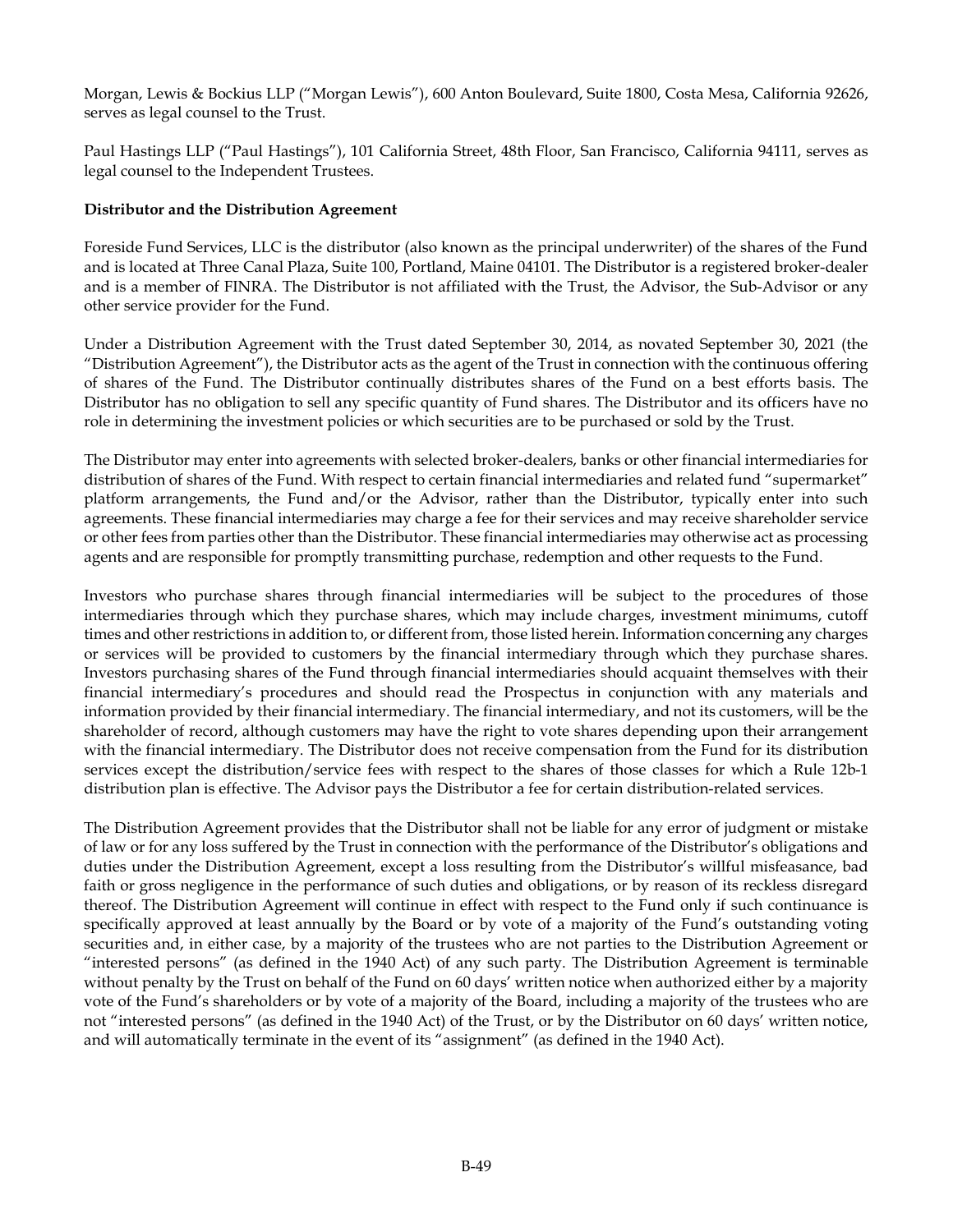Morgan, Lewis & Bockius LLP ("Morgan Lewis"), 600 Anton Boulevard, Suite 1800, Costa Mesa, California 92626, serves as legal counsel to the Trust.

Paul Hastings LLP ("Paul Hastings"), 101 California Street, 48th Floor, San Francisco, California 94111, serves as legal counsel to the Independent Trustees.

**Distributor and the Distribution Agreement**

Foreside Fund Services, LLC is the distributor (also known as the principal underwriter) of the shares of the Fund and is located at Three Canal Plaza, Suite 100, Portland, Maine 04101. The Distributor is a registered broker-dealer and is a member of FINRA. The Distributor is not affiliated with the Trust, the Advisor, the Sub-Advisor or any other service provider for the Fund.

Under a Distribution Agreement with the Trust dated September 30, 2014, as novated September 30, 2021 (the "Distribution Agreement"), the Distributor acts as the agent of the Trust in connection with the continuous offering of shares of the Fund. The Distributor continually distributes shares of the Fund on a best efforts basis. The Distributor has no obligation to sell any specific quantity of Fund shares. The Distributor and its officers have no role in determining the investment policies or which securities are to be purchased or sold by the Trust.

The Distributor may enter into agreements with selected broker-dealers, banks or other financial intermediaries for distribution of shares of the Fund. With respect to certain financial intermediaries and related fund "supermarket" platform arrangements, the Fund and/or the Advisor, rather than the Distributor, typically enter into such agreements. These financial intermediaries may charge a fee for their services and may receive shareholder service or other fees from parties other than the Distributor. These financial intermediaries may otherwise act as processing agents and are responsible for promptly transmitting purchase, redemption and other requests to the Fund.

Investors who purchase shares through financial intermediaries will be subject to the procedures of those intermediaries through which they purchase shares, which may include charges, investment minimums, cutoff times and other restrictions in addition to, or different from, those listed herein. Information concerning any charges or services will be provided to customers by the financial intermediary through which they purchase shares. Investors purchasing shares of the Fund through financial intermediaries should acquaint themselves with their financial intermediary's procedures and should read the Prospectus in conjunction with any materials and information provided by their financial intermediary. The financial intermediary, and not its customers, will be the shareholder of record, although customers may have the right to vote shares depending upon their arrangement with the financial intermediary. The Distributor does not receive compensation from the Fund for its distribution services except the distribution/service fees with respect to the shares of those classes for which a Rule 12b-1 distribution plan is effective. The Advisor pays the Distributor a fee for certain distribution-related services.

The Distribution Agreement provides that the Distributor shall not be liable for any error of judgment or mistake of law or for any loss suffered by the Trust in connection with the performance of the Distributor's obligations and duties under the Distribution Agreement, except a loss resulting from the Distributor's willful misfeasance, bad faith or gross negligence in the performance of such duties and obligations, or by reason of its reckless disregard thereof. The Distribution Agreement will continue in effect with respect to the Fund only if such continuance is specifically approved at least annually by the Board or by vote of a majority of the Fund's outstanding voting securities and, in either case, by a majority of the trustees who are not parties to the Distribution Agreement or "interested persons" (as defined in the 1940 Act) of any such party. The Distribution Agreement is terminable without penalty by the Trust on behalf of the Fund on 60 days' written notice when authorized either by a majority vote of the Fund's shareholders or by vote of a majority of the Board, including a majority of the trustees who are not "interested persons" (as defined in the 1940 Act) of the Trust, or by the Distributor on 60 days' written notice, and will automatically terminate in the event of its "assignment" (as defined in the 1940 Act).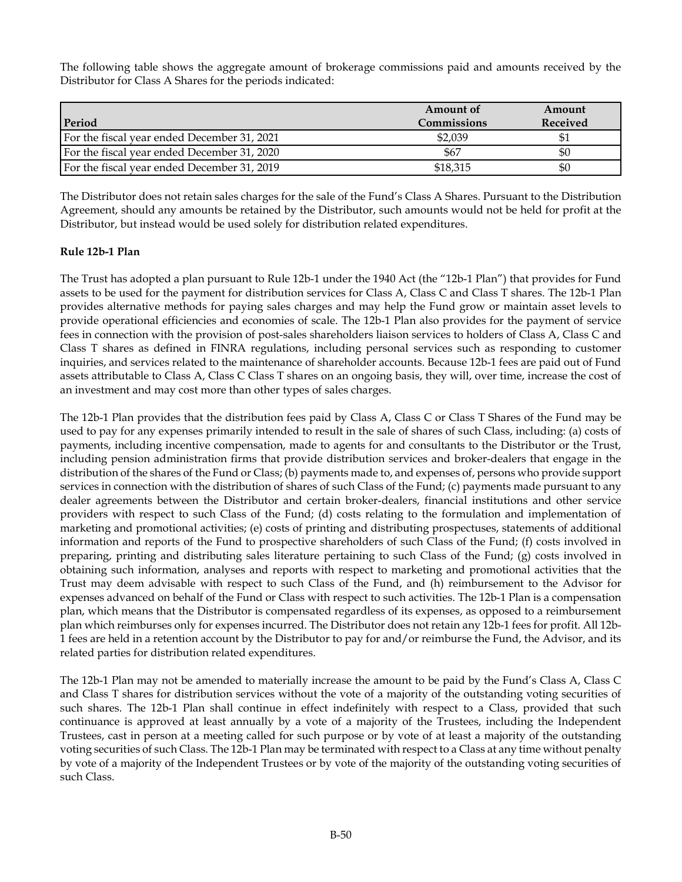The following table shows the aggregate amount of brokerage commissions paid and amounts received by the Distributor for Class A Shares for the periods indicated:

| Period | Amount of Commissions | Amount Received |
|---|---|---|
| For the fiscal year ended December 31, 2021 | $2,039 | $1 |
| For the fiscal year ended December 31, 2020 | $67 | $0 |
| For the fiscal year ended December 31, 2019 | $18,315 | $0 |

The Distributor does not retain sales charges for the sale of the Fund's Class A Shares. Pursuant to the Distribution Agreement, should any amounts be retained by the Distributor, such amounts would not be held for profit at the Distributor, but instead would be used solely for distribution related expenditures.

**Rule 12b-1 Plan**

The Trust has adopted a plan pursuant to Rule 12b-1 under the 1940 Act (the "12b-1 Plan") that provides for Fund assets to be used for the payment for distribution services for Class A, Class C and Class T shares. The 12b-1 Plan provides alternative methods for paying sales charges and may help the Fund grow or maintain asset levels to provide operational efficiencies and economies of scale. The 12b-1 Plan also provides for the payment of service fees in connection with the provision of post-sales shareholders liaison services to holders of Class A, Class C and Class T shares as defined in FINRA regulations, including personal services such as responding to customer inquiries, and services related to the maintenance of shareholder accounts. Because 12b-1 fees are paid out of Fund assets attributable to Class A, Class C Class T shares on an ongoing basis, they will, over time, increase the cost of an investment and may cost more than other types of sales charges.

The 12b-1 Plan provides that the distribution fees paid by Class A, Class C or Class T Shares of the Fund may be used to pay for any expenses primarily intended to result in the sale of shares of such Class, including: (a) costs of payments, including incentive compensation, made to agents for and consultants to the Distributor or the Trust, including pension administration firms that provide distribution services and broker-dealers that engage in the distribution of the shares of the Fund or Class; (b) payments made to, and expenses of, persons who provide support services in connection with the distribution of shares of such Class of the Fund; (c) payments made pursuant to any dealer agreements between the Distributor and certain broker-dealers, financial institutions and other service providers with respect to such Class of the Fund; (d) costs relating to the formulation and implementation of marketing and promotional activities; (e) costs of printing and distributing prospectuses, statements of additional information and reports of the Fund to prospective shareholders of such Class of the Fund; (f) costs involved in preparing, printing and distributing sales literature pertaining to such Class of the Fund; (g) costs involved in obtaining such information, analyses and reports with respect to marketing and promotional activities that the Trust may deem advisable with respect to such Class of the Fund, and (h) reimbursement to the Advisor for expenses advanced on behalf of the Fund or Class with respect to such activities. The 12b-1 Plan is a compensation plan, which means that the Distributor is compensated regardless of its expenses, as opposed to a reimbursement plan which reimburses only for expenses incurred. The Distributor does not retain any 12b-1 fees for profit. All 12b-1 fees are held in a retention account by the Distributor to pay for and/or reimburse the Fund, the Advisor, and its related parties for distribution related expenditures.

The 12b-1 Plan may not be amended to materially increase the amount to be paid by the Fund's Class A, Class C and Class T shares for distribution services without the vote of a majority of the outstanding voting securities of such shares. The 12b-1 Plan shall continue in effect indefinitely with respect to a Class, provided that such continuance is approved at least annually by a vote of a majority of the Trustees, including the Independent Trustees, cast in person at a meeting called for such purpose or by vote of at least a majority of the outstanding voting securities of such Class. The 12b-1 Plan may be terminated with respect to a Class at any time without penalty by vote of a majority of the Independent Trustees or by vote of the majority of the outstanding voting securities of such Class.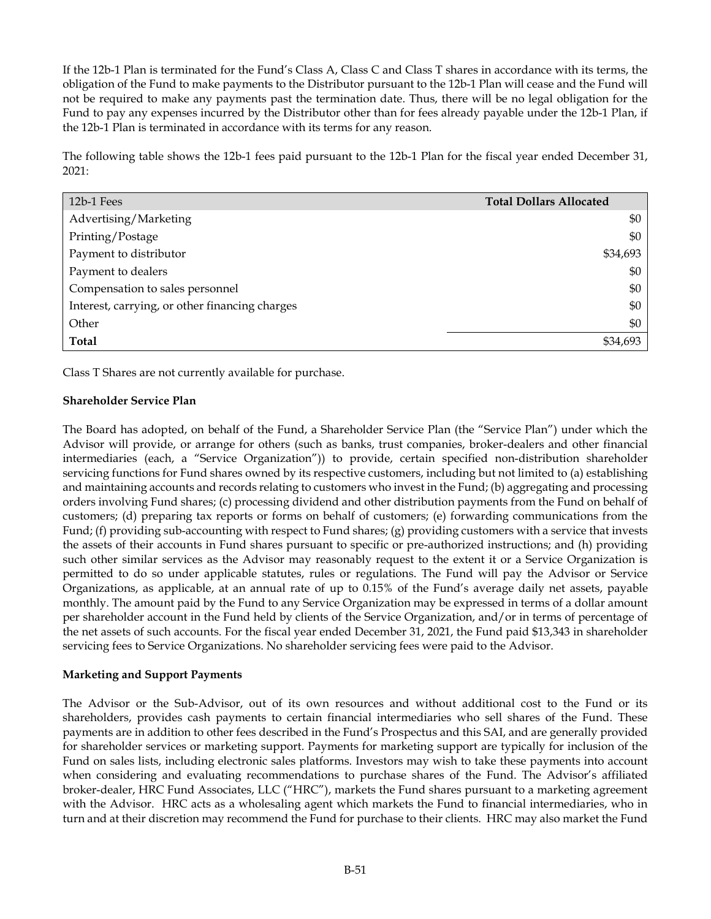If the 12b-1 Plan is terminated for the Fund's Class A, Class C and Class T shares in accordance with its terms, the obligation of the Fund to make payments to the Distributor pursuant to the 12b-1 Plan will cease and the Fund will not be required to make any payments past the termination date. Thus, there will be no legal obligation for the Fund to pay any expenses incurred by the Distributor other than for fees already payable under the 12b-1 Plan, if the 12b-1 Plan is terminated in accordance with its terms for any reason.

The following table shows the 12b-1 fees paid pursuant to the 12b-1 Plan for the fiscal year ended December 31, 2021:

| 12b-1 Fees | **Total Dollars Allocated** |
|---|---:|
| Advertising/Marketing | $0 |
| Printing/Postage | $0 |
| Payment to distributor | $34,693 |
| Payment to dealers | $0 |
| Compensation to sales personnel | $0 |
| Interest, carrying, or other financing charges | $0 |
| Other | $0 |
| **Total** | $34,693 |

Class T Shares are not currently available for purchase.

**Shareholder Service Plan**

The Board has adopted, on behalf of the Fund, a Shareholder Service Plan (the "Service Plan") under which the Advisor will provide, or arrange for others (such as banks, trust companies, broker-dealers and other financial intermediaries (each, a "Service Organization")) to provide, certain specified non-distribution shareholder servicing functions for Fund shares owned by its respective customers, including but not limited to (a) establishing and maintaining accounts and records relating to customers who invest in the Fund; (b) aggregating and processing orders involving Fund shares; (c) processing dividend and other distribution payments from the Fund on behalf of customers; (d) preparing tax reports or forms on behalf of customers; (e) forwarding communications from the Fund; (f) providing sub-accounting with respect to Fund shares; (g) providing customers with a service that invests the assets of their accounts in Fund shares pursuant to specific or pre-authorized instructions; and (h) providing such other similar services as the Advisor may reasonably request to the extent it or a Service Organization is permitted to do so under applicable statutes, rules or regulations. The Fund will pay the Advisor or Service Organizations, as applicable, at an annual rate of up to 0.15% of the Fund's average daily net assets, payable monthly. The amount paid by the Fund to any Service Organization may be expressed in terms of a dollar amount per shareholder account in the Fund held by clients of the Service Organization, and/or in terms of percentage of the net assets of such accounts. For the fiscal year ended December 31, 2021, the Fund paid $13,343 in shareholder servicing fees to Service Organizations. No shareholder servicing fees were paid to the Advisor.

**Marketing and Support Payments**

The Advisor or the Sub-Advisor, out of its own resources and without additional cost to the Fund or its shareholders, provides cash payments to certain financial intermediaries who sell shares of the Fund. These payments are in addition to other fees described in the Fund's Prospectus and this SAI, and are generally provided for shareholder services or marketing support. Payments for marketing support are typically for inclusion of the Fund on sales lists, including electronic sales platforms. Investors may wish to take these payments into account when considering and evaluating recommendations to purchase shares of the Fund. The Advisor's affiliated broker-dealer, HRC Fund Associates, LLC ("HRC"), markets the Fund shares pursuant to a marketing agreement with the Advisor. HRC acts as a wholesaling agent which markets the Fund to financial intermediaries, who in turn and at their discretion may recommend the Fund for purchase to their clients. HRC may also market the Fund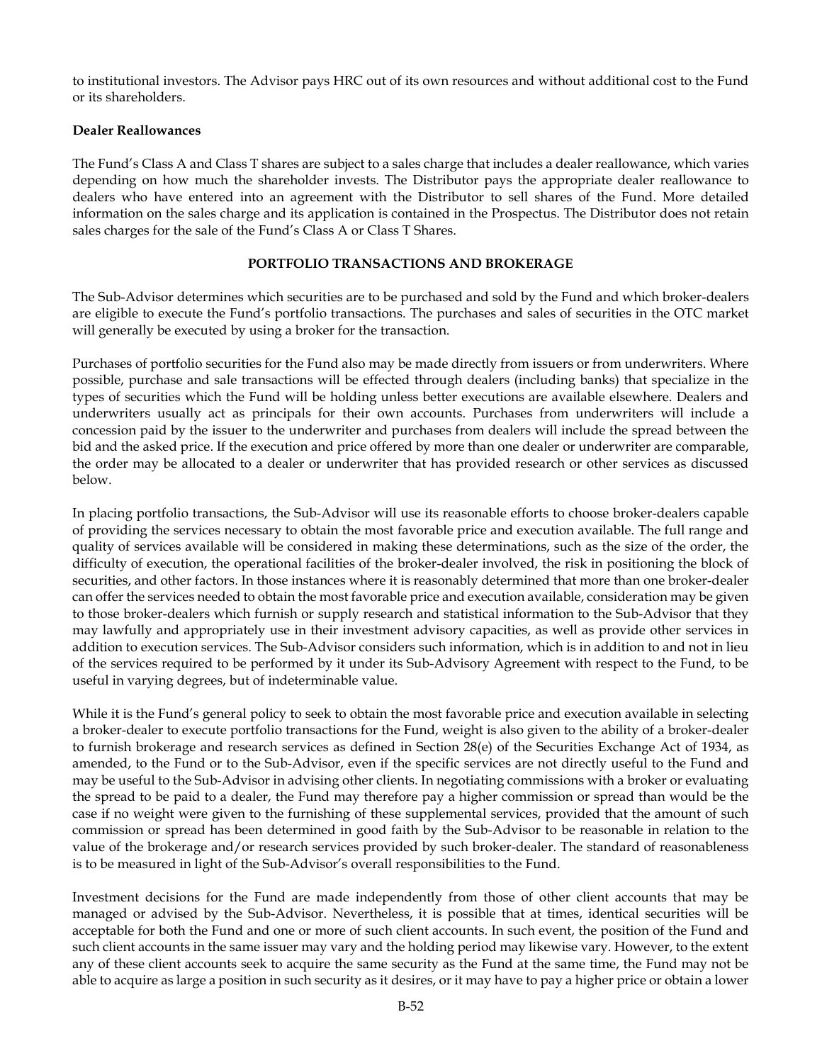to institutional investors. The Advisor pays HRC out of its own resources and without additional cost to the Fund or its shareholders.

**Dealer Reallowances**

The Fund's Class A and Class T shares are subject to a sales charge that includes a dealer reallowance, which varies depending on how much the shareholder invests. The Distributor pays the appropriate dealer reallowance to dealers who have entered into an agreement with the Distributor to sell shares of the Fund. More detailed information on the sales charge and its application is contained in the Prospectus. The Distributor does not retain sales charges for the sale of the Fund's Class A or Class T Shares.

## PORTFOLIO TRANSACTIONS AND BROKERAGE

The Sub-Advisor determines which securities are to be purchased and sold by the Fund and which broker-dealers are eligible to execute the Fund's portfolio transactions. The purchases and sales of securities in the OTC market will generally be executed by using a broker for the transaction.

Purchases of portfolio securities for the Fund also may be made directly from issuers or from underwriters. Where possible, purchase and sale transactions will be effected through dealers (including banks) that specialize in the types of securities which the Fund will be holding unless better executions are available elsewhere. Dealers and underwriters usually act as principals for their own accounts. Purchases from underwriters will include a concession paid by the issuer to the underwriter and purchases from dealers will include the spread between the bid and the asked price. If the execution and price offered by more than one dealer or underwriter are comparable, the order may be allocated to a dealer or underwriter that has provided research or other services as discussed below.

In placing portfolio transactions, the Sub-Advisor will use its reasonable efforts to choose broker-dealers capable of providing the services necessary to obtain the most favorable price and execution available. The full range and quality of services available will be considered in making these determinations, such as the size of the order, the difficulty of execution, the operational facilities of the broker-dealer involved, the risk in positioning the block of securities, and other factors. In those instances where it is reasonably determined that more than one broker-dealer can offer the services needed to obtain the most favorable price and execution available, consideration may be given to those broker-dealers which furnish or supply research and statistical information to the Sub-Advisor that they may lawfully and appropriately use in their investment advisory capacities, as well as provide other services in addition to execution services. The Sub-Advisor considers such information, which is in addition to and not in lieu of the services required to be performed by it under its Sub-Advisory Agreement with respect to the Fund, to be useful in varying degrees, but of indeterminable value.

While it is the Fund's general policy to seek to obtain the most favorable price and execution available in selecting a broker-dealer to execute portfolio transactions for the Fund, weight is also given to the ability of a broker-dealer to furnish brokerage and research services as defined in Section 28(e) of the Securities Exchange Act of 1934, as amended, to the Fund or to the Sub-Advisor, even if the specific services are not directly useful to the Fund and may be useful to the Sub-Advisor in advising other clients. In negotiating commissions with a broker or evaluating the spread to be paid to a dealer, the Fund may therefore pay a higher commission or spread than would be the case if no weight were given to the furnishing of these supplemental services, provided that the amount of such commission or spread has been determined in good faith by the Sub-Advisor to be reasonable in relation to the value of the brokerage and/or research services provided by such broker-dealer. The standard of reasonableness is to be measured in light of the Sub-Advisor's overall responsibilities to the Fund.

Investment decisions for the Fund are made independently from those of other client accounts that may be managed or advised by the Sub-Advisor. Nevertheless, it is possible that at times, identical securities will be acceptable for both the Fund and one or more of such client accounts. In such event, the position of the Fund and such client accounts in the same issuer may vary and the holding period may likewise vary. However, to the extent any of these client accounts seek to acquire the same security as the Fund at the same time, the Fund may not be able to acquire as large a position in such security as it desires, or it may have to pay a higher price or obtain a lower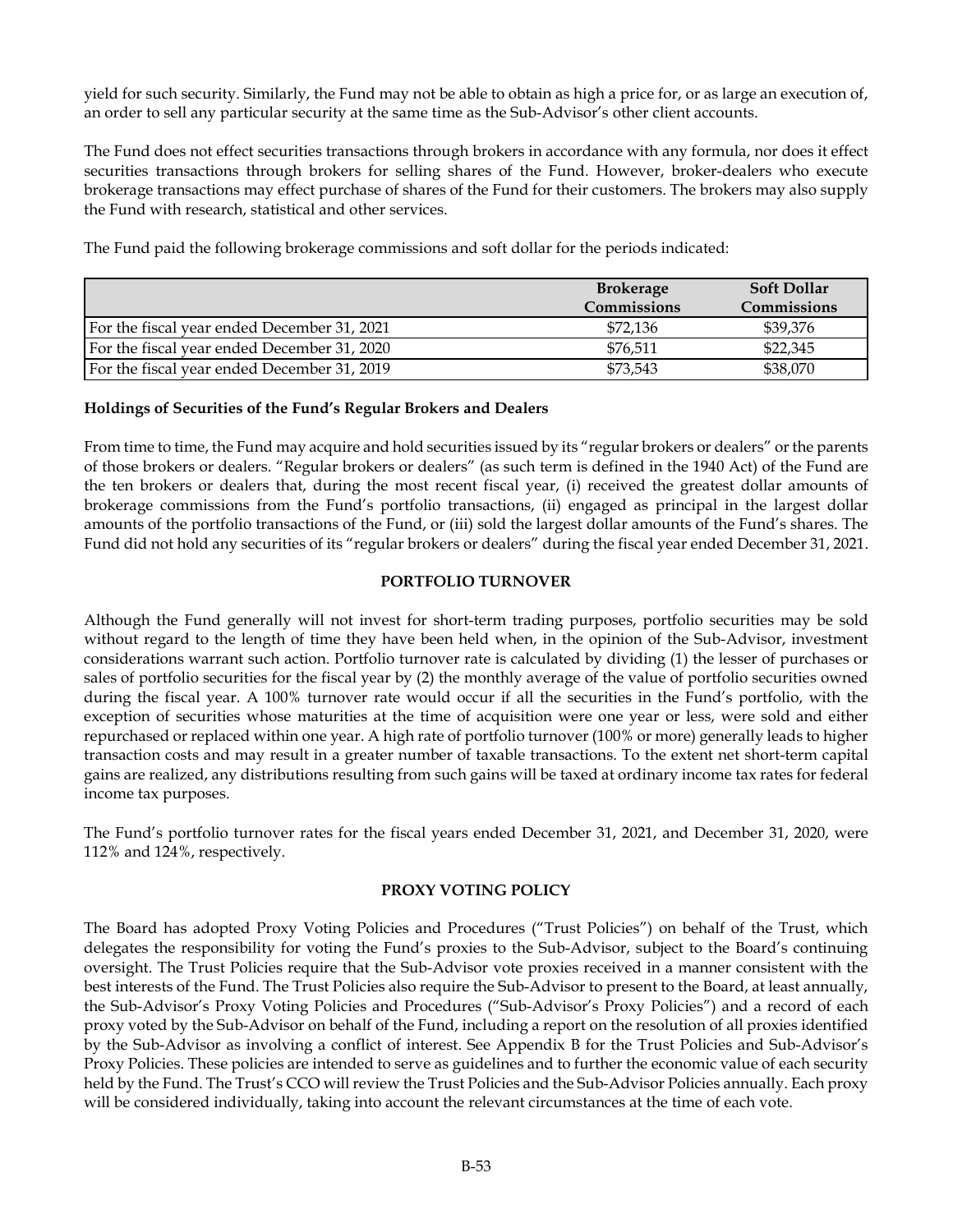yield for such security. Similarly, the Fund may not be able to obtain as high a price for, or as large an execution of, an order to sell any particular security at the same time as the Sub-Advisor's other client accounts.

The Fund does not effect securities transactions through brokers in accordance with any formula, nor does it effect securities transactions through brokers for selling shares of the Fund. However, broker-dealers who execute brokerage transactions may effect purchase of shares of the Fund for their customers. The brokers may also supply the Fund with research, statistical and other services.

The Fund paid the following brokerage commissions and soft dollar for the periods indicated:

| | Brokerage Commissions | Soft Dollar Commissions |
|---|---|---|
| For the fiscal year ended December 31, 2021 | $72,136 | $39,376 |
| For the fiscal year ended December 31, 2020 | $76,511 | $22,345 |
| For the fiscal year ended December 31, 2019 | $73,543 | $38,070 |

**Holdings of Securities of the Fund's Regular Brokers and Dealers**

From time to time, the Fund may acquire and hold securities issued by its "regular brokers or dealers" or the parents of those brokers or dealers. "Regular brokers or dealers" (as such term is defined in the 1940 Act) of the Fund are the ten brokers or dealers that, during the most recent fiscal year, (i) received the greatest dollar amounts of brokerage commissions from the Fund's portfolio transactions, (ii) engaged as principal in the largest dollar amounts of the portfolio transactions of the Fund, or (iii) sold the largest dollar amounts of the Fund's shares. The Fund did not hold any securities of its "regular brokers or dealers" during the fiscal year ended December 31, 2021.

## PORTFOLIO TURNOVER

Although the Fund generally will not invest for short-term trading purposes, portfolio securities may be sold without regard to the length of time they have been held when, in the opinion of the Sub-Advisor, investment considerations warrant such action. Portfolio turnover rate is calculated by dividing (1) the lesser of purchases or sales of portfolio securities for the fiscal year by (2) the monthly average of the value of portfolio securities owned during the fiscal year. A 100% turnover rate would occur if all the securities in the Fund's portfolio, with the exception of securities whose maturities at the time of acquisition were one year or less, were sold and either repurchased or replaced within one year. A high rate of portfolio turnover (100% or more) generally leads to higher transaction costs and may result in a greater number of taxable transactions. To the extent net short-term capital gains are realized, any distributions resulting from such gains will be taxed at ordinary income tax rates for federal income tax purposes.

The Fund's portfolio turnover rates for the fiscal years ended December 31, 2021, and December 31, 2020, were 112% and 124%, respectively.

## PROXY VOTING POLICY

The Board has adopted Proxy Voting Policies and Procedures ("Trust Policies") on behalf of the Trust, which delegates the responsibility for voting the Fund's proxies to the Sub-Advisor, subject to the Board's continuing oversight. The Trust Policies require that the Sub-Advisor vote proxies received in a manner consistent with the best interests of the Fund. The Trust Policies also require the Sub-Advisor to present to the Board, at least annually, the Sub-Advisor's Proxy Voting Policies and Procedures ("Sub-Advisor's Proxy Policies") and a record of each proxy voted by the Sub-Advisor on behalf of the Fund, including a report on the resolution of all proxies identified by the Sub-Advisor as involving a conflict of interest. See Appendix B for the Trust Policies and Sub-Advisor's Proxy Policies. These policies are intended to serve as guidelines and to further the economic value of each security held by the Fund. The Trust's CCO will review the Trust Policies and the Sub-Advisor Policies annually. Each proxy will be considered individually, taking into account the relevant circumstances at the time of each vote.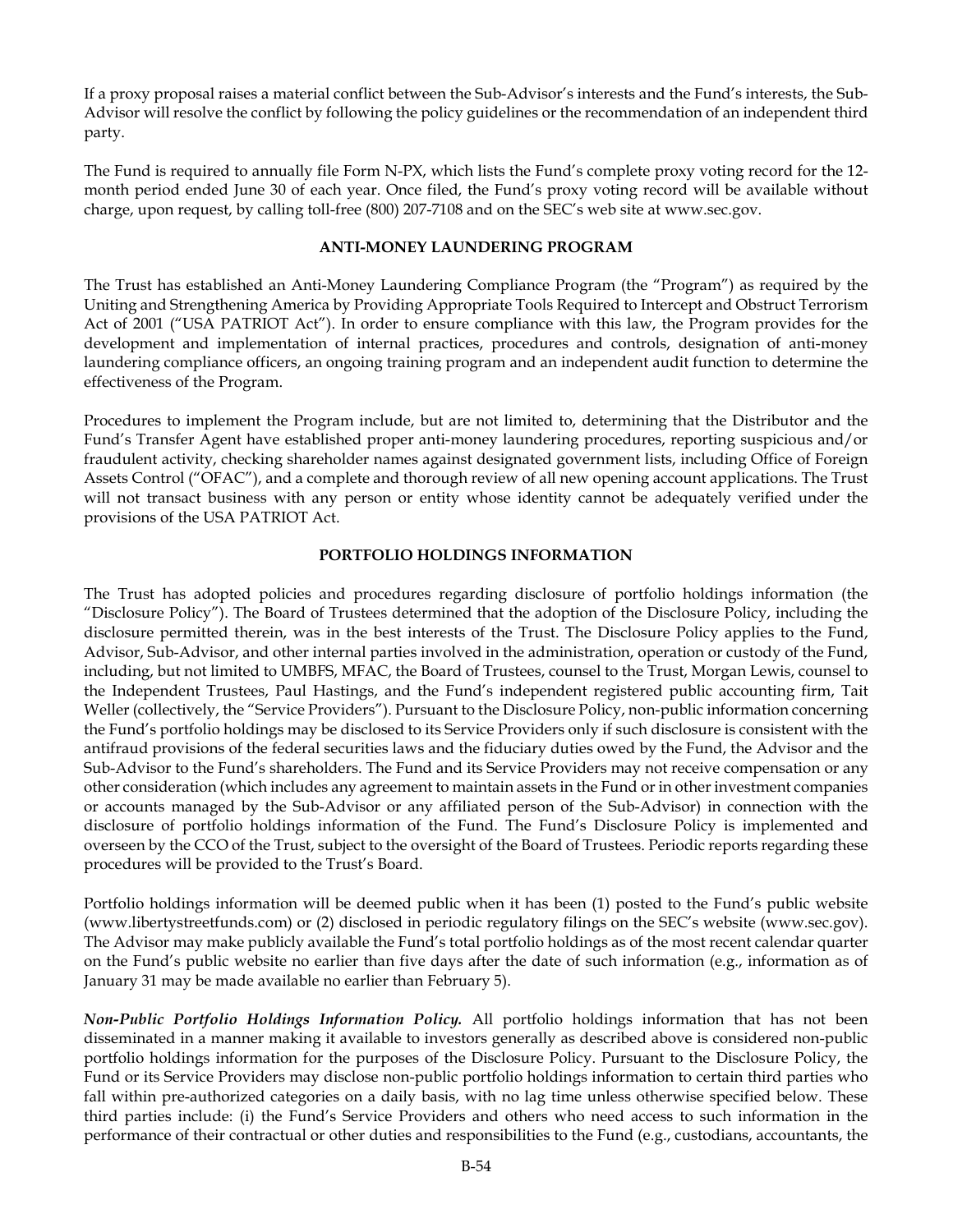If a proxy proposal raises a material conflict between the Sub-Advisor's interests and the Fund's interests, the Sub-Advisor will resolve the conflict by following the policy guidelines or the recommendation of an independent third party.

The Fund is required to annually file Form N-PX, which lists the Fund's complete proxy voting record for the 12-month period ended June 30 of each year. Once filed, the Fund's proxy voting record will be available without charge, upon request, by calling toll-free (800) 207-7108 and on the SEC's web site at www.sec.gov.

## ANTI-MONEY LAUNDERING PROGRAM

The Trust has established an Anti-Money Laundering Compliance Program (the "Program") as required by the Uniting and Strengthening America by Providing Appropriate Tools Required to Intercept and Obstruct Terrorism Act of 2001 ("USA PATRIOT Act"). In order to ensure compliance with this law, the Program provides for the development and implementation of internal practices, procedures and controls, designation of anti-money laundering compliance officers, an ongoing training program and an independent audit function to determine the effectiveness of the Program.

Procedures to implement the Program include, but are not limited to, determining that the Distributor and the Fund's Transfer Agent have established proper anti-money laundering procedures, reporting suspicious and/or fraudulent activity, checking shareholder names against designated government lists, including Office of Foreign Assets Control ("OFAC"), and a complete and thorough review of all new opening account applications. The Trust will not transact business with any person or entity whose identity cannot be adequately verified under the provisions of the USA PATRIOT Act.

## PORTFOLIO HOLDINGS INFORMATION

The Trust has adopted policies and procedures regarding disclosure of portfolio holdings information (the "Disclosure Policy"). The Board of Trustees determined that the adoption of the Disclosure Policy, including the disclosure permitted therein, was in the best interests of the Trust. The Disclosure Policy applies to the Fund, Advisor, Sub-Advisor, and other internal parties involved in the administration, operation or custody of the Fund, including, but not limited to UMBFS, MFAC, the Board of Trustees, counsel to the Trust, Morgan Lewis, counsel to the Independent Trustees, Paul Hastings, and the Fund's independent registered public accounting firm, Tait Weller (collectively, the "Service Providers"). Pursuant to the Disclosure Policy, non-public information concerning the Fund's portfolio holdings may be disclosed to its Service Providers only if such disclosure is consistent with the antifraud provisions of the federal securities laws and the fiduciary duties owed by the Fund, the Advisor and the Sub-Advisor to the Fund's shareholders. The Fund and its Service Providers may not receive compensation or any other consideration (which includes any agreement to maintain assets in the Fund or in other investment companies or accounts managed by the Sub-Advisor or any affiliated person of the Sub-Advisor) in connection with the disclosure of portfolio holdings information of the Fund. The Fund's Disclosure Policy is implemented and overseen by the CCO of the Trust, subject to the oversight of the Board of Trustees. Periodic reports regarding these procedures will be provided to the Trust's Board.

Portfolio holdings information will be deemed public when it has been (1) posted to the Fund's public website (www.libertystreetfunds.com) or (2) disclosed in periodic regulatory filings on the SEC's website (www.sec.gov). The Advisor may make publicly available the Fund's total portfolio holdings as of the most recent calendar quarter on the Fund's public website no earlier than five days after the date of such information (e.g., information as of January 31 may be made available no earlier than February 5).

***Non-Public Portfolio Holdings Information Policy.*** All portfolio holdings information that has not been disseminated in a manner making it available to investors generally as described above is considered non-public portfolio holdings information for the purposes of the Disclosure Policy. Pursuant to the Disclosure Policy, the Fund or its Service Providers may disclose non-public portfolio holdings information to certain third parties who fall within pre-authorized categories on a daily basis, with no lag time unless otherwise specified below. These third parties include: (i) the Fund's Service Providers and others who need access to such information in the performance of their contractual or other duties and responsibilities to the Fund (e.g., custodians, accountants, the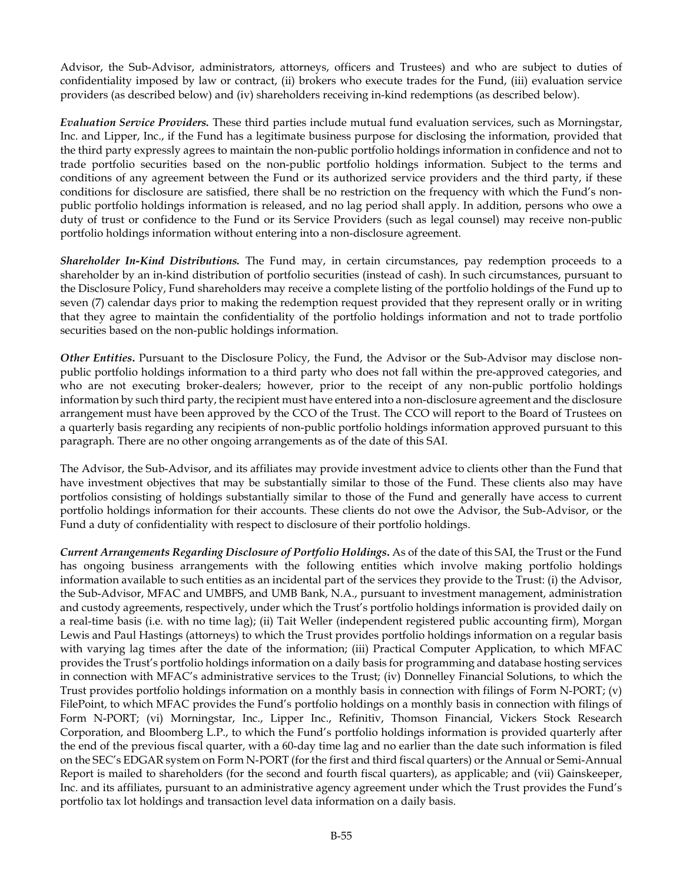Advisor, the Sub-Advisor, administrators, attorneys, officers and Trustees) and who are subject to duties of confidentiality imposed by law or contract, (ii) brokers who execute trades for the Fund, (iii) evaluation service providers (as described below) and (iv) shareholders receiving in-kind redemptions (as described below).

***Evaluation Service Providers.*** These third parties include mutual fund evaluation services, such as Morningstar, Inc. and Lipper, Inc., if the Fund has a legitimate business purpose for disclosing the information, provided that the third party expressly agrees to maintain the non-public portfolio holdings information in confidence and not to trade portfolio securities based on the non-public portfolio holdings information. Subject to the terms and conditions of any agreement between the Fund or its authorized service providers and the third party, if these conditions for disclosure are satisfied, there shall be no restriction on the frequency with which the Fund's non-public portfolio holdings information is released, and no lag period shall apply. In addition, persons who owe a duty of trust or confidence to the Fund or its Service Providers (such as legal counsel) may receive non-public portfolio holdings information without entering into a non-disclosure agreement.

***Shareholder In-Kind Distributions.*** The Fund may, in certain circumstances, pay redemption proceeds to a shareholder by an in-kind distribution of portfolio securities (instead of cash). In such circumstances, pursuant to the Disclosure Policy, Fund shareholders may receive a complete listing of the portfolio holdings of the Fund up to seven (7) calendar days prior to making the redemption request provided that they represent orally or in writing that they agree to maintain the confidentiality of the portfolio holdings information and not to trade portfolio securities based on the non-public holdings information.

***Other Entities.*** Pursuant to the Disclosure Policy, the Fund, the Advisor or the Sub-Advisor may disclose non-public portfolio holdings information to a third party who does not fall within the pre-approved categories, and who are not executing broker-dealers; however, prior to the receipt of any non-public portfolio holdings information by such third party, the recipient must have entered into a non-disclosure agreement and the disclosure arrangement must have been approved by the CCO of the Trust. The CCO will report to the Board of Trustees on a quarterly basis regarding any recipients of non-public portfolio holdings information approved pursuant to this paragraph. There are no other ongoing arrangements as of the date of this SAI.

The Advisor, the Sub-Advisor, and its affiliates may provide investment advice to clients other than the Fund that have investment objectives that may be substantially similar to those of the Fund. These clients also may have portfolios consisting of holdings substantially similar to those of the Fund and generally have access to current portfolio holdings information for their accounts. These clients do not owe the Advisor, the Sub-Advisor, or the Fund a duty of confidentiality with respect to disclosure of their portfolio holdings.

***Current Arrangements Regarding Disclosure of Portfolio Holdings.*** As of the date of this SAI, the Trust or the Fund has ongoing business arrangements with the following entities which involve making portfolio holdings information available to such entities as an incidental part of the services they provide to the Trust: (i) the Advisor, the Sub-Advisor, MFAC and UMBFS, and UMB Bank, N.A., pursuant to investment management, administration and custody agreements, respectively, under which the Trust's portfolio holdings information is provided daily on a real-time basis (i.e. with no time lag); (ii) Tait Weller (independent registered public accounting firm), Morgan Lewis and Paul Hastings (attorneys) to which the Trust provides portfolio holdings information on a regular basis with varying lag times after the date of the information; (iii) Practical Computer Application, to which MFAC provides the Trust's portfolio holdings information on a daily basis for programming and database hosting services in connection with MFAC's administrative services to the Trust; (iv) Donnelley Financial Solutions, to which the Trust provides portfolio holdings information on a monthly basis in connection with filings of Form N-PORT; (v) FilePoint, to which MFAC provides the Fund's portfolio holdings on a monthly basis in connection with filings of Form N-PORT; (vi) Morningstar, Inc., Lipper Inc., Refinitiv, Thomson Financial, Vickers Stock Research Corporation, and Bloomberg L.P., to which the Fund's portfolio holdings information is provided quarterly after the end of the previous fiscal quarter, with a 60-day time lag and no earlier than the date such information is filed on the SEC's EDGAR system on Form N-PORT (for the first and third fiscal quarters) or the Annual or Semi-Annual Report is mailed to shareholders (for the second and fourth fiscal quarters), as applicable; and (vii) Gainskeeper, Inc. and its affiliates, pursuant to an administrative agency agreement under which the Trust provides the Fund's portfolio tax lot holdings and transaction level data information on a daily basis.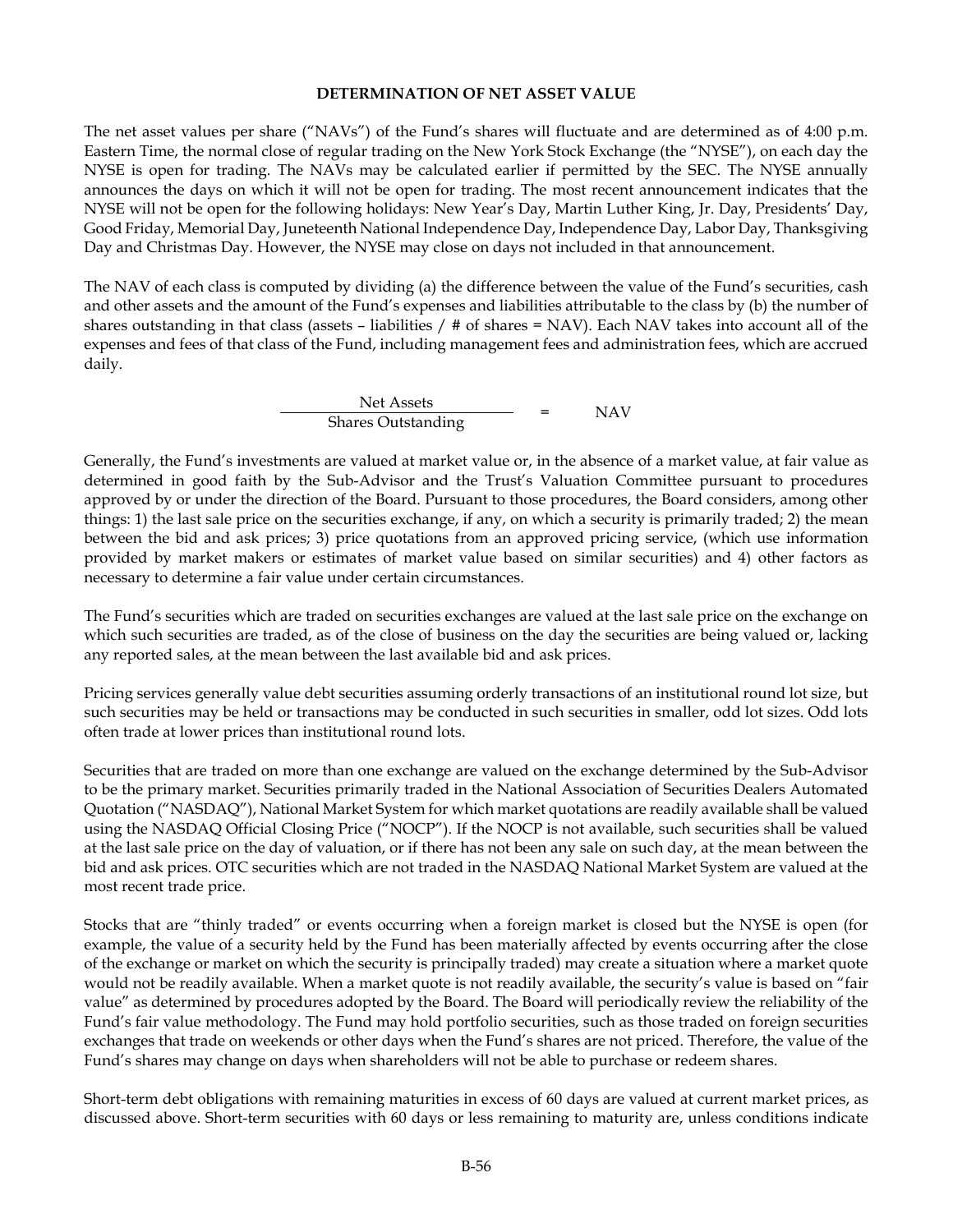## DETERMINATION OF NET ASSET VALUE

The net asset values per share ("NAVs") of the Fund's shares will fluctuate and are determined as of 4:00 p.m. Eastern Time, the normal close of regular trading on the New York Stock Exchange (the "NYSE"), on each day the NYSE is open for trading. The NAVs may be calculated earlier if permitted by the SEC. The NYSE annually announces the days on which it will not be open for trading. The most recent announcement indicates that the NYSE will not be open for the following holidays: New Year's Day, Martin Luther King, Jr. Day, Presidents' Day, Good Friday, Memorial Day, Juneteenth National Independence Day, Independence Day, Labor Day, Thanksgiving Day and Christmas Day. However, the NYSE may close on days not included in that announcement.

The NAV of each class is computed by dividing (a) the difference between the value of the Fund's securities, cash and other assets and the amount of the Fund's expenses and liabilities attributable to the class by (b) the number of shares outstanding in that class (assets – liabilities / # of shares = NAV). Each NAV takes into account all of the expenses and fees of that class of the Fund, including management fees and administration fees, which are accrued daily.

$$\frac{\text{Net Assets}}{\text{Shares Outstanding}} = \text{NAV}$$

Generally, the Fund's investments are valued at market value or, in the absence of a market value, at fair value as determined in good faith by the Sub-Advisor and the Trust's Valuation Committee pursuant to procedures approved by or under the direction of the Board. Pursuant to those procedures, the Board considers, among other things: 1) the last sale price on the securities exchange, if any, on which a security is primarily traded; 2) the mean between the bid and ask prices; 3) price quotations from an approved pricing service, (which use information provided by market makers or estimates of market value based on similar securities) and 4) other factors as necessary to determine a fair value under certain circumstances.

The Fund's securities which are traded on securities exchanges are valued at the last sale price on the exchange on which such securities are traded, as of the close of business on the day the securities are being valued or, lacking any reported sales, at the mean between the last available bid and ask prices.

Pricing services generally value debt securities assuming orderly transactions of an institutional round lot size, but such securities may be held or transactions may be conducted in such securities in smaller, odd lot sizes. Odd lots often trade at lower prices than institutional round lots.

Securities that are traded on more than one exchange are valued on the exchange determined by the Sub-Advisor to be the primary market. Securities primarily traded in the National Association of Securities Dealers Automated Quotation ("NASDAQ"), National Market System for which market quotations are readily available shall be valued using the NASDAQ Official Closing Price ("NOCP"). If the NOCP is not available, such securities shall be valued at the last sale price on the day of valuation, or if there has not been any sale on such day, at the mean between the bid and ask prices. OTC securities which are not traded in the NASDAQ National Market System are valued at the most recent trade price.

Stocks that are "thinly traded" or events occurring when a foreign market is closed but the NYSE is open (for example, the value of a security held by the Fund has been materially affected by events occurring after the close of the exchange or market on which the security is principally traded) may create a situation where a market quote would not be readily available. When a market quote is not readily available, the security's value is based on "fair value" as determined by procedures adopted by the Board. The Board will periodically review the reliability of the Fund's fair value methodology. The Fund may hold portfolio securities, such as those traded on foreign securities exchanges that trade on weekends or other days when the Fund's shares are not priced. Therefore, the value of the Fund's shares may change on days when shareholders will not be able to purchase or redeem shares.

Short-term debt obligations with remaining maturities in excess of 60 days are valued at current market prices, as discussed above. Short-term securities with 60 days or less remaining to maturity are, unless conditions indicate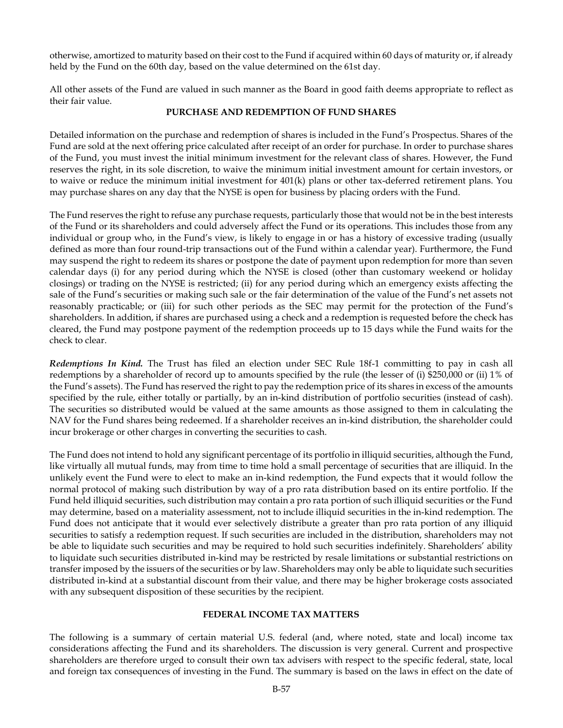otherwise, amortized to maturity based on their cost to the Fund if acquired within 60 days of maturity or, if already held by the Fund on the 60th day, based on the value determined on the 61st day.

All other assets of the Fund are valued in such manner as the Board in good faith deems appropriate to reflect as their fair value.

## PURCHASE AND REDEMPTION OF FUND SHARES

Detailed information on the purchase and redemption of shares is included in the Fund's Prospectus. Shares of the Fund are sold at the next offering price calculated after receipt of an order for purchase. In order to purchase shares of the Fund, you must invest the initial minimum investment for the relevant class of shares. However, the Fund reserves the right, in its sole discretion, to waive the minimum initial investment amount for certain investors, or to waive or reduce the minimum initial investment for 401(k) plans or other tax-deferred retirement plans. You may purchase shares on any day that the NYSE is open for business by placing orders with the Fund.

The Fund reserves the right to refuse any purchase requests, particularly those that would not be in the best interests of the Fund or its shareholders and could adversely affect the Fund or its operations. This includes those from any individual or group who, in the Fund's view, is likely to engage in or has a history of excessive trading (usually defined as more than four round-trip transactions out of the Fund within a calendar year). Furthermore, the Fund may suspend the right to redeem its shares or postpone the date of payment upon redemption for more than seven calendar days (i) for any period during which the NYSE is closed (other than customary weekend or holiday closings) or trading on the NYSE is restricted; (ii) for any period during which an emergency exists affecting the sale of the Fund's securities or making such sale or the fair determination of the value of the Fund's net assets not reasonably practicable; or (iii) for such other periods as the SEC may permit for the protection of the Fund's shareholders. In addition, if shares are purchased using a check and a redemption is requested before the check has cleared, the Fund may postpone payment of the redemption proceeds up to 15 days while the Fund waits for the check to clear.

***Redemptions In Kind.*** The Trust has filed an election under SEC Rule 18f-1 committing to pay in cash all redemptions by a shareholder of record up to amounts specified by the rule (the lesser of (i) $250,000 or (ii) 1% of the Fund's assets). The Fund has reserved the right to pay the redemption price of its shares in excess of the amounts specified by the rule, either totally or partially, by an in-kind distribution of portfolio securities (instead of cash). The securities so distributed would be valued at the same amounts as those assigned to them in calculating the NAV for the Fund shares being redeemed. If a shareholder receives an in-kind distribution, the shareholder could incur brokerage or other charges in converting the securities to cash.

The Fund does not intend to hold any significant percentage of its portfolio in illiquid securities, although the Fund, like virtually all mutual funds, may from time to time hold a small percentage of securities that are illiquid. In the unlikely event the Fund were to elect to make an in-kind redemption, the Fund expects that it would follow the normal protocol of making such distribution by way of a pro rata distribution based on its entire portfolio. If the Fund held illiquid securities, such distribution may contain a pro rata portion of such illiquid securities or the Fund may determine, based on a materiality assessment, not to include illiquid securities in the in-kind redemption. The Fund does not anticipate that it would ever selectively distribute a greater than pro rata portion of any illiquid securities to satisfy a redemption request. If such securities are included in the distribution, shareholders may not be able to liquidate such securities and may be required to hold such securities indefinitely. Shareholders' ability to liquidate such securities distributed in-kind may be restricted by resale limitations or substantial restrictions on transfer imposed by the issuers of the securities or by law. Shareholders may only be able to liquidate such securities distributed in-kind at a substantial discount from their value, and there may be higher brokerage costs associated with any subsequent disposition of these securities by the recipient.

## FEDERAL INCOME TAX MATTERS

The following is a summary of certain material U.S. federal (and, where noted, state and local) income tax considerations affecting the Fund and its shareholders. The discussion is very general. Current and prospective shareholders are therefore urged to consult their own tax advisers with respect to the specific federal, state, local and foreign tax consequences of investing in the Fund. The summary is based on the laws in effect on the date of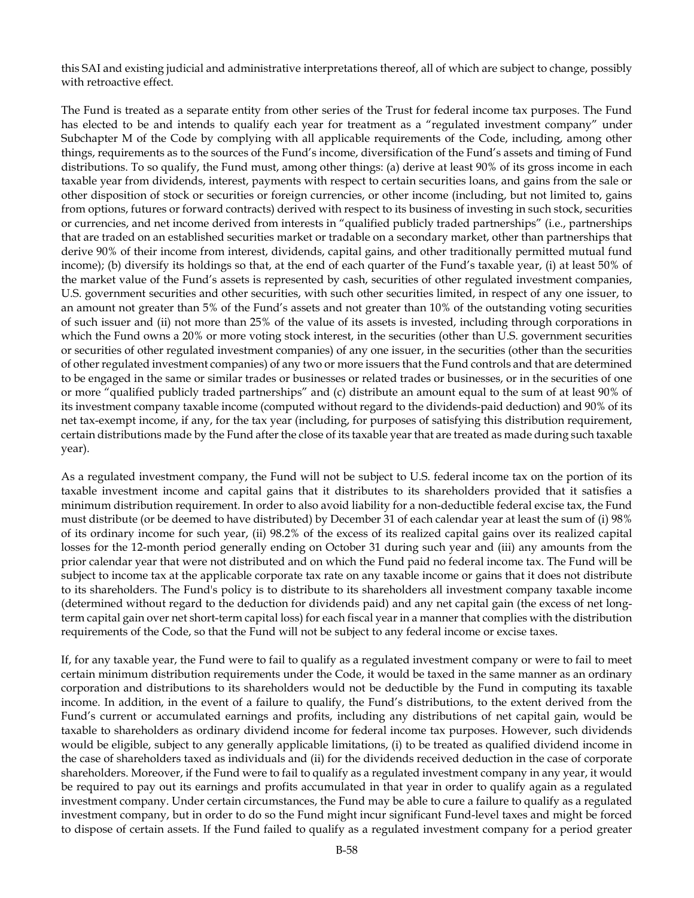this SAI and existing judicial and administrative interpretations thereof, all of which are subject to change, possibly with retroactive effect.

The Fund is treated as a separate entity from other series of the Trust for federal income tax purposes. The Fund has elected to be and intends to qualify each year for treatment as a "regulated investment company" under Subchapter M of the Code by complying with all applicable requirements of the Code, including, among other things, requirements as to the sources of the Fund's income, diversification of the Fund's assets and timing of Fund distributions. To so qualify, the Fund must, among other things: (a) derive at least 90% of its gross income in each taxable year from dividends, interest, payments with respect to certain securities loans, and gains from the sale or other disposition of stock or securities or foreign currencies, or other income (including, but not limited to, gains from options, futures or forward contracts) derived with respect to its business of investing in such stock, securities or currencies, and net income derived from interests in "qualified publicly traded partnerships" (i.e., partnerships that are traded on an established securities market or tradable on a secondary market, other than partnerships that derive 90% of their income from interest, dividends, capital gains, and other traditionally permitted mutual fund income); (b) diversify its holdings so that, at the end of each quarter of the Fund's taxable year, (i) at least 50% of the market value of the Fund's assets is represented by cash, securities of other regulated investment companies, U.S. government securities and other securities, with such other securities limited, in respect of any one issuer, to an amount not greater than 5% of the Fund's assets and not greater than 10% of the outstanding voting securities of such issuer and (ii) not more than 25% of the value of its assets is invested, including through corporations in which the Fund owns a 20% or more voting stock interest, in the securities (other than U.S. government securities or securities of other regulated investment companies) of any one issuer, in the securities (other than the securities of other regulated investment companies) of any two or more issuers that the Fund controls and that are determined to be engaged in the same or similar trades or businesses or related trades or businesses, or in the securities of one or more "qualified publicly traded partnerships" and (c) distribute an amount equal to the sum of at least 90% of its investment company taxable income (computed without regard to the dividends-paid deduction) and 90% of its net tax-exempt income, if any, for the tax year (including, for purposes of satisfying this distribution requirement, certain distributions made by the Fund after the close of its taxable year that are treated as made during such taxable year).

As a regulated investment company, the Fund will not be subject to U.S. federal income tax on the portion of its taxable investment income and capital gains that it distributes to its shareholders provided that it satisfies a minimum distribution requirement. In order to also avoid liability for a non-deductible federal excise tax, the Fund must distribute (or be deemed to have distributed) by December 31 of each calendar year at least the sum of (i) 98% of its ordinary income for such year, (ii) 98.2% of the excess of its realized capital gains over its realized capital losses for the 12-month period generally ending on October 31 during such year and (iii) any amounts from the prior calendar year that were not distributed and on which the Fund paid no federal income tax. The Fund will be subject to income tax at the applicable corporate tax rate on any taxable income or gains that it does not distribute to its shareholders. The Fund's policy is to distribute to its shareholders all investment company taxable income (determined without regard to the deduction for dividends paid) and any net capital gain (the excess of net long-term capital gain over net short-term capital loss) for each fiscal year in a manner that complies with the distribution requirements of the Code, so that the Fund will not be subject to any federal income or excise taxes.

If, for any taxable year, the Fund were to fail to qualify as a regulated investment company or were to fail to meet certain minimum distribution requirements under the Code, it would be taxed in the same manner as an ordinary corporation and distributions to its shareholders would not be deductible by the Fund in computing its taxable income. In addition, in the event of a failure to qualify, the Fund's distributions, to the extent derived from the Fund's current or accumulated earnings and profits, including any distributions of net capital gain, would be taxable to shareholders as ordinary dividend income for federal income tax purposes. However, such dividends would be eligible, subject to any generally applicable limitations, (i) to be treated as qualified dividend income in the case of shareholders taxed as individuals and (ii) for the dividends received deduction in the case of corporate shareholders. Moreover, if the Fund were to fail to qualify as a regulated investment company in any year, it would be required to pay out its earnings and profits accumulated in that year in order to qualify again as a regulated investment company. Under certain circumstances, the Fund may be able to cure a failure to qualify as a regulated investment company, but in order to do so the Fund might incur significant Fund-level taxes and might be forced to dispose of certain assets. If the Fund failed to qualify as a regulated investment company for a period greater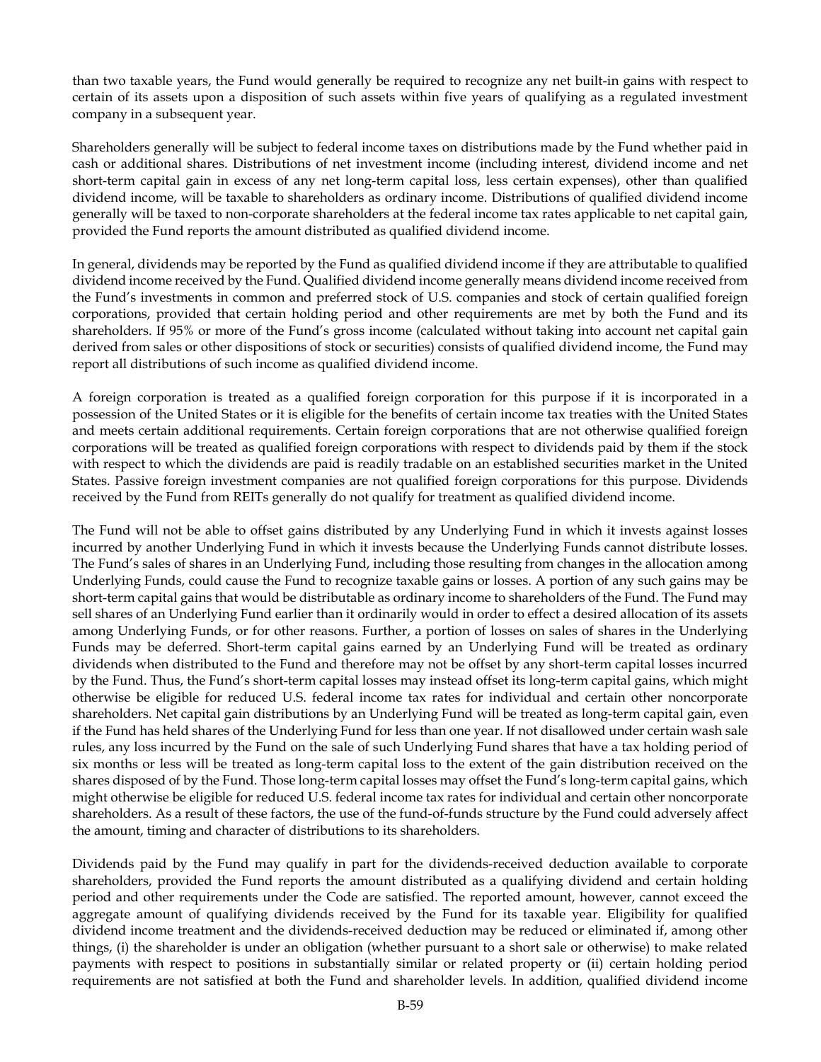than two taxable years, the Fund would generally be required to recognize any net built-in gains with respect to certain of its assets upon a disposition of such assets within five years of qualifying as a regulated investment company in a subsequent year.

Shareholders generally will be subject to federal income taxes on distributions made by the Fund whether paid in cash or additional shares. Distributions of net investment income (including interest, dividend income and net short-term capital gain in excess of any net long-term capital loss, less certain expenses), other than qualified dividend income, will be taxable to shareholders as ordinary income. Distributions of qualified dividend income generally will be taxed to non-corporate shareholders at the federal income tax rates applicable to net capital gain, provided the Fund reports the amount distributed as qualified dividend income.

In general, dividends may be reported by the Fund as qualified dividend income if they are attributable to qualified dividend income received by the Fund. Qualified dividend income generally means dividend income received from the Fund's investments in common and preferred stock of U.S. companies and stock of certain qualified foreign corporations, provided that certain holding period and other requirements are met by both the Fund and its shareholders. If 95% or more of the Fund's gross income (calculated without taking into account net capital gain derived from sales or other dispositions of stock or securities) consists of qualified dividend income, the Fund may report all distributions of such income as qualified dividend income.

A foreign corporation is treated as a qualified foreign corporation for this purpose if it is incorporated in a possession of the United States or it is eligible for the benefits of certain income tax treaties with the United States and meets certain additional requirements. Certain foreign corporations that are not otherwise qualified foreign corporations will be treated as qualified foreign corporations with respect to dividends paid by them if the stock with respect to which the dividends are paid is readily tradable on an established securities market in the United States. Passive foreign investment companies are not qualified foreign corporations for this purpose. Dividends received by the Fund from REITs generally do not qualify for treatment as qualified dividend income.

The Fund will not be able to offset gains distributed by any Underlying Fund in which it invests against losses incurred by another Underlying Fund in which it invests because the Underlying Funds cannot distribute losses. The Fund's sales of shares in an Underlying Fund, including those resulting from changes in the allocation among Underlying Funds, could cause the Fund to recognize taxable gains or losses. A portion of any such gains may be short-term capital gains that would be distributable as ordinary income to shareholders of the Fund. The Fund may sell shares of an Underlying Fund earlier than it ordinarily would in order to effect a desired allocation of its assets among Underlying Funds, or for other reasons. Further, a portion of losses on sales of shares in the Underlying Funds may be deferred. Short-term capital gains earned by an Underlying Fund will be treated as ordinary dividends when distributed to the Fund and therefore may not be offset by any short-term capital losses incurred by the Fund. Thus, the Fund's short-term capital losses may instead offset its long-term capital gains, which might otherwise be eligible for reduced U.S. federal income tax rates for individual and certain other noncorporate shareholders. Net capital gain distributions by an Underlying Fund will be treated as long-term capital gain, even if the Fund has held shares of the Underlying Fund for less than one year. If not disallowed under certain wash sale rules, any loss incurred by the Fund on the sale of such Underlying Fund shares that have a tax holding period of six months or less will be treated as long-term capital loss to the extent of the gain distribution received on the shares disposed of by the Fund. Those long-term capital losses may offset the Fund's long-term capital gains, which might otherwise be eligible for reduced U.S. federal income tax rates for individual and certain other noncorporate shareholders. As a result of these factors, the use of the fund-of-funds structure by the Fund could adversely affect the amount, timing and character of distributions to its shareholders.

Dividends paid by the Fund may qualify in part for the dividends-received deduction available to corporate shareholders, provided the Fund reports the amount distributed as a qualifying dividend and certain holding period and other requirements under the Code are satisfied. The reported amount, however, cannot exceed the aggregate amount of qualifying dividends received by the Fund for its taxable year. Eligibility for qualified dividend income treatment and the dividends-received deduction may be reduced or eliminated if, among other things, (i) the shareholder is under an obligation (whether pursuant to a short sale or otherwise) to make related payments with respect to positions in substantially similar or related property or (ii) certain holding period requirements are not satisfied at both the Fund and shareholder levels. In addition, qualified dividend income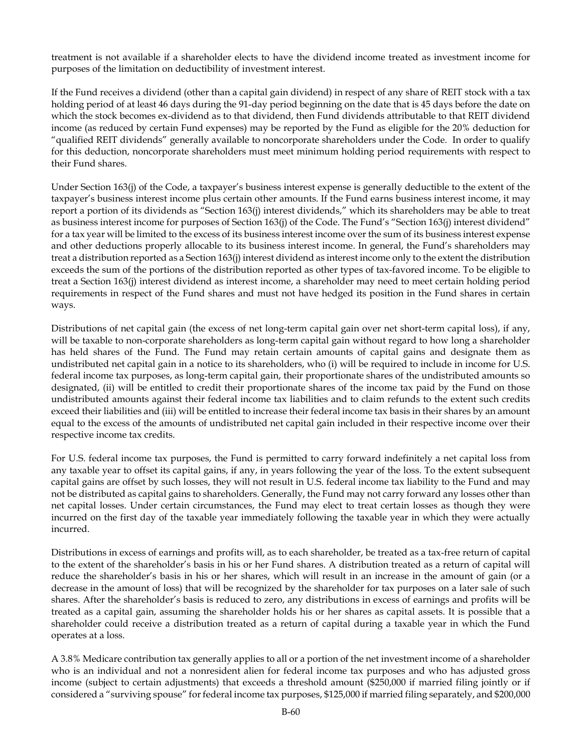treatment is not available if a shareholder elects to have the dividend income treated as investment income for purposes of the limitation on deductibility of investment interest.

If the Fund receives a dividend (other than a capital gain dividend) in respect of any share of REIT stock with a tax holding period of at least 46 days during the 91-day period beginning on the date that is 45 days before the date on which the stock becomes ex-dividend as to that dividend, then Fund dividends attributable to that REIT dividend income (as reduced by certain Fund expenses) may be reported by the Fund as eligible for the 20% deduction for "qualified REIT dividends" generally available to noncorporate shareholders under the Code. In order to qualify for this deduction, noncorporate shareholders must meet minimum holding period requirements with respect to their Fund shares.

Under Section 163(j) of the Code, a taxpayer's business interest expense is generally deductible to the extent of the taxpayer's business interest income plus certain other amounts. If the Fund earns business interest income, it may report a portion of its dividends as "Section 163(j) interest dividends," which its shareholders may be able to treat as business interest income for purposes of Section 163(j) of the Code. The Fund's "Section 163(j) interest dividend" for a tax year will be limited to the excess of its business interest income over the sum of its business interest expense and other deductions properly allocable to its business interest income. In general, the Fund's shareholders may treat a distribution reported as a Section 163(j) interest dividend as interest income only to the extent the distribution exceeds the sum of the portions of the distribution reported as other types of tax-favored income. To be eligible to treat a Section 163(j) interest dividend as interest income, a shareholder may need to meet certain holding period requirements in respect of the Fund shares and must not have hedged its position in the Fund shares in certain ways.

Distributions of net capital gain (the excess of net long-term capital gain over net short-term capital loss), if any, will be taxable to non-corporate shareholders as long-term capital gain without regard to how long a shareholder has held shares of the Fund. The Fund may retain certain amounts of capital gains and designate them as undistributed net capital gain in a notice to its shareholders, who (i) will be required to include in income for U.S. federal income tax purposes, as long-term capital gain, their proportionate shares of the undistributed amounts so designated, (ii) will be entitled to credit their proportionate shares of the income tax paid by the Fund on those undistributed amounts against their federal income tax liabilities and to claim refunds to the extent such credits exceed their liabilities and (iii) will be entitled to increase their federal income tax basis in their shares by an amount equal to the excess of the amounts of undistributed net capital gain included in their respective income over their respective income tax credits.

For U.S. federal income tax purposes, the Fund is permitted to carry forward indefinitely a net capital loss from any taxable year to offset its capital gains, if any, in years following the year of the loss. To the extent subsequent capital gains are offset by such losses, they will not result in U.S. federal income tax liability to the Fund and may not be distributed as capital gains to shareholders. Generally, the Fund may not carry forward any losses other than net capital losses. Under certain circumstances, the Fund may elect to treat certain losses as though they were incurred on the first day of the taxable year immediately following the taxable year in which they were actually incurred.

Distributions in excess of earnings and profits will, as to each shareholder, be treated as a tax-free return of capital to the extent of the shareholder's basis in his or her Fund shares. A distribution treated as a return of capital will reduce the shareholder's basis in his or her shares, which will result in an increase in the amount of gain (or a decrease in the amount of loss) that will be recognized by the shareholder for tax purposes on a later sale of such shares. After the shareholder's basis is reduced to zero, any distributions in excess of earnings and profits will be treated as a capital gain, assuming the shareholder holds his or her shares as capital assets. It is possible that a shareholder could receive a distribution treated as a return of capital during a taxable year in which the Fund operates at a loss.

A 3.8% Medicare contribution tax generally applies to all or a portion of the net investment income of a shareholder who is an individual and not a nonresident alien for federal income tax purposes and who has adjusted gross income (subject to certain adjustments) that exceeds a threshold amount ($250,000 if married filing jointly or if considered a "surviving spouse" for federal income tax purposes, $125,000 if married filing separately, and $200,000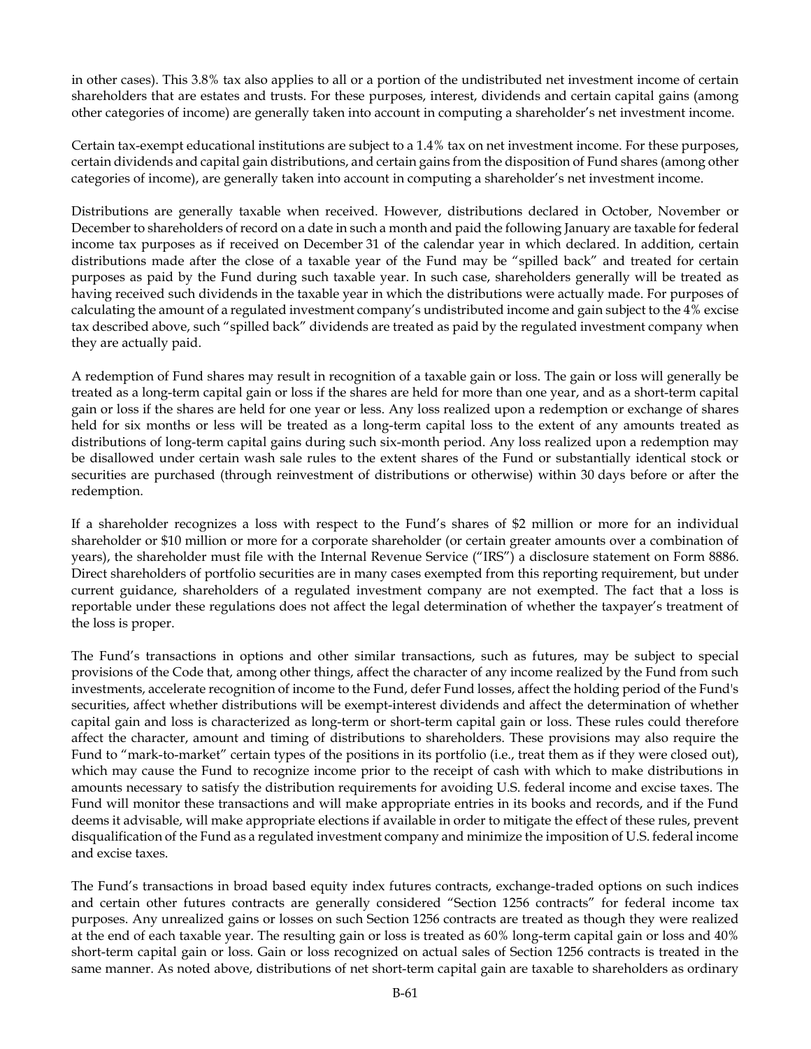in other cases). This 3.8% tax also applies to all or a portion of the undistributed net investment income of certain shareholders that are estates and trusts. For these purposes, interest, dividends and certain capital gains (among other categories of income) are generally taken into account in computing a shareholder's net investment income.

Certain tax-exempt educational institutions are subject to a 1.4% tax on net investment income. For these purposes, certain dividends and capital gain distributions, and certain gains from the disposition of Fund shares (among other categories of income), are generally taken into account in computing a shareholder's net investment income.

Distributions are generally taxable when received. However, distributions declared in October, November or December to shareholders of record on a date in such a month and paid the following January are taxable for federal income tax purposes as if received on December 31 of the calendar year in which declared. In addition, certain distributions made after the close of a taxable year of the Fund may be "spilled back" and treated for certain purposes as paid by the Fund during such taxable year. In such case, shareholders generally will be treated as having received such dividends in the taxable year in which the distributions were actually made. For purposes of calculating the amount of a regulated investment company's undistributed income and gain subject to the 4% excise tax described above, such "spilled back" dividends are treated as paid by the regulated investment company when they are actually paid.

A redemption of Fund shares may result in recognition of a taxable gain or loss. The gain or loss will generally be treated as a long-term capital gain or loss if the shares are held for more than one year, and as a short-term capital gain or loss if the shares are held for one year or less. Any loss realized upon a redemption or exchange of shares held for six months or less will be treated as a long-term capital loss to the extent of any amounts treated as distributions of long-term capital gains during such six-month period. Any loss realized upon a redemption may be disallowed under certain wash sale rules to the extent shares of the Fund or substantially identical stock or securities are purchased (through reinvestment of distributions or otherwise) within 30 days before or after the redemption.

If a shareholder recognizes a loss with respect to the Fund's shares of $2 million or more for an individual shareholder or $10 million or more for a corporate shareholder (or certain greater amounts over a combination of years), the shareholder must file with the Internal Revenue Service ("IRS") a disclosure statement on Form 8886. Direct shareholders of portfolio securities are in many cases exempted from this reporting requirement, but under current guidance, shareholders of a regulated investment company are not exempted. The fact that a loss is reportable under these regulations does not affect the legal determination of whether the taxpayer's treatment of the loss is proper.

The Fund's transactions in options and other similar transactions, such as futures, may be subject to special provisions of the Code that, among other things, affect the character of any income realized by the Fund from such investments, accelerate recognition of income to the Fund, defer Fund losses, affect the holding period of the Fund's securities, affect whether distributions will be exempt-interest dividends and affect the determination of whether capital gain and loss is characterized as long-term or short-term capital gain or loss. These rules could therefore affect the character, amount and timing of distributions to shareholders. These provisions may also require the Fund to "mark-to-market" certain types of the positions in its portfolio (i.e., treat them as if they were closed out), which may cause the Fund to recognize income prior to the receipt of cash with which to make distributions in amounts necessary to satisfy the distribution requirements for avoiding U.S. federal income and excise taxes. The Fund will monitor these transactions and will make appropriate entries in its books and records, and if the Fund deems it advisable, will make appropriate elections if available in order to mitigate the effect of these rules, prevent disqualification of the Fund as a regulated investment company and minimize the imposition of U.S. federal income and excise taxes.

The Fund's transactions in broad based equity index futures contracts, exchange-traded options on such indices and certain other futures contracts are generally considered "Section 1256 contracts" for federal income tax purposes. Any unrealized gains or losses on such Section 1256 contracts are treated as though they were realized at the end of each taxable year. The resulting gain or loss is treated as 60% long-term capital gain or loss and 40% short-term capital gain or loss. Gain or loss recognized on actual sales of Section 1256 contracts is treated in the same manner. As noted above, distributions of net short-term capital gain are taxable to shareholders as ordinary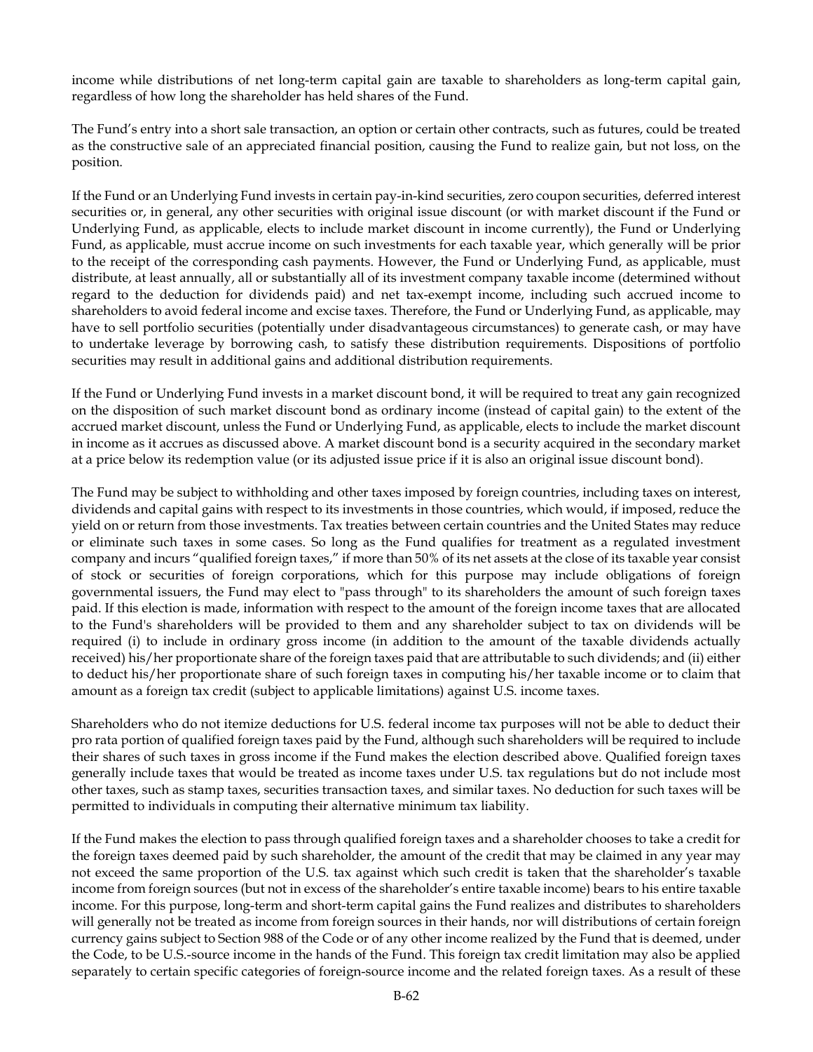income while distributions of net long-term capital gain are taxable to shareholders as long-term capital gain, regardless of how long the shareholder has held shares of the Fund.

The Fund's entry into a short sale transaction, an option or certain other contracts, such as futures, could be treated as the constructive sale of an appreciated financial position, causing the Fund to realize gain, but not loss, on the position.

If the Fund or an Underlying Fund invests in certain pay-in-kind securities, zero coupon securities, deferred interest securities or, in general, any other securities with original issue discount (or with market discount if the Fund or Underlying Fund, as applicable, elects to include market discount in income currently), the Fund or Underlying Fund, as applicable, must accrue income on such investments for each taxable year, which generally will be prior to the receipt of the corresponding cash payments. However, the Fund or Underlying Fund, as applicable, must distribute, at least annually, all or substantially all of its investment company taxable income (determined without regard to the deduction for dividends paid) and net tax-exempt income, including such accrued income to shareholders to avoid federal income and excise taxes. Therefore, the Fund or Underlying Fund, as applicable, may have to sell portfolio securities (potentially under disadvantageous circumstances) to generate cash, or may have to undertake leverage by borrowing cash, to satisfy these distribution requirements. Dispositions of portfolio securities may result in additional gains and additional distribution requirements.

If the Fund or Underlying Fund invests in a market discount bond, it will be required to treat any gain recognized on the disposition of such market discount bond as ordinary income (instead of capital gain) to the extent of the accrued market discount, unless the Fund or Underlying Fund, as applicable, elects to include the market discount in income as it accrues as discussed above. A market discount bond is a security acquired in the secondary market at a price below its redemption value (or its adjusted issue price if it is also an original issue discount bond).

The Fund may be subject to withholding and other taxes imposed by foreign countries, including taxes on interest, dividends and capital gains with respect to its investments in those countries, which would, if imposed, reduce the yield on or return from those investments. Tax treaties between certain countries and the United States may reduce or eliminate such taxes in some cases. So long as the Fund qualifies for treatment as a regulated investment company and incurs "qualified foreign taxes," if more than 50% of its net assets at the close of its taxable year consist of stock or securities of foreign corporations, which for this purpose may include obligations of foreign governmental issuers, the Fund may elect to "pass through" to its shareholders the amount of such foreign taxes paid. If this election is made, information with respect to the amount of the foreign income taxes that are allocated to the Fund's shareholders will be provided to them and any shareholder subject to tax on dividends will be required (i) to include in ordinary gross income (in addition to the amount of the taxable dividends actually received) his/her proportionate share of the foreign taxes paid that are attributable to such dividends; and (ii) either to deduct his/her proportionate share of such foreign taxes in computing his/her taxable income or to claim that amount as a foreign tax credit (subject to applicable limitations) against U.S. income taxes.

Shareholders who do not itemize deductions for U.S. federal income tax purposes will not be able to deduct their pro rata portion of qualified foreign taxes paid by the Fund, although such shareholders will be required to include their shares of such taxes in gross income if the Fund makes the election described above. Qualified foreign taxes generally include taxes that would be treated as income taxes under U.S. tax regulations but do not include most other taxes, such as stamp taxes, securities transaction taxes, and similar taxes. No deduction for such taxes will be permitted to individuals in computing their alternative minimum tax liability.

If the Fund makes the election to pass through qualified foreign taxes and a shareholder chooses to take a credit for the foreign taxes deemed paid by such shareholder, the amount of the credit that may be claimed in any year may not exceed the same proportion of the U.S. tax against which such credit is taken that the shareholder's taxable income from foreign sources (but not in excess of the shareholder's entire taxable income) bears to his entire taxable income. For this purpose, long-term and short-term capital gains the Fund realizes and distributes to shareholders will generally not be treated as income from foreign sources in their hands, nor will distributions of certain foreign currency gains subject to Section 988 of the Code or of any other income realized by the Fund that is deemed, under the Code, to be U.S.-source income in the hands of the Fund. This foreign tax credit limitation may also be applied separately to certain specific categories of foreign-source income and the related foreign taxes. As a result of these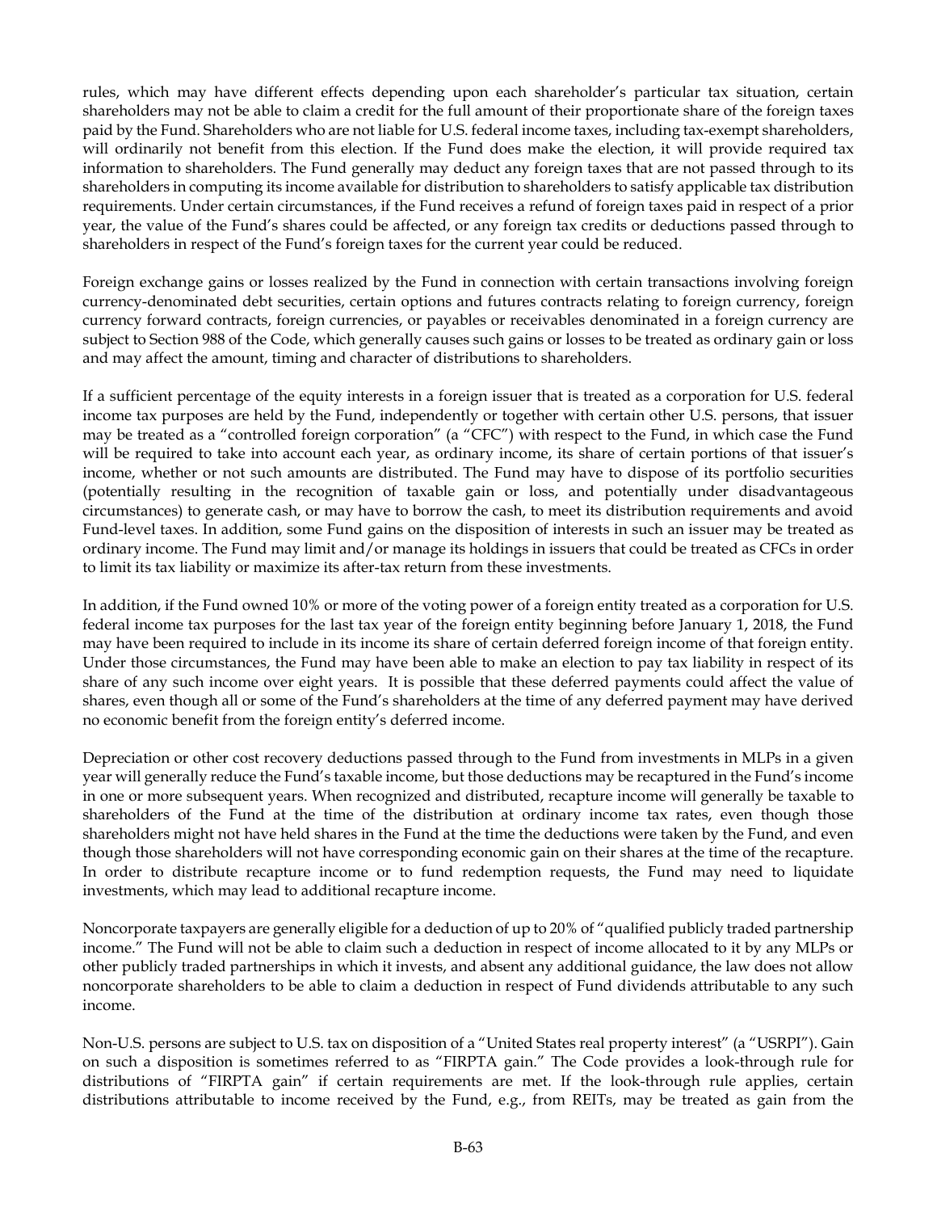rules, which may have different effects depending upon each shareholder's particular tax situation, certain shareholders may not be able to claim a credit for the full amount of their proportionate share of the foreign taxes paid by the Fund. Shareholders who are not liable for U.S. federal income taxes, including tax-exempt shareholders, will ordinarily not benefit from this election. If the Fund does make the election, it will provide required tax information to shareholders. The Fund generally may deduct any foreign taxes that are not passed through to its shareholders in computing its income available for distribution to shareholders to satisfy applicable tax distribution requirements. Under certain circumstances, if the Fund receives a refund of foreign taxes paid in respect of a prior year, the value of the Fund's shares could be affected, or any foreign tax credits or deductions passed through to shareholders in respect of the Fund's foreign taxes for the current year could be reduced.

Foreign exchange gains or losses realized by the Fund in connection with certain transactions involving foreign currency-denominated debt securities, certain options and futures contracts relating to foreign currency, foreign currency forward contracts, foreign currencies, or payables or receivables denominated in a foreign currency are subject to Section 988 of the Code, which generally causes such gains or losses to be treated as ordinary gain or loss and may affect the amount, timing and character of distributions to shareholders.

If a sufficient percentage of the equity interests in a foreign issuer that is treated as a corporation for U.S. federal income tax purposes are held by the Fund, independently or together with certain other U.S. persons, that issuer may be treated as a "controlled foreign corporation" (a "CFC") with respect to the Fund, in which case the Fund will be required to take into account each year, as ordinary income, its share of certain portions of that issuer's income, whether or not such amounts are distributed. The Fund may have to dispose of its portfolio securities (potentially resulting in the recognition of taxable gain or loss, and potentially under disadvantageous circumstances) to generate cash, or may have to borrow the cash, to meet its distribution requirements and avoid Fund-level taxes. In addition, some Fund gains on the disposition of interests in such an issuer may be treated as ordinary income. The Fund may limit and/or manage its holdings in issuers that could be treated as CFCs in order to limit its tax liability or maximize its after-tax return from these investments.

In addition, if the Fund owned 10% or more of the voting power of a foreign entity treated as a corporation for U.S. federal income tax purposes for the last tax year of the foreign entity beginning before January 1, 2018, the Fund may have been required to include in its income its share of certain deferred foreign income of that foreign entity. Under those circumstances, the Fund may have been able to make an election to pay tax liability in respect of its share of any such income over eight years. It is possible that these deferred payments could affect the value of shares, even though all or some of the Fund's shareholders at the time of any deferred payment may have derived no economic benefit from the foreign entity's deferred income.

Depreciation or other cost recovery deductions passed through to the Fund from investments in MLPs in a given year will generally reduce the Fund's taxable income, but those deductions may be recaptured in the Fund's income in one or more subsequent years. When recognized and distributed, recapture income will generally be taxable to shareholders of the Fund at the time of the distribution at ordinary income tax rates, even though those shareholders might not have held shares in the Fund at the time the deductions were taken by the Fund, and even though those shareholders will not have corresponding economic gain on their shares at the time of the recapture. In order to distribute recapture income or to fund redemption requests, the Fund may need to liquidate investments, which may lead to additional recapture income.

Noncorporate taxpayers are generally eligible for a deduction of up to 20% of "qualified publicly traded partnership income." The Fund will not be able to claim such a deduction in respect of income allocated to it by any MLPs or other publicly traded partnerships in which it invests, and absent any additional guidance, the law does not allow noncorporate shareholders to be able to claim a deduction in respect of Fund dividends attributable to any such income.

Non-U.S. persons are subject to U.S. tax on disposition of a "United States real property interest" (a "USRPI"). Gain on such a disposition is sometimes referred to as "FIRPTA gain." The Code provides a look-through rule for distributions of "FIRPTA gain" if certain requirements are met. If the look-through rule applies, certain distributions attributable to income received by the Fund, e.g., from REITs, may be treated as gain from the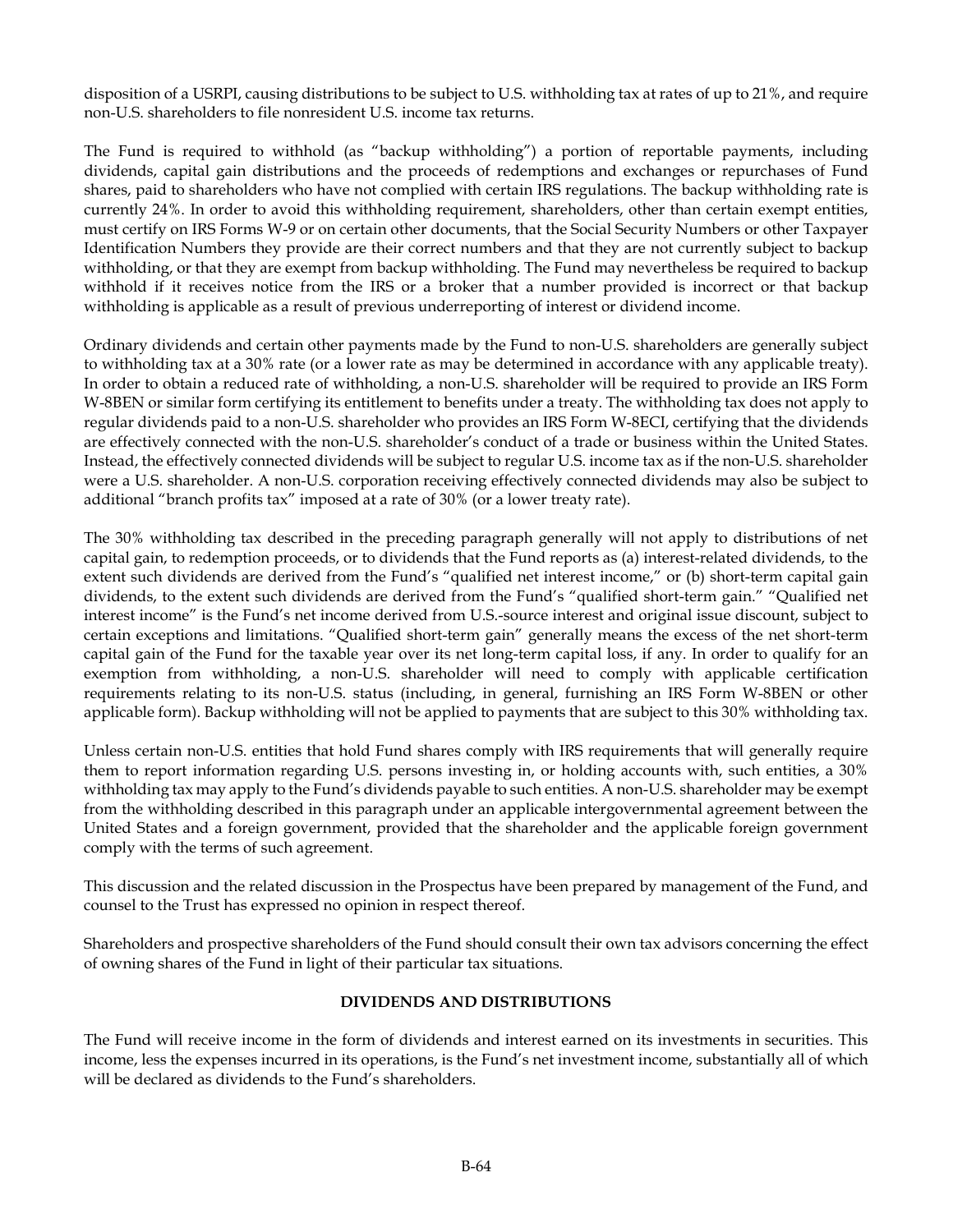disposition of a USRPI, causing distributions to be subject to U.S. withholding tax at rates of up to 21%, and require non-U.S. shareholders to file nonresident U.S. income tax returns.

The Fund is required to withhold (as "backup withholding") a portion of reportable payments, including dividends, capital gain distributions and the proceeds of redemptions and exchanges or repurchases of Fund shares, paid to shareholders who have not complied with certain IRS regulations. The backup withholding rate is currently 24%. In order to avoid this withholding requirement, shareholders, other than certain exempt entities, must certify on IRS Forms W-9 or on certain other documents, that the Social Security Numbers or other Taxpayer Identification Numbers they provide are their correct numbers and that they are not currently subject to backup withholding, or that they are exempt from backup withholding. The Fund may nevertheless be required to backup withhold if it receives notice from the IRS or a broker that a number provided is incorrect or that backup withholding is applicable as a result of previous underreporting of interest or dividend income.

Ordinary dividends and certain other payments made by the Fund to non-U.S. shareholders are generally subject to withholding tax at a 30% rate (or a lower rate as may be determined in accordance with any applicable treaty). In order to obtain a reduced rate of withholding, a non-U.S. shareholder will be required to provide an IRS Form W-8BEN or similar form certifying its entitlement to benefits under a treaty. The withholding tax does not apply to regular dividends paid to a non-U.S. shareholder who provides an IRS Form W-8ECI, certifying that the dividends are effectively connected with the non-U.S. shareholder's conduct of a trade or business within the United States. Instead, the effectively connected dividends will be subject to regular U.S. income tax as if the non-U.S. shareholder were a U.S. shareholder. A non-U.S. corporation receiving effectively connected dividends may also be subject to additional "branch profits tax" imposed at a rate of 30% (or a lower treaty rate).

The 30% withholding tax described in the preceding paragraph generally will not apply to distributions of net capital gain, to redemption proceeds, or to dividends that the Fund reports as (a) interest-related dividends, to the extent such dividends are derived from the Fund's "qualified net interest income," or (b) short-term capital gain dividends, to the extent such dividends are derived from the Fund's "qualified short-term gain." "Qualified net interest income" is the Fund's net income derived from U.S.-source interest and original issue discount, subject to certain exceptions and limitations. "Qualified short-term gain" generally means the excess of the net short-term capital gain of the Fund for the taxable year over its net long-term capital loss, if any. In order to qualify for an exemption from withholding, a non-U.S. shareholder will need to comply with applicable certification requirements relating to its non-U.S. status (including, in general, furnishing an IRS Form W-8BEN or other applicable form). Backup withholding will not be applied to payments that are subject to this 30% withholding tax.

Unless certain non-U.S. entities that hold Fund shares comply with IRS requirements that will generally require them to report information regarding U.S. persons investing in, or holding accounts with, such entities, a 30% withholding tax may apply to the Fund's dividends payable to such entities. A non-U.S. shareholder may be exempt from the withholding described in this paragraph under an applicable intergovernmental agreement between the United States and a foreign government, provided that the shareholder and the applicable foreign government comply with the terms of such agreement.

This discussion and the related discussion in the Prospectus have been prepared by management of the Fund, and counsel to the Trust has expressed no opinion in respect thereof.

Shareholders and prospective shareholders of the Fund should consult their own tax advisors concerning the effect of owning shares of the Fund in light of their particular tax situations.

## DIVIDENDS AND DISTRIBUTIONS

The Fund will receive income in the form of dividends and interest earned on its investments in securities. This income, less the expenses incurred in its operations, is the Fund's net investment income, substantially all of which will be declared as dividends to the Fund's shareholders.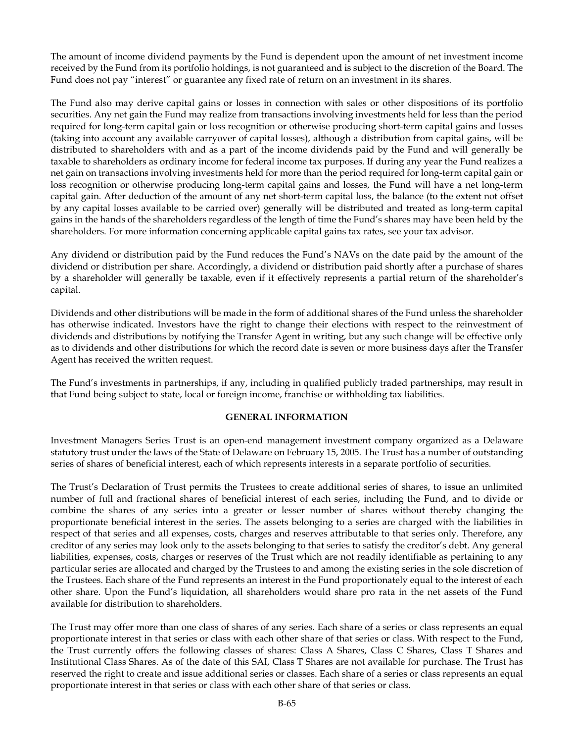The amount of income dividend payments by the Fund is dependent upon the amount of net investment income received by the Fund from its portfolio holdings, is not guaranteed and is subject to the discretion of the Board. The Fund does not pay "interest" or guarantee any fixed rate of return on an investment in its shares.

The Fund also may derive capital gains or losses in connection with sales or other dispositions of its portfolio securities. Any net gain the Fund may realize from transactions involving investments held for less than the period required for long-term capital gain or loss recognition or otherwise producing short-term capital gains and losses (taking into account any available carryover of capital losses), although a distribution from capital gains, will be distributed to shareholders with and as a part of the income dividends paid by the Fund and will generally be taxable to shareholders as ordinary income for federal income tax purposes. If during any year the Fund realizes a net gain on transactions involving investments held for more than the period required for long-term capital gain or loss recognition or otherwise producing long-term capital gains and losses, the Fund will have a net long-term capital gain. After deduction of the amount of any net short-term capital loss, the balance (to the extent not offset by any capital losses available to be carried over) generally will be distributed and treated as long-term capital gains in the hands of the shareholders regardless of the length of time the Fund's shares may have been held by the shareholders. For more information concerning applicable capital gains tax rates, see your tax advisor.

Any dividend or distribution paid by the Fund reduces the Fund's NAVs on the date paid by the amount of the dividend or distribution per share. Accordingly, a dividend or distribution paid shortly after a purchase of shares by a shareholder will generally be taxable, even if it effectively represents a partial return of the shareholder's capital.

Dividends and other distributions will be made in the form of additional shares of the Fund unless the shareholder has otherwise indicated. Investors have the right to change their elections with respect to the reinvestment of dividends and distributions by notifying the Transfer Agent in writing, but any such change will be effective only as to dividends and other distributions for which the record date is seven or more business days after the Transfer Agent has received the written request.

The Fund's investments in partnerships, if any, including in qualified publicly traded partnerships, may result in that Fund being subject to state, local or foreign income, franchise or withholding tax liabilities.

## GENERAL INFORMATION

Investment Managers Series Trust is an open-end management investment company organized as a Delaware statutory trust under the laws of the State of Delaware on February 15, 2005. The Trust has a number of outstanding series of shares of beneficial interest, each of which represents interests in a separate portfolio of securities.

The Trust's Declaration of Trust permits the Trustees to create additional series of shares, to issue an unlimited number of full and fractional shares of beneficial interest of each series, including the Fund, and to divide or combine the shares of any series into a greater or lesser number of shares without thereby changing the proportionate beneficial interest in the series. The assets belonging to a series are charged with the liabilities in respect of that series and all expenses, costs, charges and reserves attributable to that series only. Therefore, any creditor of any series may look only to the assets belonging to that series to satisfy the creditor's debt. Any general liabilities, expenses, costs, charges or reserves of the Trust which are not readily identifiable as pertaining to any particular series are allocated and charged by the Trustees to and among the existing series in the sole discretion of the Trustees. Each share of the Fund represents an interest in the Fund proportionately equal to the interest of each other share. Upon the Fund's liquidation, all shareholders would share pro rata in the net assets of the Fund available for distribution to shareholders.

The Trust may offer more than one class of shares of any series. Each share of a series or class represents an equal proportionate interest in that series or class with each other share of that series or class. With respect to the Fund, the Trust currently offers the following classes of shares: Class A Shares, Class C Shares, Class T Shares and Institutional Class Shares. As of the date of this SAI, Class T Shares are not available for purchase. The Trust has reserved the right to create and issue additional series or classes. Each share of a series or class represents an equal proportionate interest in that series or class with each other share of that series or class.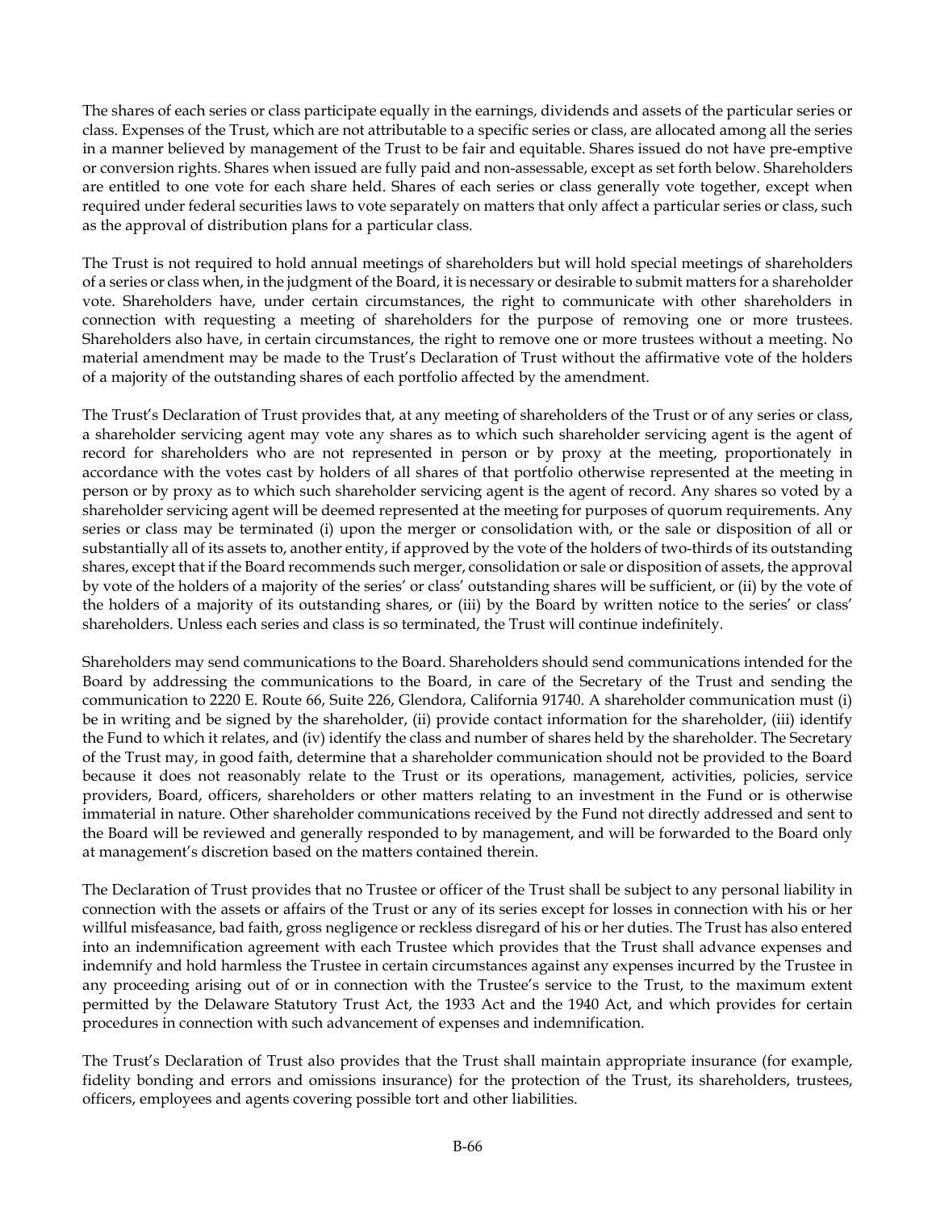The shares of each series or class participate equally in the earnings, dividends and assets of the particular series or class. Expenses of the Trust, which are not attributable to a specific series or class, are allocated among all the series in a manner believed by management of the Trust to be fair and equitable. Shares issued do not have pre-emptive or conversion rights. Shares when issued are fully paid and non-assessable, except as set forth below. Shareholders are entitled to one vote for each share held. Shares of each series or class generally vote together, except when required under federal securities laws to vote separately on matters that only affect a particular series or class, such as the approval of distribution plans for a particular class.

The Trust is not required to hold annual meetings of shareholders but will hold special meetings of shareholders of a series or class when, in the judgment of the Board, it is necessary or desirable to submit matters for a shareholder vote. Shareholders have, under certain circumstances, the right to communicate with other shareholders in connection with requesting a meeting of shareholders for the purpose of removing one or more trustees. Shareholders also have, in certain circumstances, the right to remove one or more trustees without a meeting. No material amendment may be made to the Trust's Declaration of Trust without the affirmative vote of the holders of a majority of the outstanding shares of each portfolio affected by the amendment.

The Trust's Declaration of Trust provides that, at any meeting of shareholders of the Trust or of any series or class, a shareholder servicing agent may vote any shares as to which such shareholder servicing agent is the agent of record for shareholders who are not represented in person or by proxy at the meeting, proportionately in accordance with the votes cast by holders of all shares of that portfolio otherwise represented at the meeting in person or by proxy as to which such shareholder servicing agent is the agent of record. Any shares so voted by a shareholder servicing agent will be deemed represented at the meeting for purposes of quorum requirements. Any series or class may be terminated (i) upon the merger or consolidation with, or the sale or disposition of all or substantially all of its assets to, another entity, if approved by the vote of the holders of two-thirds of its outstanding shares, except that if the Board recommends such merger, consolidation or sale or disposition of assets, the approval by vote of the holders of a majority of the series' or class' outstanding shares will be sufficient, or (ii) by the vote of the holders of a majority of its outstanding shares, or (iii) by the Board by written notice to the series' or class' shareholders. Unless each series and class is so terminated, the Trust will continue indefinitely.

Shareholders may send communications to the Board. Shareholders should send communications intended for the Board by addressing the communications to the Board, in care of the Secretary of the Trust and sending the communication to 2220 E. Route 66, Suite 226, Glendora, California 91740. A shareholder communication must (i) be in writing and be signed by the shareholder, (ii) provide contact information for the shareholder, (iii) identify the Fund to which it relates, and (iv) identify the class and number of shares held by the shareholder. The Secretary of the Trust may, in good faith, determine that a shareholder communication should not be provided to the Board because it does not reasonably relate to the Trust or its operations, management, activities, policies, service providers, Board, officers, shareholders or other matters relating to an investment in the Fund or is otherwise immaterial in nature. Other shareholder communications received by the Fund not directly addressed and sent to the Board will be reviewed and generally responded to by management, and will be forwarded to the Board only at management's discretion based on the matters contained therein.

The Declaration of Trust provides that no Trustee or officer of the Trust shall be subject to any personal liability in connection with the assets or affairs of the Trust or any of its series except for losses in connection with his or her willful misfeasance, bad faith, gross negligence or reckless disregard of his or her duties. The Trust has also entered into an indemnification agreement with each Trustee which provides that the Trust shall advance expenses and indemnify and hold harmless the Trustee in certain circumstances against any expenses incurred by the Trustee in any proceeding arising out of or in connection with the Trustee's service to the Trust, to the maximum extent permitted by the Delaware Statutory Trust Act, the 1933 Act and the 1940 Act, and which provides for certain procedures in connection with such advancement of expenses and indemnification.

The Trust's Declaration of Trust also provides that the Trust shall maintain appropriate insurance (for example, fidelity bonding and errors and omissions insurance) for the protection of the Trust, its shareholders, trustees, officers, employees and agents covering possible tort and other liabilities.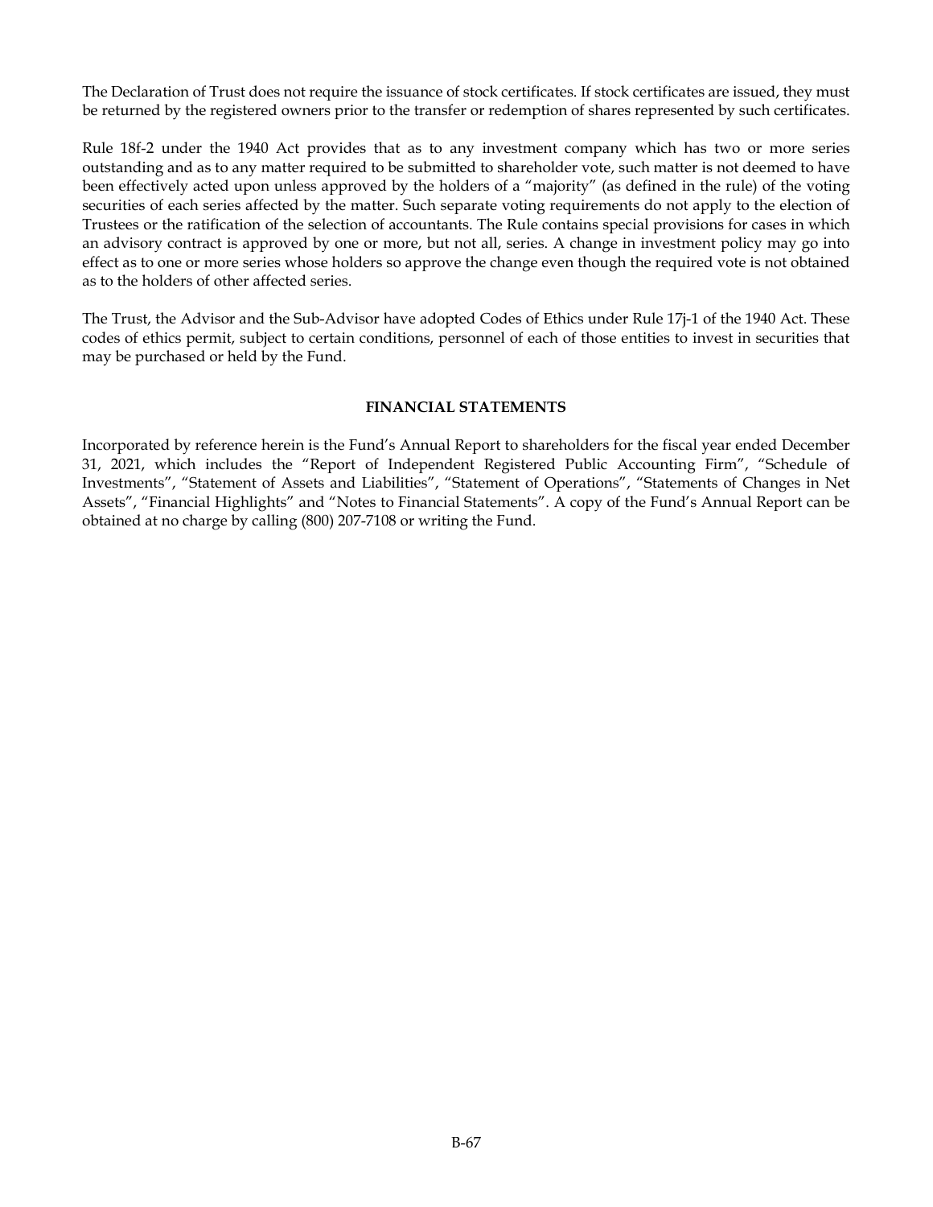The Declaration of Trust does not require the issuance of stock certificates. If stock certificates are issued, they must be returned by the registered owners prior to the transfer or redemption of shares represented by such certificates.

Rule 18f-2 under the 1940 Act provides that as to any investment company which has two or more series outstanding and as to any matter required to be submitted to shareholder vote, such matter is not deemed to have been effectively acted upon unless approved by the holders of a "majority" (as defined in the rule) of the voting securities of each series affected by the matter. Such separate voting requirements do not apply to the election of Trustees or the ratification of the selection of accountants. The Rule contains special provisions for cases in which an advisory contract is approved by one or more, but not all, series. A change in investment policy may go into effect as to one or more series whose holders so approve the change even though the required vote is not obtained as to the holders of other affected series.

The Trust, the Advisor and the Sub-Advisor have adopted Codes of Ethics under Rule 17j-1 of the 1940 Act. These codes of ethics permit, subject to certain conditions, personnel of each of those entities to invest in securities that may be purchased or held by the Fund.

## FINANCIAL STATEMENTS

Incorporated by reference herein is the Fund's Annual Report to shareholders for the fiscal year ended December 31, 2021, which includes the "Report of Independent Registered Public Accounting Firm", "Schedule of Investments", "Statement of Assets and Liabilities", "Statement of Operations", "Statements of Changes in Net Assets", "Financial Highlights" and "Notes to Financial Statements". A copy of the Fund's Annual Report can be obtained at no charge by calling (800) 207-7108 or writing the Fund.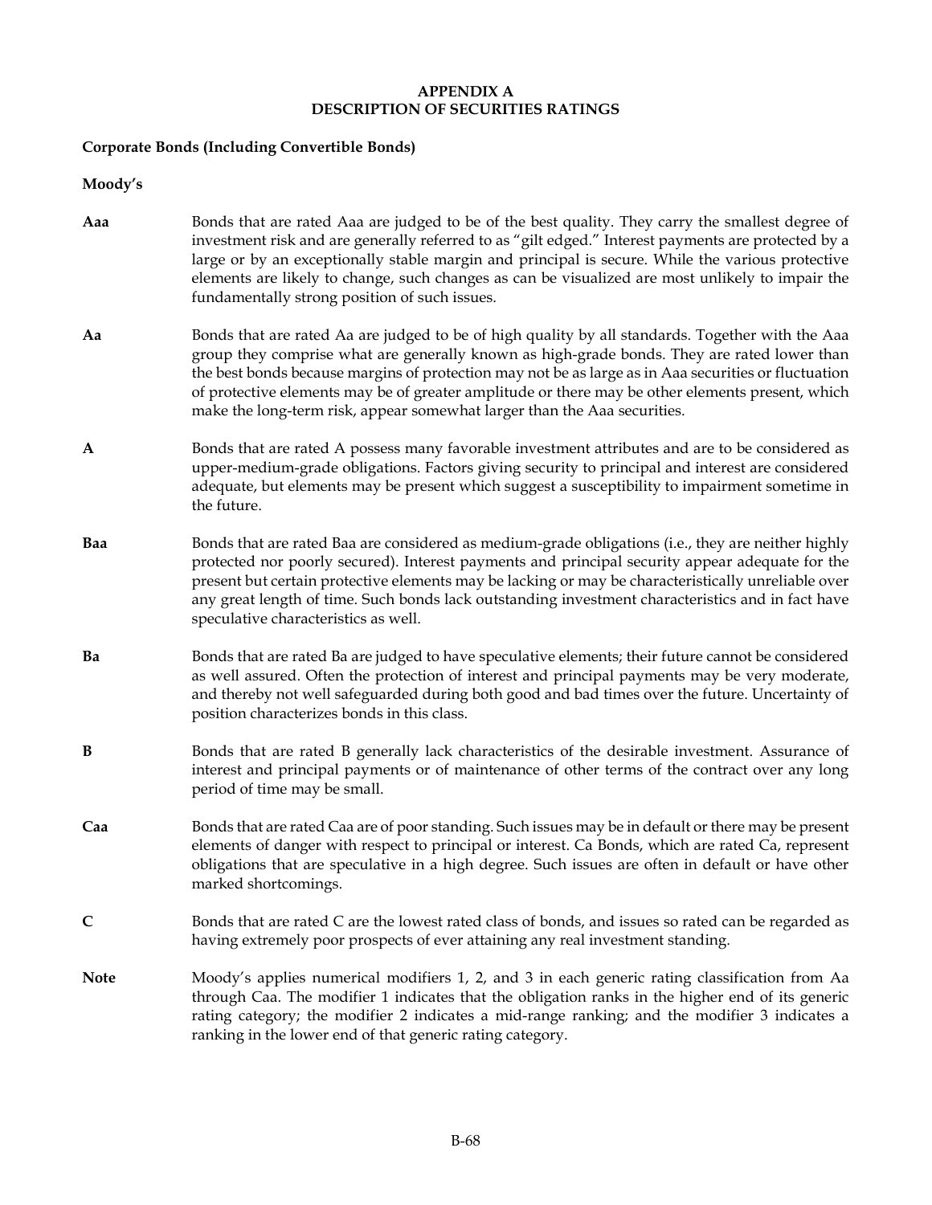# APPENDIX A
# DESCRIPTION OF SECURITIES RATINGS

## Corporate Bonds (Including Convertible Bonds)

### Moody's

**Aaa** Bonds that are rated Aaa are judged to be of the best quality. They carry the smallest degree of investment risk and are generally referred to as "gilt edged." Interest payments are protected by a large or by an exceptionally stable margin and principal is secure. While the various protective elements are likely to change, such changes as can be visualized are most unlikely to impair the fundamentally strong position of such issues.

**Aa** Bonds that are rated Aa are judged to be of high quality by all standards. Together with the Aaa group they comprise what are generally known as high-grade bonds. They are rated lower than the best bonds because margins of protection may not be as large as in Aaa securities or fluctuation of protective elements may be of greater amplitude or there may be other elements present, which make the long-term risk, appear somewhat larger than the Aaa securities.

**A** Bonds that are rated A possess many favorable investment attributes and are to be considered as upper-medium-grade obligations. Factors giving security to principal and interest are considered adequate, but elements may be present which suggest a susceptibility to impairment sometime in the future.

**Baa** Bonds that are rated Baa are considered as medium-grade obligations (i.e., they are neither highly protected nor poorly secured). Interest payments and principal security appear adequate for the present but certain protective elements may be lacking or may be characteristically unreliable over any great length of time. Such bonds lack outstanding investment characteristics and in fact have speculative characteristics as well.

**Ba** Bonds that are rated Ba are judged to have speculative elements; their future cannot be considered as well assured. Often the protection of interest and principal payments may be very moderate, and thereby not well safeguarded during both good and bad times over the future. Uncertainty of position characterizes bonds in this class.

**B** Bonds that are rated B generally lack characteristics of the desirable investment. Assurance of interest and principal payments or of maintenance of other terms of the contract over any long period of time may be small.

**Caa** Bonds that are rated Caa are of poor standing. Such issues may be in default or there may be present elements of danger with respect to principal or interest. Ca Bonds, which are rated Ca, represent obligations that are speculative in a high degree. Such issues are often in default or have other marked shortcomings.

**C** Bonds that are rated C are the lowest rated class of bonds, and issues so rated can be regarded as having extremely poor prospects of ever attaining any real investment standing.

**Note** Moody's applies numerical modifiers 1, 2, and 3 in each generic rating classification from Aa through Caa. The modifier 1 indicates that the obligation ranks in the higher end of its generic rating category; the modifier 2 indicates a mid-range ranking; and the modifier 3 indicates a ranking in the lower end of that generic rating category.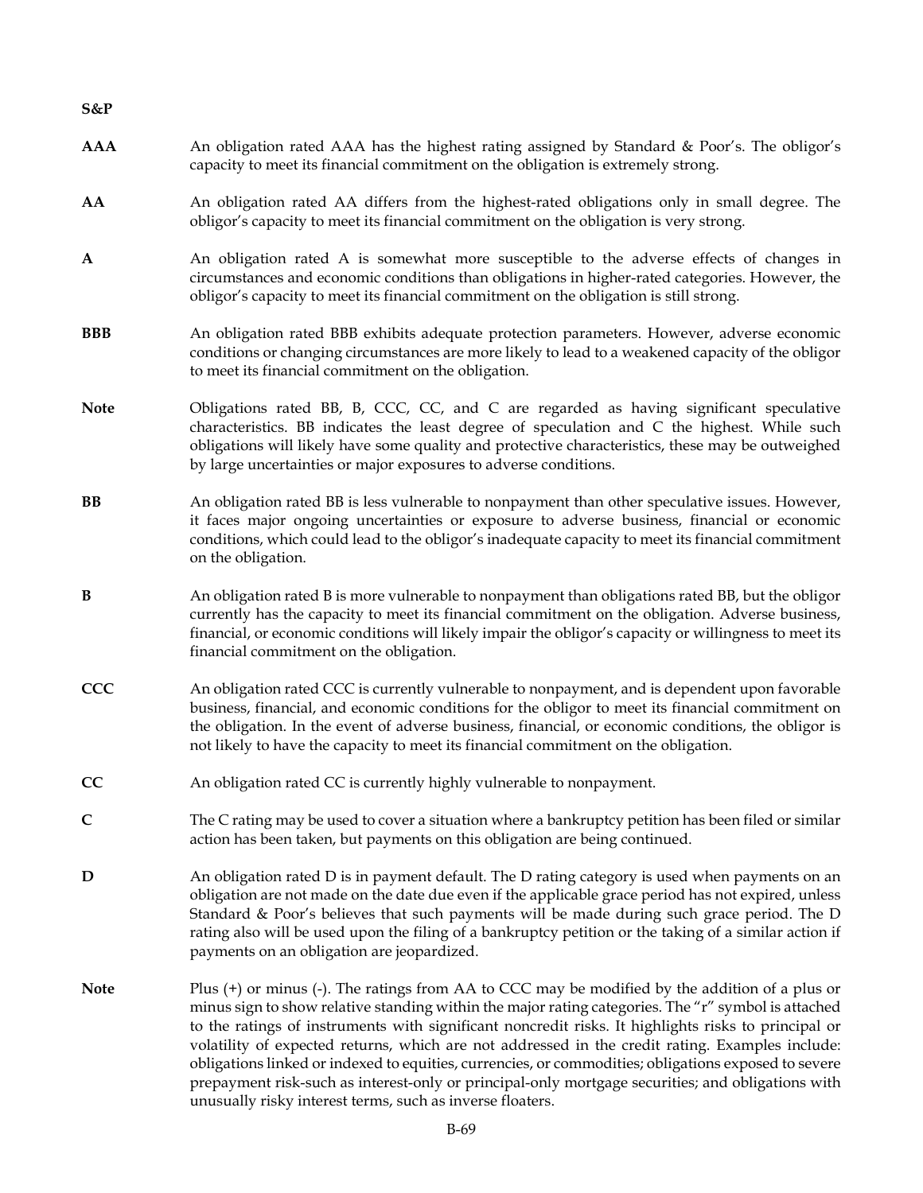**S&P**

**AAA** An obligation rated AAA has the highest rating assigned by Standard & Poor's. The obligor's capacity to meet its financial commitment on the obligation is extremely strong.

**AA** An obligation rated AA differs from the highest-rated obligations only in small degree. The obligor's capacity to meet its financial commitment on the obligation is very strong.

**A** An obligation rated A is somewhat more susceptible to the adverse effects of changes in circumstances and economic conditions than obligations in higher-rated categories. However, the obligor's capacity to meet its financial commitment on the obligation is still strong.

**BBB** An obligation rated BBB exhibits adequate protection parameters. However, adverse economic conditions or changing circumstances are more likely to lead to a weakened capacity of the obligor to meet its financial commitment on the obligation.

**Note** Obligations rated BB, B, CCC, CC, and C are regarded as having significant speculative characteristics. BB indicates the least degree of speculation and C the highest. While such obligations will likely have some quality and protective characteristics, these may be outweighed by large uncertainties or major exposures to adverse conditions.

**BB** An obligation rated BB is less vulnerable to nonpayment than other speculative issues. However, it faces major ongoing uncertainties or exposure to adverse business, financial or economic conditions, which could lead to the obligor's inadequate capacity to meet its financial commitment on the obligation.

**B** An obligation rated B is more vulnerable to nonpayment than obligations rated BB, but the obligor currently has the capacity to meet its financial commitment on the obligation. Adverse business, financial, or economic conditions will likely impair the obligor's capacity or willingness to meet its financial commitment on the obligation.

**CCC** An obligation rated CCC is currently vulnerable to nonpayment, and is dependent upon favorable business, financial, and economic conditions for the obligor to meet its financial commitment on the obligation. In the event of adverse business, financial, or economic conditions, the obligor is not likely to have the capacity to meet its financial commitment on the obligation.

**CC** An obligation rated CC is currently highly vulnerable to nonpayment.

**C** The C rating may be used to cover a situation where a bankruptcy petition has been filed or similar action has been taken, but payments on this obligation are being continued.

**D** An obligation rated D is in payment default. The D rating category is used when payments on an obligation are not made on the date due even if the applicable grace period has not expired, unless Standard & Poor's believes that such payments will be made during such grace period. The D rating also will be used upon the filing of a bankruptcy petition or the taking of a similar action if payments on an obligation are jeopardized.

**Note** Plus (+) or minus (-). The ratings from AA to CCC may be modified by the addition of a plus or minus sign to show relative standing within the major rating categories. The "r" symbol is attached to the ratings of instruments with significant noncredit risks. It highlights risks to principal or volatility of expected returns, which are not addressed in the credit rating. Examples include: obligations linked or indexed to equities, currencies, or commodities; obligations exposed to severe prepayment risk-such as interest-only or principal-only mortgage securities; and obligations with unusually risky interest terms, such as inverse floaters.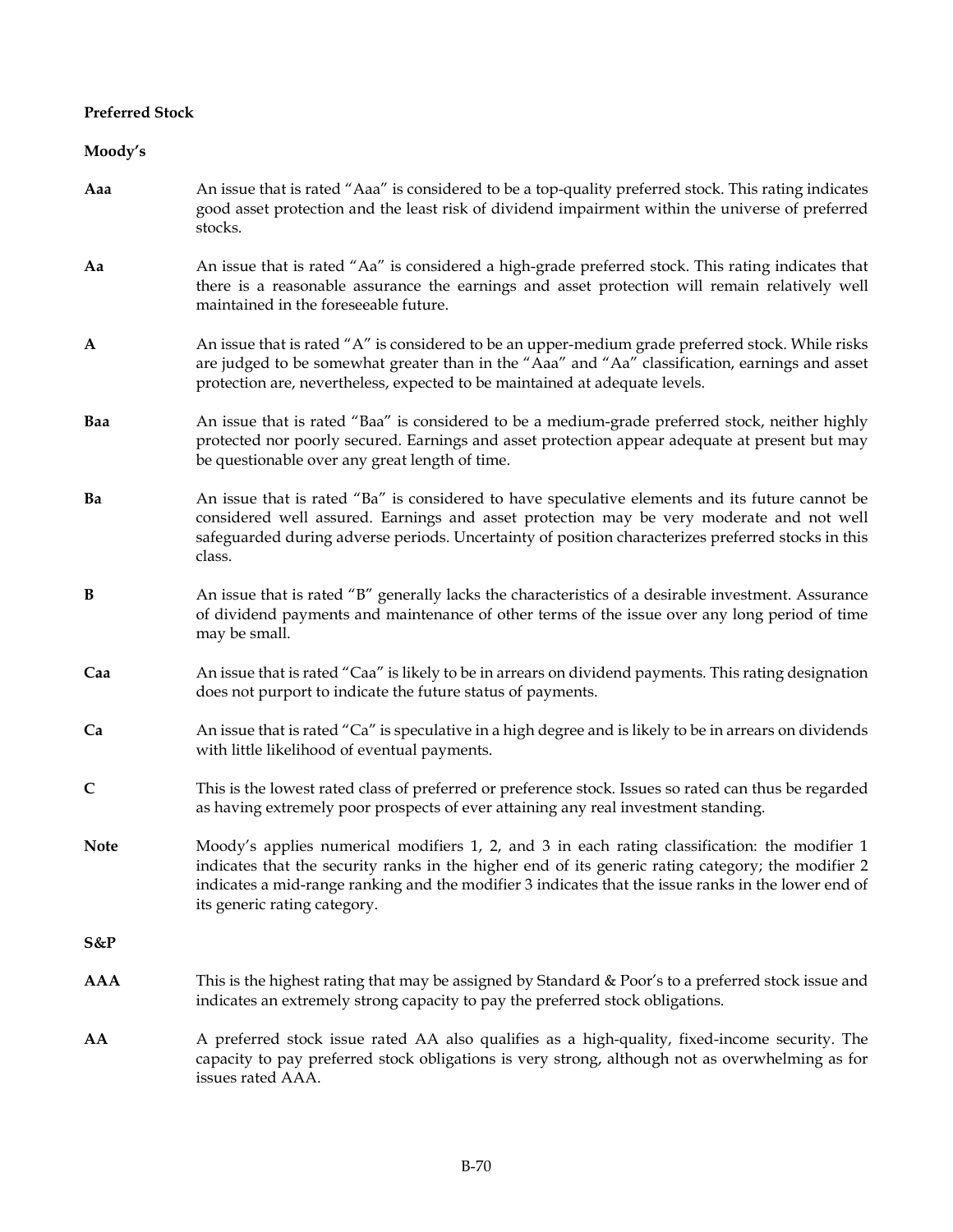**Preferred Stock**

**Moody's**

**Aaa** An issue that is rated "Aaa" is considered to be a top-quality preferred stock. This rating indicates good asset protection and the least risk of dividend impairment within the universe of preferred stocks.

**Aa** An issue that is rated "Aa" is considered a high-grade preferred stock. This rating indicates that there is a reasonable assurance the earnings and asset protection will remain relatively well maintained in the foreseeable future.

**A** An issue that is rated "A" is considered to be an upper-medium grade preferred stock. While risks are judged to be somewhat greater than in the "Aaa" and "Aa" classification, earnings and asset protection are, nevertheless, expected to be maintained at adequate levels.

**Baa** An issue that is rated "Baa" is considered to be a medium-grade preferred stock, neither highly protected nor poorly secured. Earnings and asset protection appear adequate at present but may be questionable over any great length of time.

**Ba** An issue that is rated "Ba" is considered to have speculative elements and its future cannot be considered well assured. Earnings and asset protection may be very moderate and not well safeguarded during adverse periods. Uncertainty of position characterizes preferred stocks in this class.

**B** An issue that is rated "B" generally lacks the characteristics of a desirable investment. Assurance of dividend payments and maintenance of other terms of the issue over any long period of time may be small.

**Caa** An issue that is rated "Caa" is likely to be in arrears on dividend payments. This rating designation does not purport to indicate the future status of payments.

**Ca** An issue that is rated "Ca" is speculative in a high degree and is likely to be in arrears on dividends with little likelihood of eventual payments.

**C** This is the lowest rated class of preferred or preference stock. Issues so rated can thus be regarded as having extremely poor prospects of ever attaining any real investment standing.

**Note** Moody's applies numerical modifiers 1, 2, and 3 in each rating classification: the modifier 1 indicates that the security ranks in the higher end of its generic rating category; the modifier 2 indicates a mid-range ranking and the modifier 3 indicates that the issue ranks in the lower end of its generic rating category.

**S&P**

**AAA** This is the highest rating that may be assigned by Standard & Poor's to a preferred stock issue and indicates an extremely strong capacity to pay the preferred stock obligations.

**AA** A preferred stock issue rated AA also qualifies as a high-quality, fixed-income security. The capacity to pay preferred stock obligations is very strong, although not as overwhelming as for issues rated AAA.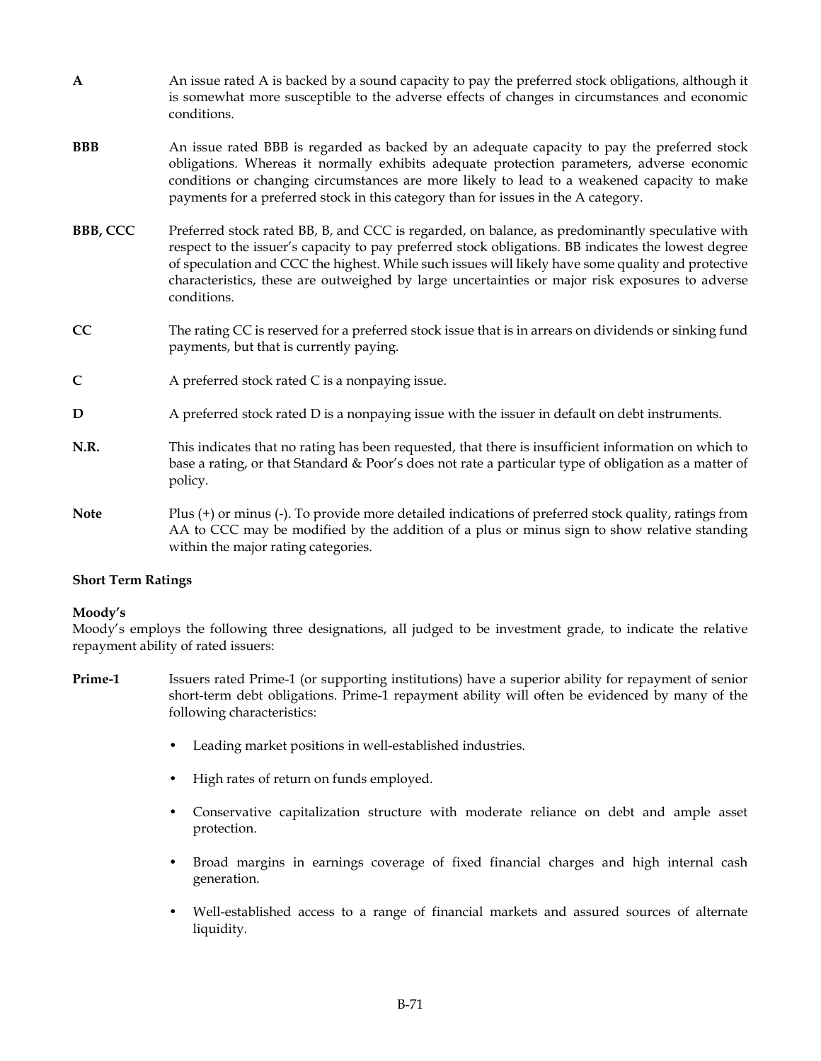**A** An issue rated A is backed by a sound capacity to pay the preferred stock obligations, although it is somewhat more susceptible to the adverse effects of changes in circumstances and economic conditions.

**BBB** An issue rated BBB is regarded as backed by an adequate capacity to pay the preferred stock obligations. Whereas it normally exhibits adequate protection parameters, adverse economic conditions or changing circumstances are more likely to lead to a weakened capacity to make payments for a preferred stock in this category than for issues in the A category.

**BBB, CCC** Preferred stock rated BB, B, and CCC is regarded, on balance, as predominantly speculative with respect to the issuer's capacity to pay preferred stock obligations. BB indicates the lowest degree of speculation and CCC the highest. While such issues will likely have some quality and protective characteristics, these are outweighed by large uncertainties or major risk exposures to adverse conditions.

**CC** The rating CC is reserved for a preferred stock issue that is in arrears on dividends or sinking fund payments, but that is currently paying.

**C** A preferred stock rated C is a nonpaying issue.

**D** A preferred stock rated D is a nonpaying issue with the issuer in default on debt instruments.

**N.R.** This indicates that no rating has been requested, that there is insufficient information on which to base a rating, or that Standard & Poor's does not rate a particular type of obligation as a matter of policy.

**Note** Plus (+) or minus (-). To provide more detailed indications of preferred stock quality, ratings from AA to CCC may be modified by the addition of a plus or minus sign to show relative standing within the major rating categories.

**Short Term Ratings**

**Moody's**
Moody's employs the following three designations, all judged to be investment grade, to indicate the relative repayment ability of rated issuers:

**Prime-1** Issuers rated Prime-1 (or supporting institutions) have a superior ability for repayment of senior short-term debt obligations. Prime-1 repayment ability will often be evidenced by many of the following characteristics:

- Leading market positions in well-established industries.
- High rates of return on funds employed.
- Conservative capitalization structure with moderate reliance on debt and ample asset protection.
- Broad margins in earnings coverage of fixed financial charges and high internal cash generation.
- Well-established access to a range of financial markets and assured sources of alternate liquidity.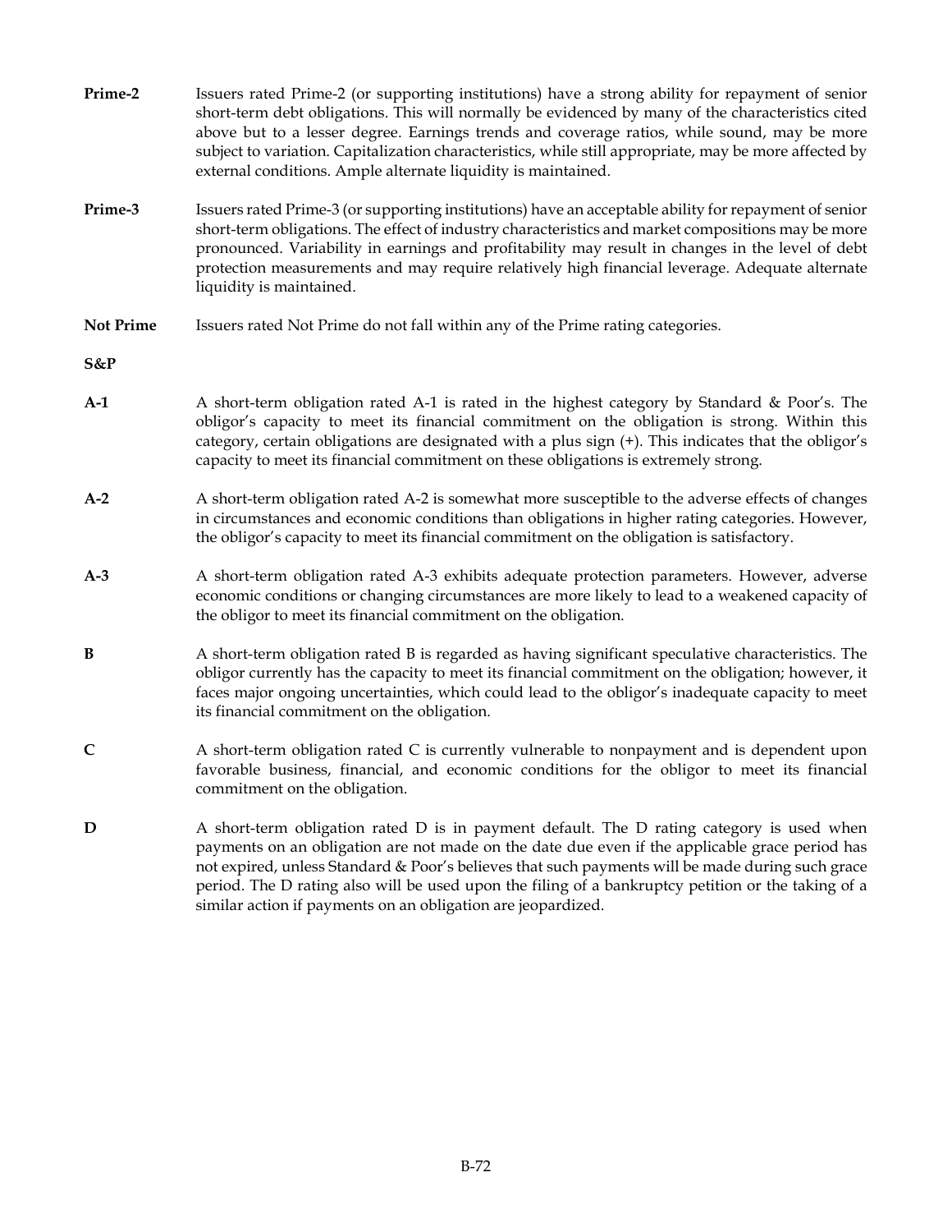**Prime-2** Issuers rated Prime-2 (or supporting institutions) have a strong ability for repayment of senior short-term debt obligations. This will normally be evidenced by many of the characteristics cited above but to a lesser degree. Earnings trends and coverage ratios, while sound, may be more subject to variation. Capitalization characteristics, while still appropriate, may be more affected by external conditions. Ample alternate liquidity is maintained.

**Prime-3** Issuers rated Prime-3 (or supporting institutions) have an acceptable ability for repayment of senior short-term obligations. The effect of industry characteristics and market compositions may be more pronounced. Variability in earnings and profitability may result in changes in the level of debt protection measurements and may require relatively high financial leverage. Adequate alternate liquidity is maintained.

**Not Prime** Issuers rated Not Prime do not fall within any of the Prime rating categories.

**S&P**

**A-1** A short-term obligation rated A-1 is rated in the highest category by Standard & Poor's. The obligor's capacity to meet its financial commitment on the obligation is strong. Within this category, certain obligations are designated with a plus sign (+). This indicates that the obligor's capacity to meet its financial commitment on these obligations is extremely strong.

**A-2** A short-term obligation rated A-2 is somewhat more susceptible to the adverse effects of changes in circumstances and economic conditions than obligations in higher rating categories. However, the obligor's capacity to meet its financial commitment on the obligation is satisfactory.

**A-3** A short-term obligation rated A-3 exhibits adequate protection parameters. However, adverse economic conditions or changing circumstances are more likely to lead to a weakened capacity of the obligor to meet its financial commitment on the obligation.

**B** A short-term obligation rated B is regarded as having significant speculative characteristics. The obligor currently has the capacity to meet its financial commitment on the obligation; however, it faces major ongoing uncertainties, which could lead to the obligor's inadequate capacity to meet its financial commitment on the obligation.

**C** A short-term obligation rated C is currently vulnerable to nonpayment and is dependent upon favorable business, financial, and economic conditions for the obligor to meet its financial commitment on the obligation.

**D** A short-term obligation rated D is in payment default. The D rating category is used when payments on an obligation are not made on the date due even if the applicable grace period has not expired, unless Standard & Poor's believes that such payments will be made during such grace period. The D rating also will be used upon the filing of a bankruptcy petition or the taking of a similar action if payments on an obligation are jeopardized.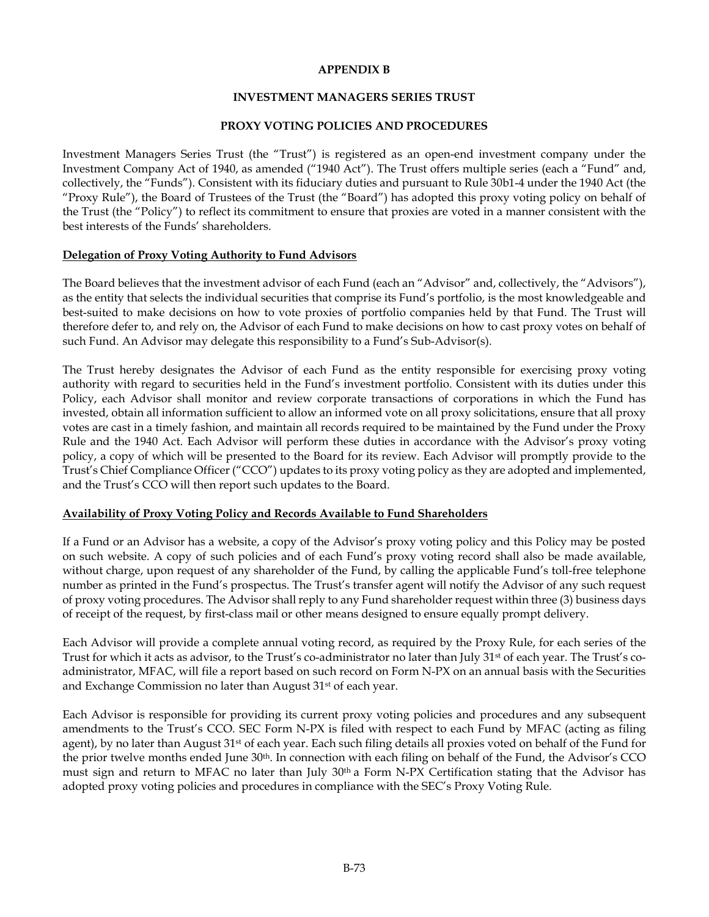**APPENDIX B**

**INVESTMENT MANAGERS SERIES TRUST**

**PROXY VOTING POLICIES AND PROCEDURES**

Investment Managers Series Trust (the "Trust") is registered as an open-end investment company under the Investment Company Act of 1940, as amended ("1940 Act"). The Trust offers multiple series (each a "Fund" and, collectively, the "Funds"). Consistent with its fiduciary duties and pursuant to Rule 30b1-4 under the 1940 Act (the "Proxy Rule"), the Board of Trustees of the Trust (the "Board") has adopted this proxy voting policy on behalf of the Trust (the "Policy") to reflect its commitment to ensure that proxies are voted in a manner consistent with the best interests of the Funds' shareholders.

**Delegation of Proxy Voting Authority to Fund Advisors**

The Board believes that the investment advisor of each Fund (each an "Advisor" and, collectively, the "Advisors"), as the entity that selects the individual securities that comprise its Fund's portfolio, is the most knowledgeable and best-suited to make decisions on how to vote proxies of portfolio companies held by that Fund. The Trust will therefore defer to, and rely on, the Advisor of each Fund to make decisions on how to cast proxy votes on behalf of such Fund. An Advisor may delegate this responsibility to a Fund's Sub-Advisor(s).

The Trust hereby designates the Advisor of each Fund as the entity responsible for exercising proxy voting authority with regard to securities held in the Fund's investment portfolio. Consistent with its duties under this Policy, each Advisor shall monitor and review corporate transactions of corporations in which the Fund has invested, obtain all information sufficient to allow an informed vote on all proxy solicitations, ensure that all proxy votes are cast in a timely fashion, and maintain all records required to be maintained by the Fund under the Proxy Rule and the 1940 Act. Each Advisor will perform these duties in accordance with the Advisor's proxy voting policy, a copy of which will be presented to the Board for its review. Each Advisor will promptly provide to the Trust's Chief Compliance Officer ("CCO") updates to its proxy voting policy as they are adopted and implemented, and the Trust's CCO will then report such updates to the Board.

**Availability of Proxy Voting Policy and Records Available to Fund Shareholders**

If a Fund or an Advisor has a website, a copy of the Advisor's proxy voting policy and this Policy may be posted on such website. A copy of such policies and of each Fund's proxy voting record shall also be made available, without charge, upon request of any shareholder of the Fund, by calling the applicable Fund's toll-free telephone number as printed in the Fund's prospectus. The Trust's transfer agent will notify the Advisor of any such request of proxy voting procedures. The Advisor shall reply to any Fund shareholder request within three (3) business days of receipt of the request, by first-class mail or other means designed to ensure equally prompt delivery.

Each Advisor will provide a complete annual voting record, as required by the Proxy Rule, for each series of the Trust for which it acts as advisor, to the Trust's co-administrator no later than July 31st of each year. The Trust's co-administrator, MFAC, will file a report based on such record on Form N-PX on an annual basis with the Securities and Exchange Commission no later than August 31st of each year.

Each Advisor is responsible for providing its current proxy voting policies and procedures and any subsequent amendments to the Trust's CCO. SEC Form N-PX is filed with respect to each Fund by MFAC (acting as filing agent), by no later than August 31st of each year. Each such filing details all proxies voted on behalf of the Fund for the prior twelve months ended June 30th. In connection with each filing on behalf of the Fund, the Advisor's CCO must sign and return to MFAC no later than July 30th a Form N-PX Certification stating that the Advisor has adopted proxy voting policies and procedures in compliance with the SEC's Proxy Voting Rule.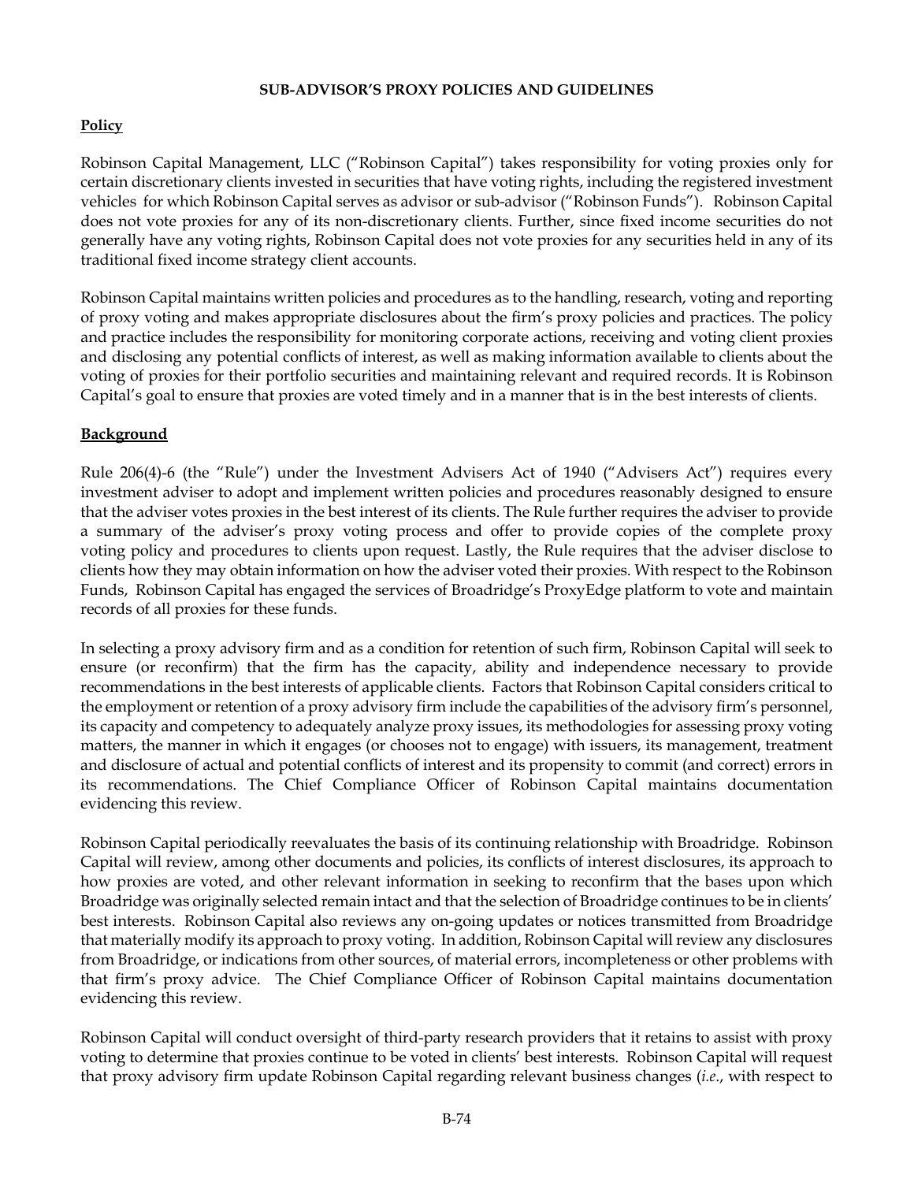**SUB-ADVISOR'S PROXY POLICIES AND GUIDELINES**

**Policy**

Robinson Capital Management, LLC ("Robinson Capital") takes responsibility for voting proxies only for certain discretionary clients invested in securities that have voting rights, including the registered investment vehicles for which Robinson Capital serves as advisor or sub-advisor ("Robinson Funds"). Robinson Capital does not vote proxies for any of its non-discretionary clients. Further, since fixed income securities do not generally have any voting rights, Robinson Capital does not vote proxies for any securities held in any of its traditional fixed income strategy client accounts.

Robinson Capital maintains written policies and procedures as to the handling, research, voting and reporting of proxy voting and makes appropriate disclosures about the firm's proxy policies and practices. The policy and practice includes the responsibility for monitoring corporate actions, receiving and voting client proxies and disclosing any potential conflicts of interest, as well as making information available to clients about the voting of proxies for their portfolio securities and maintaining relevant and required records. It is Robinson Capital's goal to ensure that proxies are voted timely and in a manner that is in the best interests of clients.

**Background**

Rule 206(4)-6 (the "Rule") under the Investment Advisers Act of 1940 ("Advisers Act") requires every investment adviser to adopt and implement written policies and procedures reasonably designed to ensure that the adviser votes proxies in the best interest of its clients. The Rule further requires the adviser to provide a summary of the adviser's proxy voting process and offer to provide copies of the complete proxy voting policy and procedures to clients upon request. Lastly, the Rule requires that the adviser disclose to clients how they may obtain information on how the adviser voted their proxies. With respect to the Robinson Funds, Robinson Capital has engaged the services of Broadridge's ProxyEdge platform to vote and maintain records of all proxies for these funds.

In selecting a proxy advisory firm and as a condition for retention of such firm, Robinson Capital will seek to ensure (or reconfirm) that the firm has the capacity, ability and independence necessary to provide recommendations in the best interests of applicable clients. Factors that Robinson Capital considers critical to the employment or retention of a proxy advisory firm include the capabilities of the advisory firm's personnel, its capacity and competency to adequately analyze proxy issues, its methodologies for assessing proxy voting matters, the manner in which it engages (or chooses not to engage) with issuers, its management, treatment and disclosure of actual and potential conflicts of interest and its propensity to commit (and correct) errors in its recommendations. The Chief Compliance Officer of Robinson Capital maintains documentation evidencing this review.

Robinson Capital periodically reevaluates the basis of its continuing relationship with Broadridge. Robinson Capital will review, among other documents and policies, its conflicts of interest disclosures, its approach to how proxies are voted, and other relevant information in seeking to reconfirm that the bases upon which Broadridge was originally selected remain intact and that the selection of Broadridge continues to be in clients' best interests. Robinson Capital also reviews any on-going updates or notices transmitted from Broadridge that materially modify its approach to proxy voting. In addition, Robinson Capital will review any disclosures from Broadridge, or indications from other sources, of material errors, incompleteness or other problems with that firm's proxy advice. The Chief Compliance Officer of Robinson Capital maintains documentation evidencing this review.

Robinson Capital will conduct oversight of third-party research providers that it retains to assist with proxy voting to determine that proxies continue to be voted in clients' best interests. Robinson Capital will request that proxy advisory firm update Robinson Capital regarding relevant business changes (*i.e.*, with respect to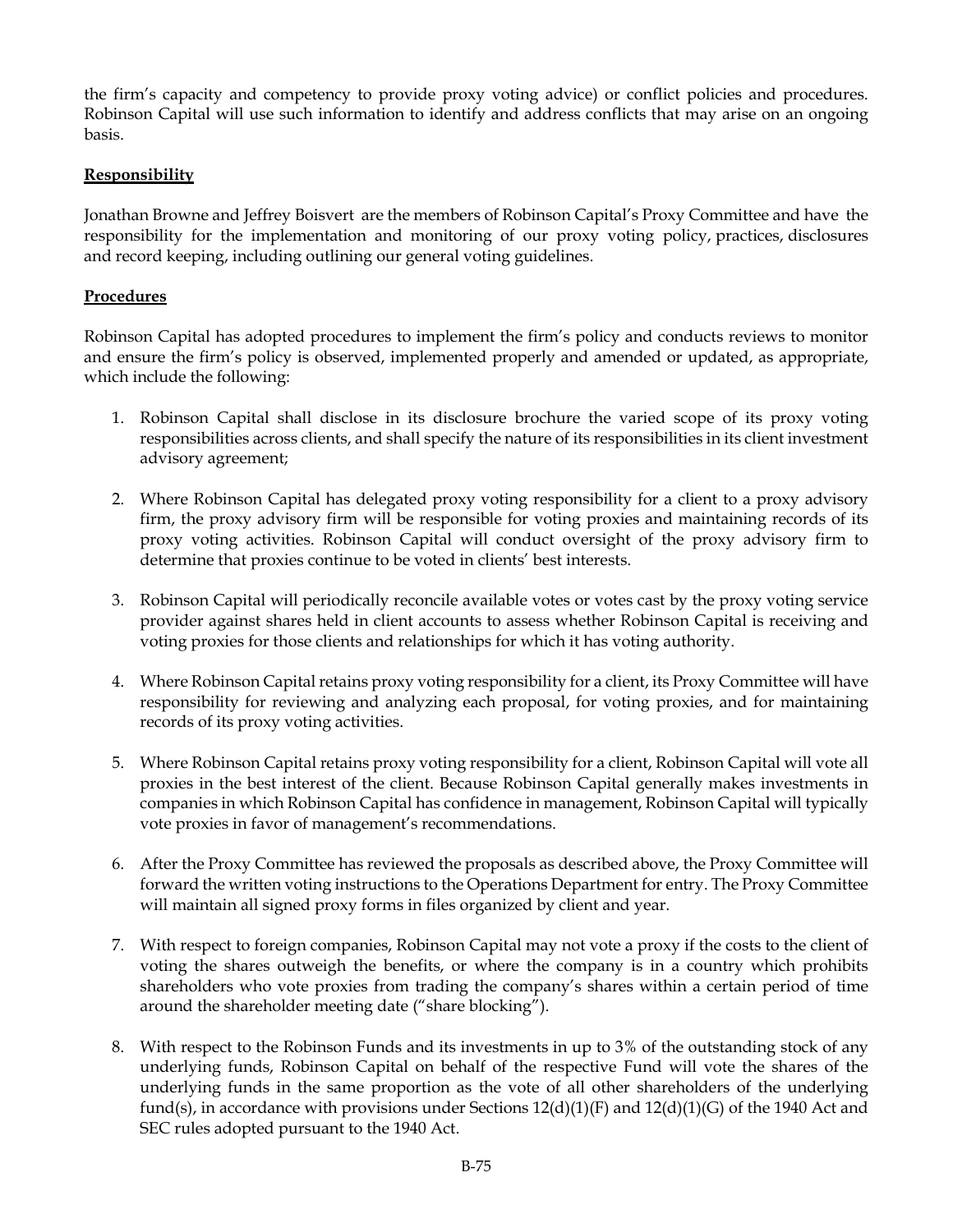the firm's capacity and competency to provide proxy voting advice) or conflict policies and procedures. Robinson Capital will use such information to identify and address conflicts that may arise on an ongoing basis.

**Responsibility**

Jonathan Browne and Jeffrey Boisvert are the members of Robinson Capital's Proxy Committee and have the responsibility for the implementation and monitoring of our proxy voting policy, practices, disclosures and record keeping, including outlining our general voting guidelines.

**Procedures**

Robinson Capital has adopted procedures to implement the firm's policy and conducts reviews to monitor and ensure the firm's policy is observed, implemented properly and amended or updated, as appropriate, which include the following:

1. Robinson Capital shall disclose in its disclosure brochure the varied scope of its proxy voting responsibilities across clients, and shall specify the nature of its responsibilities in its client investment advisory agreement;

2. Where Robinson Capital has delegated proxy voting responsibility for a client to a proxy advisory firm, the proxy advisory firm will be responsible for voting proxies and maintaining records of its proxy voting activities. Robinson Capital will conduct oversight of the proxy advisory firm to determine that proxies continue to be voted in clients' best interests.

3. Robinson Capital will periodically reconcile available votes or votes cast by the proxy voting service provider against shares held in client accounts to assess whether Robinson Capital is receiving and voting proxies for those clients and relationships for which it has voting authority.

4. Where Robinson Capital retains proxy voting responsibility for a client, its Proxy Committee will have responsibility for reviewing and analyzing each proposal, for voting proxies, and for maintaining records of its proxy voting activities.

5. Where Robinson Capital retains proxy voting responsibility for a client, Robinson Capital will vote all proxies in the best interest of the client. Because Robinson Capital generally makes investments in companies in which Robinson Capital has confidence in management, Robinson Capital will typically vote proxies in favor of management's recommendations.

6. After the Proxy Committee has reviewed the proposals as described above, the Proxy Committee will forward the written voting instructions to the Operations Department for entry. The Proxy Committee will maintain all signed proxy forms in files organized by client and year.

7. With respect to foreign companies, Robinson Capital may not vote a proxy if the costs to the client of voting the shares outweigh the benefits, or where the company is in a country which prohibits shareholders who vote proxies from trading the company's shares within a certain period of time around the shareholder meeting date ("share blocking").

8. With respect to the Robinson Funds and its investments in up to 3% of the outstanding stock of any underlying funds, Robinson Capital on behalf of the respective Fund will vote the shares of the underlying funds in the same proportion as the vote of all other shareholders of the underlying fund(s), in accordance with provisions under Sections 12(d)(1)(F) and 12(d)(1)(G) of the 1940 Act and SEC rules adopted pursuant to the 1940 Act.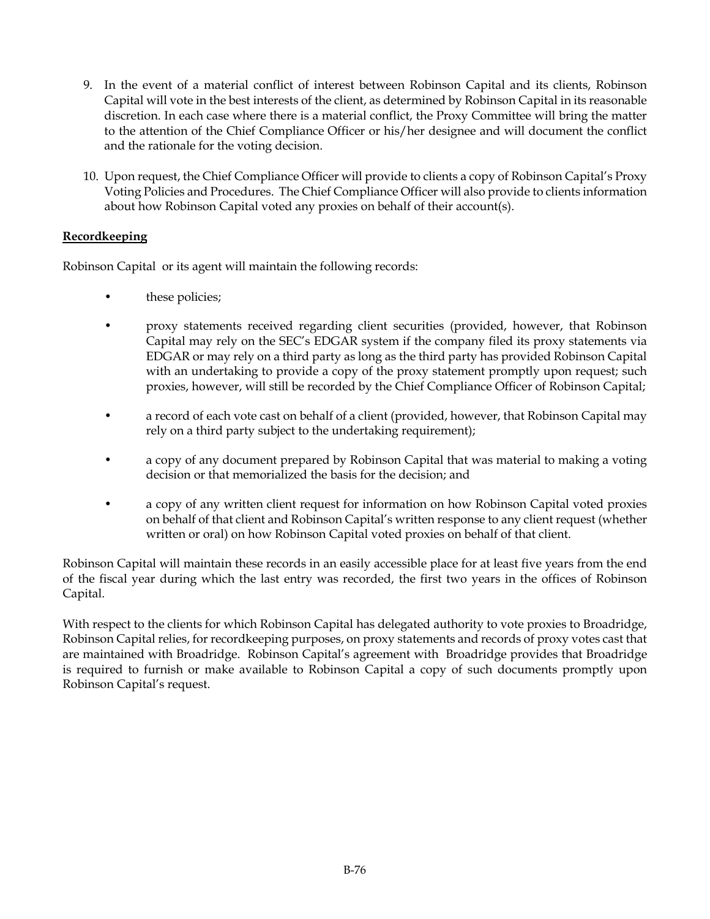9. In the event of a material conflict of interest between Robinson Capital and its clients, Robinson Capital will vote in the best interests of the client, as determined by Robinson Capital in its reasonable discretion. In each case where there is a material conflict, the Proxy Committee will bring the matter to the attention of the Chief Compliance Officer or his/her designee and will document the conflict and the rationale for the voting decision.

10. Upon request, the Chief Compliance Officer will provide to clients a copy of Robinson Capital's Proxy Voting Policies and Procedures. The Chief Compliance Officer will also provide to clients information about how Robinson Capital voted any proxies on behalf of their account(s).

**Recordkeeping**

Robinson Capital or its agent will maintain the following records:

- these policies;
- proxy statements received regarding client securities (provided, however, that Robinson Capital may rely on the SEC's EDGAR system if the company filed its proxy statements via EDGAR or may rely on a third party as long as the third party has provided Robinson Capital with an undertaking to provide a copy of the proxy statement promptly upon request; such proxies, however, will still be recorded by the Chief Compliance Officer of Robinson Capital;
- a record of each vote cast on behalf of a client (provided, however, that Robinson Capital may rely on a third party subject to the undertaking requirement);
- a copy of any document prepared by Robinson Capital that was material to making a voting decision or that memorialized the basis for the decision; and
- a copy of any written client request for information on how Robinson Capital voted proxies on behalf of that client and Robinson Capital's written response to any client request (whether written or oral) on how Robinson Capital voted proxies on behalf of that client.

Robinson Capital will maintain these records in an easily accessible place for at least five years from the end of the fiscal year during which the last entry was recorded, the first two years in the offices of Robinson Capital.

With respect to the clients for which Robinson Capital has delegated authority to vote proxies to Broadridge, Robinson Capital relies, for recordkeeping purposes, on proxy statements and records of proxy votes cast that are maintained with Broadridge. Robinson Capital's agreement with Broadridge provides that Broadridge is required to furnish or make available to Robinson Capital a copy of such documents promptly upon Robinson Capital's request.